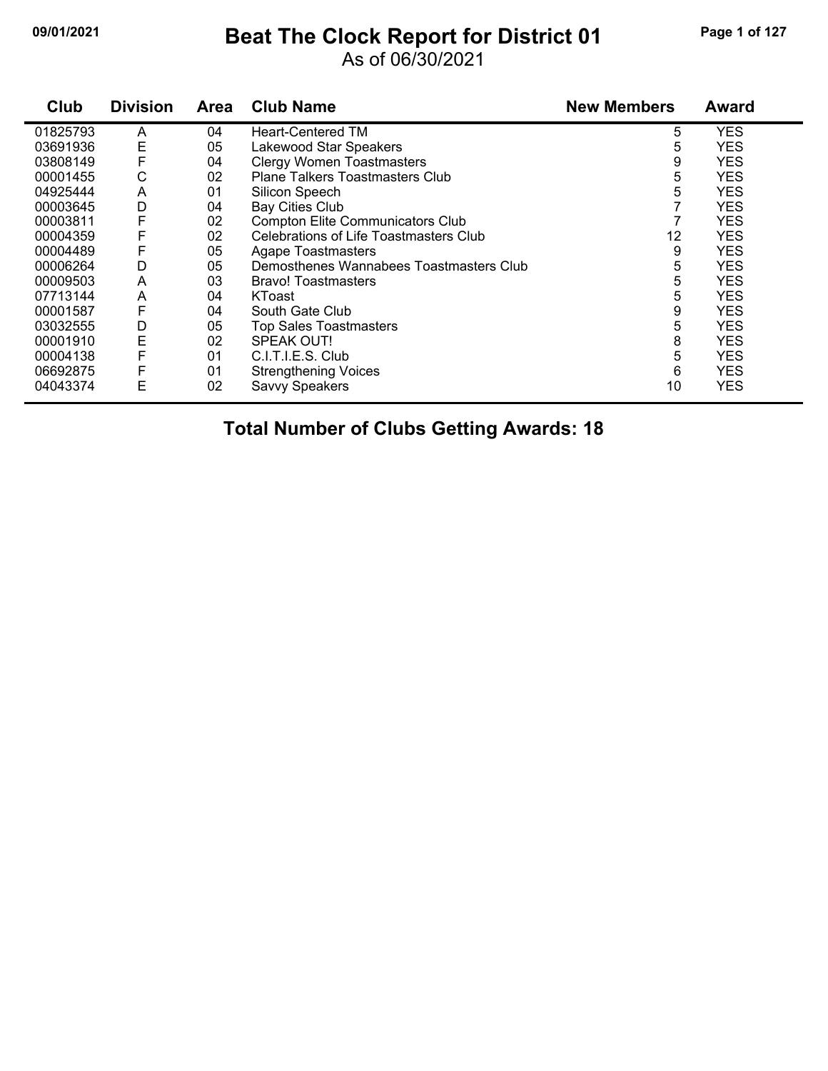# Beat The Clock Report for District 01

As of 06/30/2021

09/01/2021

| Club | Division | Area | Club Name | New Members | Award |
|---|---|---|---|---|---|
| 01825793 | A | 04 | Heart-Centered TM | 5 | YES |
| 03691936 | E | 05 | Lakewood Star Speakers | 5 | YES |
| 03808149 | F | 04 | Clergy Women Toastmasters | 9 | YES |
| 00001455 | C | 02 | Plane Talkers Toastmasters Club | 5 | YES |
| 04925444 | A | 01 | Silicon Speech | 5 | YES |
| 00003645 | D | 04 | Bay Cities Club | 7 | YES |
| 00003811 | F | 02 | Compton Elite Communicators Club | 7 | YES |
| 00004359 | F | 02 | Celebrations of Life Toastmasters Club | 12 | YES |
| 00004489 | F | 05 | Agape Toastmasters | 9 | YES |
| 00006264 | D | 05 | Demosthenes Wannabees Toastmasters Club | 5 | YES |
| 00009503 | A | 03 | Bravo! Toastmasters | 5 | YES |
| 07713144 | A | 04 | KToast | 5 | YES |
| 00001587 | F | 04 | South Gate Club | 9 | YES |
| 03032555 | D | 05 | Top Sales Toastmasters | 5 | YES |
| 00001910 | E | 02 | SPEAK OUT! | 8 | YES |
| 00004138 | F | 01 | C.I.T.I.E.S. Club | 5 | YES |
| 06692875 | F | 01 | Strengthening Voices | 6 | YES |
| 04043374 | E | 02 | Savvy Speakers | 10 | YES |

**Total Number of Clubs Getting Awards: 18**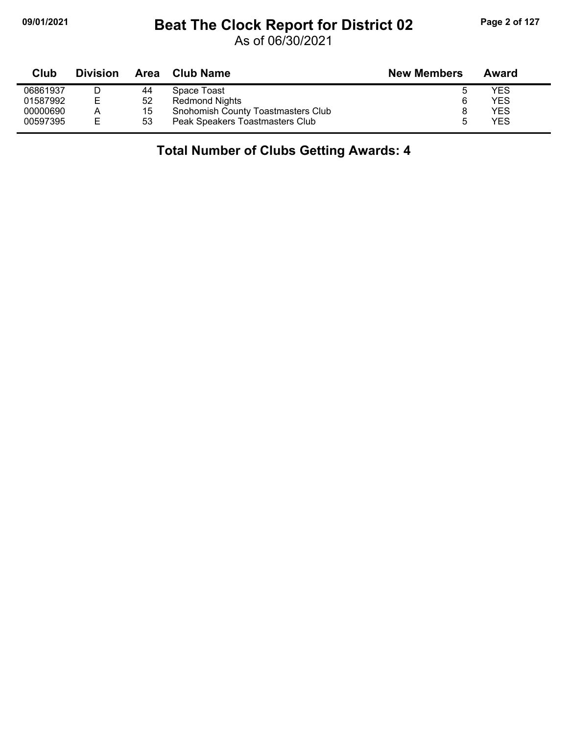# Beat The Clock Report for District 02

As of 06/30/2021

| Club | Division | Area | Club Name | New Members | Award |
|---|---|---|---|---|---|
| 06861937 | D | 44 | Space Toast | 5 | YES |
| 01587992 | E | 52 | Redmond Nights | 6 | YES |
| 00000690 | A | 15 | Snohomish County Toastmasters Club | 8 | YES |
| 00597395 | E | 53 | Peak Speakers Toastmasters Club | 5 | YES |

## Total Number of Clubs Getting Awards: 4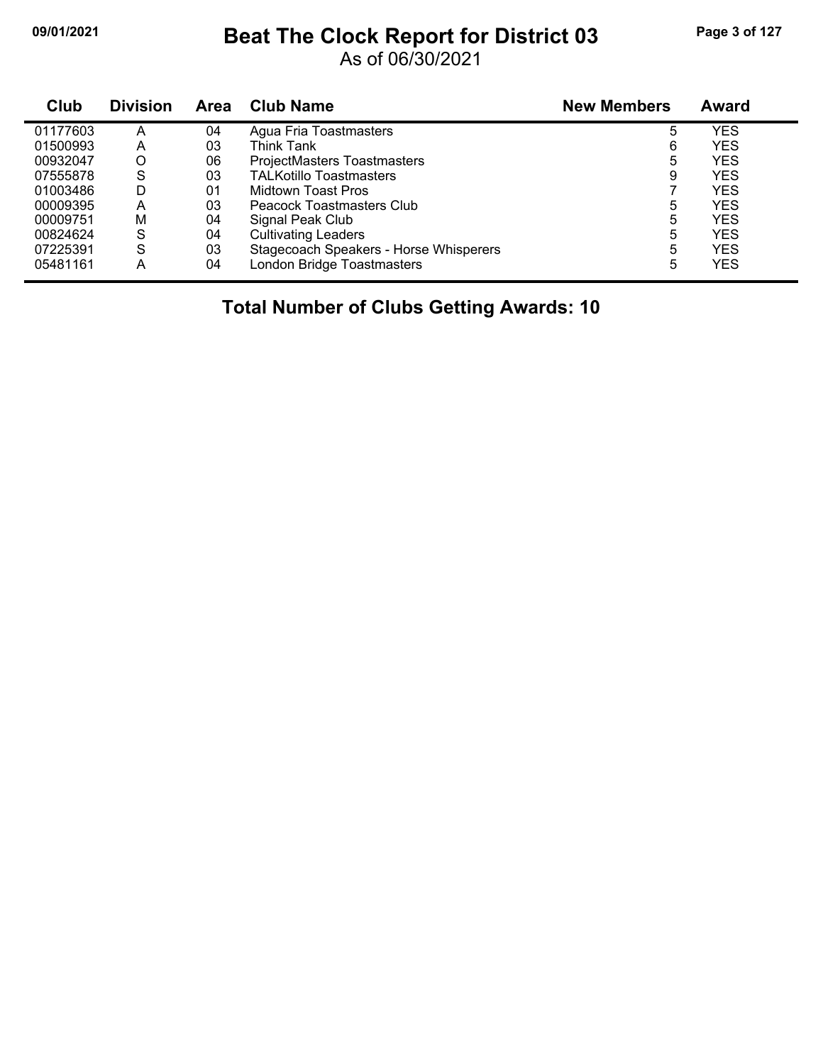# Beat The Clock Report for District 03

As of 06/30/2021

| Club | Division | Area | Club Name | New Members | Award |
|---|---|---|---|---|---|
| 01177603 | A | 04 | Agua Fria Toastmasters | 5 | YES |
| 01500993 | A | 03 | Think Tank | 6 | YES |
| 00932047 | O | 06 | ProjectMasters Toastmasters | 5 | YES |
| 07555878 | S | 03 | TALKotillo Toastmasters | 9 | YES |
| 01003486 | D | 01 | Midtown Toast Pros | 7 | YES |
| 00009395 | A | 03 | Peacock Toastmasters Club | 5 | YES |
| 00009751 | M | 04 | Signal Peak Club | 5 | YES |
| 00824624 | S | 04 | Cultivating Leaders | 5 | YES |
| 07225391 | S | 03 | Stagecoach Speakers - Horse Whisperers | 5 | YES |
| 05481161 | A | 04 | London Bridge Toastmasters | 5 | YES |

**Total Number of Clubs Getting Awards: 10**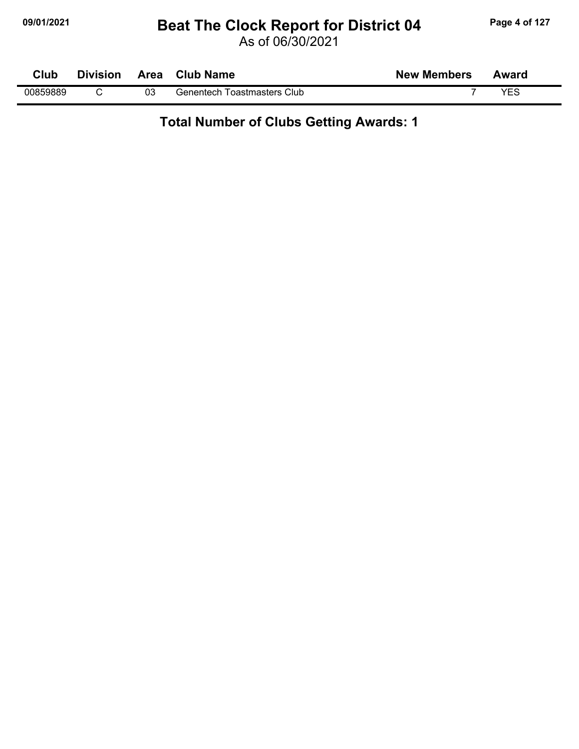# Beat The Clock Report for District 04

As of 06/30/2021

| Club | Division | Area | Club Name | New Members | Award |
|---|---|---|---|---|---|
| 00859889 | C | 03 | Genentech Toastmasters Club | 7 | YES |

**Total Number of Clubs Getting Awards: 1**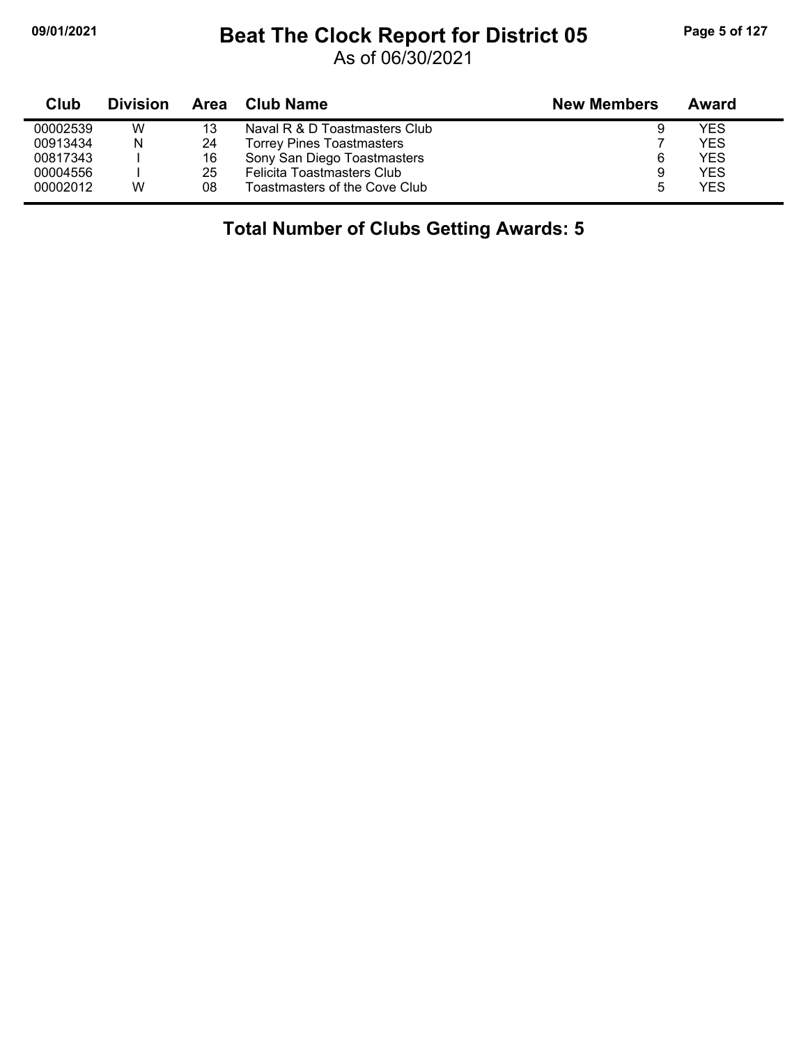# Beat The Clock Report for District 05

As of 06/30/2021

| Club | Division | Area | Club Name | New Members | Award |
|---|---|---|---|---|---|
| 00002539 | W | 13 | Naval R & D Toastmasters Club | 9 | YES |
| 00913434 | N | 24 | Torrey Pines Toastmasters | 7 | YES |
| 00817343 | I | 16 | Sony San Diego Toastmasters | 6 | YES |
| 00004556 | I | 25 | Felicita Toastmasters Club | 9 | YES |
| 00002012 | W | 08 | Toastmasters of the Cove Club | 5 | YES |

**Total Number of Clubs Getting Awards: 5**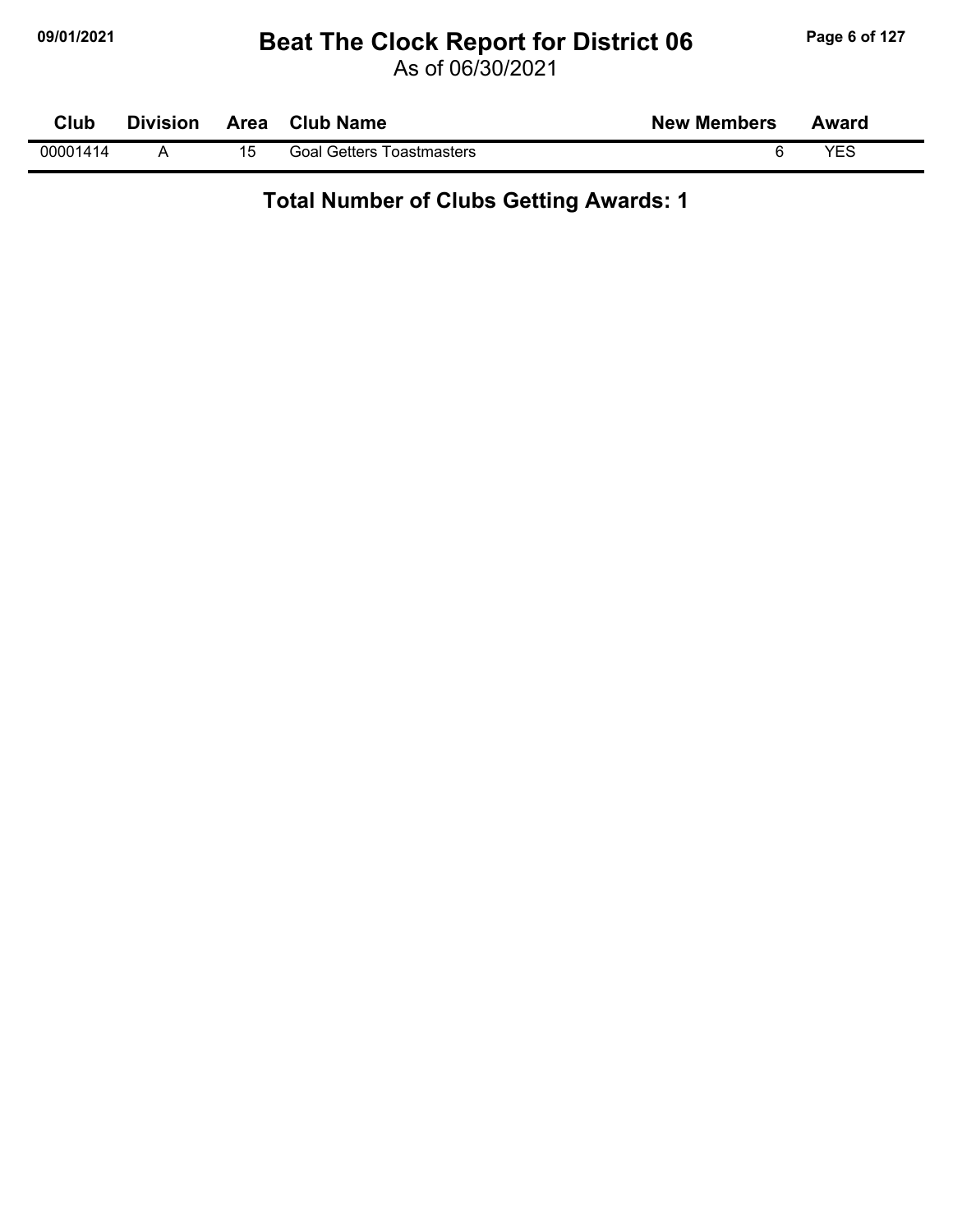# Beat The Clock Report for District 06

As of 06/30/2021

| Club | Division | Area | Club Name | New Members | Award |
|---|---|---|---|---|---|
| 00001414 | A | 15 | Goal Getters Toastmasters | 6 | YES |

## Total Number of Clubs Getting Awards: 1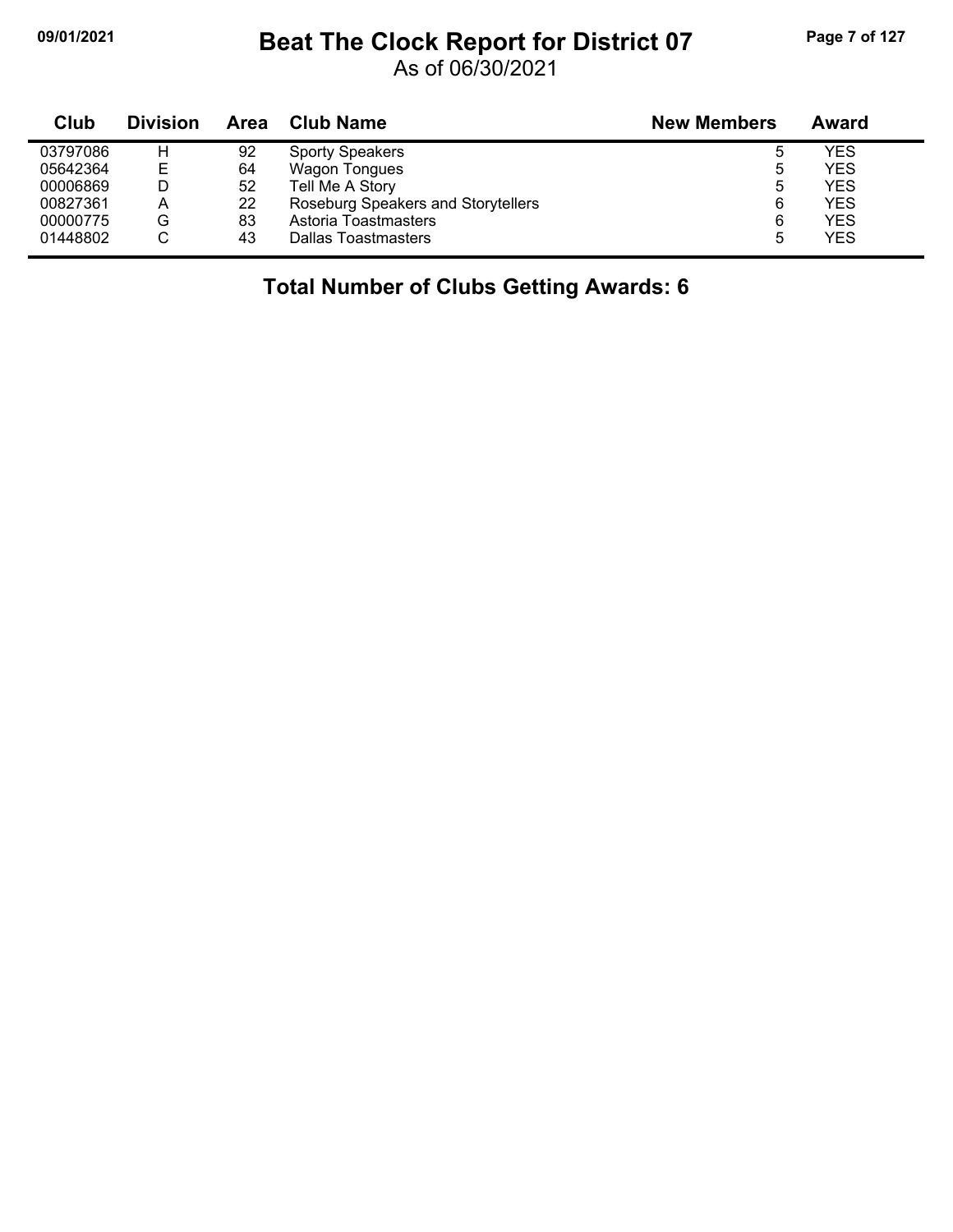# Beat The Clock Report for District 07

As of 06/30/2021

| Club | Division | Area | Club Name | New Members | Award |
|---|---|---|---|---|---|
| 03797086 | H | 92 | Sporty Speakers | 5 | YES |
| 05642364 | E | 64 | Wagon Tongues | 5 | YES |
| 00006869 | D | 52 | Tell Me A Story | 5 | YES |
| 00827361 | A | 22 | Roseburg Speakers and Storytellers | 6 | YES |
| 00000775 | G | 83 | Astoria Toastmasters | 6 | YES |
| 01448802 | C | 43 | Dallas Toastmasters | 5 | YES |

**Total Number of Clubs Getting Awards: 6**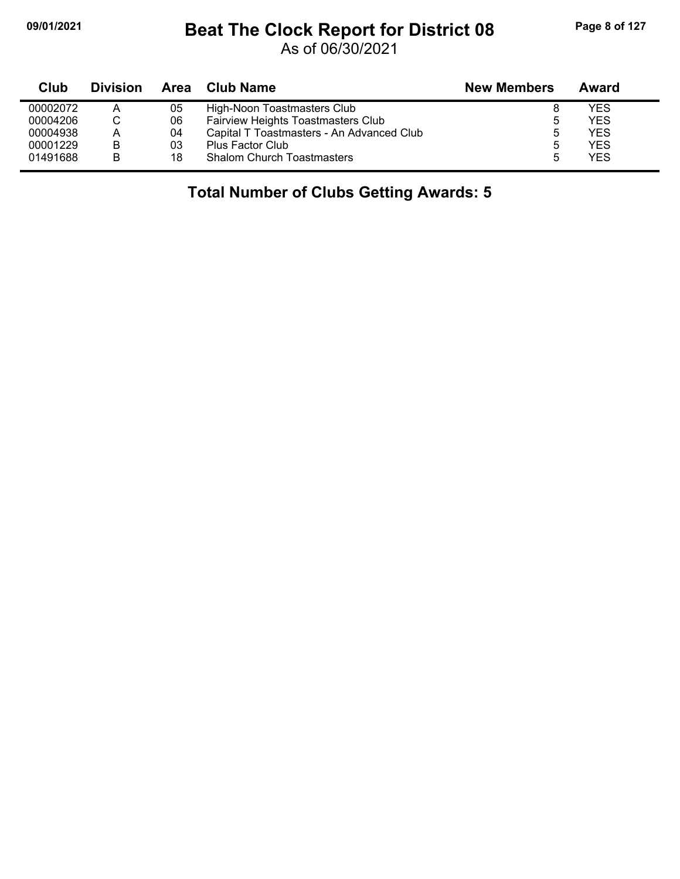# Beat The Clock Report for District 08

As of 06/30/2021

| Club | Division | Area | Club Name | New Members | Award |
|---|---|---|---|---|---|
| 00002072 | A | 05 | High-Noon Toastmasters Club | 8 | YES |
| 00004206 | C | 06 | Fairview Heights Toastmasters Club | 5 | YES |
| 00004938 | A | 04 | Capital T Toastmasters - An Advanced Club | 5 | YES |
| 00001229 | B | 03 | Plus Factor Club | 5 | YES |
| 01491688 | B | 18 | Shalom Church Toastmasters | 5 | YES |

**Total Number of Clubs Getting Awards: 5**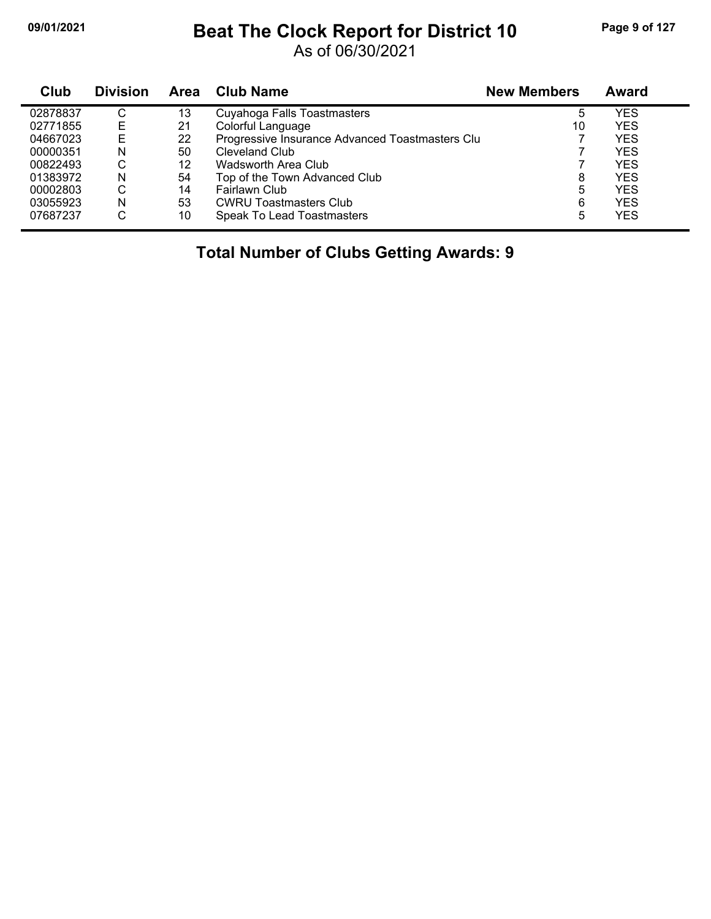# Beat The Clock Report for District 10

As of 06/30/2021

| Club | Division | Area | Club Name | New Members | Award |
|---|---|---|---|---|---|
| 02878837 | C | 13 | Cuyahoga Falls Toastmasters | 5 | YES |
| 02771855 | E | 21 | Colorful Language | 10 | YES |
| 04667023 | E | 22 | Progressive Insurance Advanced Toastmasters Clu | 7 | YES |
| 00000351 | N | 50 | Cleveland Club | 7 | YES |
| 00822493 | C | 12 | Wadsworth Area Club | 7 | YES |
| 01383972 | N | 54 | Top of the Town Advanced Club | 8 | YES |
| 00002803 | C | 14 | Fairlawn Club | 5 | YES |
| 03055923 | N | 53 | CWRU Toastmasters Club | 6 | YES |
| 07687237 | C | 10 | Speak To Lead Toastmasters | 5 | YES |

**Total Number of Clubs Getting Awards: 9**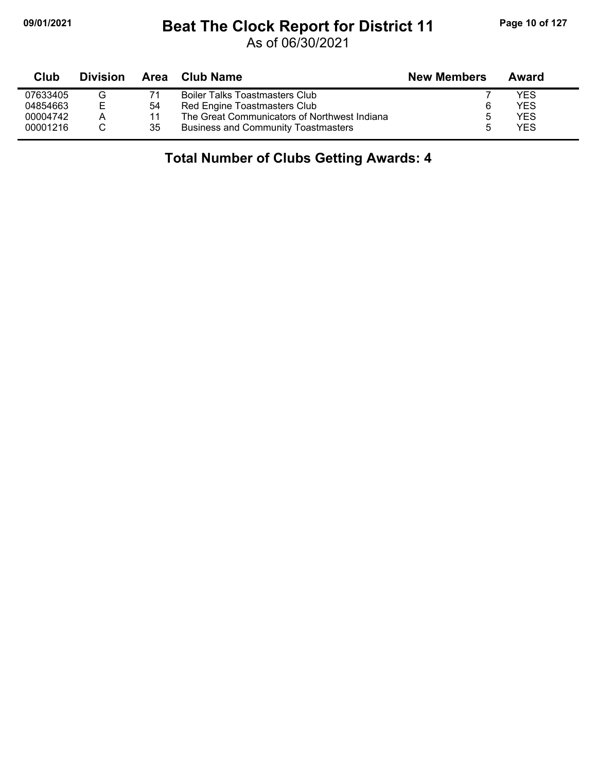# Beat The Clock Report for District 11

As of 06/30/2021

| Club | Division | Area | Club Name | New Members | Award |
|---|---|---|---|---|---|
| 07633405 | G | 71 | Boiler Talks Toastmasters Club | 7 | YES |
| 04854663 | E | 54 | Red Engine Toastmasters Club | 6 | YES |
| 00004742 | A | 11 | The Great Communicators of Northwest Indiana | 5 | YES |
| 00001216 | C | 35 | Business and Community Toastmasters | 5 | YES |

## Total Number of Clubs Getting Awards: 4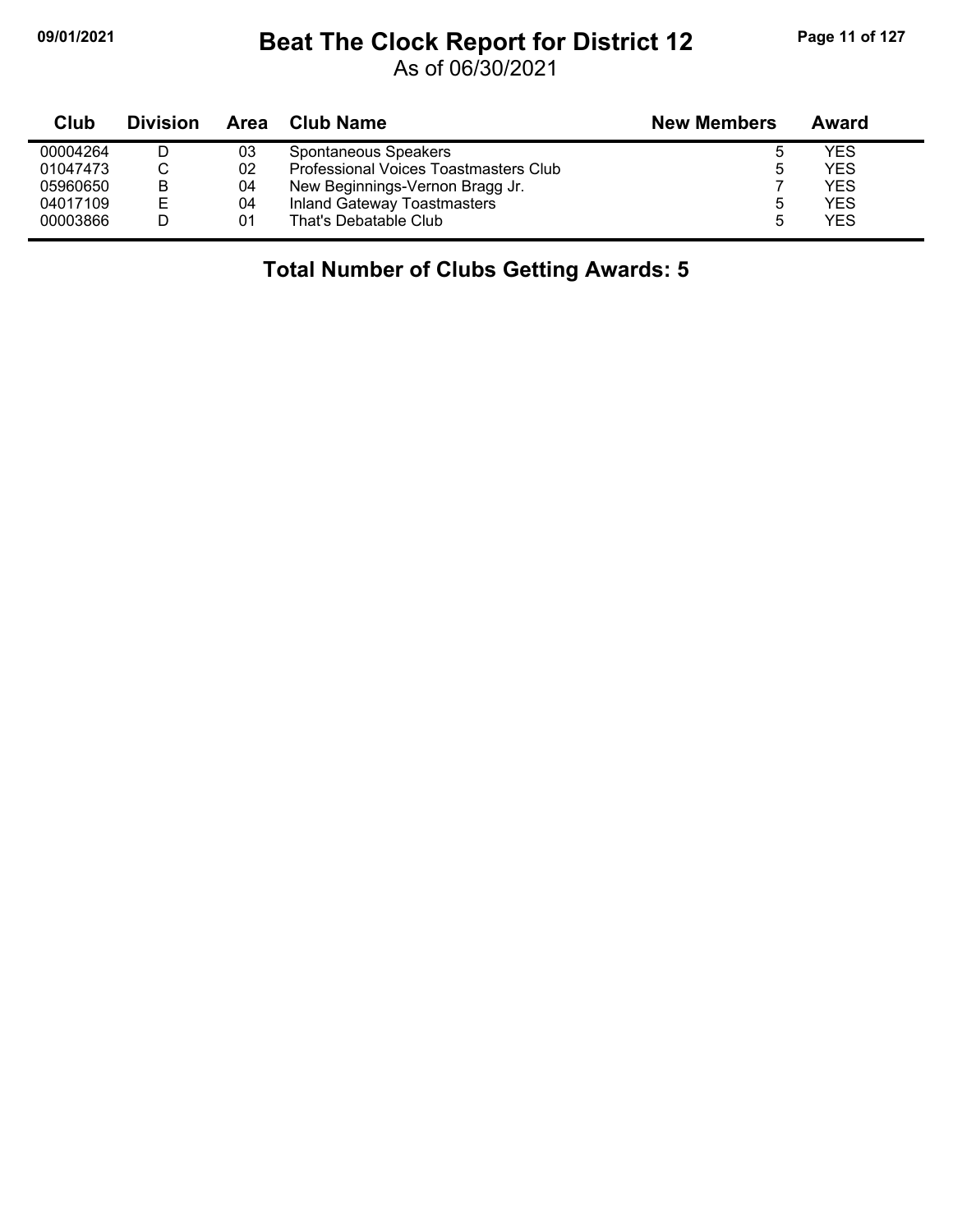# Beat The Clock Report for District 12

As of 06/30/2021

| Club | Division | Area | Club Name | New Members | Award |
|---|---|---|---|---|---|
| 00004264 | D | 03 | Spontaneous Speakers | 5 | YES |
| 01047473 | C | 02 | Professional Voices Toastmasters Club | 5 | YES |
| 05960650 | B | 04 | New Beginnings-Vernon Bragg Jr. | 7 | YES |
| 04017109 | E | 04 | Inland Gateway Toastmasters | 5 | YES |
| 00003866 | D | 01 | That's Debatable Club | 5 | YES |

**Total Number of Clubs Getting Awards: 5**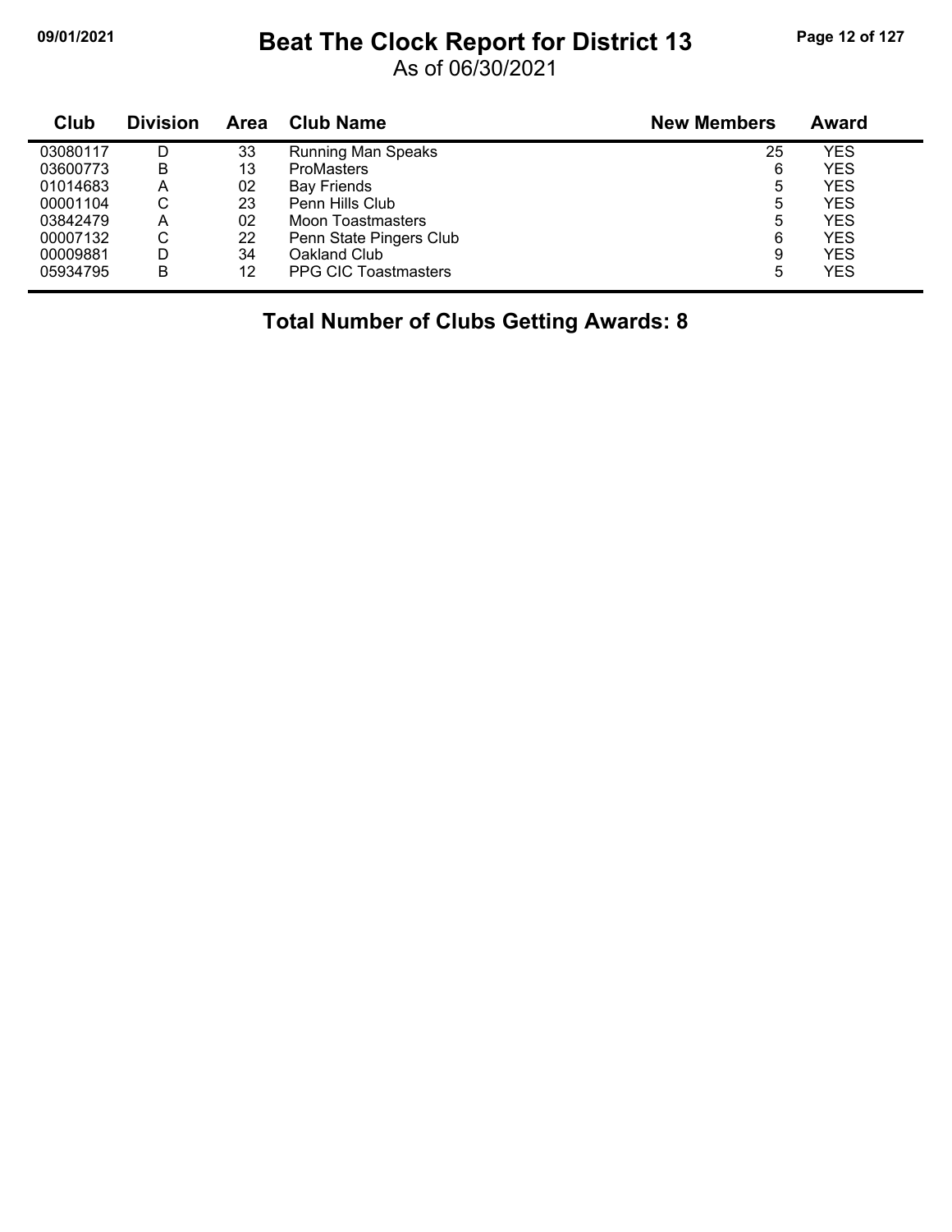# Beat The Clock Report for District 13

As of 06/30/2021

| Club | Division | Area | Club Name | New Members | Award |
|---|---|---|---|---|---|
| 03080117 | D | 33 | Running Man Speaks | 25 | YES |
| 03600773 | B | 13 | ProMasters | 6 | YES |
| 01014683 | A | 02 | Bay Friends | 5 | YES |
| 00001104 | C | 23 | Penn Hills Club | 5 | YES |
| 03842479 | A | 02 | Moon Toastmasters | 5 | YES |
| 00007132 | C | 22 | Penn State Pingers Club | 6 | YES |
| 00009881 | D | 34 | Oakland Club | 9 | YES |
| 05934795 | B | 12 | PPG CIC Toastmasters | 5 | YES |

**Total Number of Clubs Getting Awards: 8**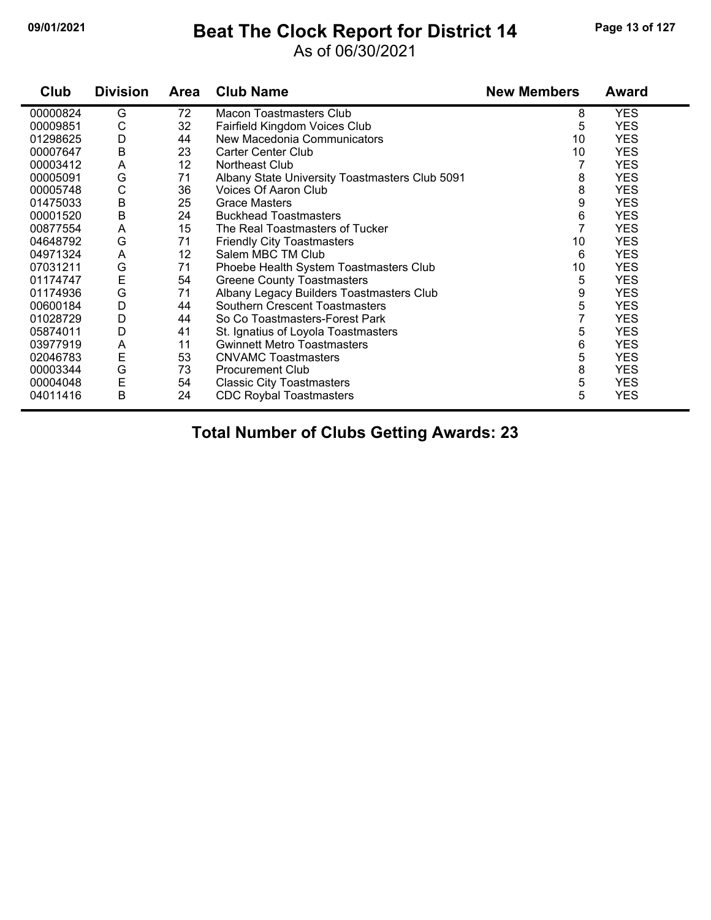# Beat The Clock Report for District 14

As of 06/30/2021

| Club | Division | Area | Club Name | New Members | Award |
|---|---|---|---|---|---|
| 00000824 | G | 72 | Macon Toastmasters Club | 8 | YES |
| 00009851 | C | 32 | Fairfield Kingdom Voices Club | 5 | YES |
| 01298625 | D | 44 | New Macedonia Communicators | 10 | YES |
| 00007647 | B | 23 | Carter Center Club | 10 | YES |
| 00003412 | A | 12 | Northeast Club | 7 | YES |
| 00005091 | G | 71 | Albany State University Toastmasters Club 5091 | 8 | YES |
| 00005748 | C | 36 | Voices Of Aaron Club | 8 | YES |
| 01475033 | B | 25 | Grace Masters | 9 | YES |
| 00001520 | B | 24 | Buckhead Toastmasters | 6 | YES |
| 00877554 | A | 15 | The Real Toastmasters of Tucker | 7 | YES |
| 04648792 | G | 71 | Friendly City Toastmasters | 10 | YES |
| 04971324 | A | 12 | Salem MBC TM Club | 6 | YES |
| 07031211 | G | 71 | Phoebe Health System Toastmasters Club | 10 | YES |
| 01174747 | E | 54 | Greene County Toastmasters | 5 | YES |
| 01174936 | G | 71 | Albany Legacy Builders Toastmasters Club | 9 | YES |
| 00600184 | D | 44 | Southern Crescent Toastmasters | 5 | YES |
| 01028729 | D | 44 | So Co Toastmasters-Forest Park | 7 | YES |
| 05874011 | D | 41 | St. Ignatius of Loyola Toastmasters | 5 | YES |
| 03977919 | A | 11 | Gwinnett Metro Toastmasters | 6 | YES |
| 02046783 | E | 53 | CNVAMC Toastmasters | 5 | YES |
| 00003344 | G | 73 | Procurement Club | 8 | YES |
| 00004048 | E | 54 | Classic City Toastmasters | 5 | YES |
| 04011416 | B | 24 | CDC Roybal Toastmasters | 5 | YES |

**Total Number of Clubs Getting Awards: 23**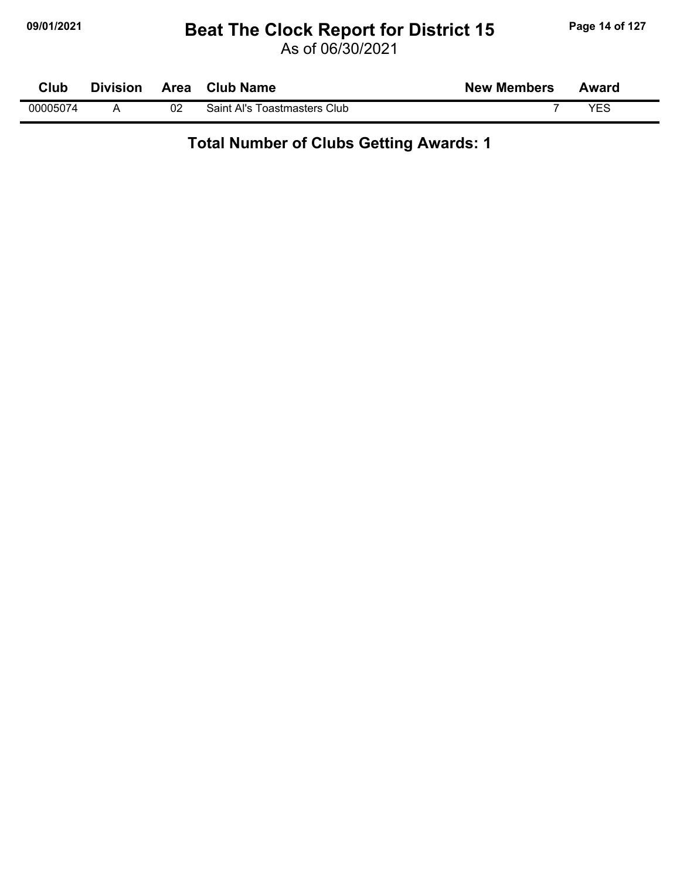# Beat The Clock Report for District 15

As of 06/30/2021

| Club | Division | Area | Club Name | New Members | Award |
|---|---|---|---|---|---|
| 00005074 | A | 02 | Saint Al's Toastmasters Club | 7 | YES |

**Total Number of Clubs Getting Awards: 1**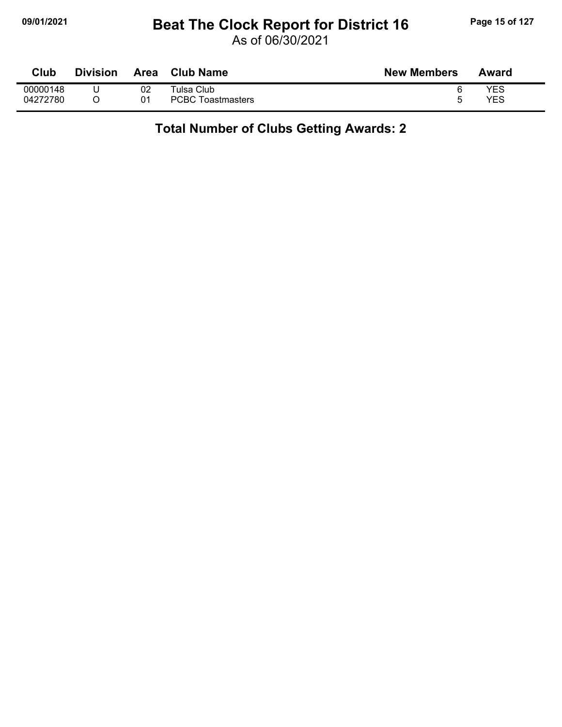# Beat The Clock Report for District 16

As of 06/30/2021

| Club | Division | Area | Club Name | New Members | Award |
|---|---|---|---|---|---|
| 00000148 | U | 02 | Tulsa Club | 6 | YES |
| 04272780 | O | 01 | PCBC Toastmasters | 5 | YES |

**Total Number of Clubs Getting Awards: 2**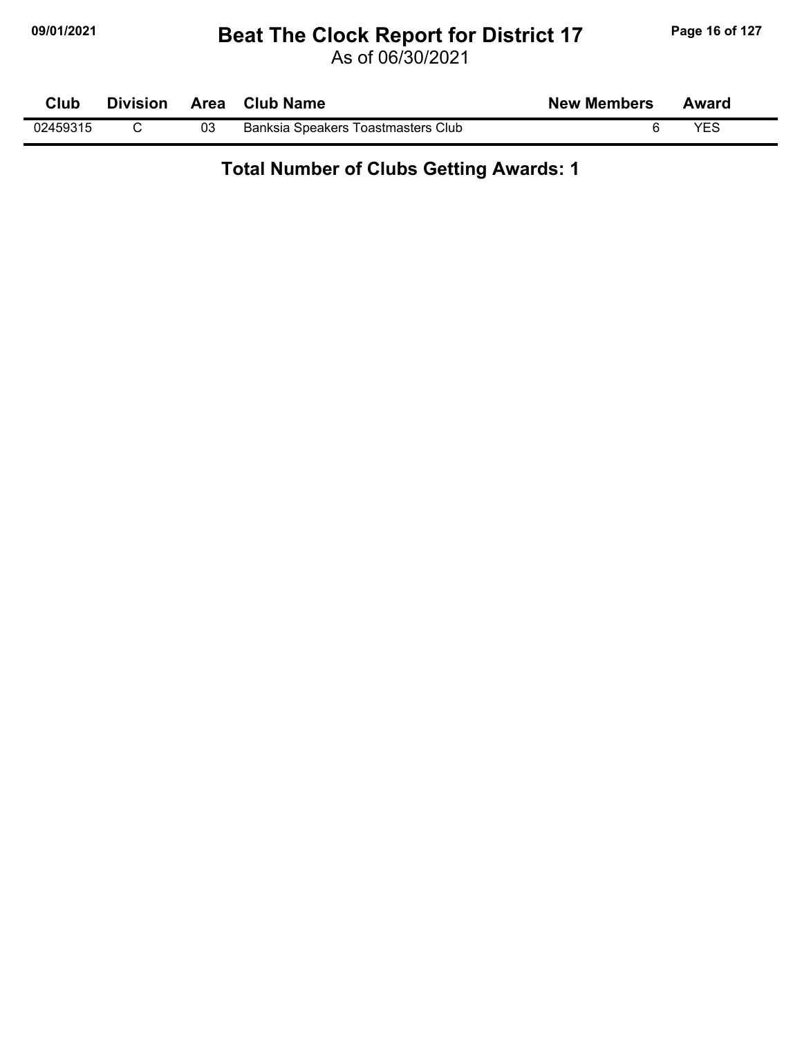# Beat The Clock Report for District 17

As of 06/30/2021

| Club | Division | Area | Club Name | New Members | Award |
|---|---|---|---|---|---|
| 02459315 | C | 03 | Banksia Speakers Toastmasters Club | 6 | YES |

**Total Number of Clubs Getting Awards: 1**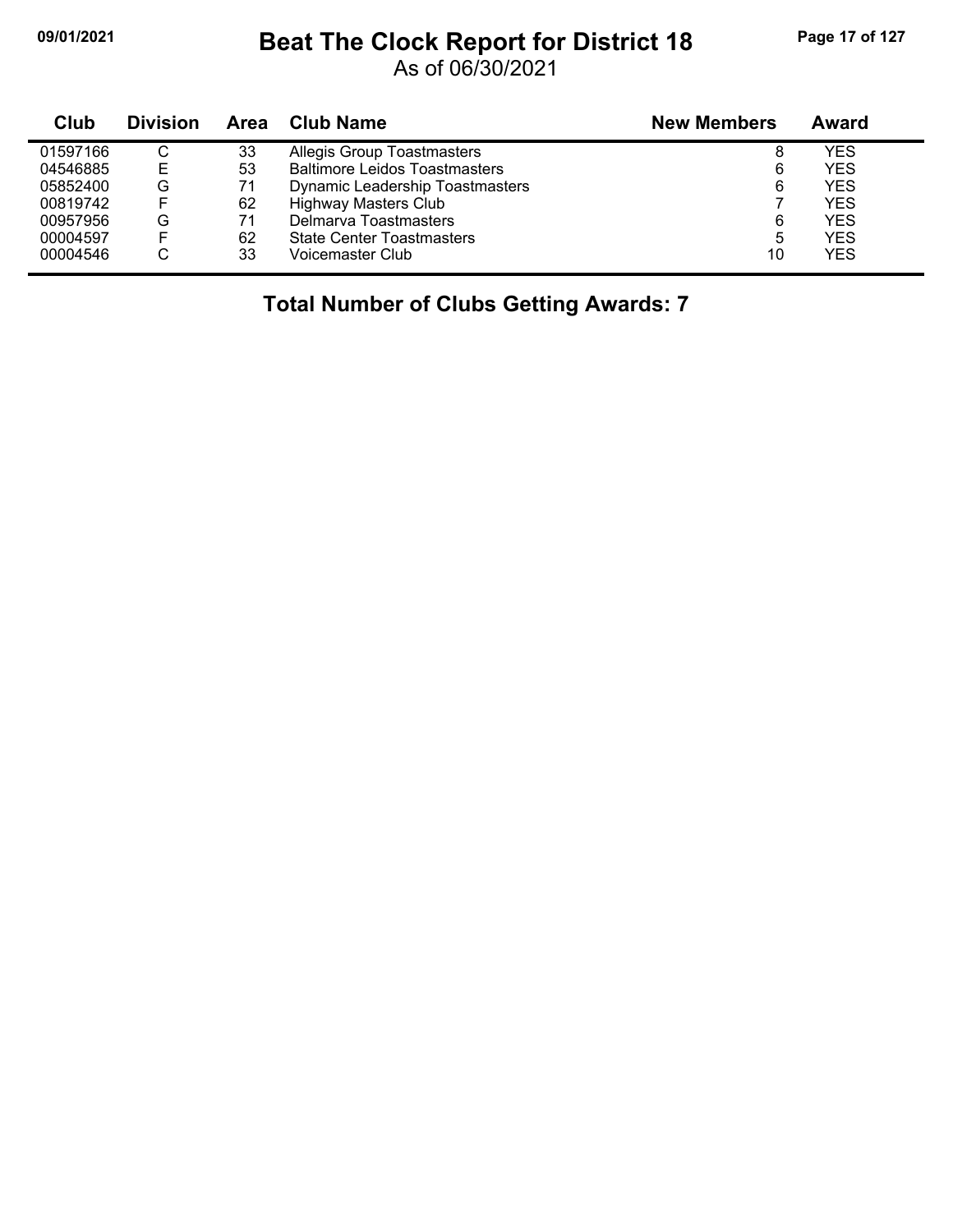# Beat The Clock Report for District 18

As of 06/30/2021

| Club | Division | Area | Club Name | New Members | Award |
|---|---|---|---|---|---|
| 01597166 | C | 33 | Allegis Group Toastmasters | 8 | YES |
| 04546885 | E | 53 | Baltimore Leidos Toastmasters | 6 | YES |
| 05852400 | G | 71 | Dynamic Leadership Toastmasters | 6 | YES |
| 00819742 | F | 62 | Highway Masters Club | 7 | YES |
| 00957956 | G | 71 | Delmarva Toastmasters | 6 | YES |
| 00004597 | F | 62 | State Center Toastmasters | 5 | YES |
| 00004546 | C | 33 | Voicemaster Club | 10 | YES |

**Total Number of Clubs Getting Awards: 7**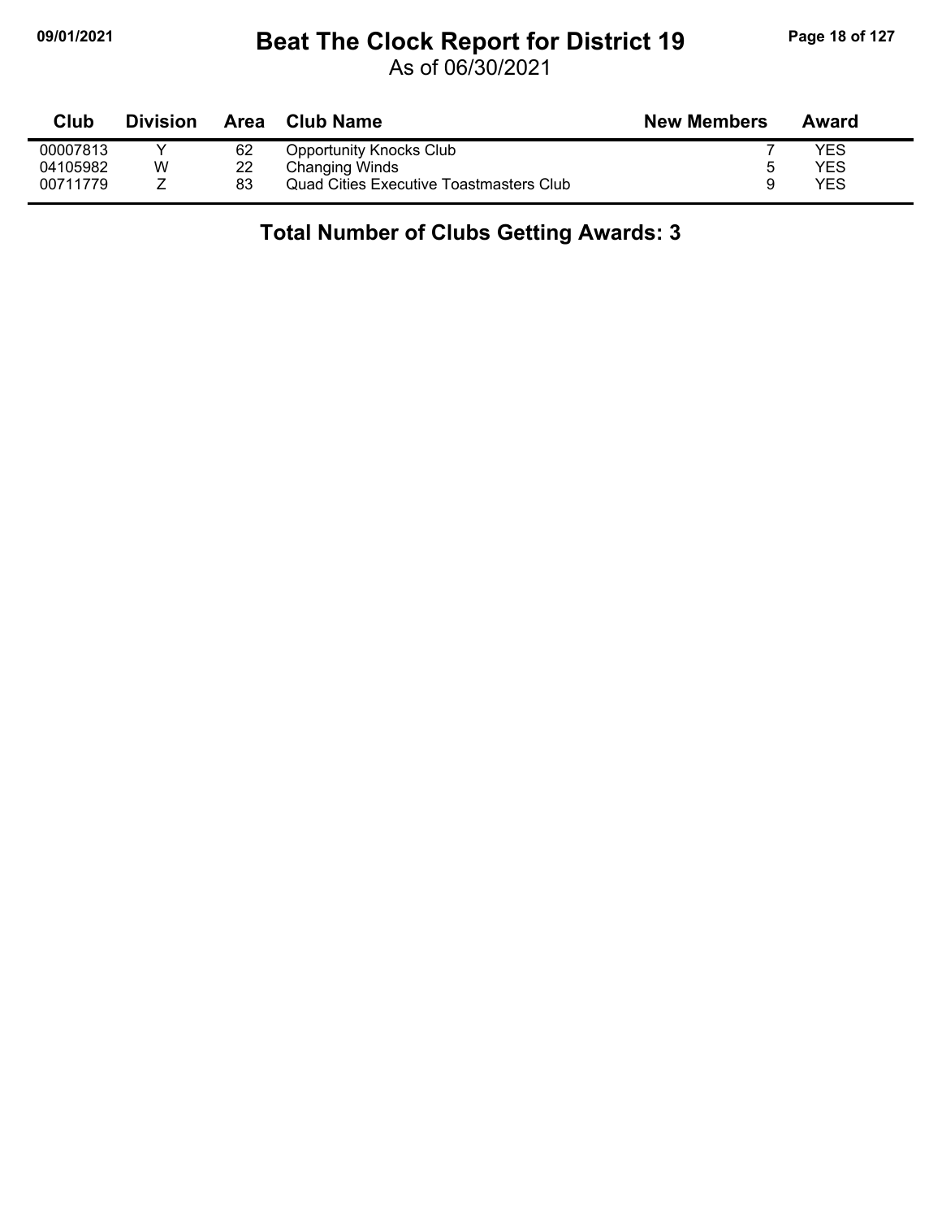# Beat The Clock Report for District 19

As of 06/30/2021

| Club | Division | Area | Club Name | New Members | Award |
|---|---|---|---|---|---|
| 00007813 | Y | 62 | Opportunity Knocks Club | 7 | YES |
| 04105982 | W | 22 | Changing Winds | 5 | YES |
| 00711779 | Z | 83 | Quad Cities Executive Toastmasters Club | 9 | YES |

## Total Number of Clubs Getting Awards: 3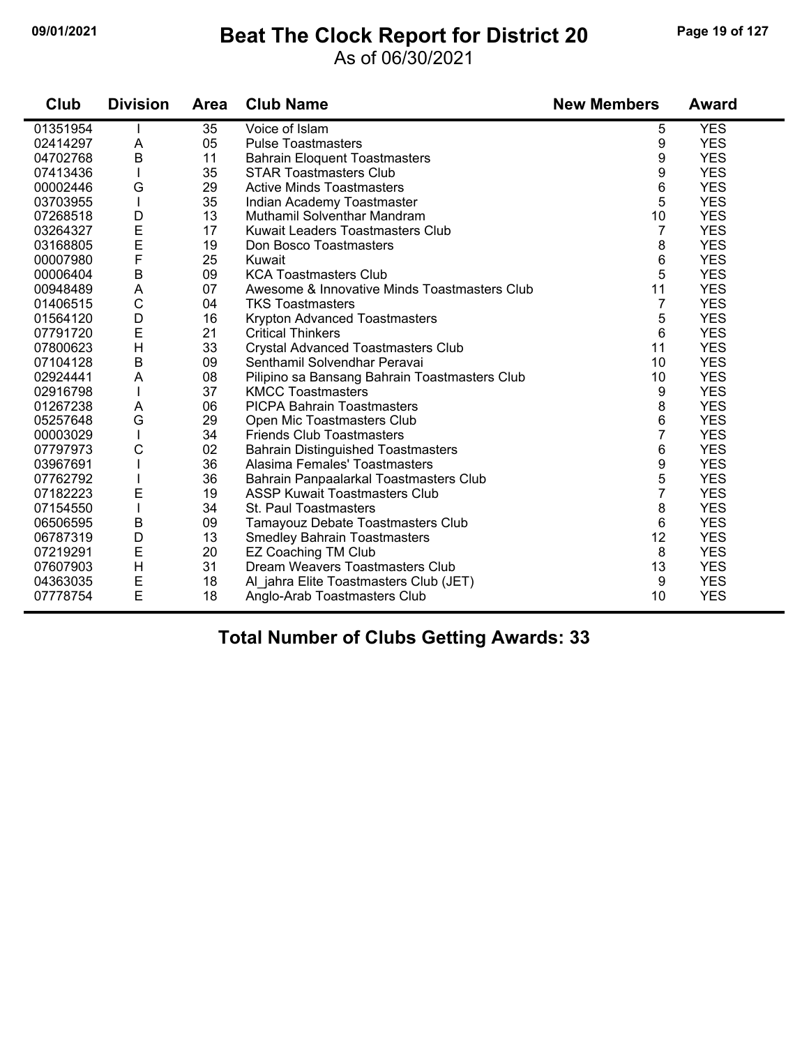# Beat The Clock Report for District 20

As of 06/30/2021

| Club | Division | Area | Club Name | New Members | Award |
|---|---|---|---|---|---|
| 01351954 | I | 35 | Voice of Islam | 5 | YES |
| 02414297 | A | 05 | Pulse Toastmasters | 9 | YES |
| 04702768 | B | 11 | Bahrain Eloquent Toastmasters | 9 | YES |
| 07413436 | I | 35 | STAR Toastmasters Club | 9 | YES |
| 00002446 | G | 29 | Active Minds Toastmasters | 6 | YES |
| 03703955 | I | 35 | Indian Academy Toastmaster | 5 | YES |
| 07268518 | D | 13 | Muthamil Solventhar Mandram | 10 | YES |
| 03264327 | E | 17 | Kuwait Leaders Toastmasters Club | 7 | YES |
| 03168805 | E | 19 | Don Bosco Toastmasters | 8 | YES |
| 00007980 | F | 25 | Kuwait | 6 | YES |
| 00006404 | B | 09 | KCA Toastmasters Club | 5 | YES |
| 00948489 | A | 07 | Awesome & Innovative Minds Toastmasters Club | 11 | YES |
| 01406515 | C | 04 | TKS Toastmasters | 7 | YES |
| 01564120 | D | 16 | Krypton Advanced Toastmasters | 5 | YES |
| 07791720 | E | 21 | Critical Thinkers | 6 | YES |
| 07800623 | H | 33 | Crystal Advanced Toastmasters Club | 11 | YES |
| 07104128 | B | 09 | Senthamil Solvendhar Peravai | 10 | YES |
| 02924441 | A | 08 | Pilipino sa Bansang Bahrain Toastmasters Club | 10 | YES |
| 02916798 | I | 37 | KMCC Toastmasters | 9 | YES |
| 01267238 | A | 06 | PICPA Bahrain Toastmasters | 8 | YES |
| 05257648 | G | 29 | Open Mic Toastmasters Club | 6 | YES |
| 00003029 | I | 34 | Friends Club Toastmasters | 7 | YES |
| 07797973 | C | 02 | Bahrain Distinguished Toastmasters | 6 | YES |
| 03967691 | I | 36 | Alasima Females' Toastmasters | 9 | YES |
| 07762792 | I | 36 | Bahrain Panpaalarkal Toastmasters Club | 5 | YES |
| 07182223 | E | 19 | ASSP Kuwait Toastmasters Club | 7 | YES |
| 07154550 | I | 34 | St. Paul Toastmasters | 8 | YES |
| 06506595 | B | 09 | Tamayouz Debate Toastmasters Club | 6 | YES |
| 06787319 | D | 13 | Smedley Bahrain Toastmasters | 12 | YES |
| 07219291 | E | 20 | EZ Coaching TM Club | 8 | YES |
| 07607903 | H | 31 | Dream Weavers Toastmasters Club | 13 | YES |
| 04363035 | E | 18 | Al_jahra Elite Toastmasters Club (JET) | 9 | YES |
| 07778754 | E | 18 | Anglo-Arab Toastmasters Club | 10 | YES |

**Total Number of Clubs Getting Awards: 33**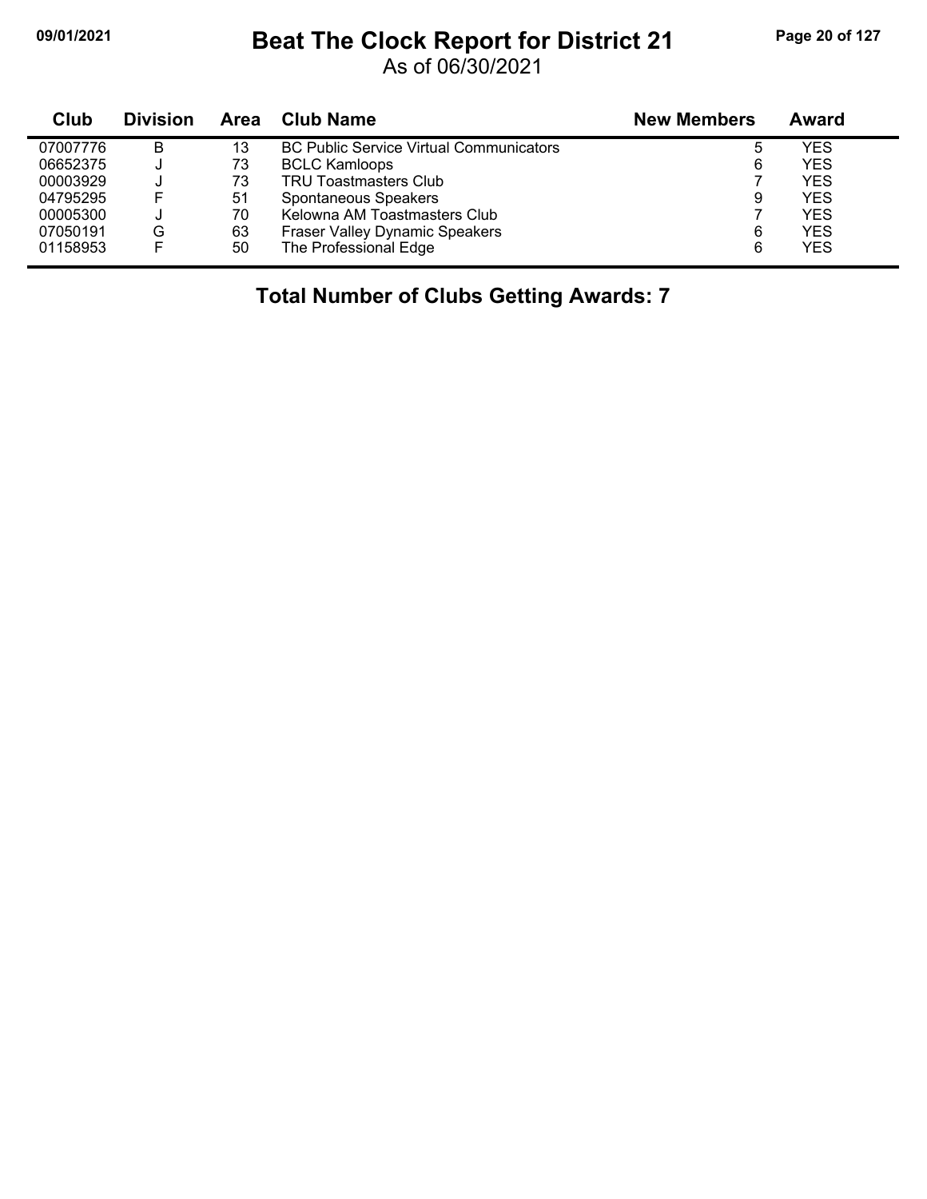# Beat The Clock Report for District 21

As of 06/30/2021

| Club | Division | Area | Club Name | New Members | Award |
|---|---|---|---|---|---|
| 07007776 | B | 13 | BC Public Service Virtual Communicators | 5 | YES |
| 06652375 | J | 73 | BCLC Kamloops | 6 | YES |
| 00003929 | J | 73 | TRU Toastmasters Club | 7 | YES |
| 04795295 | F | 51 | Spontaneous Speakers | 9 | YES |
| 00005300 | J | 70 | Kelowna AM Toastmasters Club | 7 | YES |
| 07050191 | G | 63 | Fraser Valley Dynamic Speakers | 6 | YES |
| 01158953 | F | 50 | The Professional Edge | 6 | YES |

**Total Number of Clubs Getting Awards: 7**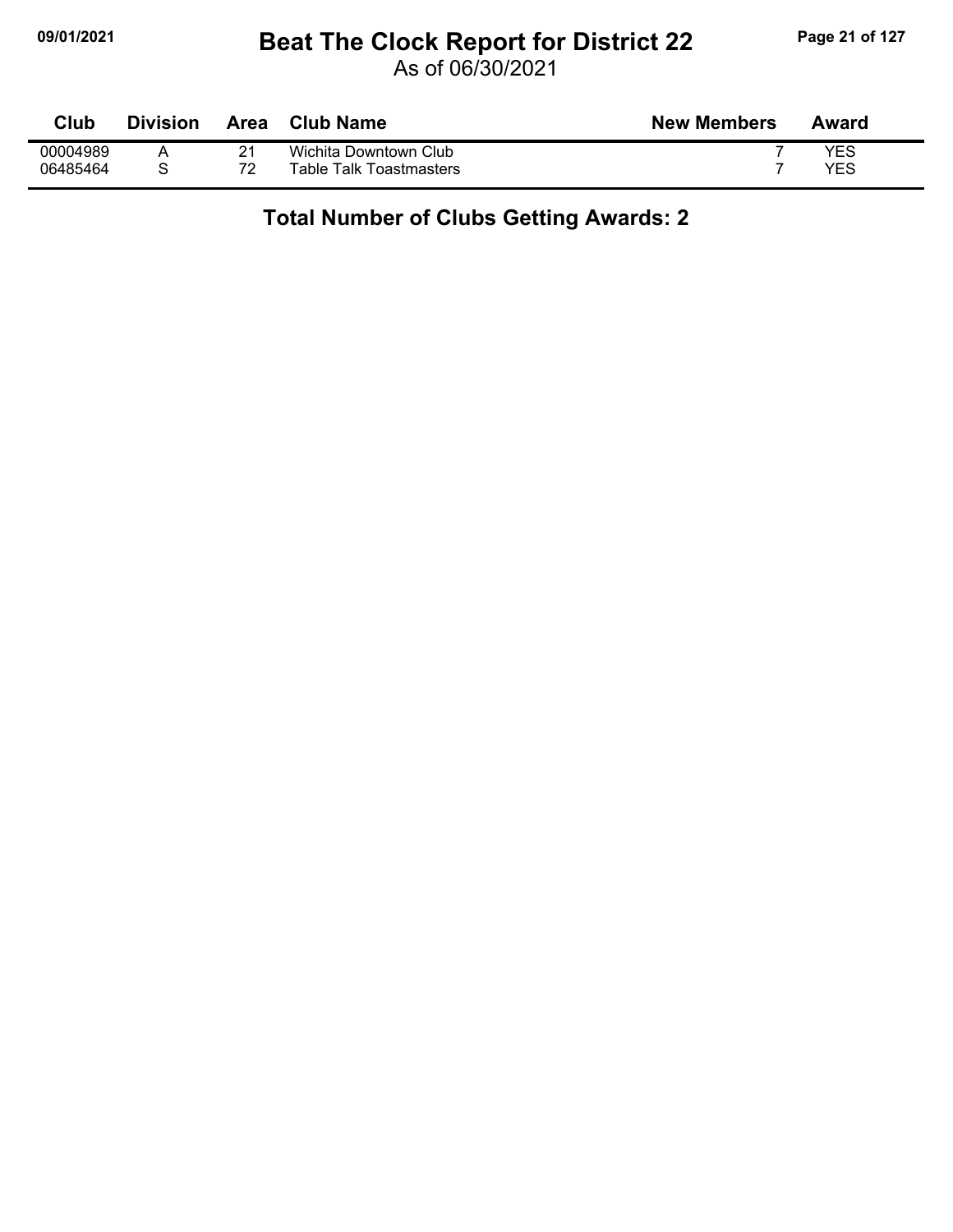# Beat The Clock Report for District 22

As of 06/30/2021

| Club | Division | Area | Club Name | New Members | Award |
|---|---|---|---|---|---|
| 00004989 | A | 21 | Wichita Downtown Club | 7 | YES |
| 06485464 | S | 72 | Table Talk Toastmasters | 7 | YES |

## Total Number of Clubs Getting Awards: 2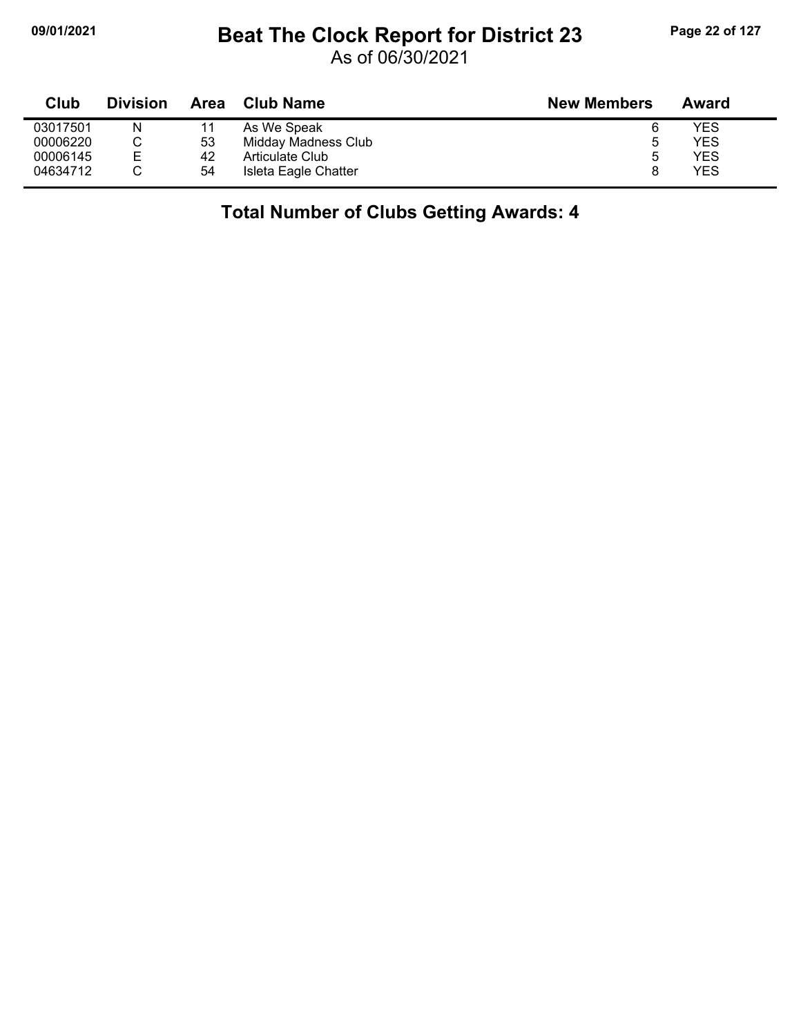# Beat The Clock Report for District 23

As of 06/30/2021

| Club | Division | Area | Club Name | New Members | Award |
|---|---|---|---|---|---|
| 03017501 | N | 11 | As We Speak | 6 | YES |
| 00006220 | C | 53 | Midday Madness Club | 5 | YES |
| 00006145 | E | 42 | Articulate Club | 5 | YES |
| 04634712 | C | 54 | Isleta Eagle Chatter | 8 | YES |

## Total Number of Clubs Getting Awards: 4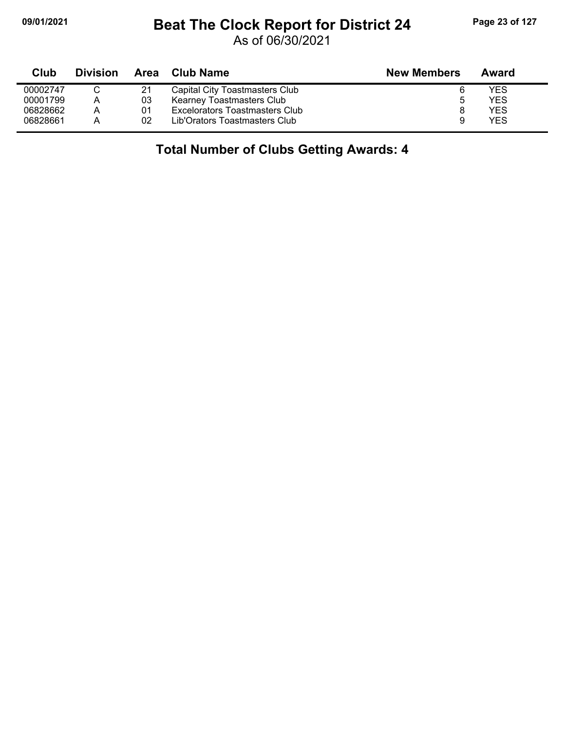# Beat The Clock Report for District 24

As of 06/30/2021

| Club | Division | Area | Club Name | New Members | Award |
|---|---|---|---|---|---|
| 00002747 | C | 21 | Capital City Toastmasters Club | 6 | YES |
| 00001799 | A | 03 | Kearney Toastmasters Club | 5 | YES |
| 06828662 | A | 01 | Excelorators Toastmasters Club | 8 | YES |
| 06828661 | A | 02 | Lib'Orators Toastmasters Club | 9 | YES |

## Total Number of Clubs Getting Awards: 4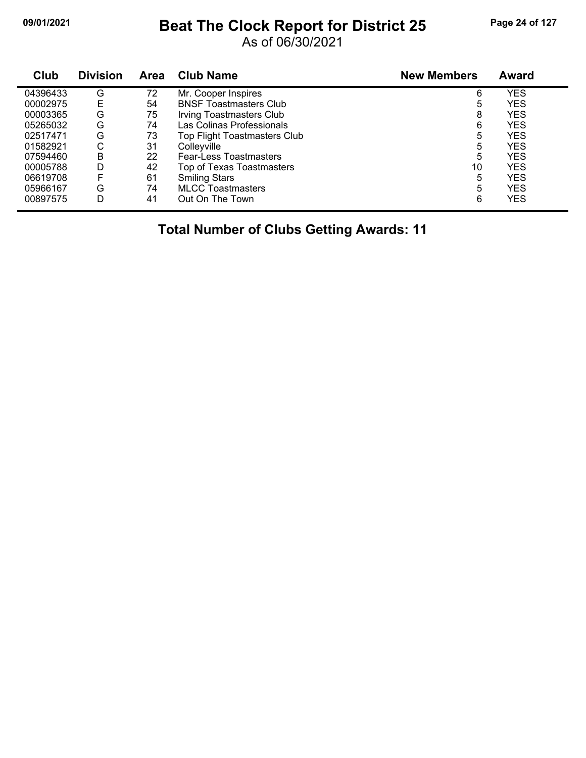# Beat The Clock Report for District 25

As of 06/30/2021

| Club | Division | Area | Club Name | New Members | Award |
|---|---|---|---|---|---|
| 04396433 | G | 72 | Mr. Cooper Inspires | 6 | YES |
| 00002975 | E | 54 | BNSF Toastmasters Club | 5 | YES |
| 00003365 | G | 75 | Irving Toastmasters Club | 8 | YES |
| 05265032 | G | 74 | Las Colinas Professionals | 6 | YES |
| 02517471 | G | 73 | Top Flight Toastmasters Club | 5 | YES |
| 01582921 | C | 31 | Colleyville | 5 | YES |
| 07594460 | B | 22 | Fear-Less Toastmasters | 5 | YES |
| 00005788 | D | 42 | Top of Texas Toastmasters | 10 | YES |
| 06619708 | F | 61 | Smiling Stars | 5 | YES |
| 05966167 | G | 74 | MLCC Toastmasters | 5 | YES |
| 00897575 | D | 41 | Out On The Town | 6 | YES |

**Total Number of Clubs Getting Awards: 11**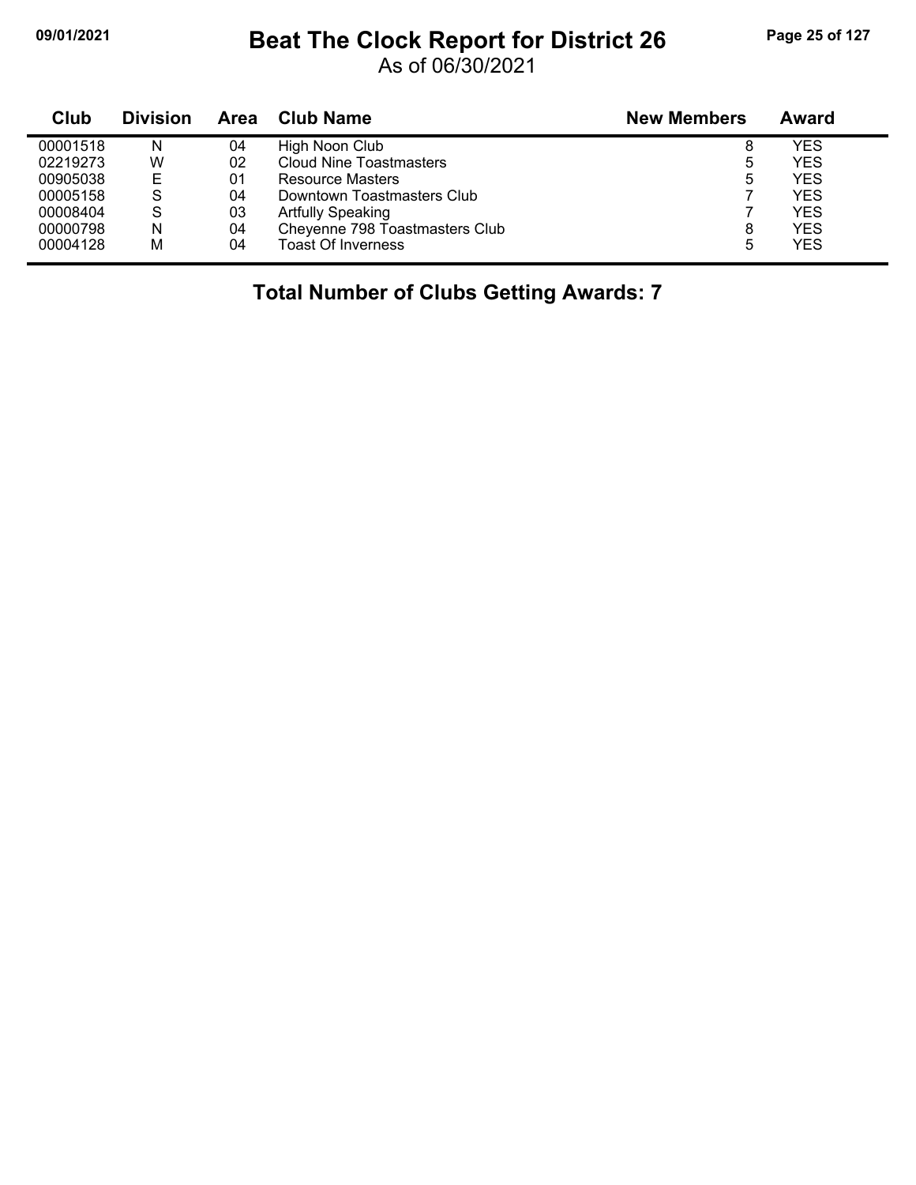# Beat The Clock Report for District 26

As of 06/30/2021

| Club | Division | Area | Club Name | New Members | Award |
|---|---|---|---|---|---|
| 00001518 | N | 04 | High Noon Club | 8 | YES |
| 02219273 | W | 02 | Cloud Nine Toastmasters | 5 | YES |
| 00905038 | E | 01 | Resource Masters | 5 | YES |
| 00005158 | S | 04 | Downtown Toastmasters Club | 7 | YES |
| 00008404 | S | 03 | Artfully Speaking | 7 | YES |
| 00000798 | N | 04 | Cheyenne 798 Toastmasters Club | 8 | YES |
| 00004128 | M | 04 | Toast Of Inverness | 5 | YES |

**Total Number of Clubs Getting Awards: 7**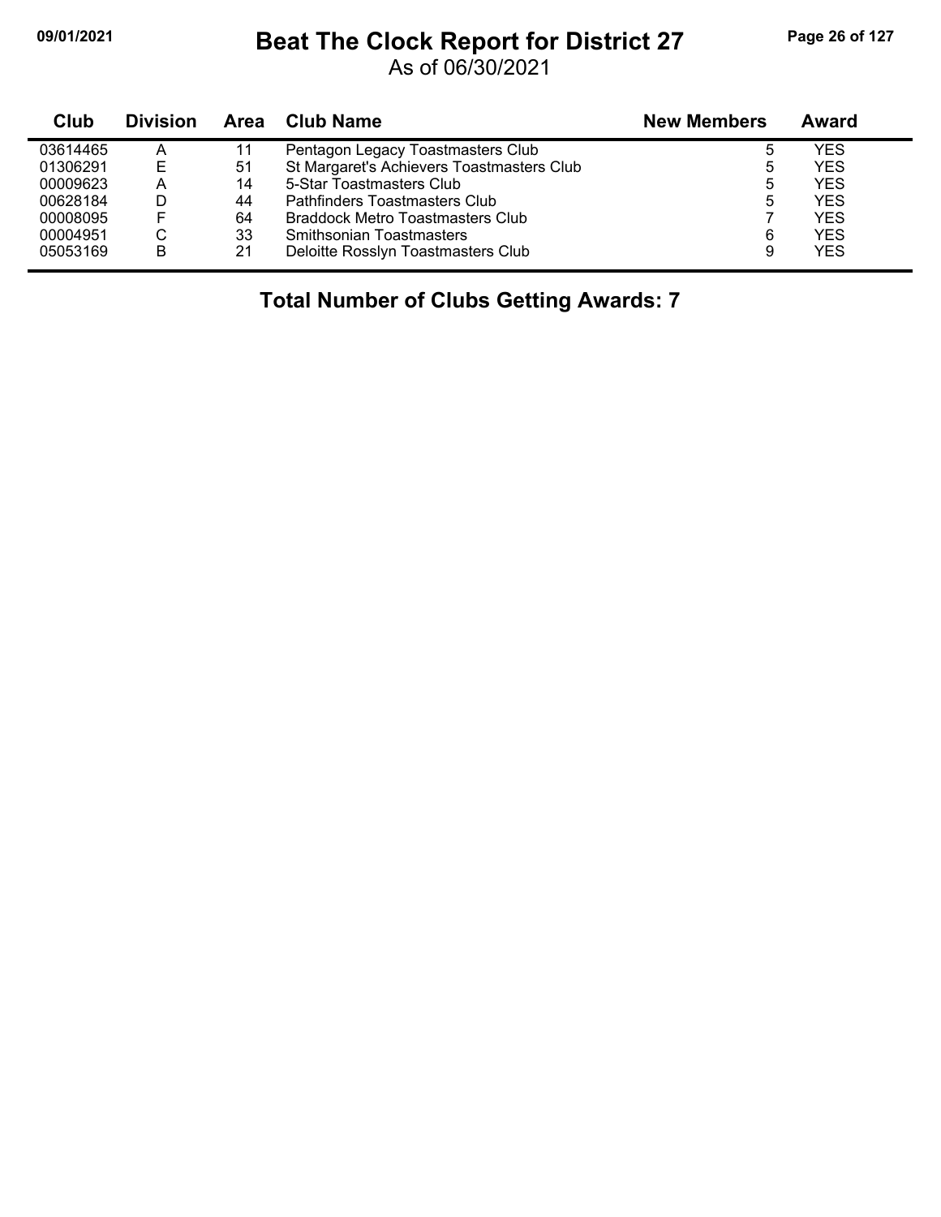# Beat The Clock Report for District 27

As of 06/30/2021

| Club | Division | Area | Club Name | New Members | Award |
|---|---|---|---|---|---|
| 03614465 | A | 11 | Pentagon Legacy Toastmasters Club | 5 | YES |
| 01306291 | E | 51 | St Margaret's Achievers Toastmasters Club | 5 | YES |
| 00009623 | A | 14 | 5-Star Toastmasters Club | 5 | YES |
| 00628184 | D | 44 | Pathfinders Toastmasters Club | 5 | YES |
| 00008095 | F | 64 | Braddock Metro Toastmasters Club | 7 | YES |
| 00004951 | C | 33 | Smithsonian Toastmasters | 6 | YES |
| 05053169 | B | 21 | Deloitte Rosslyn Toastmasters Club | 9 | YES |

**Total Number of Clubs Getting Awards: 7**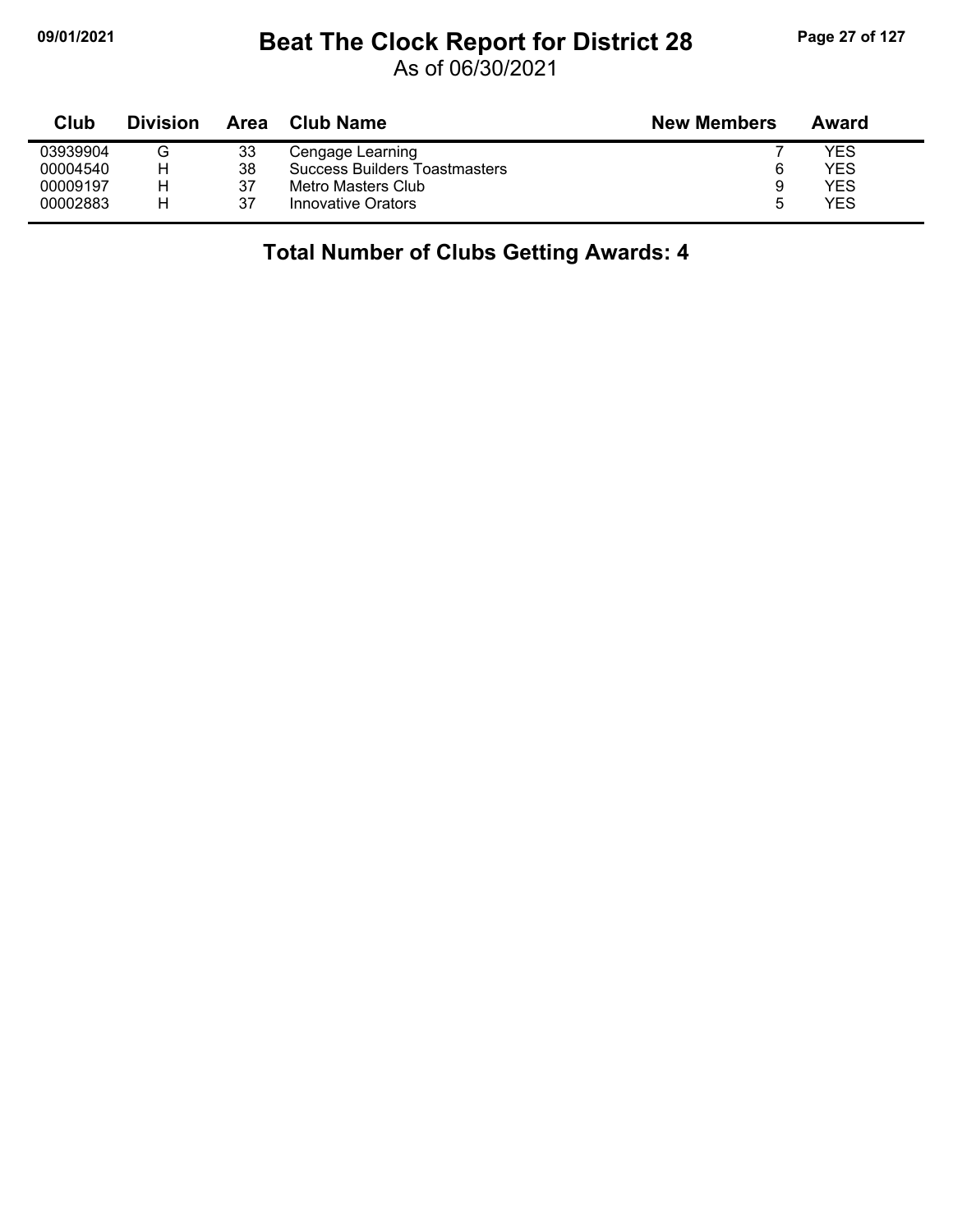# Beat The Clock Report for District 28

As of 06/30/2021

| Club | Division | Area | Club Name | New Members | Award |
|---|---|---|---|---|---|
| 03939904 | G | 33 | Cengage Learning | 7 | YES |
| 00004540 | H | 38 | Success Builders Toastmasters | 6 | YES |
| 00009197 | H | 37 | Metro Masters Club | 9 | YES |
| 00002883 | H | 37 | Innovative Orators | 5 | YES |

## Total Number of Clubs Getting Awards: 4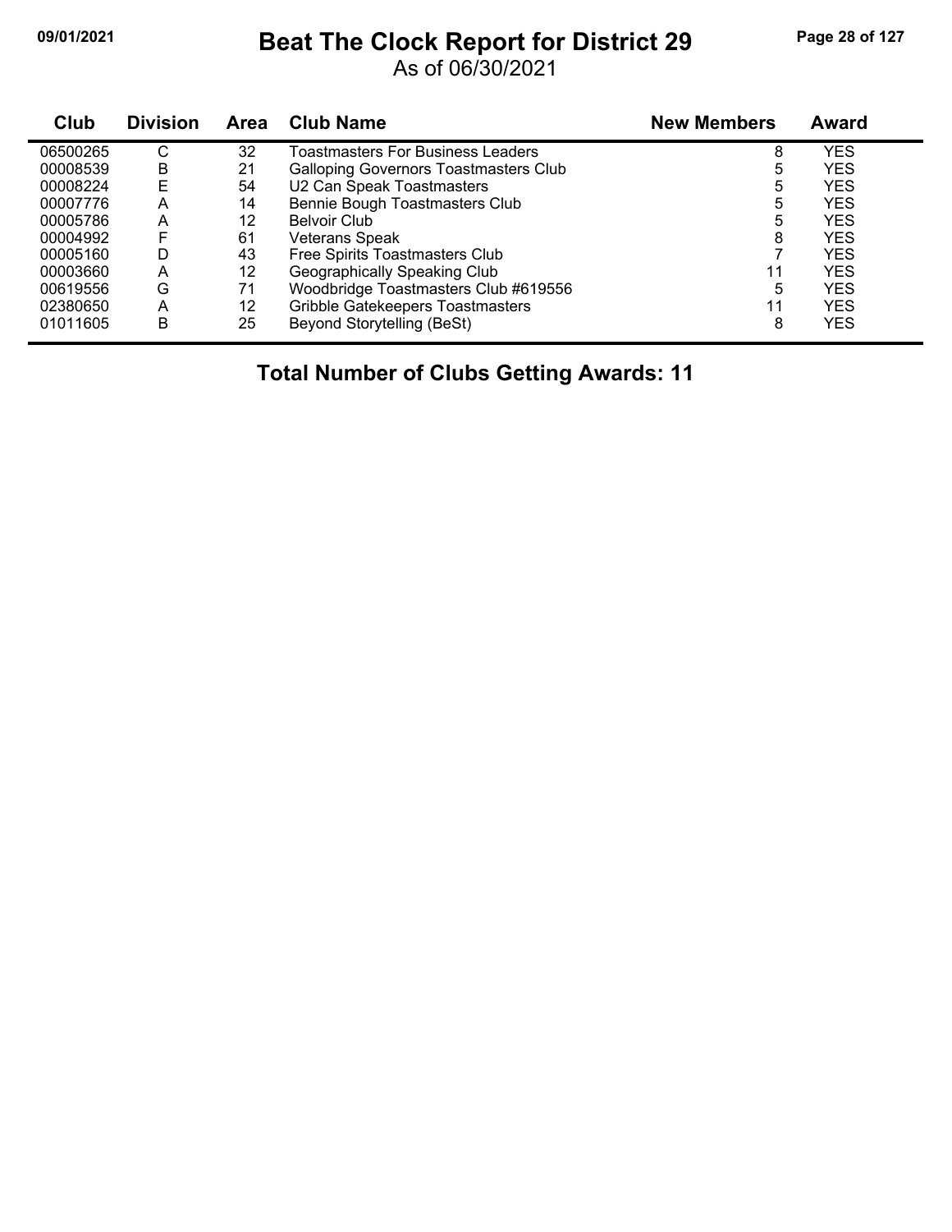# Beat The Clock Report for District 29

As of 06/30/2021

| Club | Division | Area | Club Name | New Members | Award |
|---|---|---|---|---|---|
| 06500265 | C | 32 | Toastmasters For Business Leaders | 8 | YES |
| 00008539 | B | 21 | Galloping Governors Toastmasters Club | 5 | YES |
| 00008224 | E | 54 | U2 Can Speak Toastmasters | 5 | YES |
| 00007776 | A | 14 | Bennie Bough Toastmasters Club | 5 | YES |
| 00005786 | A | 12 | Belvoir Club | 5 | YES |
| 00004992 | F | 61 | Veterans Speak | 8 | YES |
| 00005160 | D | 43 | Free Spirits Toastmasters Club | 7 | YES |
| 00003660 | A | 12 | Geographically Speaking Club | 11 | YES |
| 00619556 | G | 71 | Woodbridge Toastmasters Club #619556 | 5 | YES |
| 02380650 | A | 12 | Gribble Gatekeepers Toastmasters | 11 | YES |
| 01011605 | B | 25 | Beyond Storytelling (BeSt) | 8 | YES |

**Total Number of Clubs Getting Awards: 11**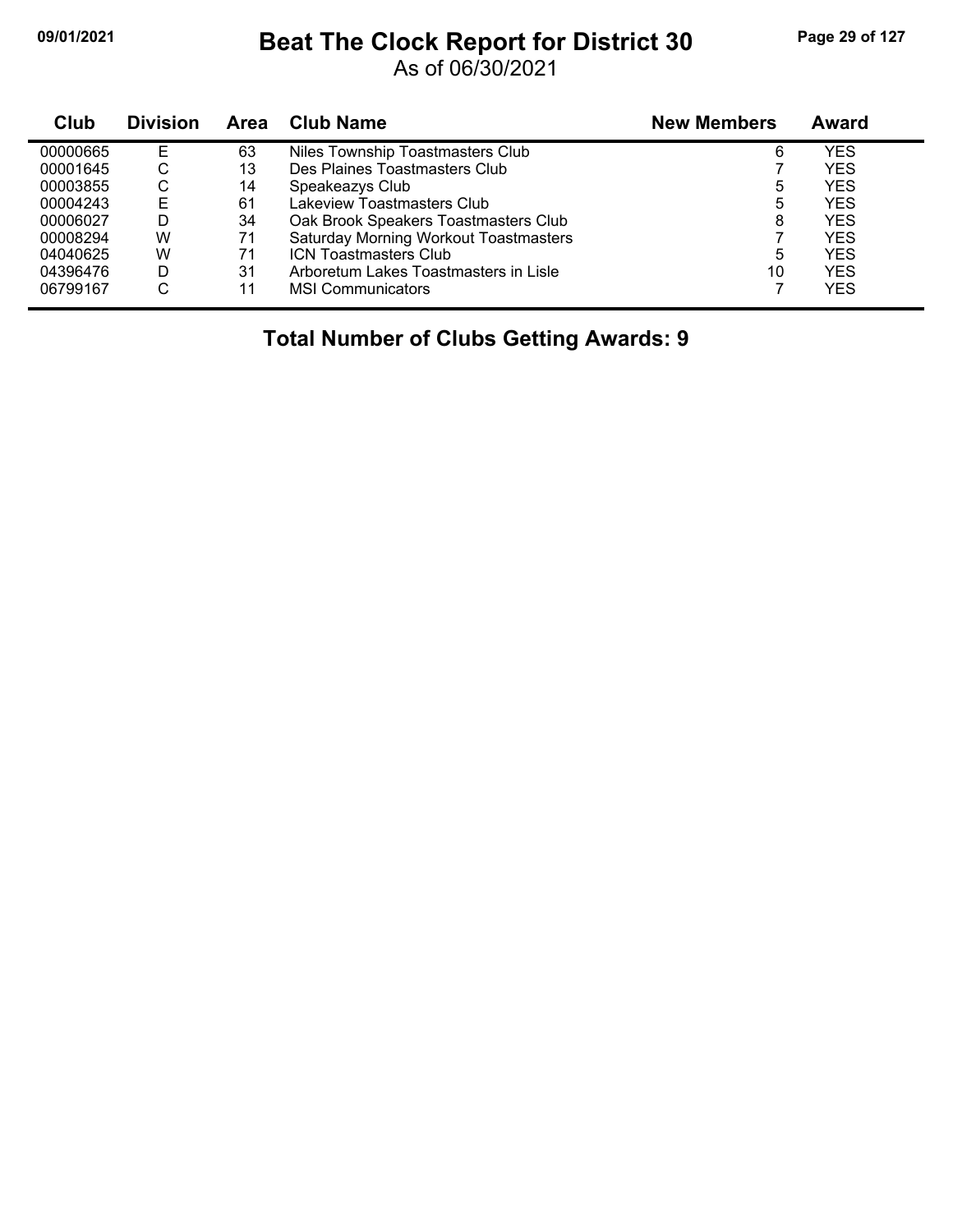# Beat The Clock Report for District 30

As of 06/30/2021

| Club | Division | Area | Club Name | New Members | Award |
|---|---|---|---|---|---|
| 00000665 | E | 63 | Niles Township Toastmasters Club | 6 | YES |
| 00001645 | C | 13 | Des Plaines Toastmasters Club | 7 | YES |
| 00003855 | C | 14 | Speakeazys Club | 5 | YES |
| 00004243 | E | 61 | Lakeview Toastmasters Club | 5 | YES |
| 00006027 | D | 34 | Oak Brook Speakers Toastmasters Club | 8 | YES |
| 00008294 | W | 71 | Saturday Morning Workout Toastmasters | 7 | YES |
| 04040625 | W | 71 | ICN Toastmasters Club | 5 | YES |
| 04396476 | D | 31 | Arboretum Lakes Toastmasters in Lisle | 10 | YES |
| 06799167 | C | 11 | MSI Communicators | 7 | YES |

**Total Number of Clubs Getting Awards: 9**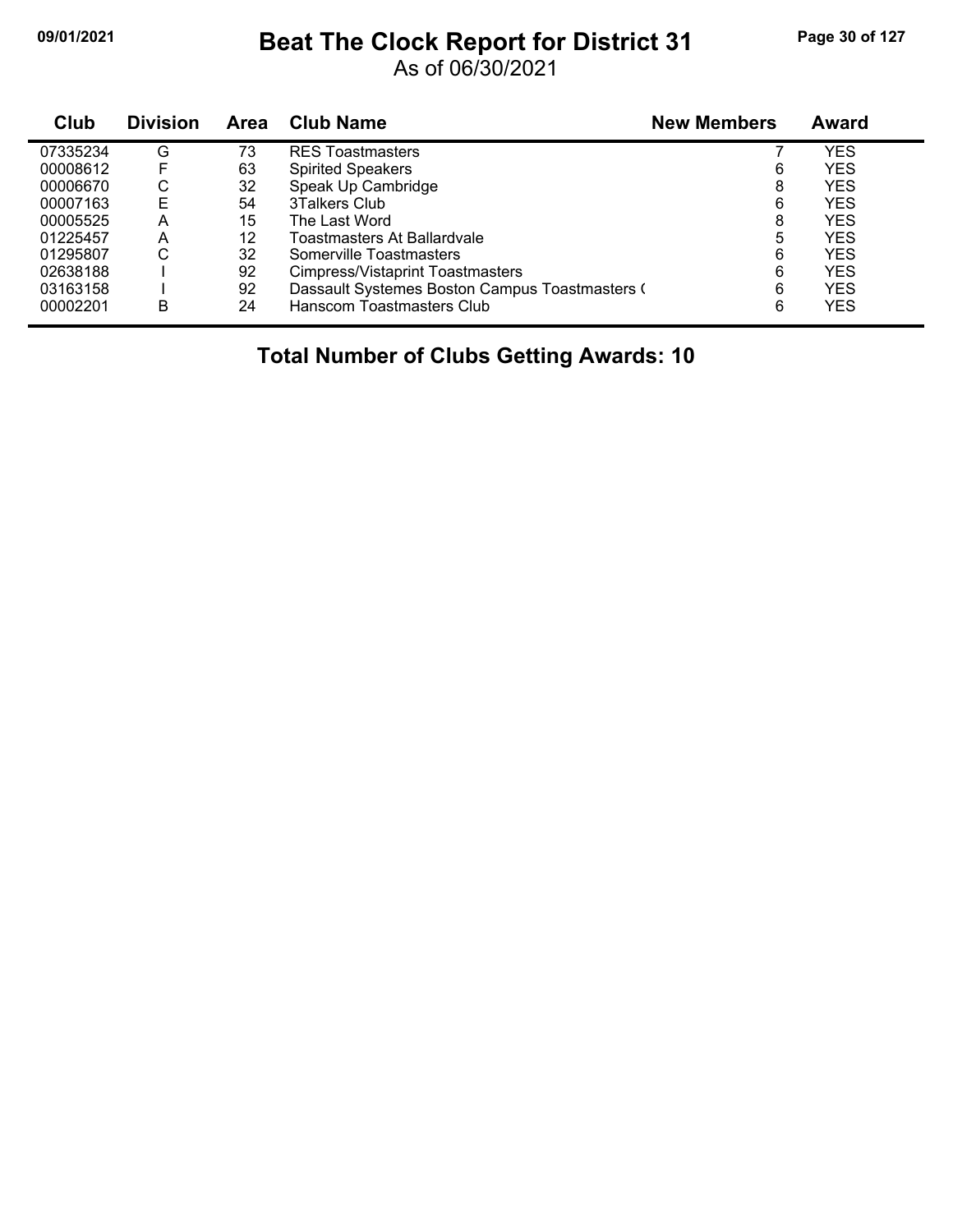# Beat The Clock Report for District 31

As of 06/30/2021

| Club | Division | Area | Club Name | New Members | Award |
|---|---|---|---|---|---|
| 07335234 | G | 73 | RES Toastmasters | 7 | YES |
| 00008612 | F | 63 | Spirited Speakers | 6 | YES |
| 00006670 | C | 32 | Speak Up Cambridge | 8 | YES |
| 00007163 | E | 54 | 3Talkers Club | 6 | YES |
| 00005525 | A | 15 | The Last Word | 8 | YES |
| 01225457 | A | 12 | Toastmasters At Ballardvale | 5 | YES |
| 01295807 | C | 32 | Somerville Toastmasters | 6 | YES |
| 02638188 | I | 92 | Cimpress/Vistaprint Toastmasters | 6 | YES |
| 03163158 | I | 92 | Dassault Systemes Boston Campus Toastmasters ( | 6 | YES |
| 00002201 | B | 24 | Hanscom Toastmasters Club | 6 | YES |

## Total Number of Clubs Getting Awards: 10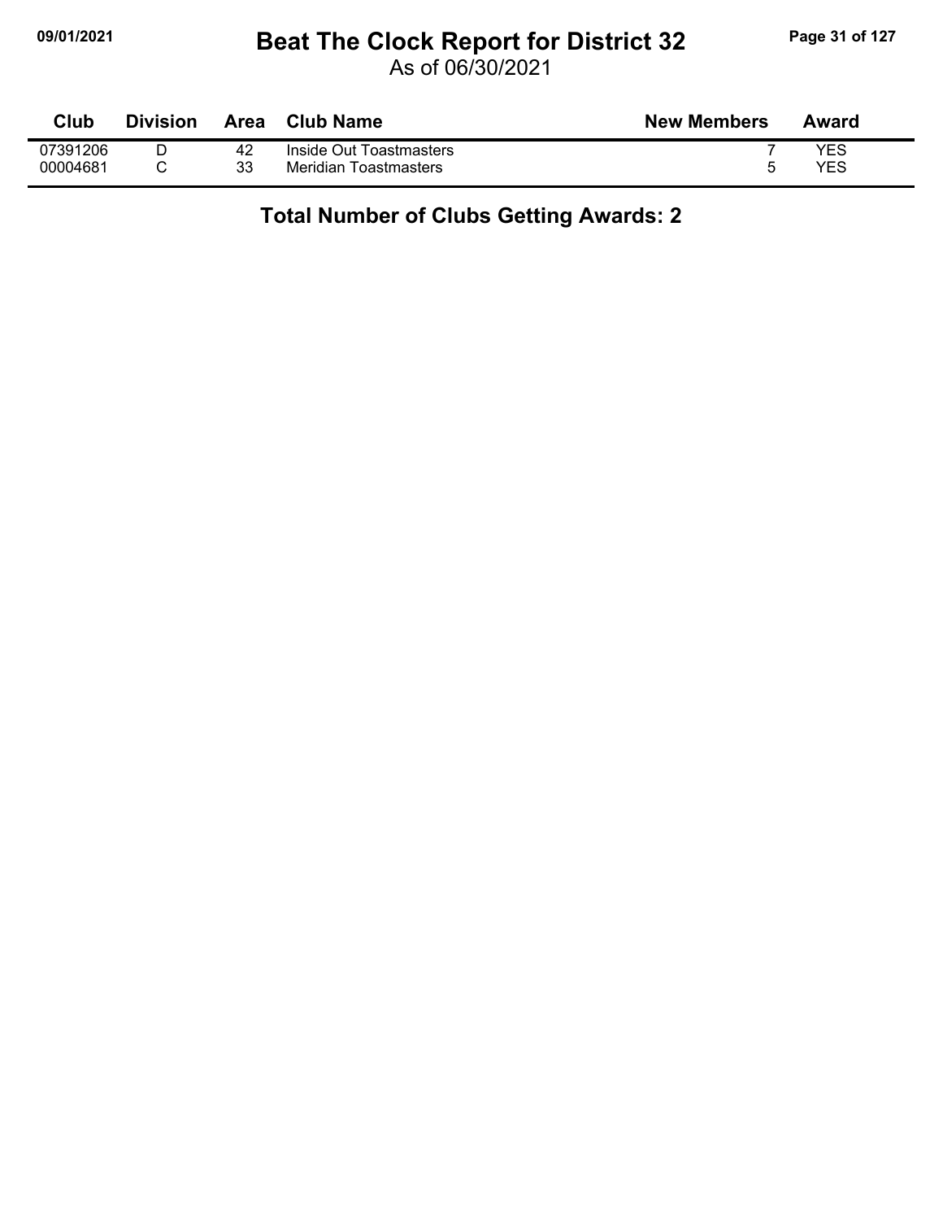# Beat The Clock Report for District 32

As of 06/30/2021

| Club | Division | Area | Club Name | New Members | Award |
|---|---|---|---|---|---|
| 07391206 | D | 42 | Inside Out Toastmasters | 7 | YES |
| 00004681 | C | 33 | Meridian Toastmasters | 5 | YES |

**Total Number of Clubs Getting Awards: 2**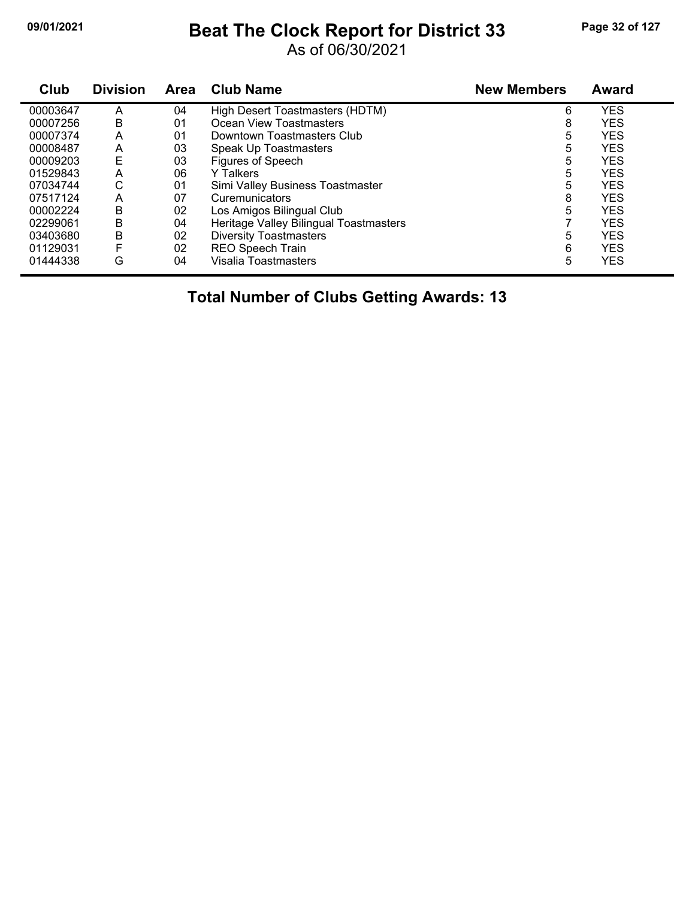# Beat The Clock Report for District 33

As of 06/30/2021

| Club | Division | Area | Club Name | New Members | Award |
|---|---|---|---|---|---|
| 00003647 | A | 04 | High Desert Toastmasters (HDTM) | 6 | YES |
| 00007256 | B | 01 | Ocean View Toastmasters | 8 | YES |
| 00007374 | A | 01 | Downtown Toastmasters Club | 5 | YES |
| 00008487 | A | 03 | Speak Up Toastmasters | 5 | YES |
| 00009203 | E | 03 | Figures of Speech | 5 | YES |
| 01529843 | A | 06 | Y Talkers | 5 | YES |
| 07034744 | C | 01 | Simi Valley Business Toastmaster | 5 | YES |
| 07517124 | A | 07 | Curemunicators | 8 | YES |
| 00002224 | B | 02 | Los Amigos Bilingual Club | 5 | YES |
| 02299061 | B | 04 | Heritage Valley Bilingual Toastmasters | 7 | YES |
| 03403680 | B | 02 | Diversity Toastmasters | 5 | YES |
| 01129031 | F | 02 | REO Speech Train | 6 | YES |
| 01444338 | G | 04 | Visalia Toastmasters | 5 | YES |

## Total Number of Clubs Getting Awards: 13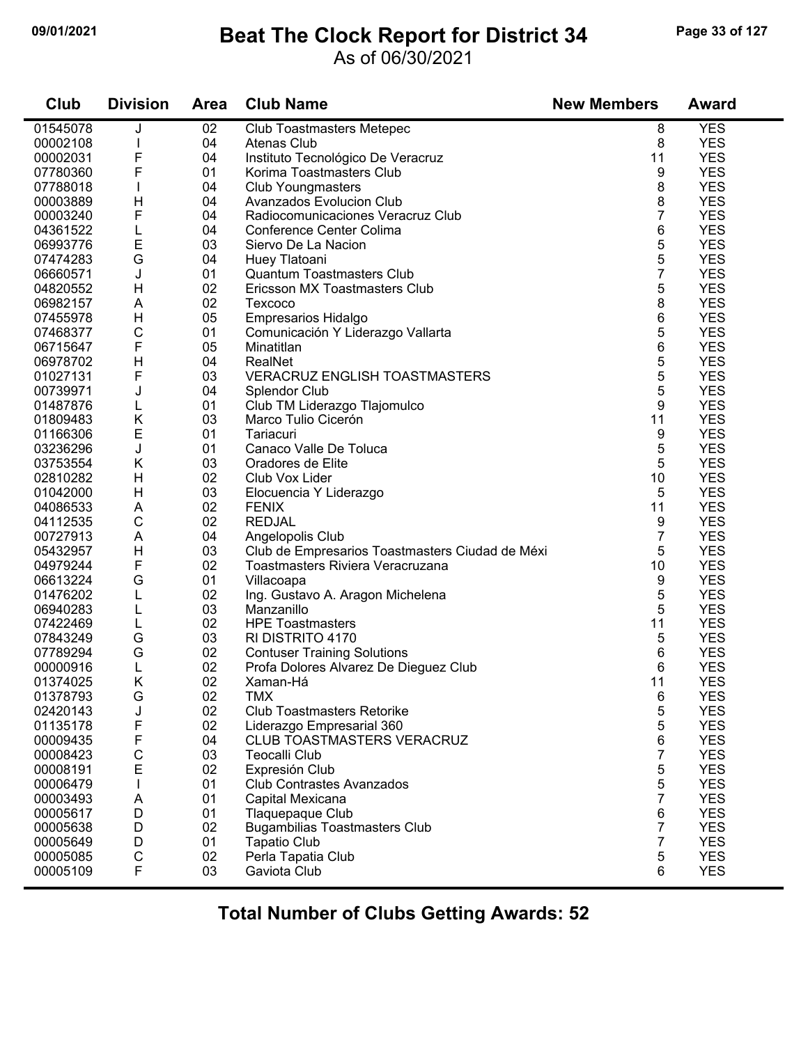# Beat The Clock Report for District 34

As of 06/30/2021

09/01/2021

| Club | Division | Area | Club Name | New Members | Award |
|---|---|---|---|---|---|
| 01545078 | J | 02 | Club Toastmasters Metepec | 8 | YES |
| 00002108 | I | 04 | Atenas Club | 8 | YES |
| 00002031 | F | 04 | Instituto Tecnológico De Veracruz | 11 | YES |
| 07780360 | F | 01 | Korima Toastmasters Club | 9 | YES |
| 07788018 | I | 04 | Club Youngmasters | 8 | YES |
| 00003889 | H | 04 | Avanzados Evolucion Club | 8 | YES |
| 00003240 | F | 04 | Radiocomunicaciones Veracruz Club | 7 | YES |
| 04361522 | L | 04 | Conference Center Colima | 6 | YES |
| 06993776 | E | 03 | Siervo De La Nacion | 5 | YES |
| 07474283 | G | 04 | Huey Tlatoani | 5 | YES |
| 06660571 | J | 01 | Quantum Toastmasters Club | 7 | YES |
| 04820552 | H | 02 | Ericsson MX Toastmasters Club | 5 | YES |
| 06982157 | A | 02 | Texcoco | 8 | YES |
| 07455978 | H | 05 | Empresarios Hidalgo | 6 | YES |
| 07468377 | C | 01 | Comunicación Y Liderazgo Vallarta | 5 | YES |
| 06715647 | F | 05 | Minatitlan | 6 | YES |
| 06978702 | H | 04 | RealNet | 5 | YES |
| 01027131 | F | 03 | VERACRUZ ENGLISH TOASTMASTERS | 5 | YES |
| 00739971 | J | 04 | Splendor Club | 5 | YES |
| 01487876 | L | 01 | Club TM Liderazgo Tlajomulco | 9 | YES |
| 01809483 | K | 03 | Marco Tulio Cicerón | 11 | YES |
| 01166306 | E | 01 | Tariacuri | 9 | YES |
| 03236296 | J | 01 | Canaco Valle De Toluca | 5 | YES |
| 03753554 | K | 03 | Oradores de Elite | 5 | YES |
| 02810282 | H | 02 | Club Vox Lider | 10 | YES |
| 01042000 | H | 03 | Elocuencia Y Liderazgo | 5 | YES |
| 04086533 | A | 02 | FENIX | 11 | YES |
| 04112535 | C | 02 | REDJAL | 9 | YES |
| 00727913 | A | 04 | Angelopolis Club | 7 | YES |
| 05432957 | H | 03 | Club de Empresarios Toastmasters Ciudad de Méxi | 5 | YES |
| 04979244 | F | 02 | Toastmasters Riviera Veracruzana | 10 | YES |
| 06613224 | G | 01 | Villacoapa | 9 | YES |
| 01476202 | L | 02 | Ing. Gustavo A. Aragon Michelena | 5 | YES |
| 06940283 | L | 03 | Manzanillo | 5 | YES |
| 07422469 | L | 02 | HPE Toastmasters | 11 | YES |
| 07843249 | G | 03 | RI DISTRITO 4170 | 5 | YES |
| 07789294 | G | 02 | Contuser Training Solutions | 6 | YES |
| 00000916 | L | 02 | Profa Dolores Alvarez De Dieguez Club | 6 | YES |
| 01374025 | K | 02 | Xaman-Há | 11 | YES |
| 01378793 | G | 02 | TMX | 6 | YES |
| 02420143 | J | 02 | Club Toastmasters Retorike | 5 | YES |
| 01135178 | F | 02 | Liderazgo Empresarial 360 | 5 | YES |
| 00009435 | F | 04 | CLUB TOASTMASTERS VERACRUZ | 6 | YES |
| 00008423 | C | 03 | Teocalli Club | 7 | YES |
| 00008191 | E | 02 | Expresión Club | 5 | YES |
| 00006479 | I | 01 | Club Contrastes Avanzados | 5 | YES |
| 00003493 | A | 01 | Capital Mexicana | 7 | YES |
| 00005617 | D | 01 | Tlaquepaque Club | 6 | YES |
| 00005638 | D | 02 | Bugambilias Toastmasters Club | 7 | YES |
| 00005649 | D | 01 | Tapatio Club | 7 | YES |
| 00005085 | C | 02 | Perla Tapatia Club | 5 | YES |
| 00005109 | F | 03 | Gaviota Club | 6 | YES |

**Total Number of Clubs Getting Awards: 52**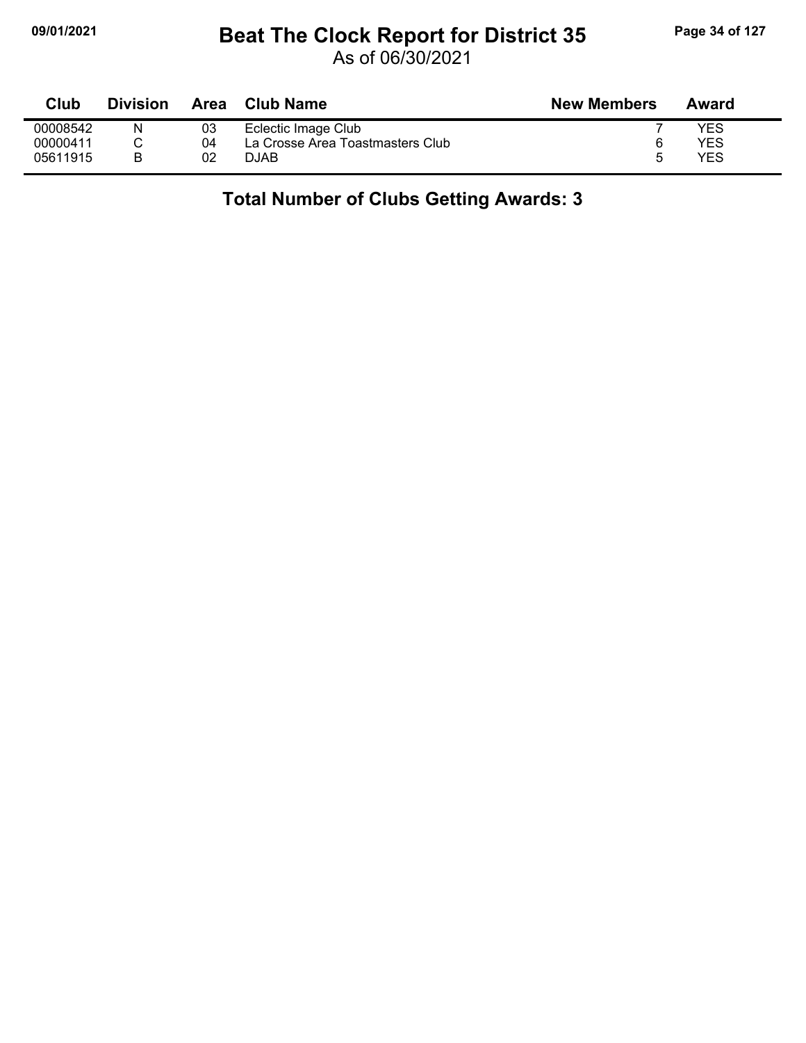# Beat The Clock Report for District 35

As of 06/30/2021

| Club | Division | Area | Club Name | New Members | Award |
|---|---|---|---|---|---|
| 00008542 | N | 03 | Eclectic Image Club | 7 | YES |
| 00000411 | C | 04 | La Crosse Area Toastmasters Club | 6 | YES |
| 05611915 | B | 02 | DJAB | 5 | YES |

**Total Number of Clubs Getting Awards: 3**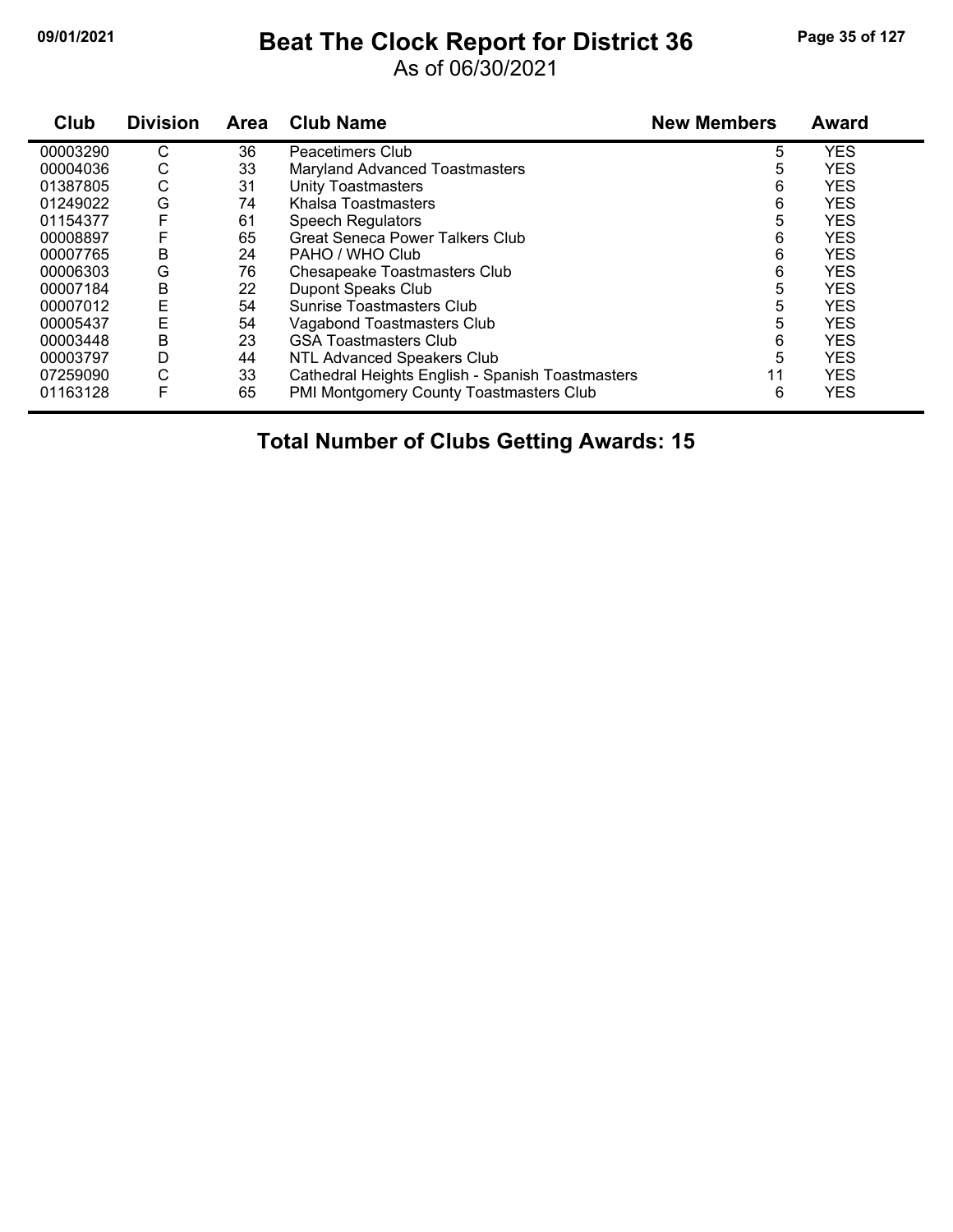# Beat The Clock Report for District 36

As of 06/30/2021

| Club | Division | Area | Club Name | New Members | Award |
|---|---|---|---|---|---|
| 00003290 | C | 36 | Peacetimers Club | 5 | YES |
| 00004036 | C | 33 | Maryland Advanced Toastmasters | 5 | YES |
| 01387805 | C | 31 | Unity Toastmasters | 6 | YES |
| 01249022 | G | 74 | Khalsa Toastmasters | 6 | YES |
| 01154377 | F | 61 | Speech Regulators | 5 | YES |
| 00008897 | F | 65 | Great Seneca Power Talkers Club | 6 | YES |
| 00007765 | B | 24 | PAHO / WHO Club | 6 | YES |
| 00006303 | G | 76 | Chesapeake Toastmasters Club | 6 | YES |
| 00007184 | B | 22 | Dupont Speaks Club | 5 | YES |
| 00007012 | E | 54 | Sunrise Toastmasters Club | 5 | YES |
| 00005437 | E | 54 | Vagabond Toastmasters Club | 5 | YES |
| 00003448 | B | 23 | GSA Toastmasters Club | 6 | YES |
| 00003797 | D | 44 | NTL Advanced Speakers Club | 5 | YES |
| 07259090 | C | 33 | Cathedral Heights English - Spanish Toastmasters | 11 | YES |
| 01163128 | F | 65 | PMI Montgomery County Toastmasters Club | 6 | YES |

## Total Number of Clubs Getting Awards: 15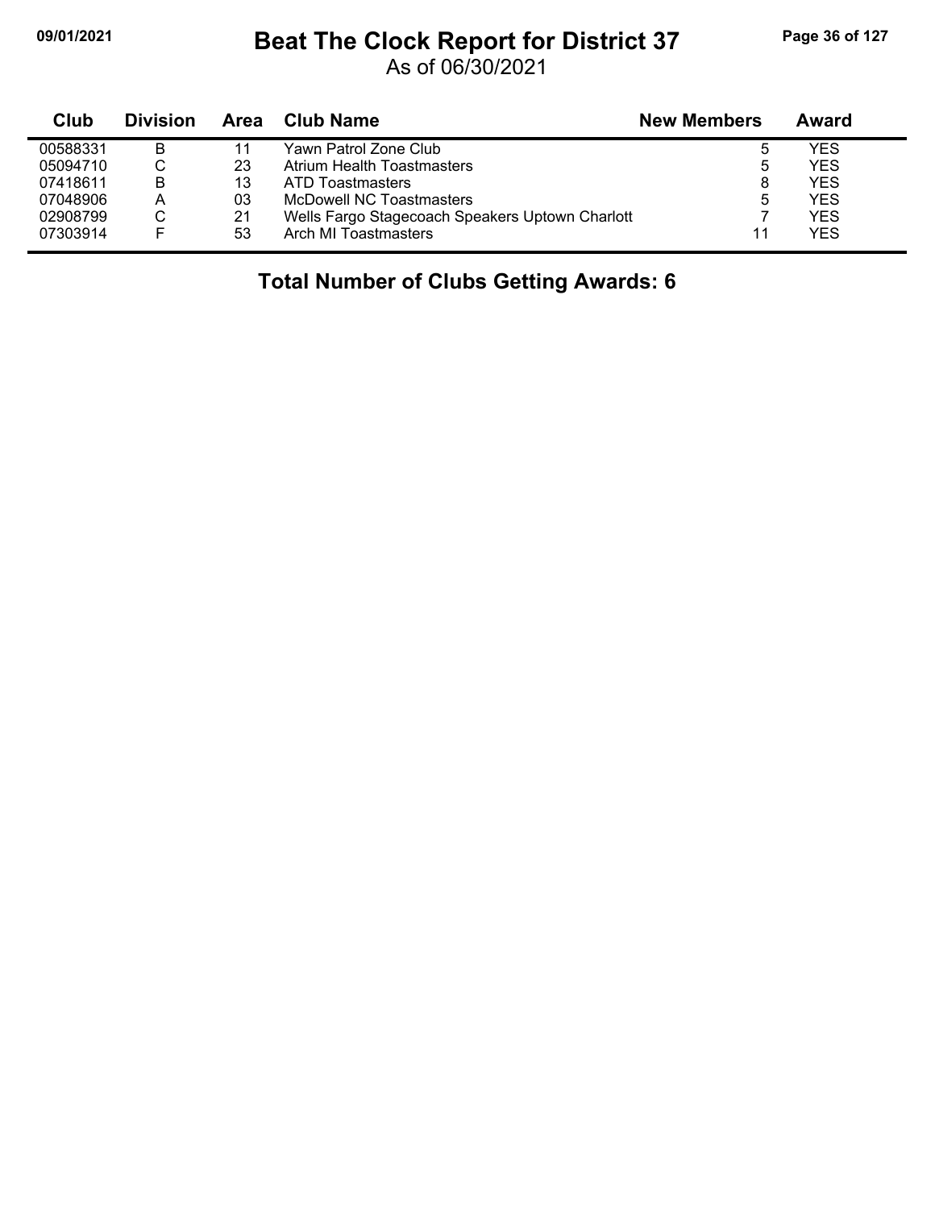# Beat The Clock Report for District 37

As of 06/30/2021

| Club | Division | Area | Club Name | New Members | Award |
|---|---|---|---|---|---|
| 00588331 | B | 11 | Yawn Patrol Zone Club | 5 | YES |
| 05094710 | C | 23 | Atrium Health Toastmasters | 5 | YES |
| 07418611 | B | 13 | ATD Toastmasters | 8 | YES |
| 07048906 | A | 03 | McDowell NC Toastmasters | 5 | YES |
| 02908799 | C | 21 | Wells Fargo Stagecoach Speakers Uptown Charlott | 7 | YES |
| 07303914 | F | 53 | Arch MI Toastmasters | 11 | YES |

**Total Number of Clubs Getting Awards: 6**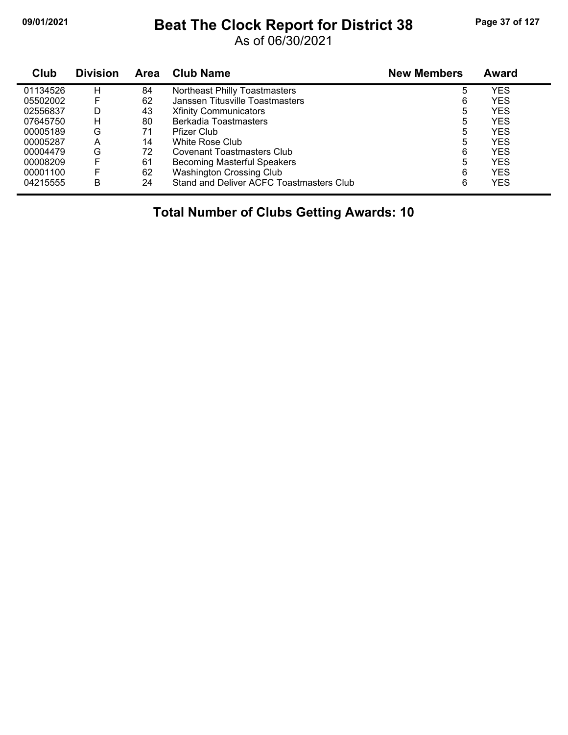# Beat The Clock Report for District 38

As of 06/30/2021

| Club | Division | Area | Club Name | New Members | Award |
|---|---|---|---|---|---|
| 01134526 | H | 84 | Northeast Philly Toastmasters | 5 | YES |
| 05502002 | F | 62 | Janssen Titusville Toastmasters | 6 | YES |
| 02556837 | D | 43 | Xfinity Communicators | 5 | YES |
| 07645750 | H | 80 | Berkadia Toastmasters | 5 | YES |
| 00005189 | G | 71 | Pfizer Club | 5 | YES |
| 00005287 | A | 14 | White Rose Club | 5 | YES |
| 00004479 | G | 72 | Covenant Toastmasters Club | 6 | YES |
| 00008209 | F | 61 | Becoming Masterful Speakers | 5 | YES |
| 00001100 | F | 62 | Washington Crossing Club | 6 | YES |
| 04215555 | B | 24 | Stand and Deliver ACFC Toastmasters Club | 6 | YES |

**Total Number of Clubs Getting Awards: 10**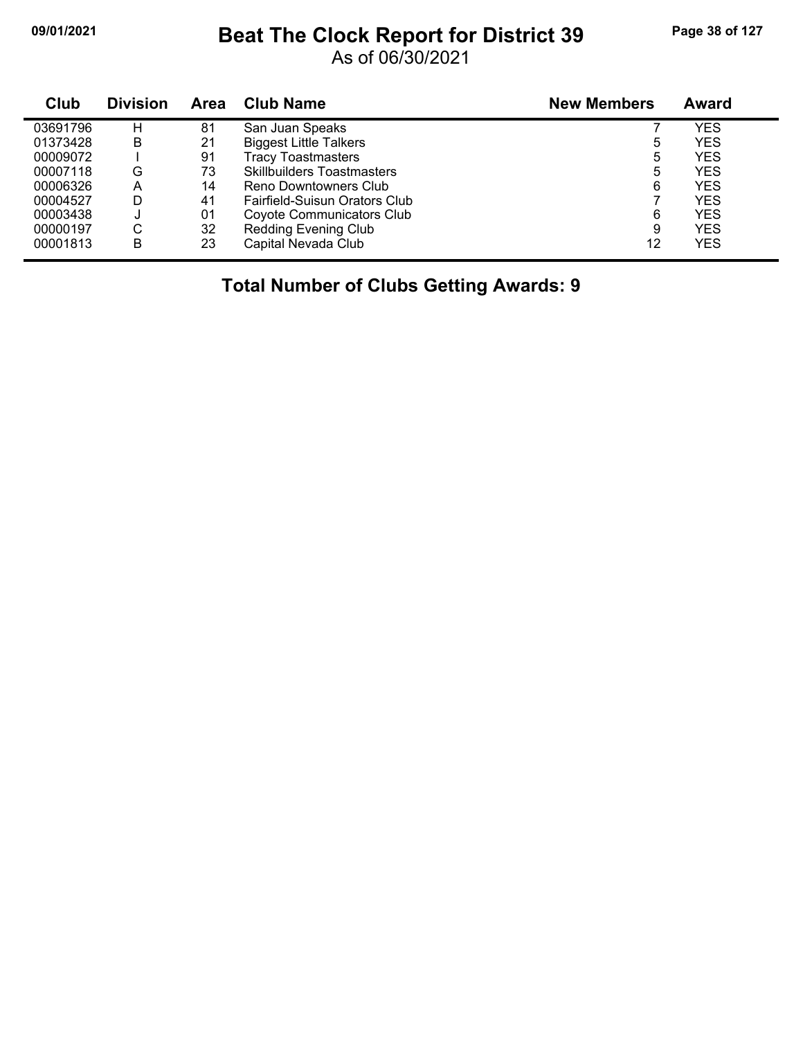# Beat The Clock Report for District 39

As of 06/30/2021

| Club | Division | Area | Club Name | New Members | Award |
|---|---|---|---|---|---|
| 03691796 | H | 81 | San Juan Speaks | 7 | YES |
| 01373428 | B | 21 | Biggest Little Talkers | 5 | YES |
| 00009072 | I | 91 | Tracy Toastmasters | 5 | YES |
| 00007118 | G | 73 | Skillbuilders Toastmasters | 5 | YES |
| 00006326 | A | 14 | Reno Downtowners Club | 6 | YES |
| 00004527 | D | 41 | Fairfield-Suisun Orators Club | 7 | YES |
| 00003438 | J | 01 | Coyote Communicators Club | 6 | YES |
| 00000197 | C | 32 | Redding Evening Club | 9 | YES |
| 00001813 | B | 23 | Capital Nevada Club | 12 | YES |

## Total Number of Clubs Getting Awards: 9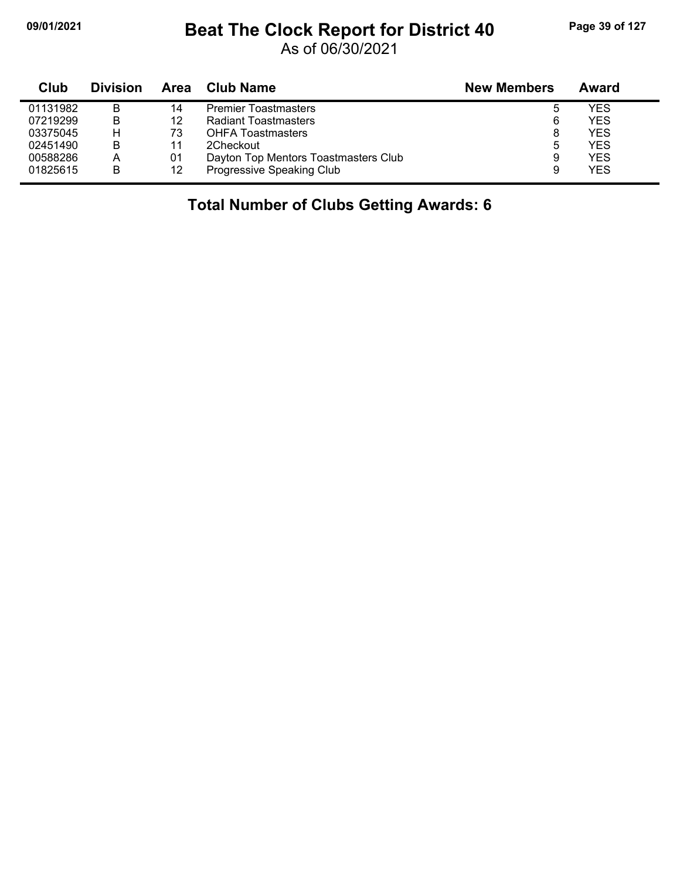# Beat The Clock Report for District 40

As of 06/30/2021

| Club | Division | Area | Club Name | New Members | Award |
|---|---|---|---|---|---|
| 01131982 | B | 14 | Premier Toastmasters | 5 | YES |
| 07219299 | B | 12 | Radiant Toastmasters | 6 | YES |
| 03375045 | H | 73 | OHFA Toastmasters | 8 | YES |
| 02451490 | B | 11 | 2Checkout | 5 | YES |
| 00588286 | A | 01 | Dayton Top Mentors Toastmasters Club | 9 | YES |
| 01825615 | B | 12 | Progressive Speaking Club | 9 | YES |

**Total Number of Clubs Getting Awards: 6**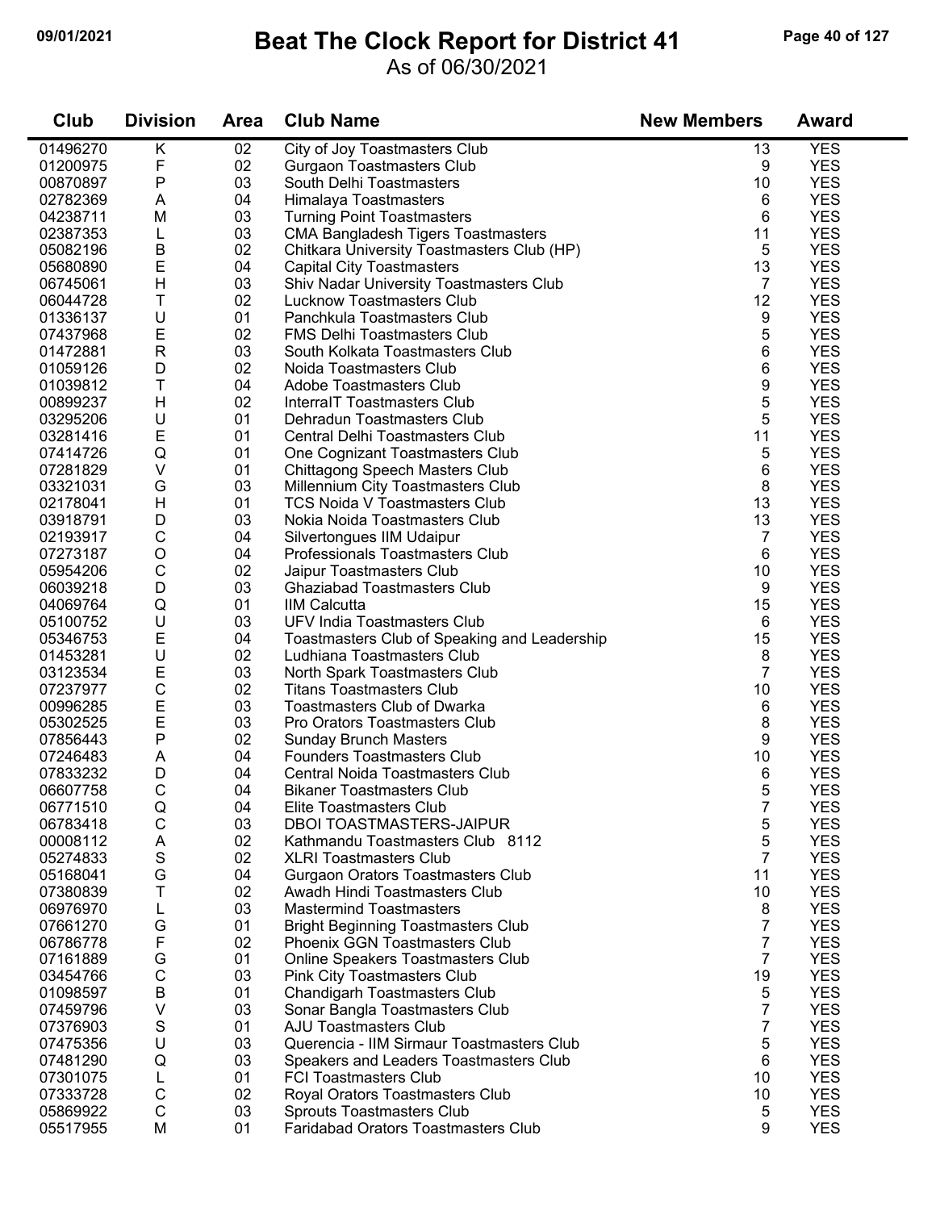# Beat The Clock Report for District 41

As of 06/30/2021

09/01/2021

| Club | Division | Area | Club Name | New Members | Award |
|---|---|---|---|---|---|
| 01496270 | K | 02 | City of Joy Toastmasters Club | 13 | YES |
| 01200975 | F | 02 | Gurgaon Toastmasters Club | 9 | YES |
| 00870897 | P | 03 | South Delhi Toastmasters | 10 | YES |
| 02782369 | A | 04 | Himalaya Toastmasters | 6 | YES |
| 04238711 | M | 03 | Turning Point Toastmasters | 6 | YES |
| 02387353 | L | 03 | CMA Bangladesh Tigers Toastmasters | 11 | YES |
| 05082196 | B | 02 | Chitkara University Toastmasters Club (HP) | 5 | YES |
| 05680890 | E | 04 | Capital City Toastmasters | 13 | YES |
| 06745061 | H | 03 | Shiv Nadar University Toastmasters Club | 7 | YES |
| 06044728 | T | 02 | Lucknow Toastmasters Club | 12 | YES |
| 01336137 | U | 01 | Panchkula Toastmasters Club | 9 | YES |
| 07437968 | E | 02 | FMS Delhi Toastmasters Club | 5 | YES |
| 01472881 | R | 03 | South Kolkata Toastmasters Club | 6 | YES |
| 01059126 | D | 02 | Noida Toastmasters Club | 6 | YES |
| 01039812 | T | 04 | Adobe Toastmasters Club | 9 | YES |
| 00899237 | H | 02 | InterraIT Toastmasters Club | 5 | YES |
| 03295206 | U | 01 | Dehradun Toastmasters Club | 5 | YES |
| 03281416 | E | 01 | Central Delhi Toastmasters Club | 11 | YES |
| 07414726 | Q | 01 | One Cognizant Toastmasters Club | 5 | YES |
| 07281829 | V | 01 | Chittagong Speech Masters Club | 6 | YES |
| 03321031 | G | 03 | Millennium City Toastmasters Club | 8 | YES |
| 02178041 | H | 01 | TCS Noida V Toastmasters Club | 13 | YES |
| 03918791 | D | 03 | Nokia Noida Toastmasters Club | 13 | YES |
| 02193917 | C | 04 | Silvertongues IIM Udaipur | 7 | YES |
| 07273187 | O | 04 | Professionals Toastmasters Club | 6 | YES |
| 05954206 | C | 02 | Jaipur Toastmasters Club | 10 | YES |
| 06039218 | D | 03 | Ghaziabad Toastmasters Club | 9 | YES |
| 04069764 | Q | 01 | IIM Calcutta | 15 | YES |
| 05100752 | U | 03 | UFV India Toastmasters Club | 6 | YES |
| 05346753 | E | 04 | Toastmasters Club of Speaking and Leadership | 15 | YES |
| 01453281 | U | 02 | Ludhiana Toastmasters Club | 8 | YES |
| 03123534 | E | 03 | North Spark Toastmasters Club | 7 | YES |
| 07237977 | C | 02 | Titans Toastmasters Club | 10 | YES |
| 00996285 | E | 03 | Toastmasters Club of Dwarka | 6 | YES |
| 05302525 | E | 03 | Pro Orators Toastmasters Club | 8 | YES |
| 07856443 | P | 02 | Sunday Brunch Masters | 9 | YES |
| 07246483 | A | 04 | Founders Toastmasters Club | 10 | YES |
| 07833232 | D | 04 | Central Noida Toastmasters Club | 6 | YES |
| 06607758 | C | 04 | Bikaner Toastmasters Club | 5 | YES |
| 06771510 | Q | 04 | Elite Toastmasters Club | 7 | YES |
| 06783418 | C | 03 | DBOI TOASTMASTERS-JAIPUR | 5 | YES |
| 00008112 | A | 02 | Kathmandu Toastmasters Club 8112 | 5 | YES |
| 05274833 | S | 02 | XLRI Toastmasters Club | 7 | YES |
| 05168041 | G | 04 | Gurgaon Orators Toastmasters Club | 11 | YES |
| 07380839 | T | 02 | Awadh Hindi Toastmasters Club | 10 | YES |
| 06976970 | L | 03 | Mastermind Toastmasters | 8 | YES |
| 07661270 | G | 01 | Bright Beginning Toastmasters Club | 7 | YES |
| 06786778 | F | 02 | Phoenix GGN Toastmasters Club | 7 | YES |
| 07161889 | G | 01 | Online Speakers Toastmasters Club | 7 | YES |
| 03454766 | C | 03 | Pink City Toastmasters Club | 19 | YES |
| 01098597 | B | 01 | Chandigarh Toastmasters Club | 5 | YES |
| 07459796 | V | 03 | Sonar Bangla Toastmasters Club | 7 | YES |
| 07376903 | S | 01 | AJU Toastmasters Club | 7 | YES |
| 07475356 | U | 03 | Querencia - IIM Sirmaur Toastmasters Club | 5 | YES |
| 07481290 | Q | 03 | Speakers and Leaders Toastmasters Club | 6 | YES |
| 07301075 | L | 01 | FCI Toastmasters Club | 10 | YES |
| 07333728 | C | 02 | Royal Orators Toastmasters Club | 10 | YES |
| 05869922 | C | 03 | Sprouts Toastmasters Club | 5 | YES |
| 05517955 | M | 01 | Faridabad Orators Toastmasters Club | 9 | YES |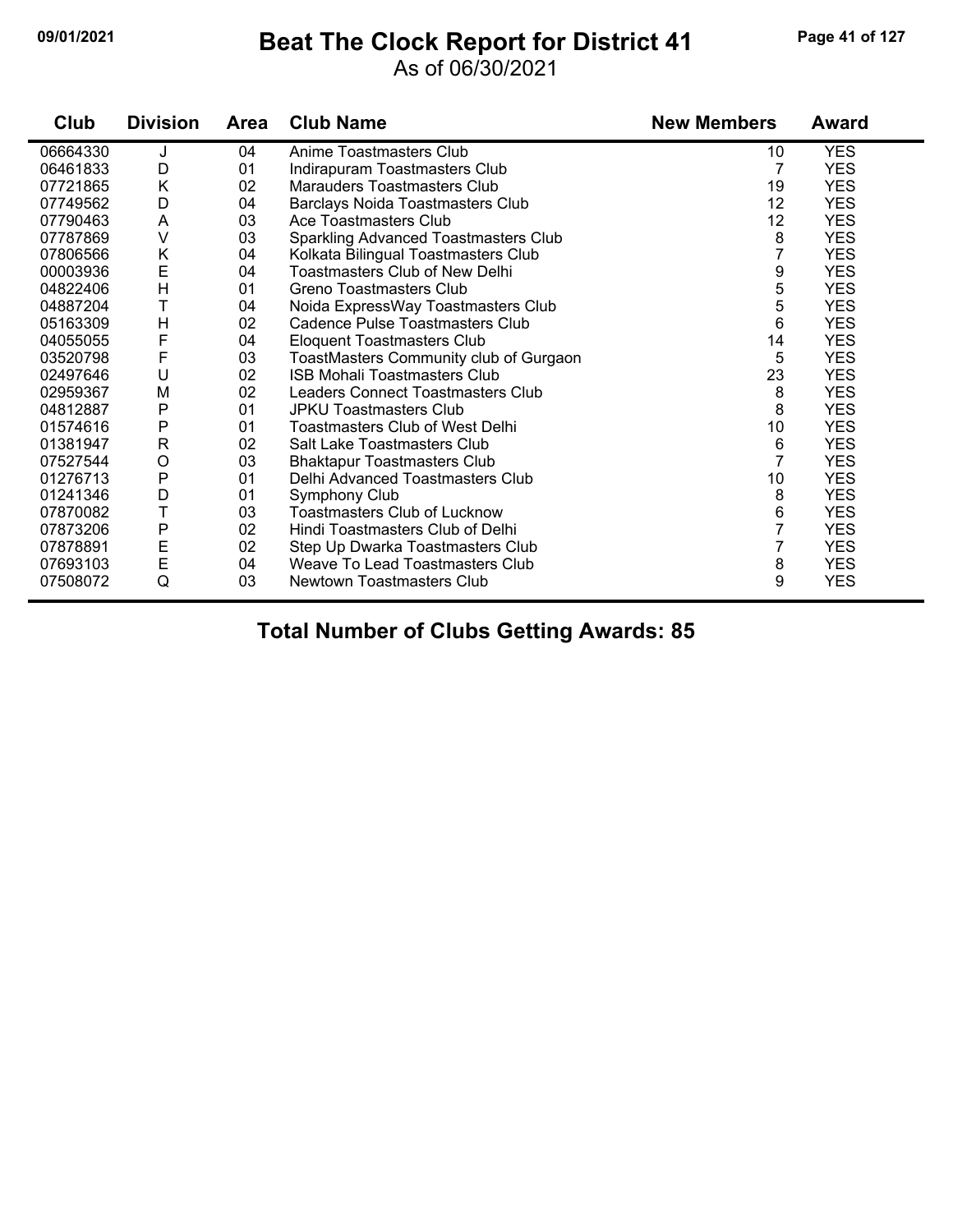# Beat The Clock Report for District 41

As of 06/30/2021

| Club | Division | Area | Club Name | New Members | Award |
|---|---|---|---|---|---|
| 06664330 | J | 04 | Anime Toastmasters Club | 10 | YES |
| 06461833 | D | 01 | Indirapuram Toastmasters Club | 7 | YES |
| 07721865 | K | 02 | Marauders Toastmasters Club | 19 | YES |
| 07749562 | D | 04 | Barclays Noida Toastmasters Club | 12 | YES |
| 07790463 | A | 03 | Ace Toastmasters Club | 12 | YES |
| 07787869 | V | 03 | Sparkling Advanced Toastmasters Club | 8 | YES |
| 07806566 | K | 04 | Kolkata Bilingual Toastmasters Club | 7 | YES |
| 00003936 | E | 04 | Toastmasters Club of New Delhi | 9 | YES |
| 04822406 | H | 01 | Greno Toastmasters Club | 5 | YES |
| 04887204 | T | 04 | Noida ExpressWay Toastmasters Club | 5 | YES |
| 05163309 | H | 02 | Cadence Pulse Toastmasters Club | 6 | YES |
| 04055055 | F | 04 | Eloquent Toastmasters Club | 14 | YES |
| 03520798 | F | 03 | ToastMasters Community club of Gurgaon | 5 | YES |
| 02497646 | U | 02 | ISB Mohali Toastmasters Club | 23 | YES |
| 02959367 | M | 02 | Leaders Connect Toastmasters Club | 8 | YES |
| 04812887 | P | 01 | JPKU Toastmasters Club | 8 | YES |
| 01574616 | P | 01 | Toastmasters Club of West Delhi | 10 | YES |
| 01381947 | R | 02 | Salt Lake Toastmasters Club | 6 | YES |
| 07527544 | O | 03 | Bhaktapur Toastmasters Club | 7 | YES |
| 01276713 | P | 01 | Delhi Advanced Toastmasters Club | 10 | YES |
| 01241346 | D | 01 | Symphony Club | 8 | YES |
| 07870082 | T | 03 | Toastmasters Club of Lucknow | 6 | YES |
| 07873206 | P | 02 | Hindi Toastmasters Club of Delhi | 7 | YES |
| 07878891 | E | 02 | Step Up Dwarka Toastmasters Club | 7 | YES |
| 07693103 | E | 04 | Weave To Lead Toastmasters Club | 8 | YES |
| 07508072 | Q | 03 | Newtown Toastmasters Club | 9 | YES |

**Total Number of Clubs Getting Awards: 85**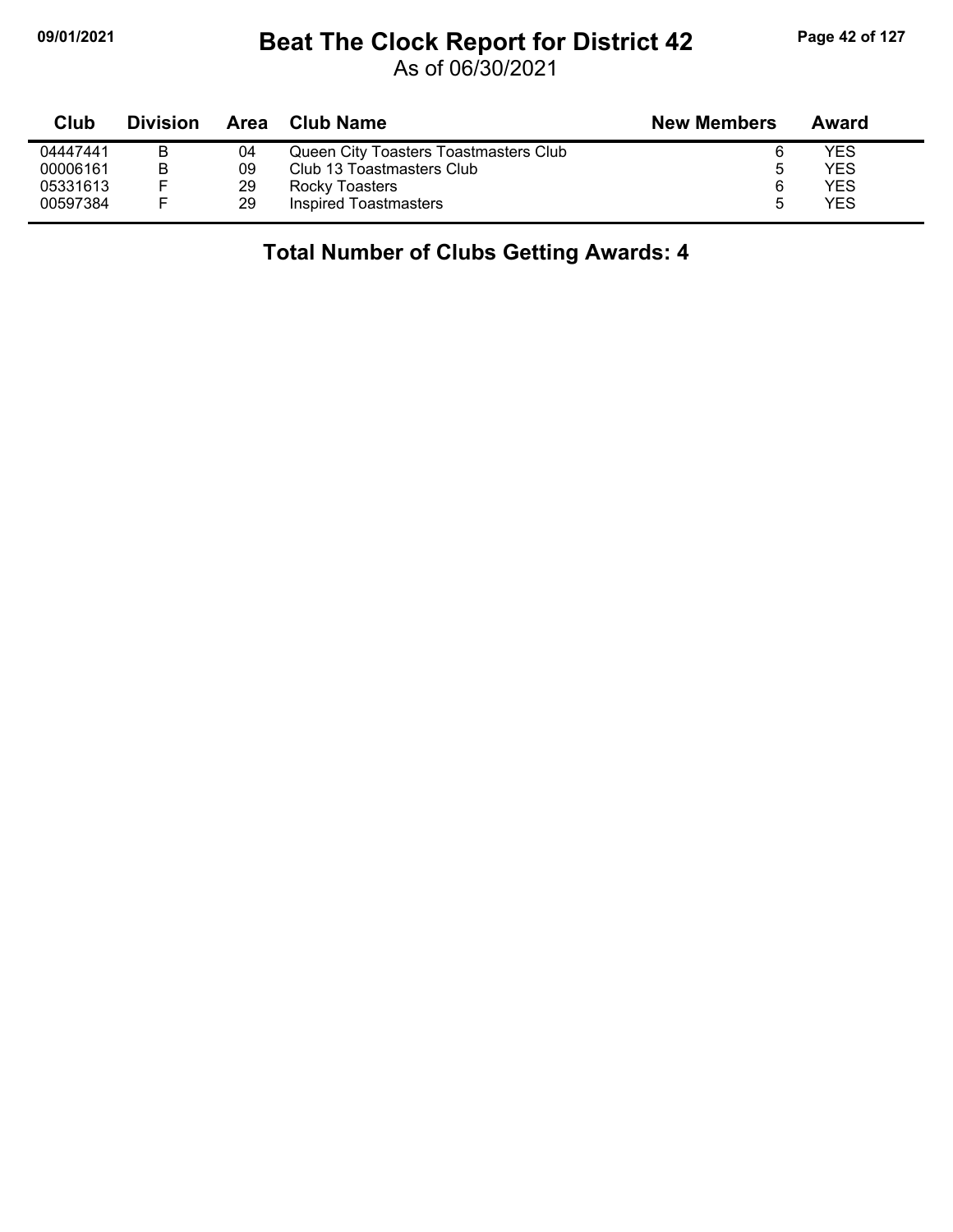# Beat The Clock Report for District 42

As of 06/30/2021

| Club | Division | Area | Club Name | New Members | Award |
|---|---|---|---|---|---|
| 04447441 | B | 04 | Queen City Toasters Toastmasters Club | 6 | YES |
| 00006161 | B | 09 | Club 13 Toastmasters Club | 5 | YES |
| 05331613 | F | 29 | Rocky Toasters | 6 | YES |
| 00597384 | F | 29 | Inspired Toastmasters | 5 | YES |

## Total Number of Clubs Getting Awards: 4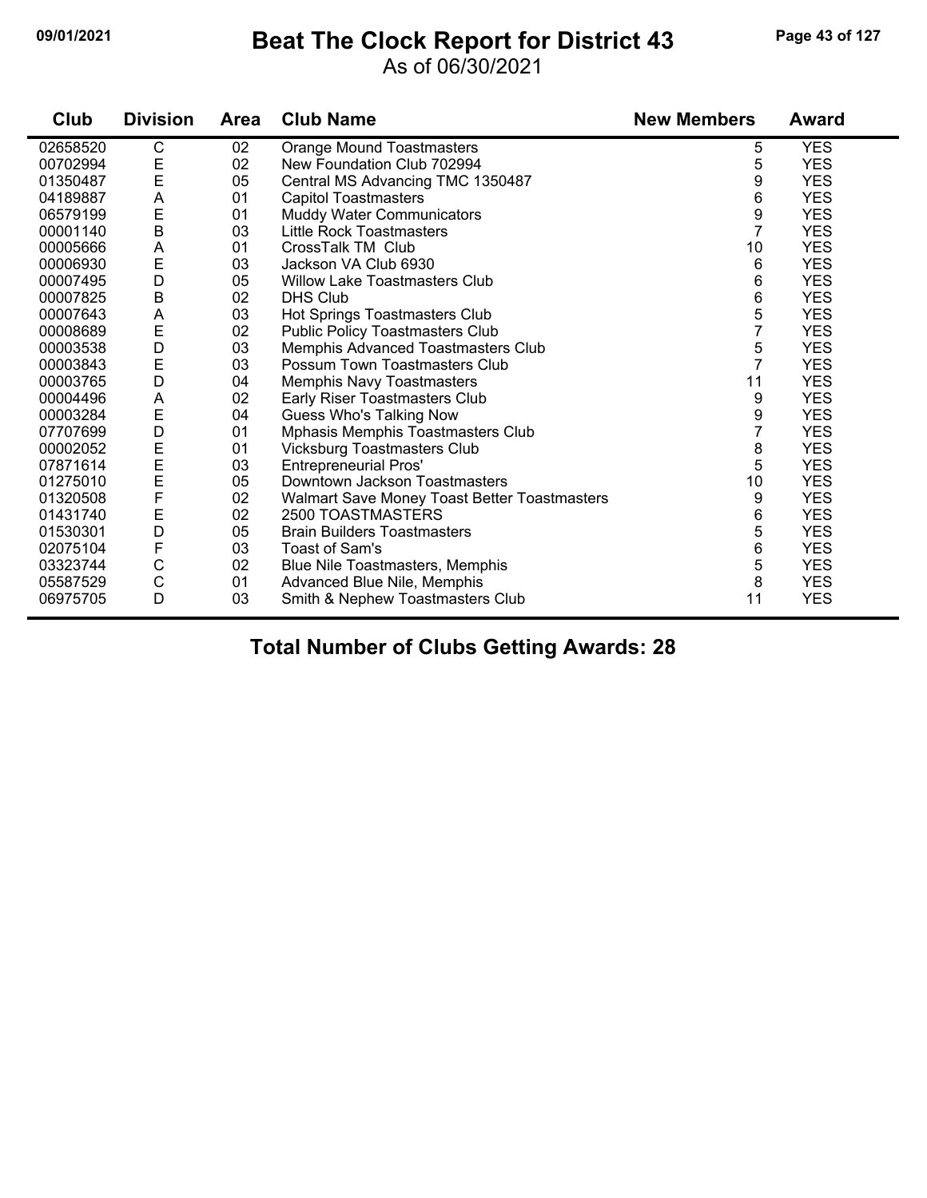# Beat The Clock Report for District 43

As of 06/30/2021

| Club | Division | Area | Club Name | New Members | Award |
|---|---|---|---|---|---|
| 02658520 | C | 02 | Orange Mound Toastmasters | 5 | YES |
| 00702994 | E | 02 | New Foundation Club 702994 | 5 | YES |
| 01350487 | E | 05 | Central MS Advancing TMC 1350487 | 9 | YES |
| 04189887 | A | 01 | Capitol Toastmasters | 6 | YES |
| 06579199 | E | 01 | Muddy Water Communicators | 9 | YES |
| 00001140 | B | 03 | Little Rock Toastmasters | 7 | YES |
| 00005666 | A | 01 | CrossTalk TM Club | 10 | YES |
| 00006930 | E | 03 | Jackson VA Club 6930 | 6 | YES |
| 00007495 | D | 05 | Willow Lake Toastmasters Club | 6 | YES |
| 00007825 | B | 02 | DHS Club | 6 | YES |
| 00007643 | A | 03 | Hot Springs Toastmasters Club | 5 | YES |
| 00008689 | E | 02 | Public Policy Toastmasters Club | 7 | YES |
| 00003538 | D | 03 | Memphis Advanced Toastmasters Club | 5 | YES |
| 00003843 | E | 03 | Possum Town Toastmasters Club | 7 | YES |
| 00003765 | D | 04 | Memphis Navy Toastmasters | 11 | YES |
| 00004496 | A | 02 | Early Riser Toastmasters Club | 9 | YES |
| 00003284 | E | 04 | Guess Who's Talking Now | 9 | YES |
| 07707699 | D | 01 | Mphasis Memphis Toastmasters Club | 7 | YES |
| 00002052 | E | 01 | Vicksburg Toastmasters Club | 8 | YES |
| 07871614 | E | 03 | Entrepreneurial Pros' | 5 | YES |
| 01275010 | E | 05 | Downtown Jackson Toastmasters | 10 | YES |
| 01320508 | F | 02 | Walmart Save Money Toast Better Toastmasters | 9 | YES |
| 01431740 | E | 02 | 2500 TOASTMASTERS | 6 | YES |
| 01530301 | D | 05 | Brain Builders Toastmasters | 5 | YES |
| 02075104 | F | 03 | Toast of Sam's | 6 | YES |
| 03323744 | C | 02 | Blue Nile Toastmasters, Memphis | 5 | YES |
| 05587529 | C | 01 | Advanced Blue Nile, Memphis | 8 | YES |
| 06975705 | D | 03 | Smith & Nephew Toastmasters Club | 11 | YES |

## Total Number of Clubs Getting Awards: 28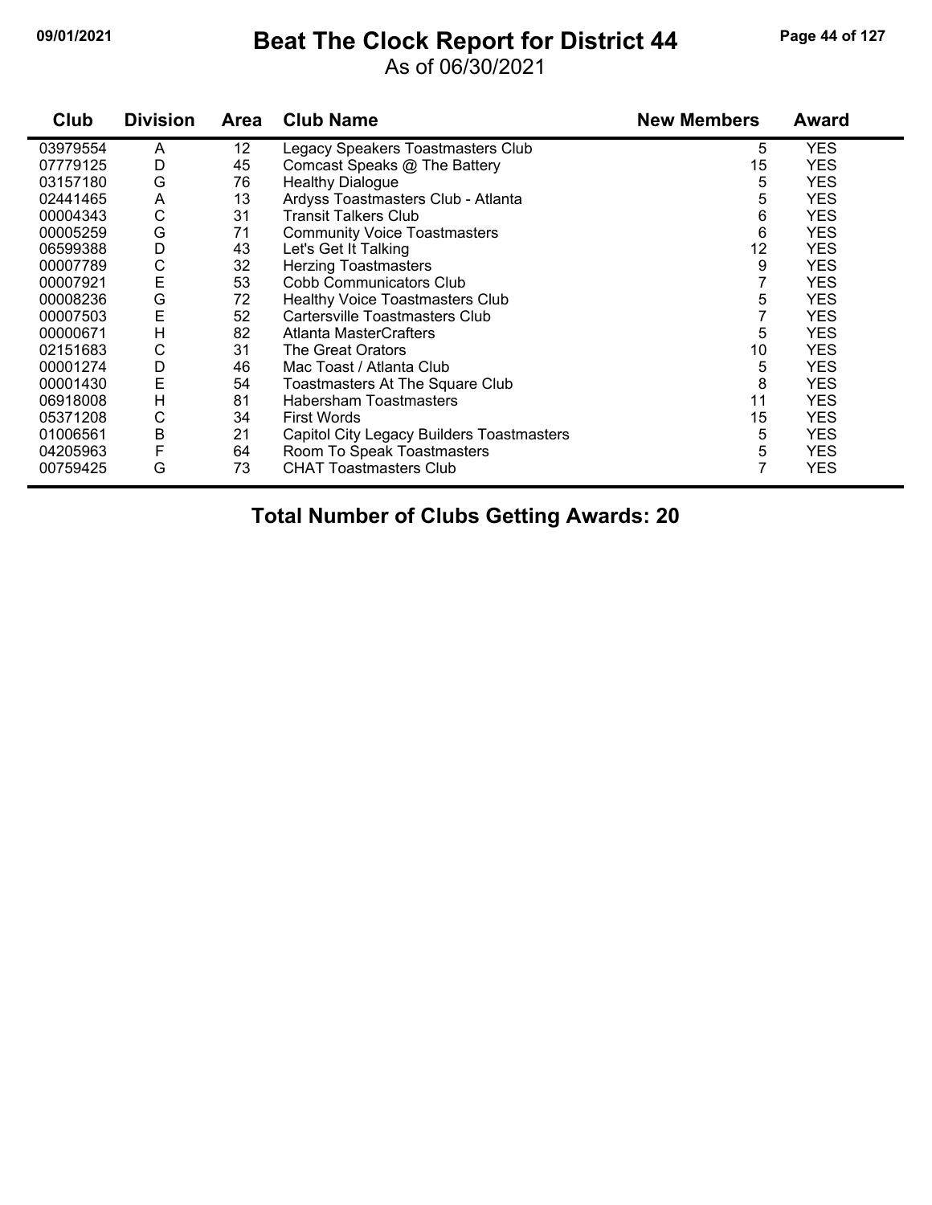# Beat The Clock Report for District 44

As of 06/30/2021

| Club | Division | Area | Club Name | New Members | Award |
|---|---|---|---|---|---|
| 03979554 | A | 12 | Legacy Speakers Toastmasters Club | 5 | YES |
| 07779125 | D | 45 | Comcast Speaks @ The Battery | 15 | YES |
| 03157180 | G | 76 | Healthy Dialogue | 5 | YES |
| 02441465 | A | 13 | Ardyss Toastmasters Club - Atlanta | 5 | YES |
| 00004343 | C | 31 | Transit Talkers Club | 6 | YES |
| 00005259 | G | 71 | Community Voice Toastmasters | 6 | YES |
| 06599388 | D | 43 | Let's Get It Talking | 12 | YES |
| 00007789 | C | 32 | Herzing Toastmasters | 9 | YES |
| 00007921 | E | 53 | Cobb Communicators Club | 7 | YES |
| 00008236 | G | 72 | Healthy Voice Toastmasters Club | 5 | YES |
| 00007503 | E | 52 | Cartersville Toastmasters Club | 7 | YES |
| 00000671 | H | 82 | Atlanta MasterCrafters | 5 | YES |
| 02151683 | C | 31 | The Great Orators | 10 | YES |
| 00001274 | D | 46 | Mac Toast / Atlanta Club | 5 | YES |
| 00001430 | E | 54 | Toastmasters At The Square Club | 8 | YES |
| 06918008 | H | 81 | Habersham Toastmasters | 11 | YES |
| 05371208 | C | 34 | First Words | 15 | YES |
| 01006561 | B | 21 | Capitol City Legacy Builders Toastmasters | 5 | YES |
| 04205963 | F | 64 | Room To Speak Toastmasters | 5 | YES |
| 00759425 | G | 73 | CHAT Toastmasters Club | 7 | YES |

**Total Number of Clubs Getting Awards: 20**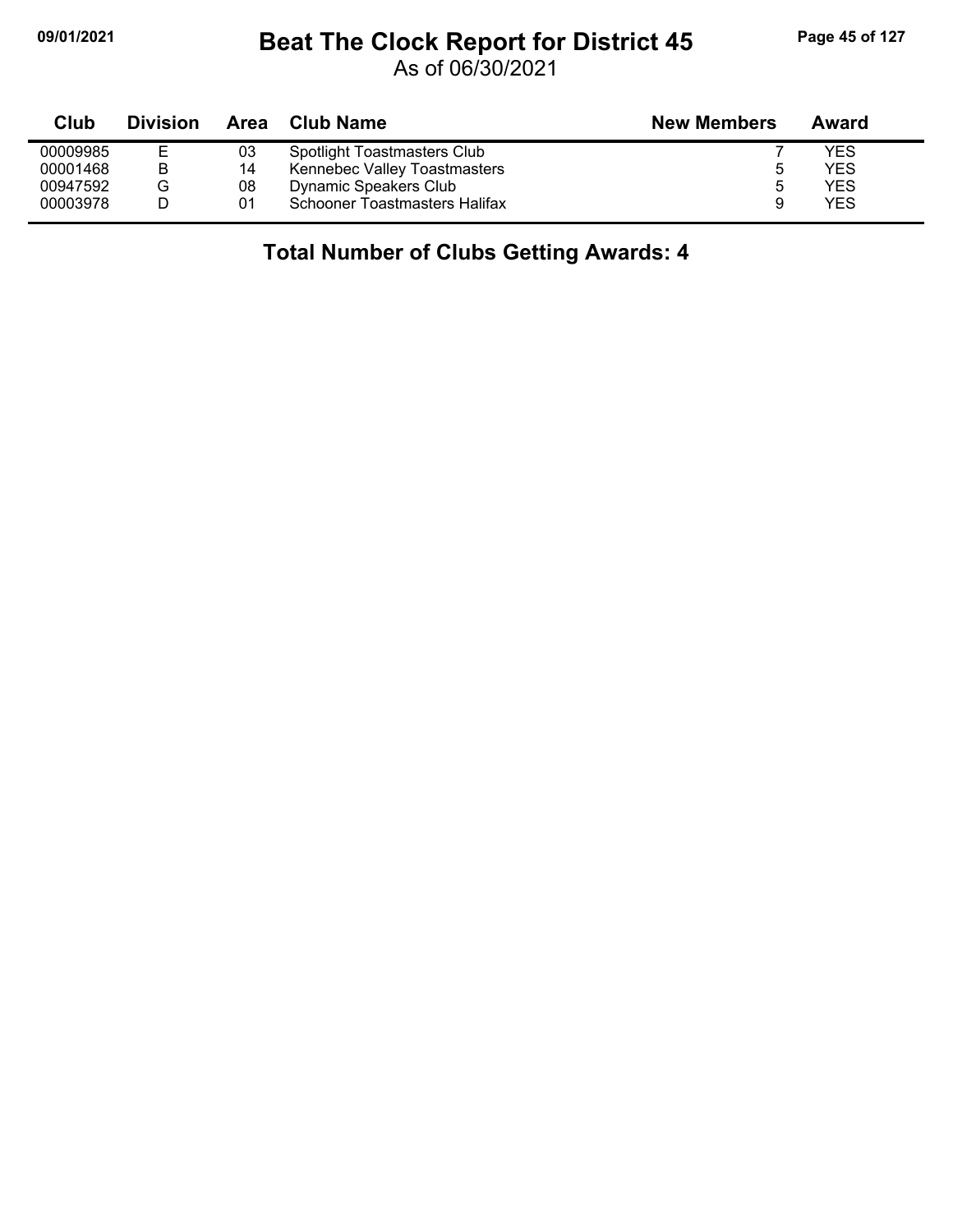# Beat The Clock Report for District 45

As of 06/30/2021

| Club | Division | Area | Club Name | New Members | Award |
|---|---|---|---|---|---|
| 00009985 | E | 03 | Spotlight Toastmasters Club | 7 | YES |
| 00001468 | B | 14 | Kennebec Valley Toastmasters | 5 | YES |
| 00947592 | G | 08 | Dynamic Speakers Club | 5 | YES |
| 00003978 | D | 01 | Schooner Toastmasters Halifax | 9 | YES |

## Total Number of Clubs Getting Awards: 4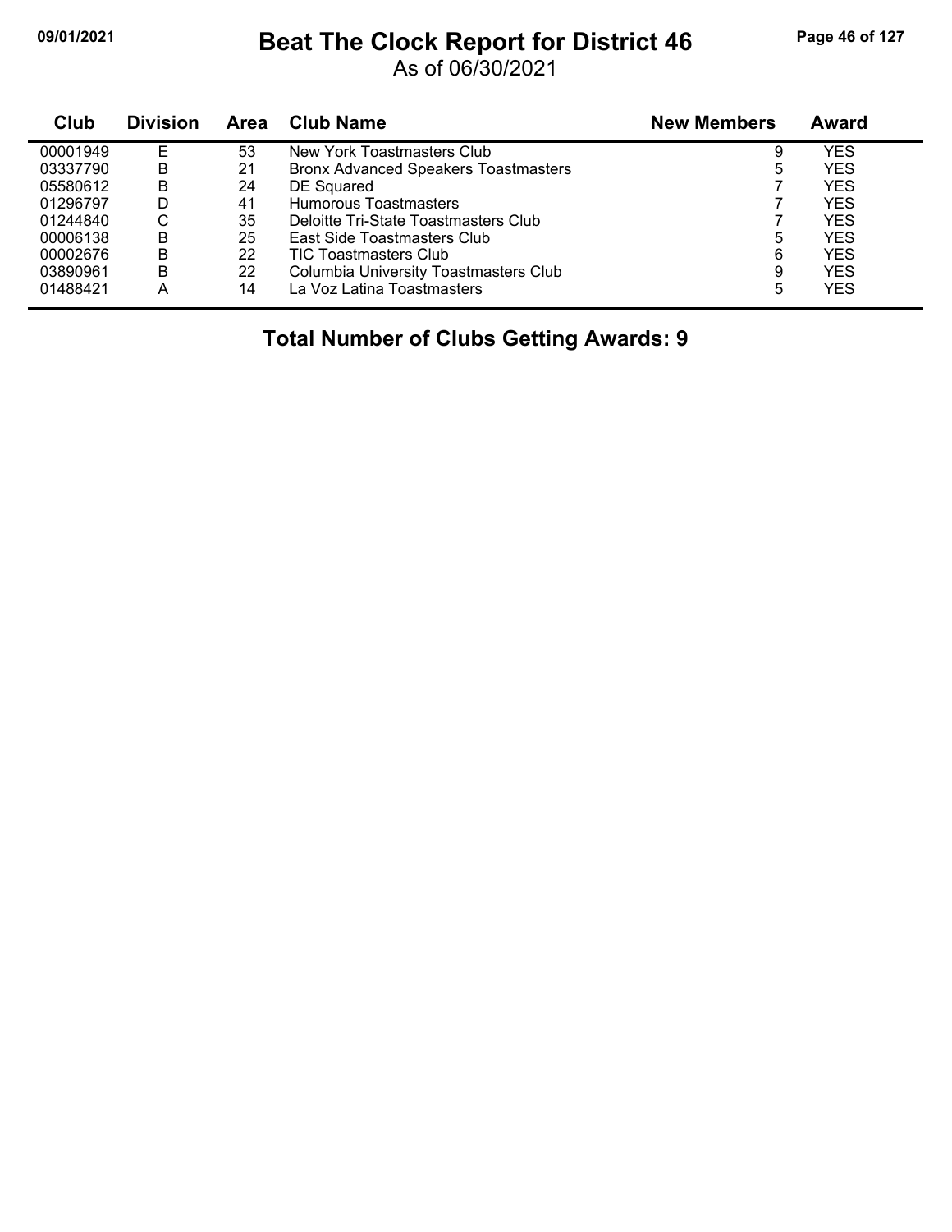# Beat The Clock Report for District 46

As of 06/30/2021

| Club | Division | Area | Club Name | New Members | Award |
|---|---|---|---|---|---|
| 00001949 | E | 53 | New York Toastmasters Club | 9 | YES |
| 03337790 | B | 21 | Bronx Advanced Speakers Toastmasters | 5 | YES |
| 05580612 | B | 24 | DE Squared | 7 | YES |
| 01296797 | D | 41 | Humorous Toastmasters | 7 | YES |
| 01244840 | C | 35 | Deloitte Tri-State Toastmasters Club | 7 | YES |
| 00006138 | B | 25 | East Side Toastmasters Club | 5 | YES |
| 00002676 | B | 22 | TIC Toastmasters Club | 6 | YES |
| 03890961 | B | 22 | Columbia University Toastmasters Club | 9 | YES |
| 01488421 | A | 14 | La Voz Latina Toastmasters | 5 | YES |

**Total Number of Clubs Getting Awards: 9**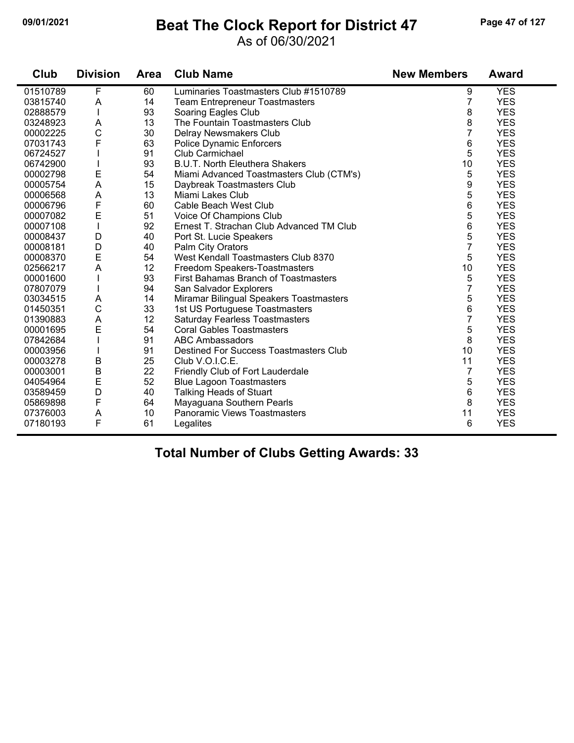# Beat The Clock Report for District 47

As of 06/30/2021

| Club | Division | Area | Club Name | New Members | Award |
|---|---|---|---|---|---|
| 01510789 | F | 60 | Luminaries Toastmasters Club #1510789 | 9 | YES |
| 03815740 | A | 14 | Team Entrepreneur Toastmasters | 7 | YES |
| 02888579 | I | 93 | Soaring Eagles Club | 8 | YES |
| 03248923 | A | 13 | The Fountain Toastmasters Club | 8 | YES |
| 00002225 | C | 30 | Delray Newsmakers Club | 7 | YES |
| 07031743 | F | 63 | Police Dynamic Enforcers | 6 | YES |
| 06724527 | I | 91 | Club Carmichael | 5 | YES |
| 06742900 | I | 93 | B.U.T. North Eleuthera Shakers | 10 | YES |
| 00002798 | E | 54 | Miami Advanced Toastmasters Club (CTM's) | 5 | YES |
| 00005754 | A | 15 | Daybreak Toastmasters Club | 9 | YES |
| 00006568 | A | 13 | Miami Lakes Club | 5 | YES |
| 00006796 | F | 60 | Cable Beach West Club | 6 | YES |
| 00007082 | E | 51 | Voice Of Champions Club | 5 | YES |
| 00007108 | I | 92 | Ernest T. Strachan Club Advanced TM Club | 6 | YES |
| 00008437 | D | 40 | Port St. Lucie Speakers | 5 | YES |
| 00008181 | D | 40 | Palm City Orators | 7 | YES |
| 00008370 | E | 54 | West Kendall Toastmasters Club 8370 | 5 | YES |
| 02566217 | A | 12 | Freedom Speakers-Toastmasters | 10 | YES |
| 00001600 | I | 93 | First Bahamas Branch of Toastmasters | 5 | YES |
| 07807079 | I | 94 | San Salvador Explorers | 7 | YES |
| 03034515 | A | 14 | Miramar Bilingual Speakers Toastmasters | 5 | YES |
| 01450351 | C | 33 | 1st US Portuguese Toastmasters | 6 | YES |
| 01390883 | A | 12 | Saturday Fearless Toastmasters | 7 | YES |
| 00001695 | E | 54 | Coral Gables Toastmasters | 5 | YES |
| 07842684 | I | 91 | ABC Ambassadors | 8 | YES |
| 00003956 | I | 91 | Destined For Success Toastmasters Club | 10 | YES |
| 00003278 | B | 25 | Club V.O.I.C.E. | 11 | YES |
| 00003001 | B | 22 | Friendly Club of Fort Lauderdale | 7 | YES |
| 04054964 | E | 52 | Blue Lagoon Toastmasters | 5 | YES |
| 03589459 | D | 40 | Talking Heads of Stuart | 6 | YES |
| 05869898 | F | 64 | Mayaguana Southern Pearls | 8 | YES |
| 07376003 | A | 10 | Panoramic Views Toastmasters | 11 | YES |
| 07180193 | F | 61 | Legalites | 6 | YES |

**Total Number of Clubs Getting Awards: 33**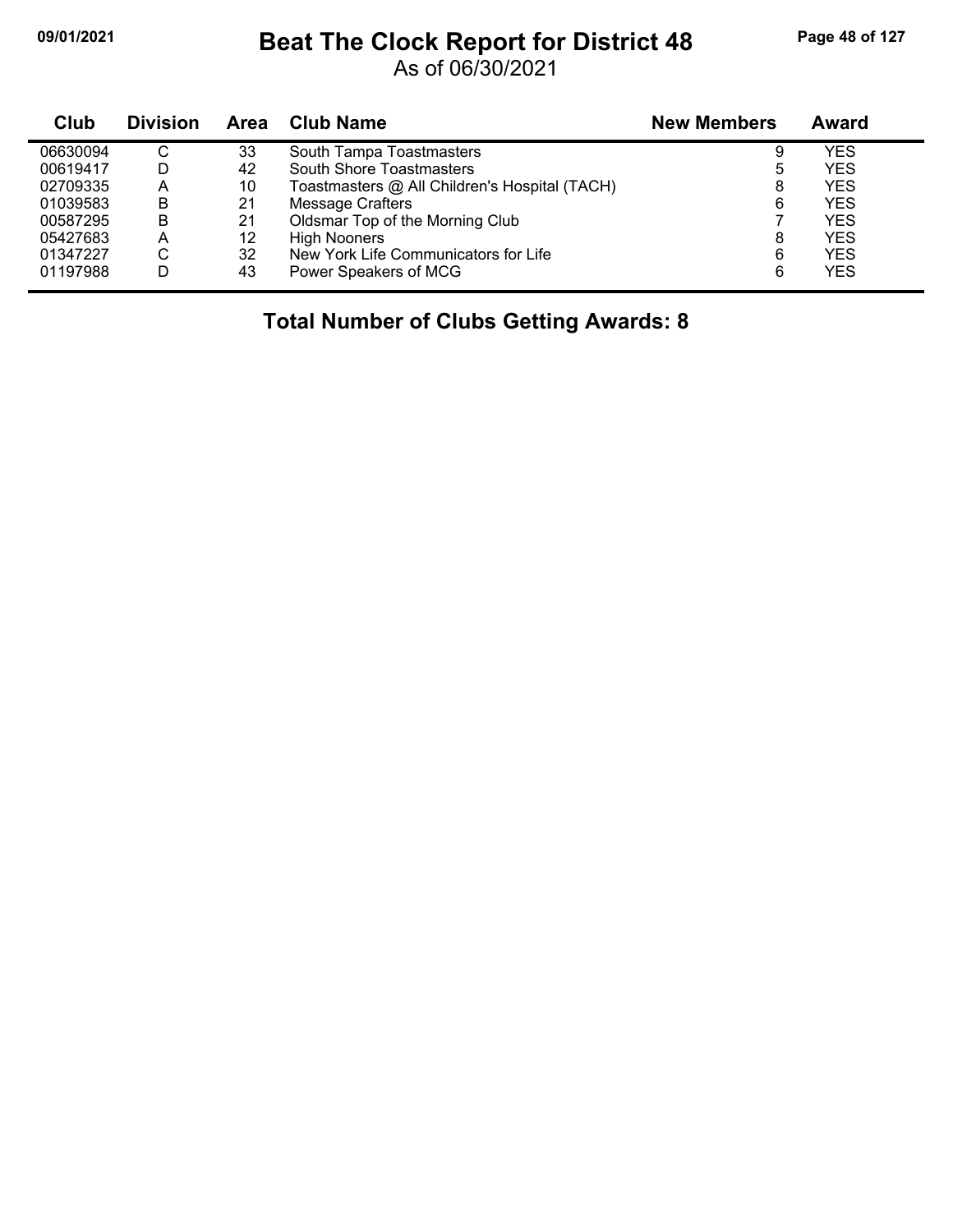# Beat The Clock Report for District 48

As of 06/30/2021

| Club | Division | Area | Club Name | New Members | Award |
|---|---|---|---|---|---|
| 06630094 | C | 33 | South Tampa Toastmasters | 9 | YES |
| 00619417 | D | 42 | South Shore Toastmasters | 5 | YES |
| 02709335 | A | 10 | Toastmasters @ All Children's Hospital (TACH) | 8 | YES |
| 01039583 | B | 21 | Message Crafters | 6 | YES |
| 00587295 | B | 21 | Oldsmar Top of the Morning Club | 7 | YES |
| 05427683 | A | 12 | High Nooners | 8 | YES |
| 01347227 | C | 32 | New York Life Communicators for Life | 6 | YES |
| 01197988 | D | 43 | Power Speakers of MCG | 6 | YES |

## Total Number of Clubs Getting Awards: 8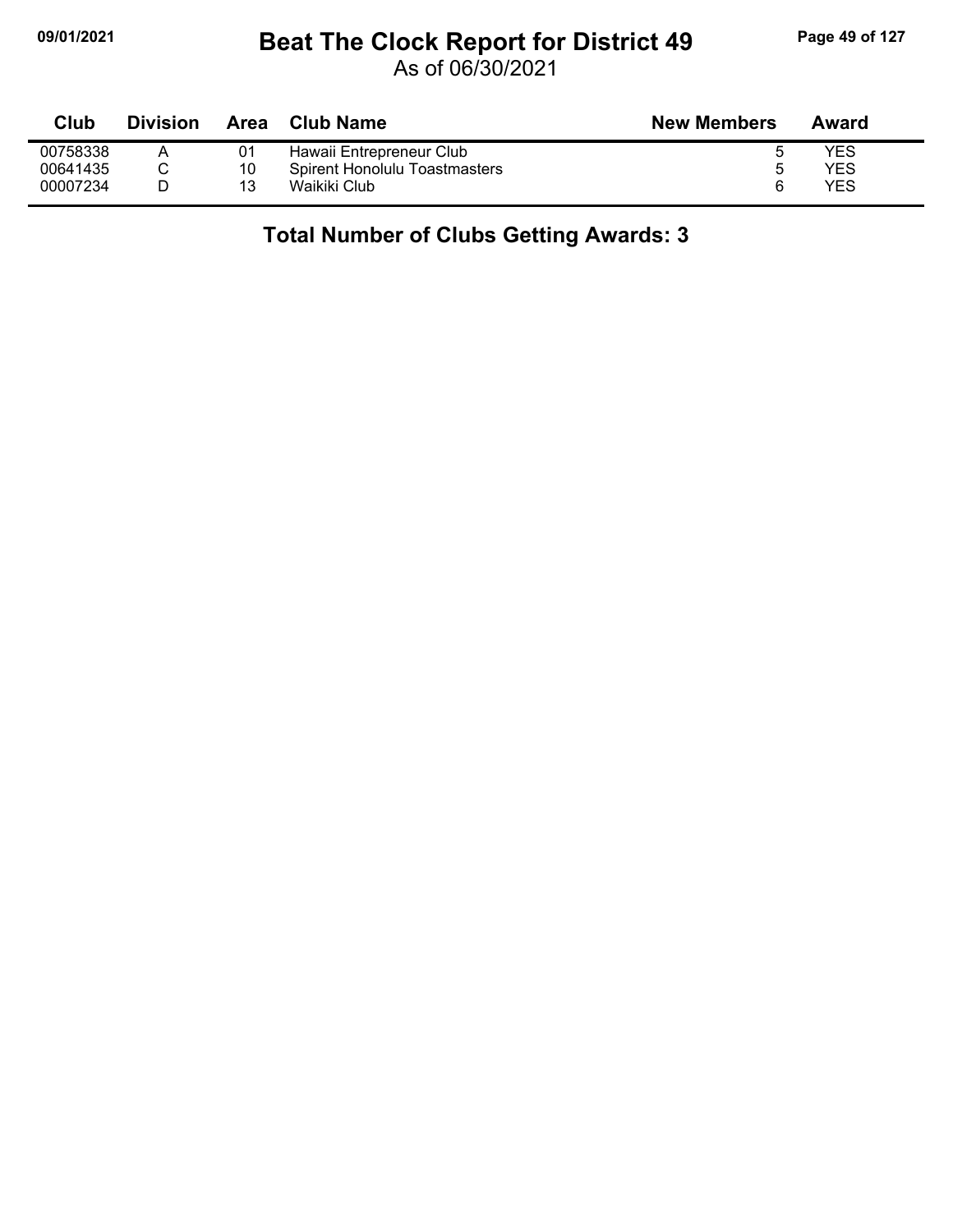# Beat The Clock Report for District 49

As of 06/30/2021

| Club | Division | Area | Club Name | New Members | Award |
|---|---|---|---|---|---|
| 00758338 | A | 01 | Hawaii Entrepreneur Club | 5 | YES |
| 00641435 | C | 10 | Spirent Honolulu Toastmasters | 5 | YES |
| 00007234 | D | 13 | Waikiki Club | 6 | YES |

**Total Number of Clubs Getting Awards: 3**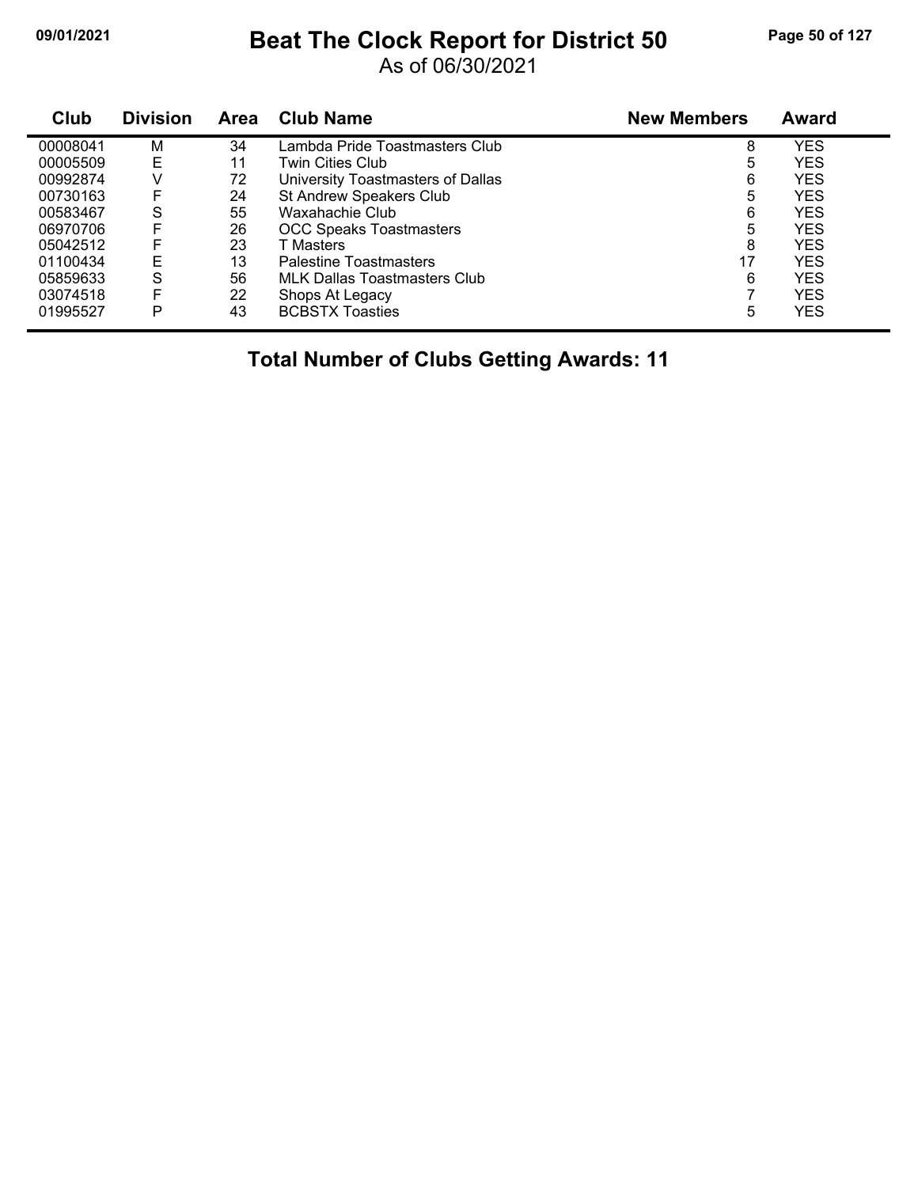# Beat The Clock Report for District 50

As of 06/30/2021

| Club | Division | Area | Club Name | New Members | Award |
|---|---|---|---|---|---|
| 00008041 | M | 34 | Lambda Pride Toastmasters Club | 8 | YES |
| 00005509 | E | 11 | Twin Cities Club | 5 | YES |
| 00992874 | V | 72 | University Toastmasters of Dallas | 6 | YES |
| 00730163 | F | 24 | St Andrew Speakers Club | 5 | YES |
| 00583467 | S | 55 | Waxahachie Club | 6 | YES |
| 06970706 | F | 26 | OCC Speaks Toastmasters | 5 | YES |
| 05042512 | F | 23 | T Masters | 8 | YES |
| 01100434 | E | 13 | Palestine Toastmasters | 17 | YES |
| 05859633 | S | 56 | MLK Dallas Toastmasters Club | 6 | YES |
| 03074518 | F | 22 | Shops At Legacy | 7 | YES |
| 01995527 | P | 43 | BCBSTX Toasties | 5 | YES |

**Total Number of Clubs Getting Awards: 11**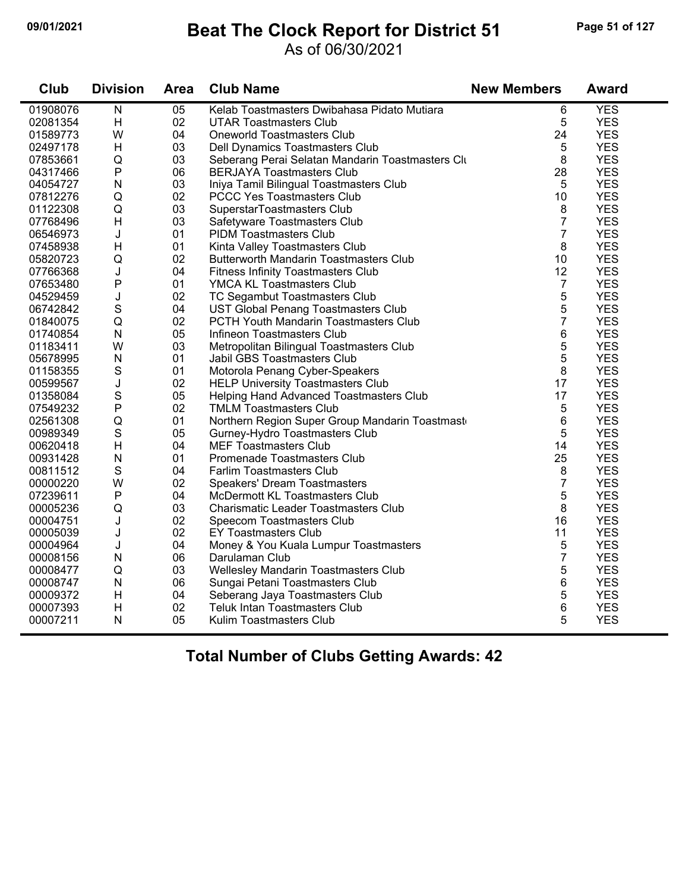# Beat The Clock Report for District 51

09/01/2021

As of 06/30/2021

| Club | Division | Area | Club Name | New Members | Award |
|---|---|---|---|---|---|
| 01908076 | N | 05 | Kelab Toastmasters Dwibahasa Pidato Mutiara | 6 | YES |
| 02081354 | H | 02 | UTAR Toastmasters Club | 5 | YES |
| 01589773 | W | 04 | Oneworld Toastmasters Club | 24 | YES |
| 02497178 | H | 03 | Dell Dynamics Toastmasters Club | 5 | YES |
| 07853661 | Q | 03 | Seberang Perai Selatan Mandarin Toastmasters Clu | 8 | YES |
| 04317466 | P | 06 | BERJAYA Toastmasters Club | 28 | YES |
| 04054727 | N | 03 | Iniya Tamil Bilingual Toastmasters Club | 5 | YES |
| 07812276 | Q | 02 | PCCC Yes Toastmasters Club | 10 | YES |
| 01122308 | Q | 03 | SuperstarToastmasters Club | 8 | YES |
| 07768496 | H | 03 | Safetyware Toastmasters Club | 7 | YES |
| 06546973 | J | 01 | PIDM Toastmasters Club | 7 | YES |
| 07458938 | H | 01 | Kinta Valley Toastmasters Club | 8 | YES |
| 05820723 | Q | 02 | Butterworth Mandarin Toastmasters Club | 10 | YES |
| 07766368 | J | 04 | Fitness Infinity Toastmasters Club | 12 | YES |
| 07653480 | P | 01 | YMCA KL Toastmasters Club | 7 | YES |
| 04529459 | J | 02 | TC Segambut Toastmasters Club | 5 | YES |
| 06742842 | S | 04 | UST Global Penang Toastmasters Club | 5 | YES |
| 01840075 | Q | 02 | PCTH Youth Mandarin Toastmasters Club | 7 | YES |
| 01740854 | N | 05 | Infineon Toastmasters Club | 6 | YES |
| 01183411 | W | 03 | Metropolitan Bilingual Toastmasters Club | 5 | YES |
| 05678995 | N | 01 | Jabil GBS Toastmasters Club | 5 | YES |
| 01158355 | S | 01 | Motorola Penang Cyber-Speakers | 8 | YES |
| 00599567 | J | 02 | HELP University Toastmasters Club | 17 | YES |
| 01358084 | S | 05 | Helping Hand Advanced Toastmasters Club | 17 | YES |
| 07549232 | P | 02 | TMLM Toastmasters Club | 5 | YES |
| 02561308 | Q | 01 | Northern Region Super Group Mandarin Toastmast | 6 | YES |
| 00989349 | S | 05 | Gurney-Hydro Toastmasters Club | 5 | YES |
| 00620418 | H | 04 | MEF Toastmasters Club | 14 | YES |
| 00931428 | N | 01 | Promenade Toastmasters Club | 25 | YES |
| 00811512 | S | 04 | Farlim Toastmasters Club | 8 | YES |
| 00000220 | W | 02 | Speakers' Dream Toastmasters | 7 | YES |
| 07239611 | P | 04 | McDermott KL Toastmasters Club | 5 | YES |
| 00005236 | Q | 03 | Charismatic Leader Toastmasters Club | 8 | YES |
| 00004751 | J | 02 | Speecom Toastmasters Club | 16 | YES |
| 00005039 | J | 02 | EY Toastmasters Club | 11 | YES |
| 00004964 | J | 04 | Money & You Kuala Lumpur Toastmasters | 5 | YES |
| 00008156 | N | 06 | Darulaman Club | 7 | YES |
| 00008477 | Q | 03 | Wellesley Mandarin Toastmasters Club | 5 | YES |
| 00008747 | N | 06 | Sungai Petani Toastmasters Club | 6 | YES |
| 00009372 | H | 04 | Seberang Jaya Toastmasters Club | 5 | YES |
| 00007393 | H | 02 | Teluk Intan Toastmasters Club | 6 | YES |
| 00007211 | N | 05 | Kulim Toastmasters Club | 5 | YES |

**Total Number of Clubs Getting Awards: 42**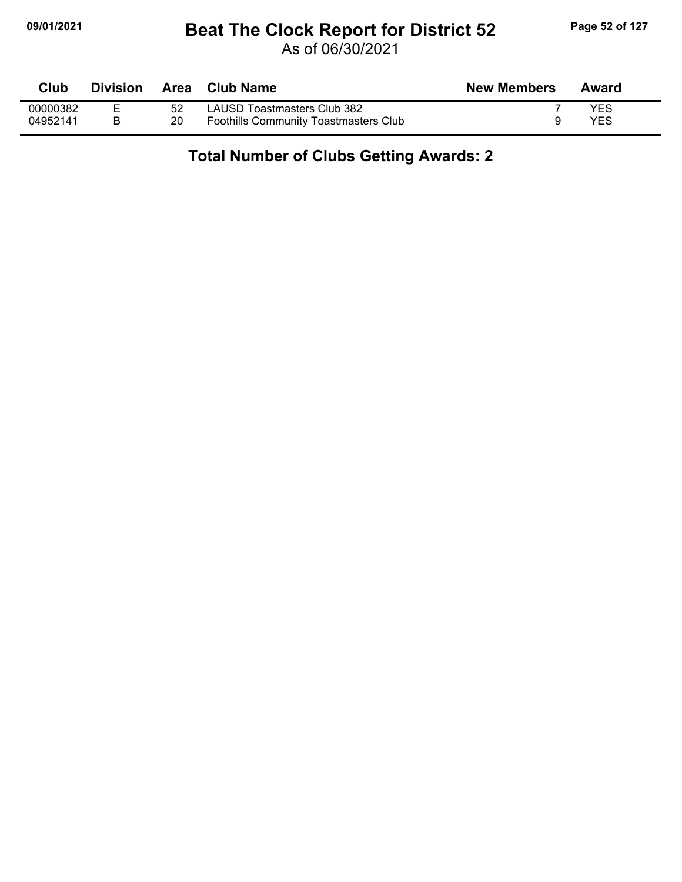# Beat The Clock Report for District 52

As of 06/30/2021

| Club | Division | Area | Club Name | New Members | Award |
|---|---|---|---|---|---|
| 00000382 | E | 52 | LAUSD Toastmasters Club 382 | 7 | YES |
| 04952141 | B | 20 | Foothills Community Toastmasters Club | 9 | YES |

**Total Number of Clubs Getting Awards: 2**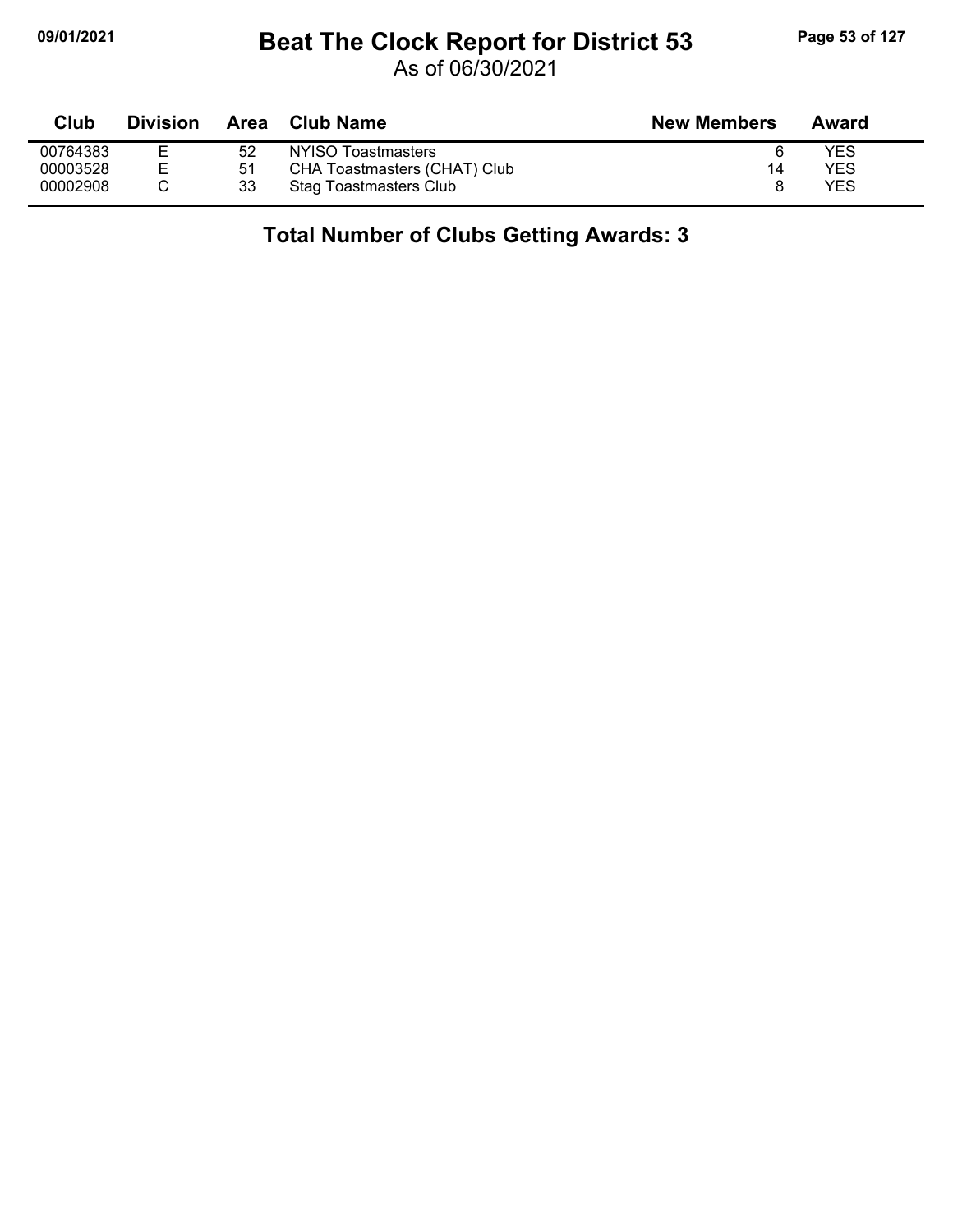# Beat The Clock Report for District 53

As of 06/30/2021

| Club | Division | Area | Club Name | New Members | Award |
|---|---|---|---|---|---|
| 00764383 | E | 52 | NYISO Toastmasters | 6 | YES |
| 00003528 | E | 51 | CHA Toastmasters (CHAT) Club | 14 | YES |
| 00002908 | C | 33 | Stag Toastmasters Club | 8 | YES |

## Total Number of Clubs Getting Awards: 3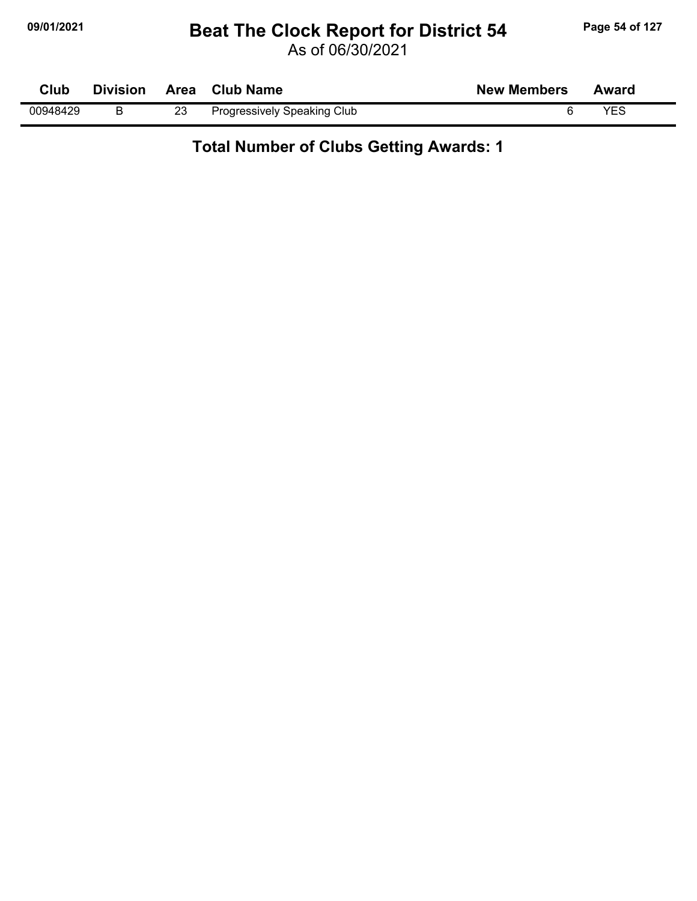# Beat The Clock Report for District 54

As of 06/30/2021

| Club | Division | Area | Club Name | New Members | Award |
|---|---|---|---|---|---|
| 00948429 | B | 23 | Progressively Speaking Club | 6 | YES |

**Total Number of Clubs Getting Awards: 1**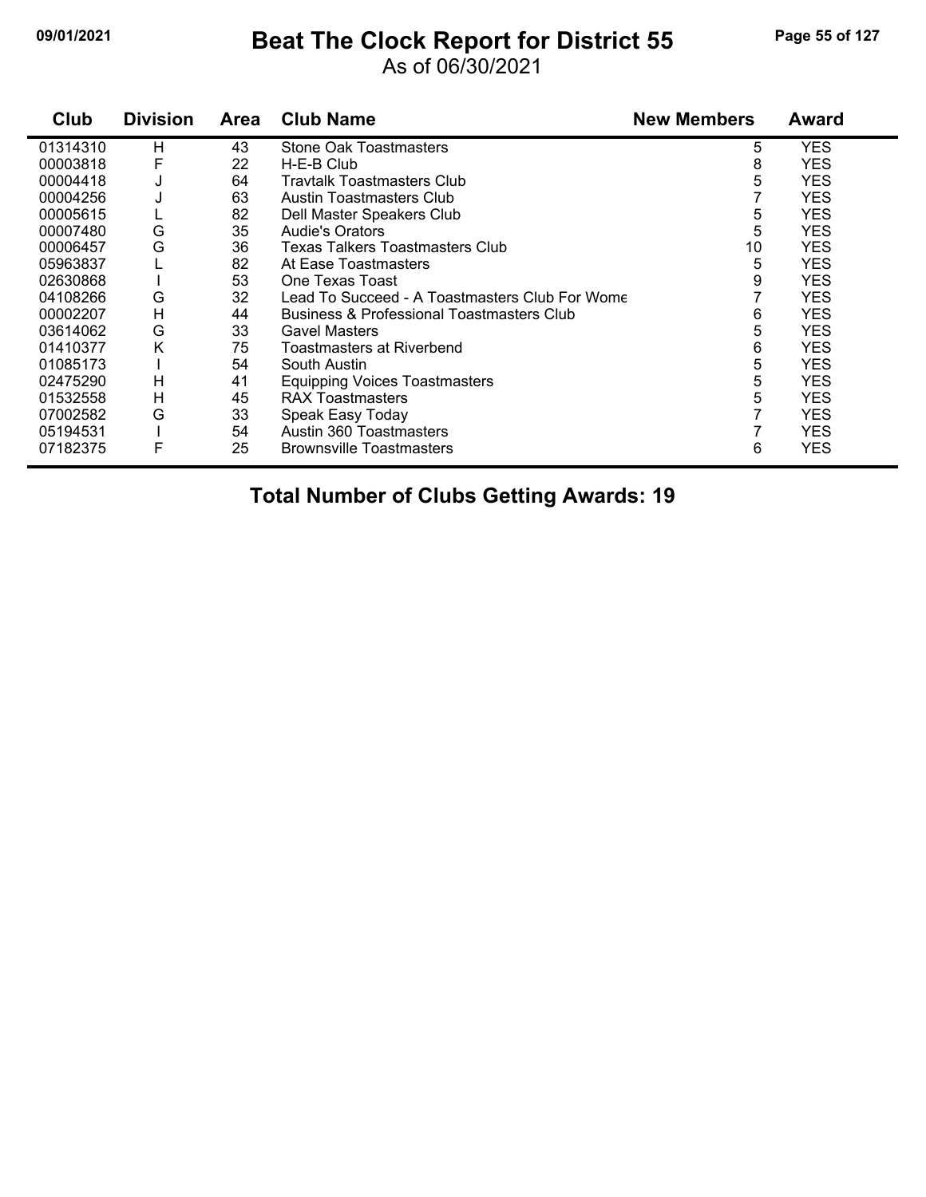# Beat The Clock Report for District 55

As of 06/30/2021

| Club | Division | Area | Club Name | New Members | Award |
|---|---|---|---|---|---|
| 01314310 | H | 43 | Stone Oak Toastmasters | 5 | YES |
| 00003818 | F | 22 | H-E-B Club | 8 | YES |
| 00004418 | J | 64 | Travtalk Toastmasters Club | 5 | YES |
| 00004256 | J | 63 | Austin Toastmasters Club | 7 | YES |
| 00005615 | L | 82 | Dell Master Speakers Club | 5 | YES |
| 00007480 | G | 35 | Audie's Orators | 5 | YES |
| 00006457 | G | 36 | Texas Talkers Toastmasters Club | 10 | YES |
| 05963837 | L | 82 | At Ease Toastmasters | 5 | YES |
| 02630868 | I | 53 | One Texas Toast | 9 | YES |
| 04108266 | G | 32 | Lead To Succeed - A Toastmasters Club For Wome | 7 | YES |
| 00002207 | H | 44 | Business & Professional Toastmasters Club | 6 | YES |
| 03614062 | G | 33 | Gavel Masters | 5 | YES |
| 01410377 | K | 75 | Toastmasters at Riverbend | 6 | YES |
| 01085173 | I | 54 | South Austin | 5 | YES |
| 02475290 | H | 41 | Equipping Voices Toastmasters | 5 | YES |
| 01532558 | H | 45 | RAX Toastmasters | 5 | YES |
| 07002582 | G | 33 | Speak Easy Today | 7 | YES |
| 05194531 | I | 54 | Austin 360 Toastmasters | 7 | YES |
| 07182375 | F | 25 | Brownsville Toastmasters | 6 | YES |

**Total Number of Clubs Getting Awards: 19**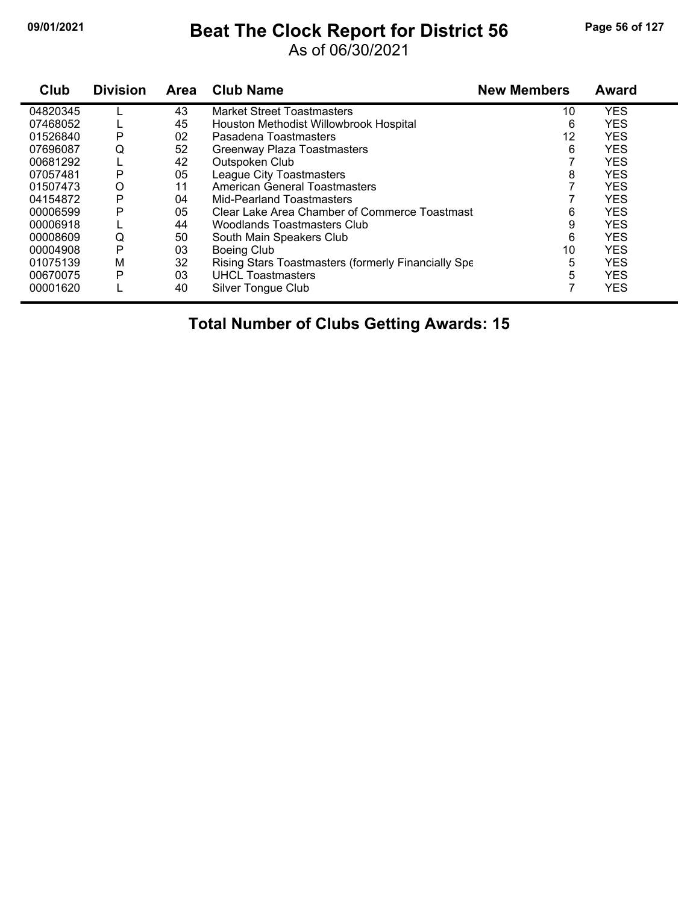# Beat The Clock Report for District 56

As of 06/30/2021

| Club | Division | Area | Club Name | New Members | Award |
|---|---|---|---|---|---|
| 04820345 | L | 43 | Market Street Toastmasters | 10 | YES |
| 07468052 | L | 45 | Houston Methodist Willowbrook Hospital | 6 | YES |
| 01526840 | P | 02 | Pasadena Toastmasters | 12 | YES |
| 07696087 | Q | 52 | Greenway Plaza Toastmasters | 6 | YES |
| 00681292 | L | 42 | Outspoken Club | 7 | YES |
| 07057481 | P | 05 | League City Toastmasters | 8 | YES |
| 01507473 | O | 11 | American General Toastmasters | 7 | YES |
| 04154872 | P | 04 | Mid-Pearland Toastmasters | 7 | YES |
| 00006599 | P | 05 | Clear Lake Area Chamber of Commerce Toastmast | 6 | YES |
| 00006918 | L | 44 | Woodlands Toastmasters Club | 9 | YES |
| 00008609 | Q | 50 | South Main Speakers Club | 6 | YES |
| 00004908 | P | 03 | Boeing Club | 10 | YES |
| 01075139 | M | 32 | Rising Stars Toastmasters (formerly Financially Spe | 5 | YES |
| 00670075 | P | 03 | UHCL Toastmasters | 5 | YES |
| 00001620 | L | 40 | Silver Tongue Club | 7 | YES |

**Total Number of Clubs Getting Awards: 15**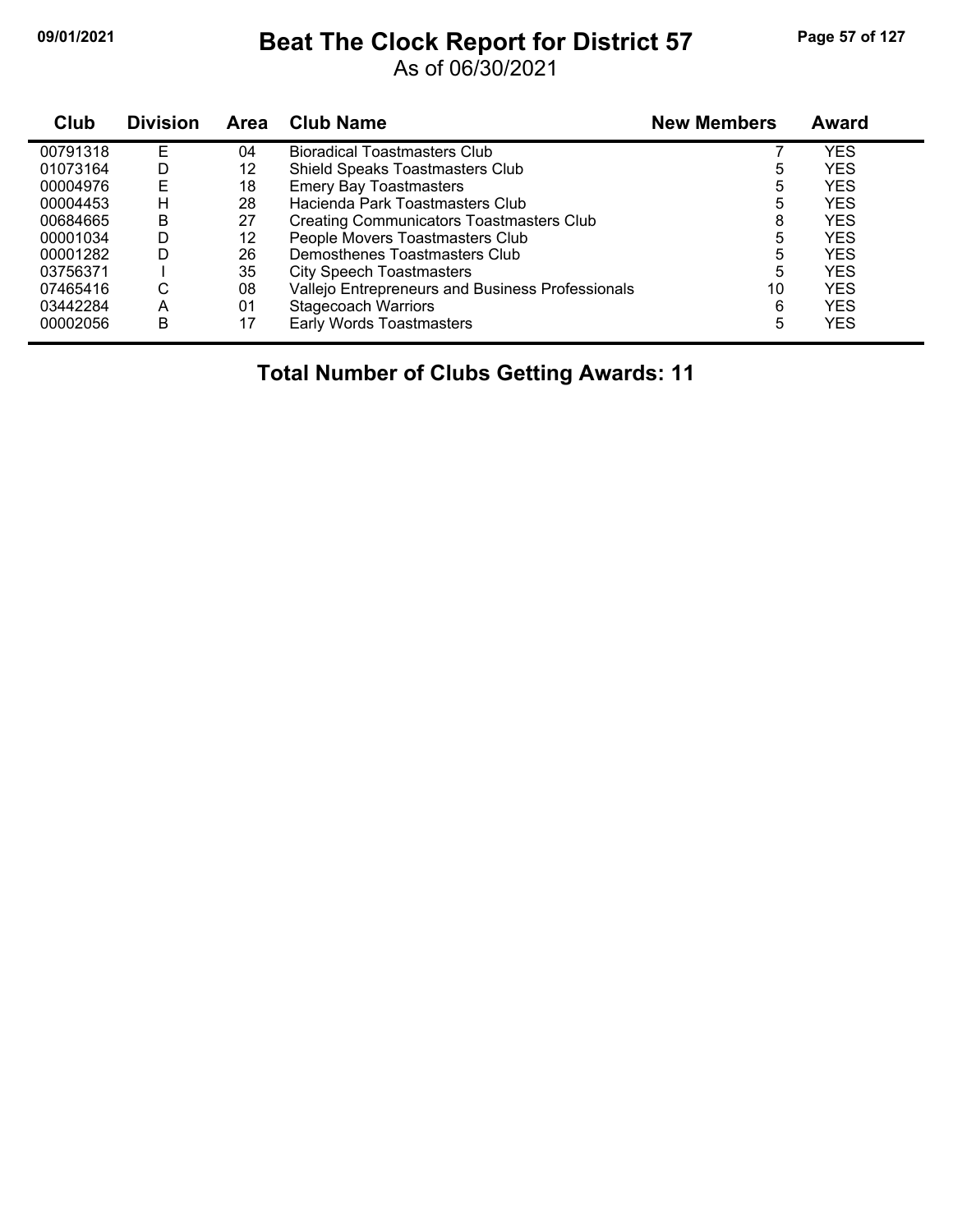# Beat The Clock Report for District 57

As of 06/30/2021

| Club | Division | Area | Club Name | New Members | Award |
|---|---|---|---|---|---|
| 00791318 | E | 04 | Bioradical Toastmasters Club | 7 | YES |
| 01073164 | D | 12 | Shield Speaks Toastmasters Club | 5 | YES |
| 00004976 | E | 18 | Emery Bay Toastmasters | 5 | YES |
| 00004453 | H | 28 | Hacienda Park Toastmasters Club | 5 | YES |
| 00684665 | B | 27 | Creating Communicators Toastmasters Club | 8 | YES |
| 00001034 | D | 12 | People Movers Toastmasters Club | 5 | YES |
| 00001282 | D | 26 | Demosthenes Toastmasters Club | 5 | YES |
| 03756371 | I | 35 | City Speech Toastmasters | 5 | YES |
| 07465416 | C | 08 | Vallejo Entrepreneurs and Business Professionals | 10 | YES |
| 03442284 | A | 01 | Stagecoach Warriors | 6 | YES |
| 00002056 | B | 17 | Early Words Toastmasters | 5 | YES |

**Total Number of Clubs Getting Awards: 11**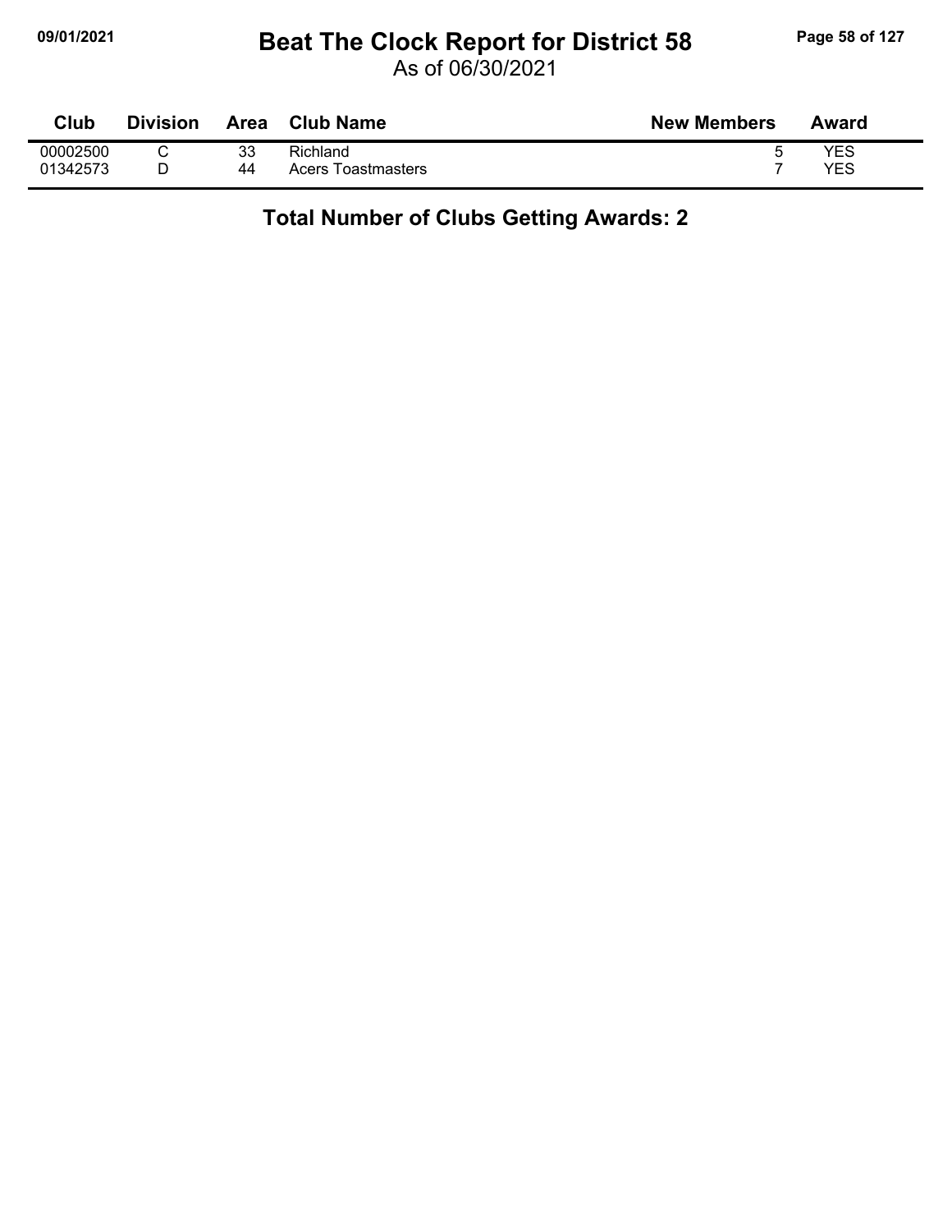# Beat The Clock Report for District 58

As of 06/30/2021

| Club | Division | Area | Club Name | New Members | Award |
|---|---|---|---|---|---|
| 00002500 | C | 33 | Richland | 5 | YES |
| 01342573 | D | 44 | Acers Toastmasters | 7 | YES |

**Total Number of Clubs Getting Awards: 2**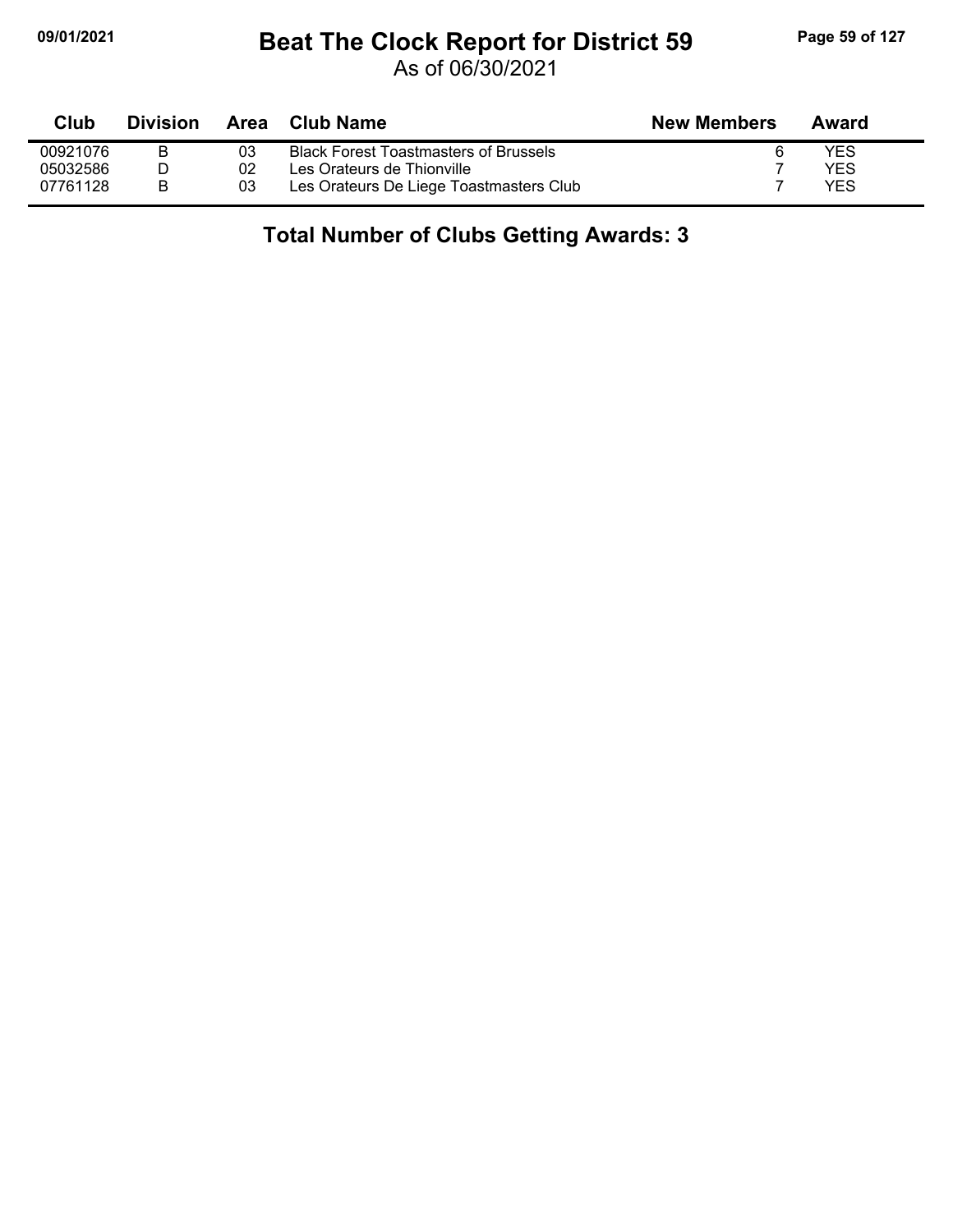# Beat The Clock Report for District 59

As of 06/30/2021

| Club | Division | Area | Club Name | New Members | Award |
|---|---|---|---|---|---|
| 00921076 | B | 03 | Black Forest Toastmasters of Brussels | 6 | YES |
| 05032586 | D | 02 | Les Orateurs de Thionville | 7 | YES |
| 07761128 | B | 03 | Les Orateurs De Liege Toastmasters Club | 7 | YES |

## Total Number of Clubs Getting Awards: 3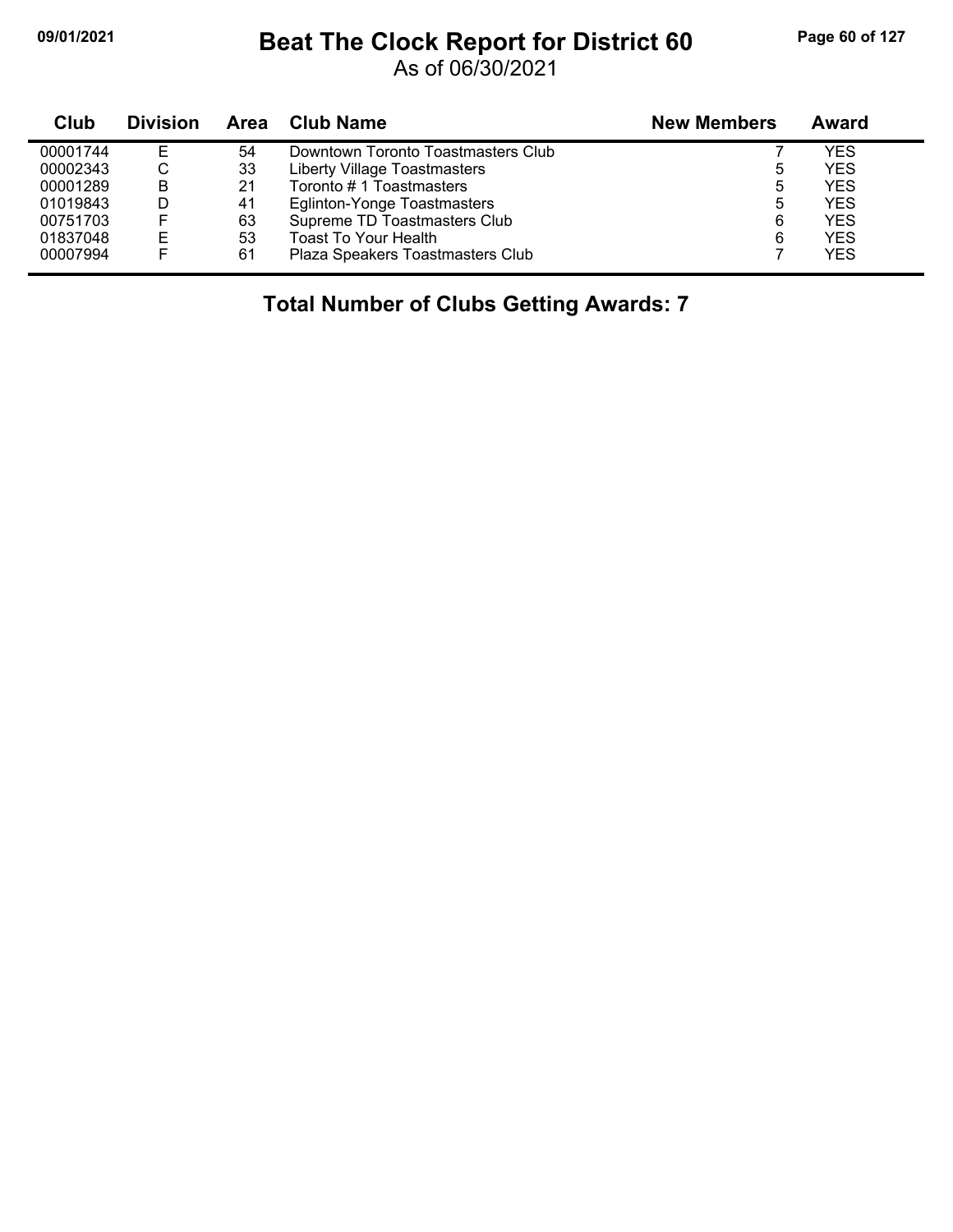# Beat The Clock Report for District 60

As of 06/30/2021

| Club | Division | Area | Club Name | New Members | Award |
|---|---|---|---|---|---|
| 00001744 | E | 54 | Downtown Toronto Toastmasters Club | 7 | YES |
| 00002343 | C | 33 | Liberty Village Toastmasters | 5 | YES |
| 00001289 | B | 21 | Toronto # 1 Toastmasters | 5 | YES |
| 01019843 | D | 41 | Eglinton-Yonge Toastmasters | 5 | YES |
| 00751703 | F | 63 | Supreme TD Toastmasters Club | 6 | YES |
| 01837048 | E | 53 | Toast To Your Health | 6 | YES |
| 00007994 | F | 61 | Plaza Speakers Toastmasters Club | 7 | YES |

**Total Number of Clubs Getting Awards: 7**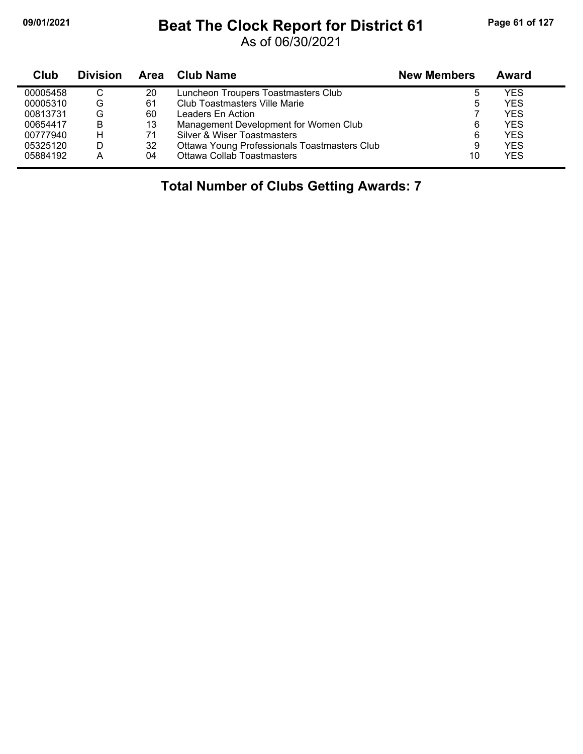# Beat The Clock Report for District 61

As of 06/30/2021

| Club | Division | Area | Club Name | New Members | Award |
|---|---|---|---|---|---|
| 00005458 | C | 20 | Luncheon Troupers Toastmasters Club | 5 | YES |
| 00005310 | G | 61 | Club Toastmasters Ville Marie | 5 | YES |
| 00813731 | G | 60 | Leaders En Action | 7 | YES |
| 00654417 | B | 13 | Management Development for Women Club | 6 | YES |
| 00777940 | H | 71 | Silver & Wiser Toastmasters | 6 | YES |
| 05325120 | D | 32 | Ottawa Young Professionals Toastmasters Club | 9 | YES |
| 05884192 | A | 04 | Ottawa Collab Toastmasters | 10 | YES |

**Total Number of Clubs Getting Awards: 7**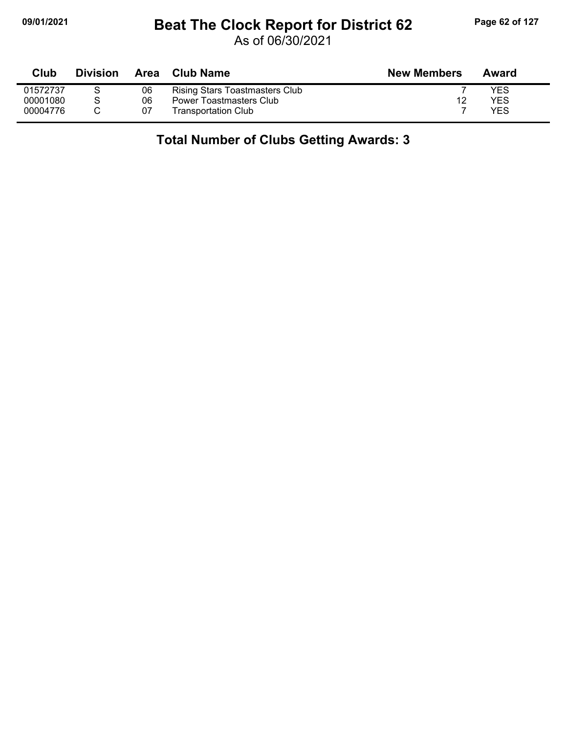# Beat The Clock Report for District 62

As of 06/30/2021

| Club | Division | Area | Club Name | New Members | Award |
|---|---|---|---|---|---|
| 01572737 | S | 06 | Rising Stars Toastmasters Club | 7 | YES |
| 00001080 | S | 06 | Power Toastmasters Club | 12 | YES |
| 00004776 | C | 07 | Transportation Club | 7 | YES |

**Total Number of Clubs Getting Awards: 3**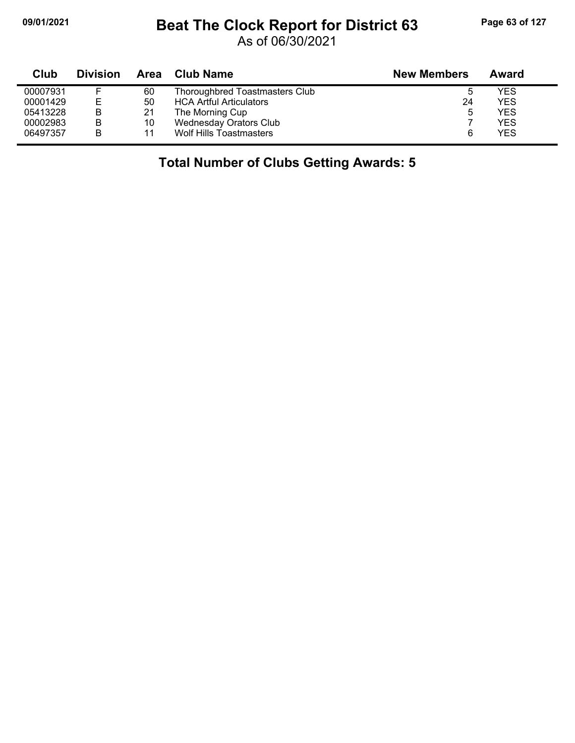# Beat The Clock Report for District 63

As of 06/30/2021

| Club | Division | Area | Club Name | New Members | Award |
|---|---|---|---|---|---|
| 00007931 | F | 60 | Thoroughbred Toastmasters Club | 5 | YES |
| 00001429 | E | 50 | HCA Artful Articulators | 24 | YES |
| 05413228 | B | 21 | The Morning Cup | 5 | YES |
| 00002983 | B | 10 | Wednesday Orators Club | 7 | YES |
| 06497357 | B | 11 | Wolf Hills Toastmasters | 6 | YES |

**Total Number of Clubs Getting Awards: 5**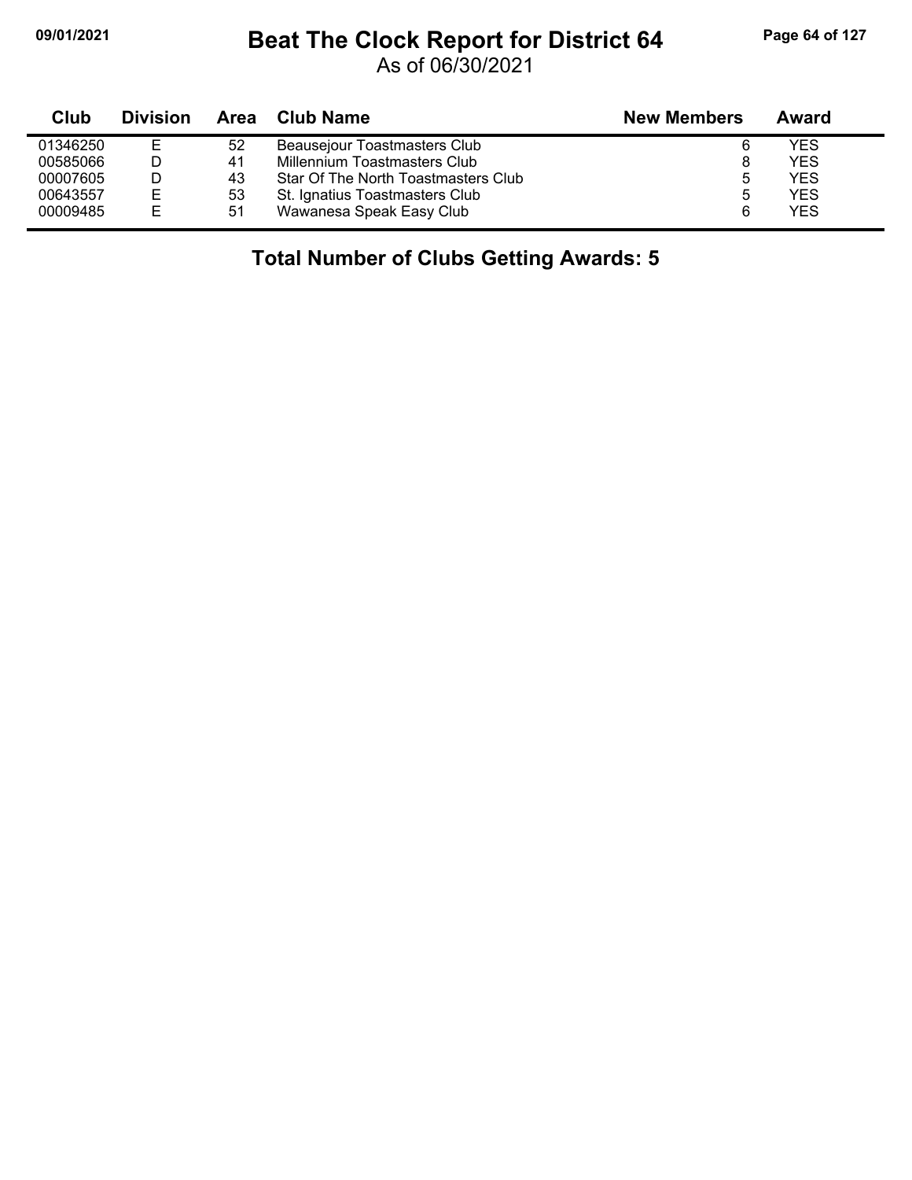# Beat The Clock Report for District 64

As of 06/30/2021

| Club | Division | Area | Club Name | New Members | Award |
|---|---|---|---|---|---|
| 01346250 | E | 52 | Beausejour Toastmasters Club | 6 | YES |
| 00585066 | D | 41 | Millennium Toastmasters Club | 8 | YES |
| 00007605 | D | 43 | Star Of The North Toastmasters Club | 5 | YES |
| 00643557 | E | 53 | St. Ignatius Toastmasters Club | 5 | YES |
| 00009485 | E | 51 | Wawanesa Speak Easy Club | 6 | YES |

**Total Number of Clubs Getting Awards: 5**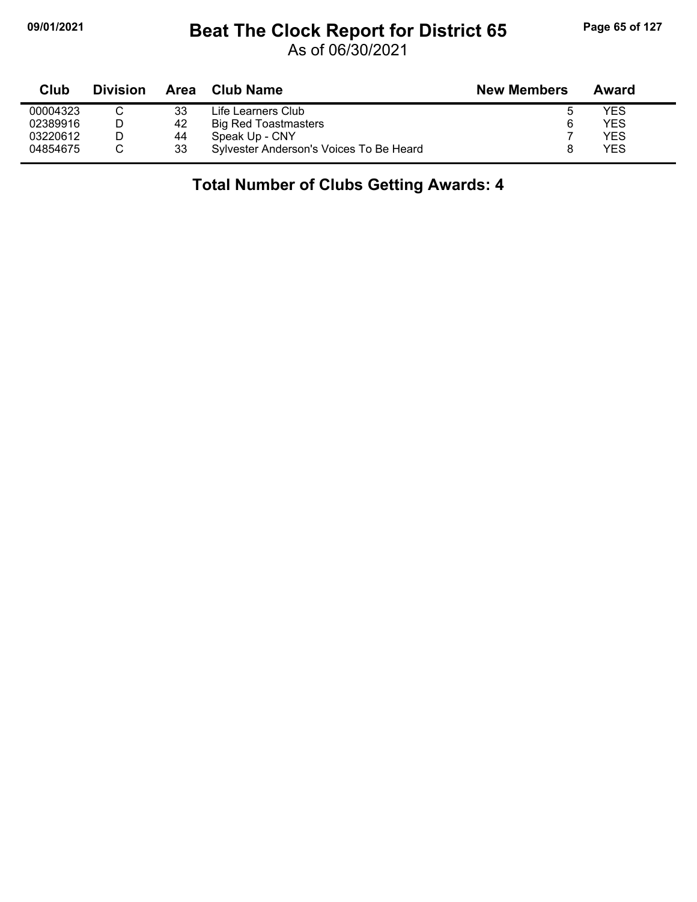# Beat The Clock Report for District 65

As of 06/30/2021

| Club | Division | Area | Club Name | New Members | Award |
|---|---|---|---|---|---|
| 00004323 | C | 33 | Life Learners Club | 5 | YES |
| 02389916 | D | 42 | Big Red Toastmasters | 6 | YES |
| 03220612 | D | 44 | Speak Up - CNY | 7 | YES |
| 04854675 | C | 33 | Sylvester Anderson's Voices To Be Heard | 8 | YES |

## Total Number of Clubs Getting Awards: 4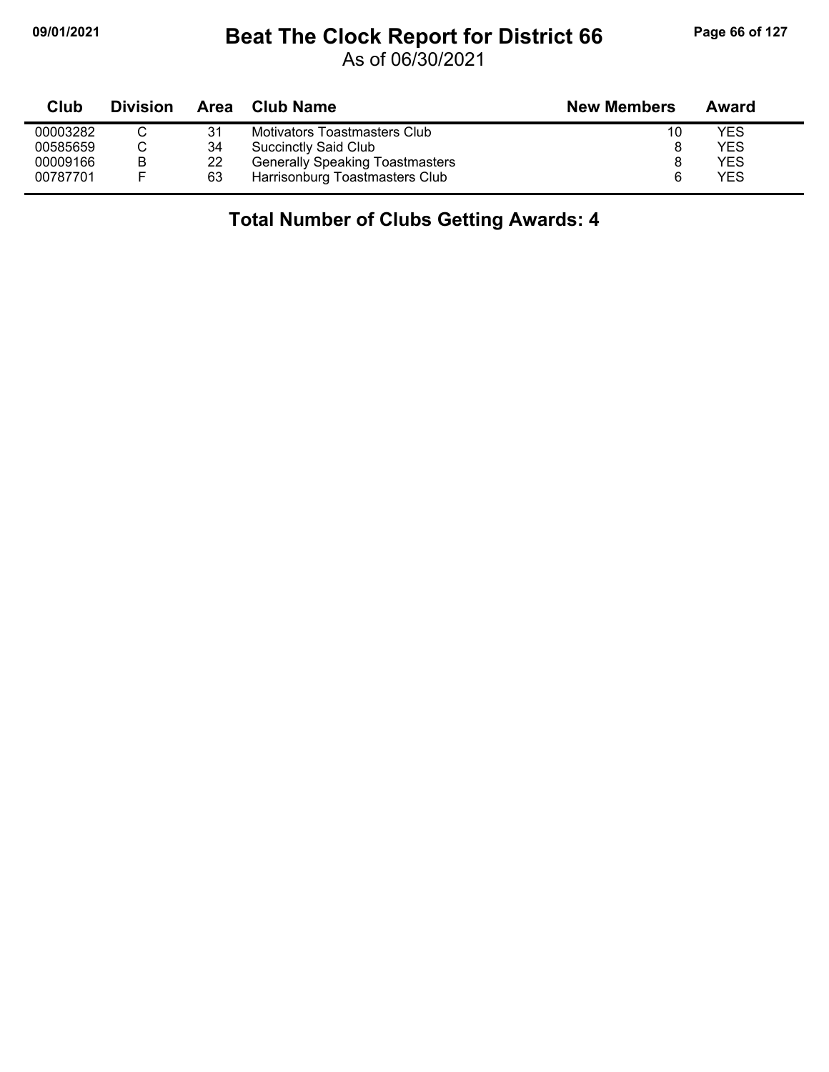# Beat The Clock Report for District 66

As of 06/30/2021

| Club | Division | Area | Club Name | New Members | Award |
|---|---|---|---|---|---|
| 00003282 | C | 31 | Motivators Toastmasters Club | 10 | YES |
| 00585659 | C | 34 | Succinctly Said Club | 8 | YES |
| 00009166 | B | 22 | Generally Speaking Toastmasters | 8 | YES |
| 00787701 | F | 63 | Harrisonburg Toastmasters Club | 6 | YES |

**Total Number of Clubs Getting Awards: 4**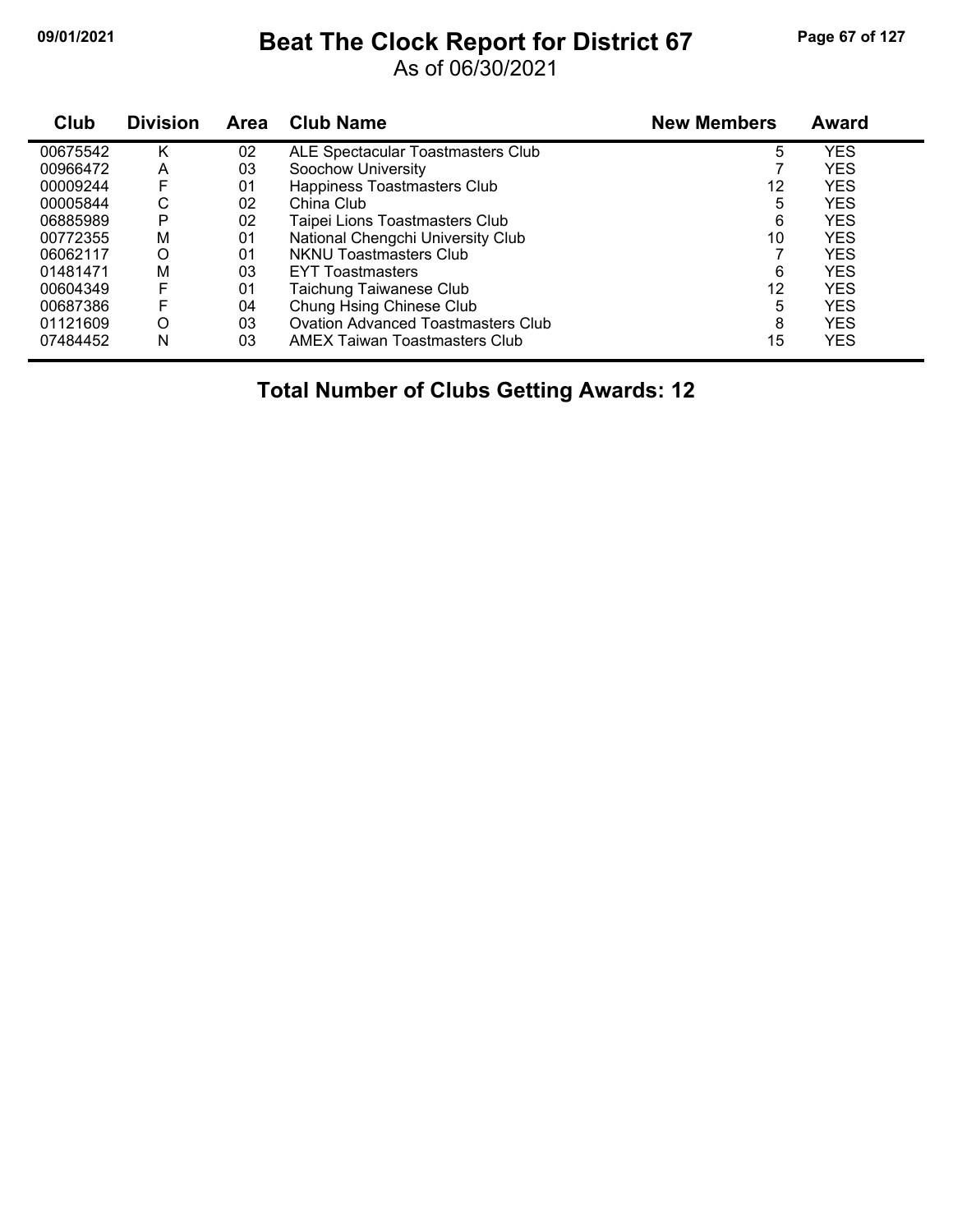# Beat The Clock Report for District 67

As of 06/30/2021

| Club | Division | Area | Club Name | New Members | Award |
|---|---|---|---|---|---|
| 00675542 | K | 02 | ALE Spectacular Toastmasters Club | 5 | YES |
| 00966472 | A | 03 | Soochow University | 7 | YES |
| 00009244 | F | 01 | Happiness Toastmasters Club | 12 | YES |
| 00005844 | C | 02 | China Club | 5 | YES |
| 06885989 | P | 02 | Taipei Lions Toastmasters Club | 6 | YES |
| 00772355 | M | 01 | National Chengchi University Club | 10 | YES |
| 06062117 | O | 01 | NKNU Toastmasters Club | 7 | YES |
| 01481471 | M | 03 | EYT Toastmasters | 6 | YES |
| 00604349 | F | 01 | Taichung Taiwanese Club | 12 | YES |
| 00687386 | F | 04 | Chung Hsing Chinese Club | 5 | YES |
| 01121609 | O | 03 | Ovation Advanced Toastmasters Club | 8 | YES |
| 07484452 | N | 03 | AMEX Taiwan Toastmasters Club | 15 | YES |

**Total Number of Clubs Getting Awards: 12**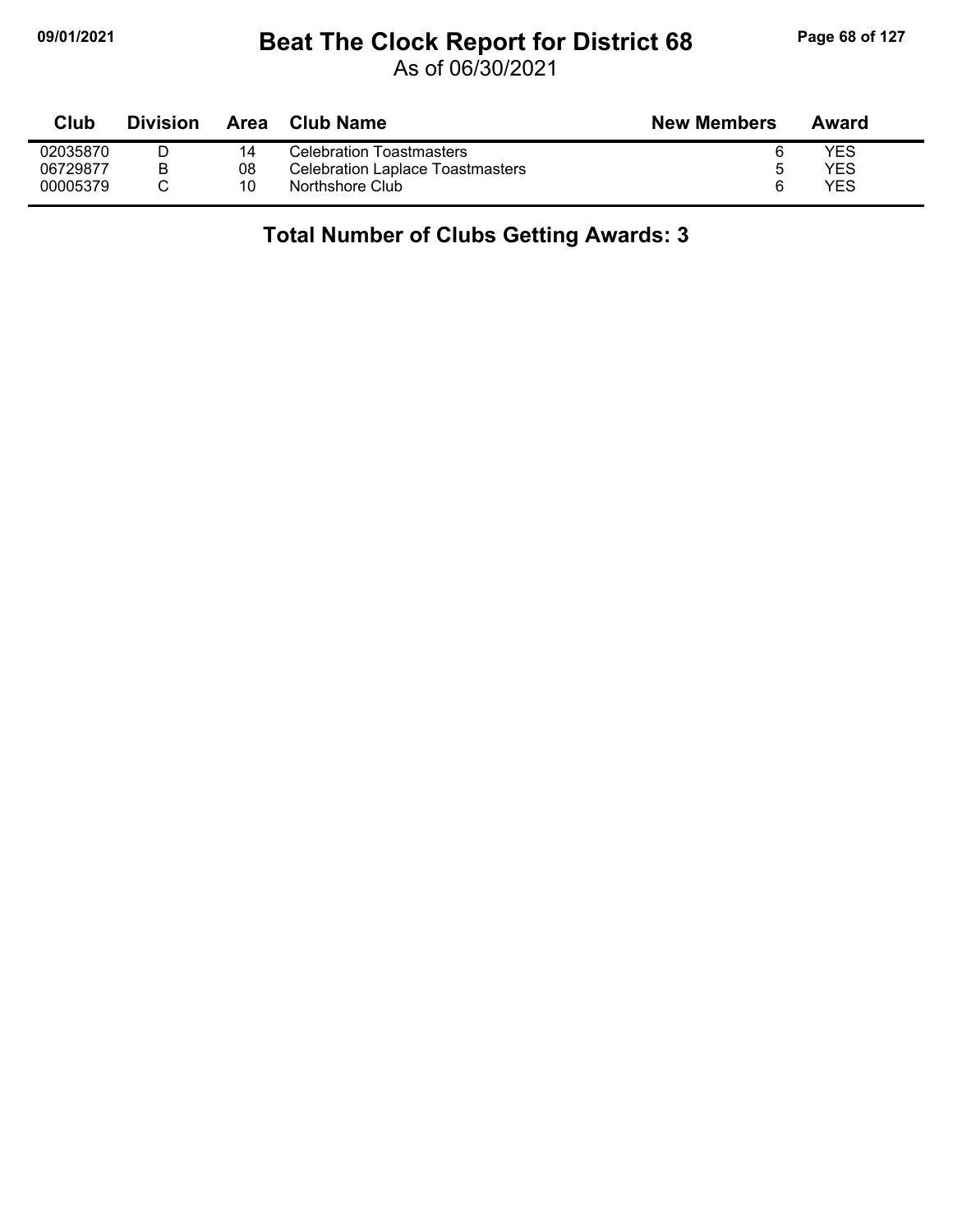# Beat The Clock Report for District 68

As of 06/30/2021

| Club | Division | Area | Club Name | New Members | Award |
|---|---|---|---|---|---|
| 02035870 | D | 14 | Celebration Toastmasters | 6 | YES |
| 06729877 | B | 08 | Celebration Laplace Toastmasters | 5 | YES |
| 00005379 | C | 10 | Northshore Club | 6 | YES |

**Total Number of Clubs Getting Awards: 3**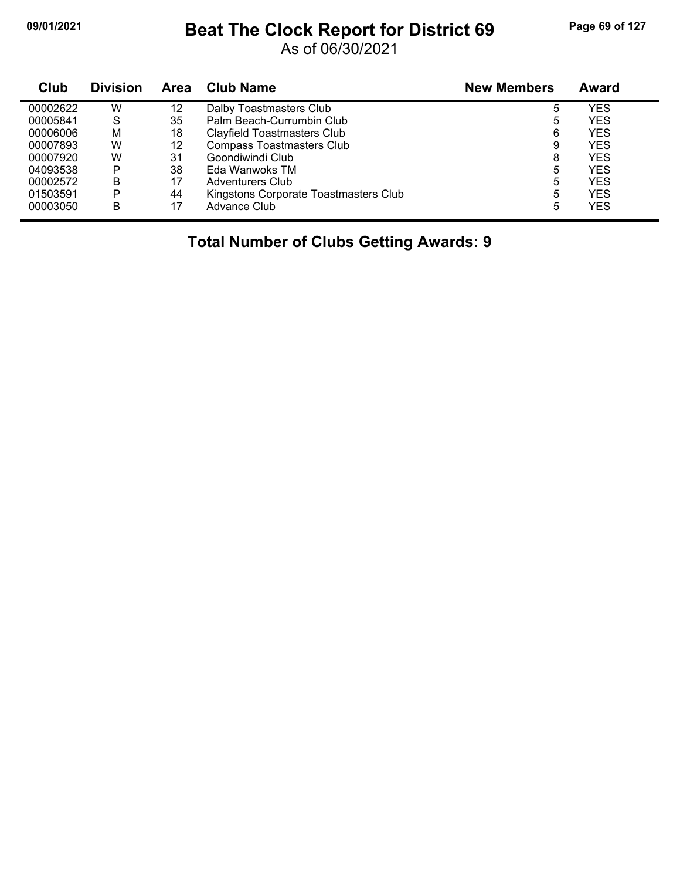# Beat The Clock Report for District 69

As of 06/30/2021

| Club | Division | Area | Club Name | New Members | Award |
|---|---|---|---|---|---|
| 00002622 | W | 12 | Dalby Toastmasters Club | 5 | YES |
| 00005841 | S | 35 | Palm Beach-Currumbin Club | 5 | YES |
| 00006006 | M | 18 | Clayfield Toastmasters Club | 6 | YES |
| 00007893 | W | 12 | Compass Toastmasters Club | 9 | YES |
| 00007920 | W | 31 | Goondiwindi Club | 8 | YES |
| 04093538 | P | 38 | Eda Wanwoks TM | 5 | YES |
| 00002572 | B | 17 | Adventurers Club | 5 | YES |
| 01503591 | P | 44 | Kingstons Corporate Toastmasters Club | 5 | YES |
| 00003050 | B | 17 | Advance Club | 5 | YES |

**Total Number of Clubs Getting Awards: 9**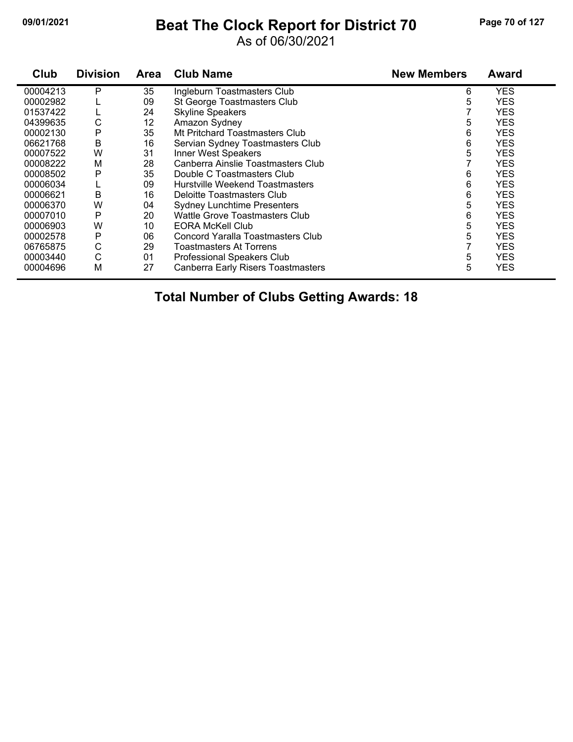# Beat The Clock Report for District 70

As of 06/30/2021

| Club | Division | Area | Club Name | New Members | Award |
|---|---|---|---|---|---|
| 00004213 | P | 35 | Ingleburn Toastmasters Club | 6 | YES |
| 00002982 | L | 09 | St George Toastmasters Club | 5 | YES |
| 01537422 | L | 24 | Skyline Speakers | 7 | YES |
| 04399635 | C | 12 | Amazon Sydney | 5 | YES |
| 00002130 | P | 35 | Mt Pritchard Toastmasters Club | 6 | YES |
| 06621768 | B | 16 | Servian Sydney Toastmasters Club | 6 | YES |
| 00007522 | W | 31 | Inner West Speakers | 5 | YES |
| 00008222 | M | 28 | Canberra Ainslie Toastmasters Club | 7 | YES |
| 00008502 | P | 35 | Double C Toastmasters Club | 6 | YES |
| 00006034 | L | 09 | Hurstville Weekend Toastmasters | 6 | YES |
| 00006621 | B | 16 | Deloitte Toastmasters Club | 6 | YES |
| 00006370 | W | 04 | Sydney Lunchtime Presenters | 5 | YES |
| 00007010 | P | 20 | Wattle Grove Toastmasters Club | 6 | YES |
| 00006903 | W | 10 | EORA McKell Club | 5 | YES |
| 00002578 | P | 06 | Concord Yaralla Toastmasters Club | 5 | YES |
| 06765875 | C | 29 | Toastmasters At Torrens | 7 | YES |
| 00003440 | C | 01 | Professional Speakers Club | 5 | YES |
| 00004696 | M | 27 | Canberra Early Risers Toastmasters | 5 | YES |

**Total Number of Clubs Getting Awards: 18**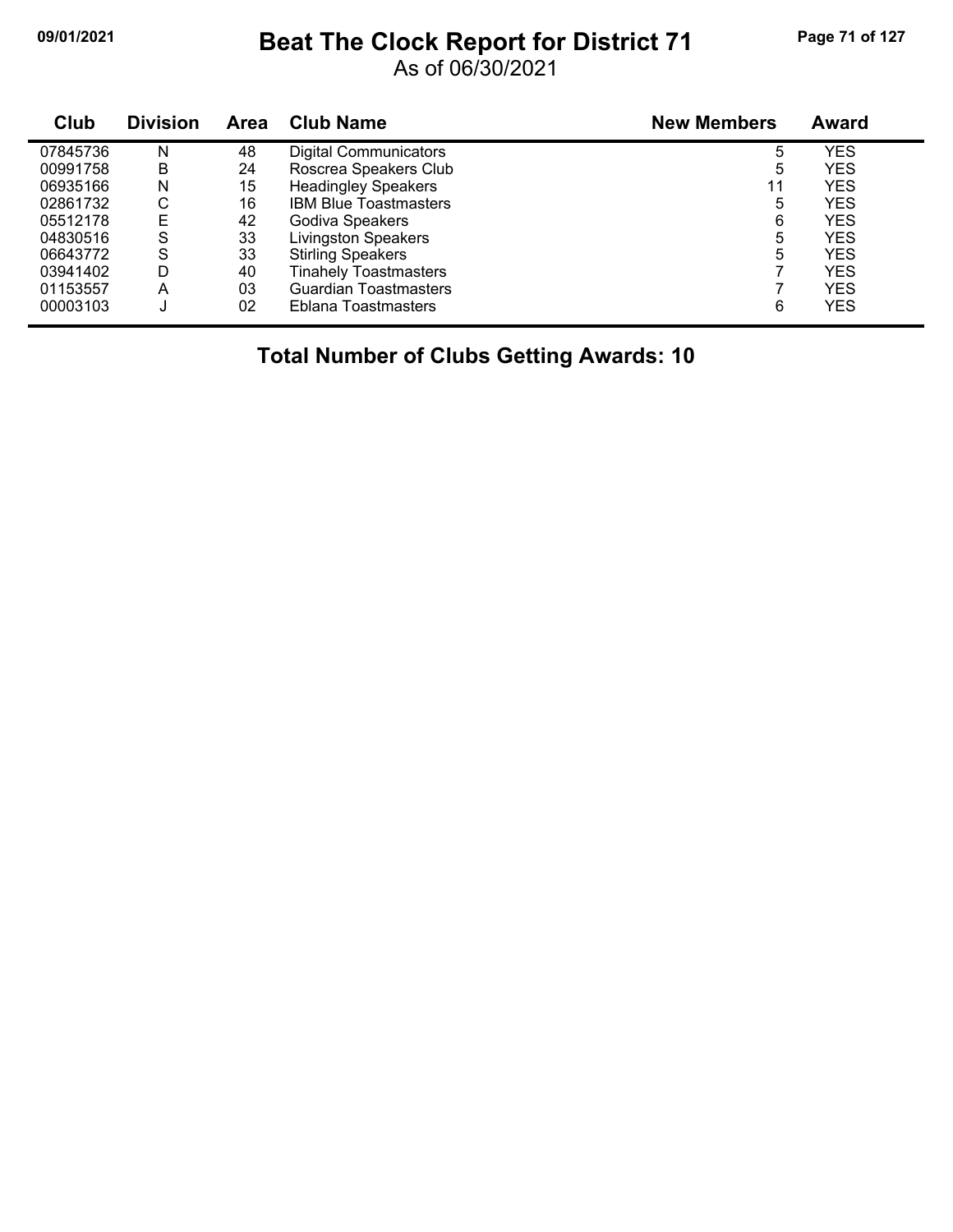# Beat The Clock Report for District 71

As of 06/30/2021

| Club | Division | Area | Club Name | New Members | Award |
|---|---|---|---|---|---|
| 07845736 | N | 48 | Digital Communicators | 5 | YES |
| 00991758 | B | 24 | Roscrea Speakers Club | 5 | YES |
| 06935166 | N | 15 | Headingley Speakers | 11 | YES |
| 02861732 | C | 16 | IBM Blue Toastmasters | 5 | YES |
| 05512178 | E | 42 | Godiva Speakers | 6 | YES |
| 04830516 | S | 33 | Livingston Speakers | 5 | YES |
| 06643772 | S | 33 | Stirling Speakers | 5 | YES |
| 03941402 | D | 40 | Tinahely Toastmasters | 7 | YES |
| 01153557 | A | 03 | Guardian Toastmasters | 7 | YES |
| 00003103 | J | 02 | Eblana Toastmasters | 6 | YES |

**Total Number of Clubs Getting Awards: 10**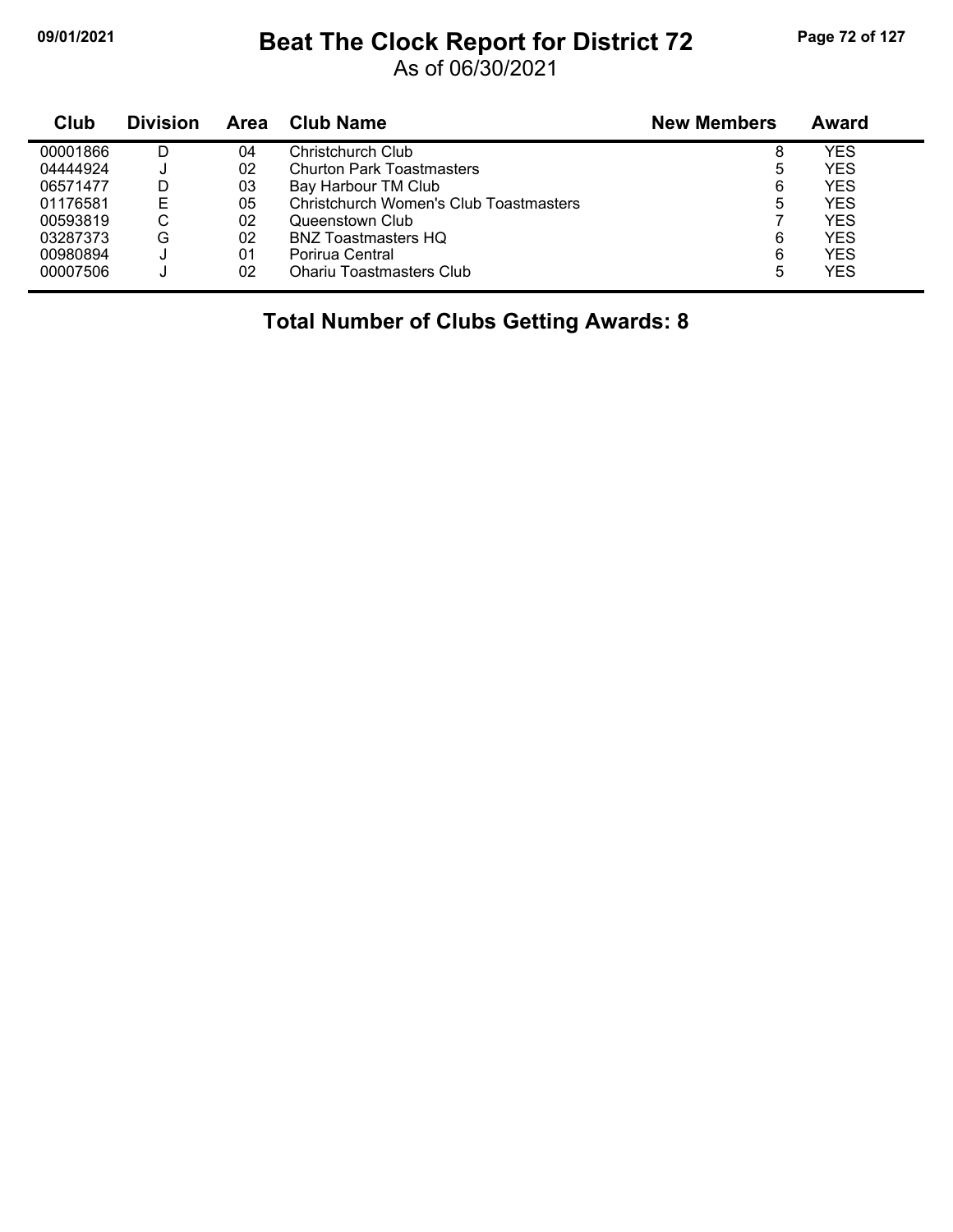# Beat The Clock Report for District 72

As of 06/30/2021

| Club | Division | Area | Club Name | New Members | Award |
|---|---|---|---|---|---|
| 00001866 | D | 04 | Christchurch Club | 8 | YES |
| 04444924 | J | 02 | Churton Park Toastmasters | 5 | YES |
| 06571477 | D | 03 | Bay Harbour TM Club | 6 | YES |
| 01176581 | E | 05 | Christchurch Women's Club Toastmasters | 5 | YES |
| 00593819 | C | 02 | Queenstown Club | 7 | YES |
| 03287373 | G | 02 | BNZ Toastmasters HQ | 6 | YES |
| 00980894 | J | 01 | Porirua Central | 6 | YES |
| 00007506 | J | 02 | Ohariu Toastmasters Club | 5 | YES |

## Total Number of Clubs Getting Awards: 8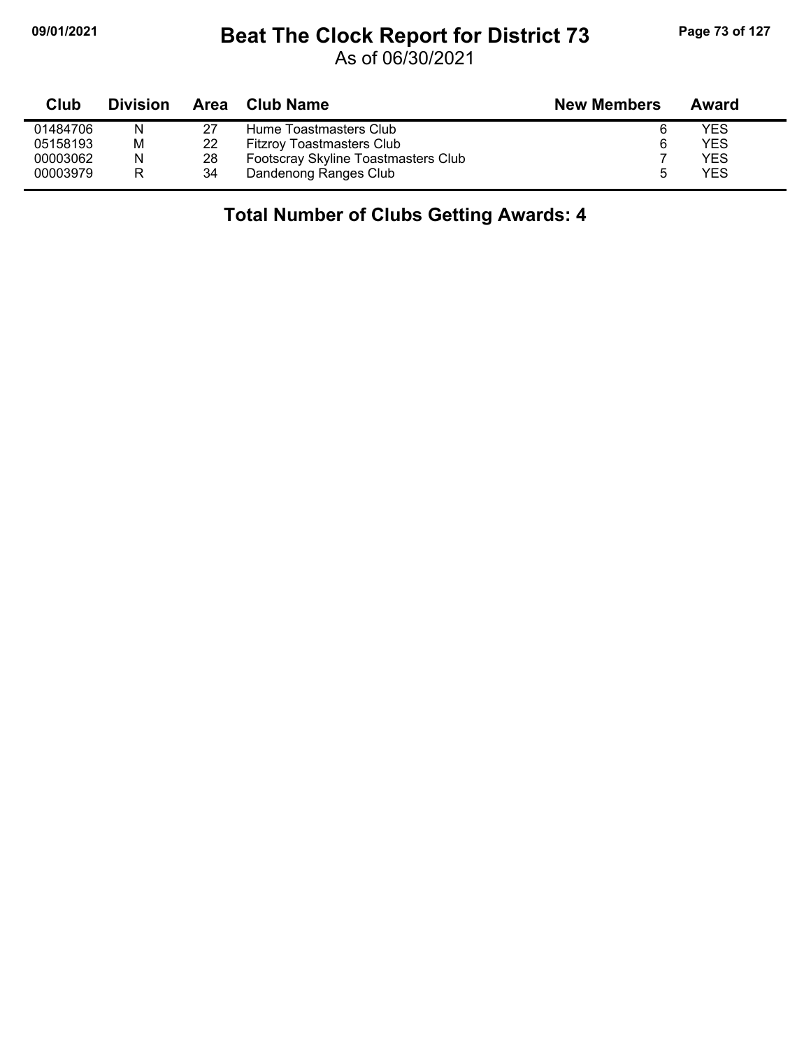# Beat The Clock Report for District 73

As of 06/30/2021

| Club | Division | Area | Club Name | New Members | Award |
|---|---|---|---|---|---|
| 01484706 | N | 27 | Hume Toastmasters Club | 6 | YES |
| 05158193 | M | 22 | Fitzroy Toastmasters Club | 6 | YES |
| 00003062 | N | 28 | Footscray Skyline Toastmasters Club | 7 | YES |
| 00003979 | R | 34 | Dandenong Ranges Club | 5 | YES |

## Total Number of Clubs Getting Awards: 4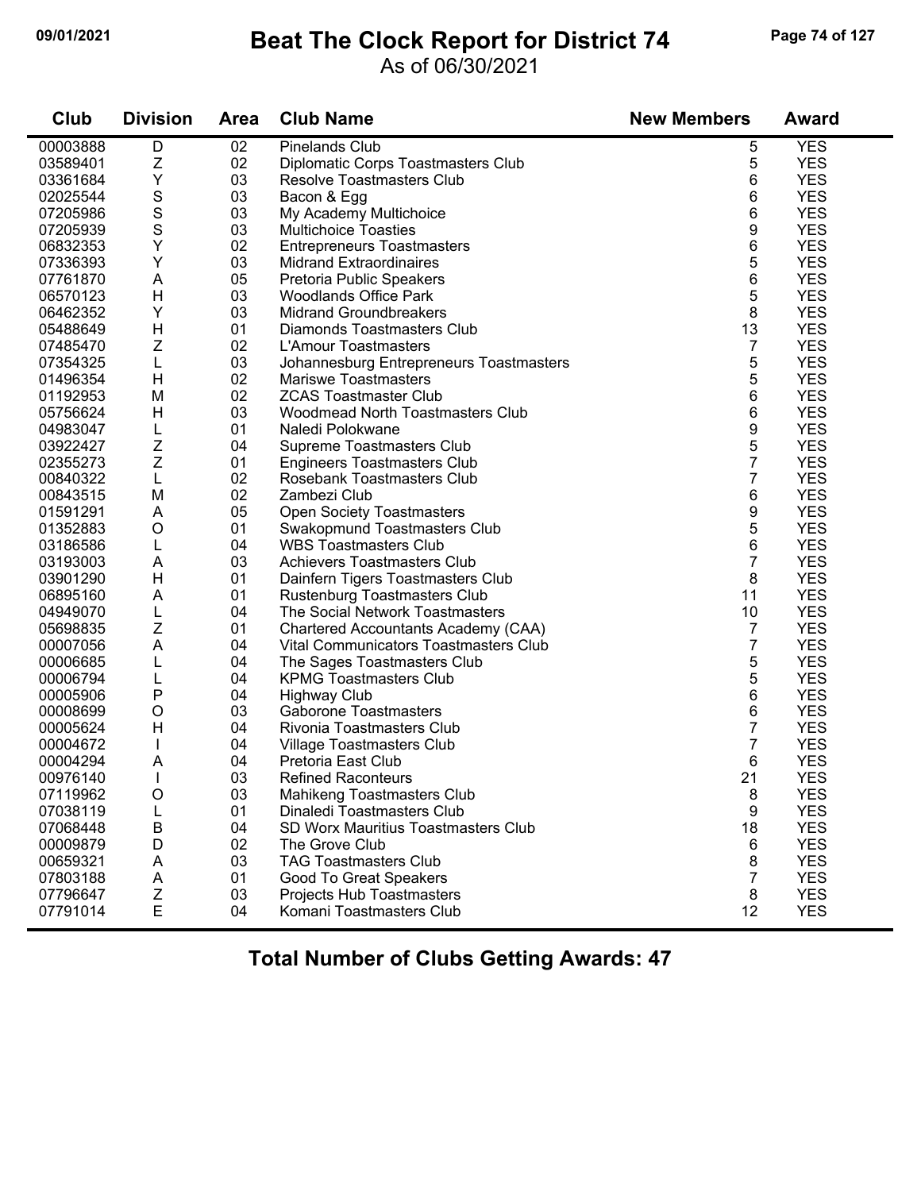# Beat The Clock Report for District 74

As of 06/30/2021

| Club | Division | Area | Club Name | New Members | Award |
|---|---|---|---|---|---|
| 00003888 | D | 02 | Pinelands Club | 5 | YES |
| 03589401 | Z | 02 | Diplomatic Corps Toastmasters Club | 5 | YES |
| 03361684 | Y | 03 | Resolve Toastmasters Club | 6 | YES |
| 02025544 | S | 03 | Bacon & Egg | 6 | YES |
| 07205986 | S | 03 | My Academy Multichoice | 6 | YES |
| 07205939 | S | 03 | Multichoice Toasties | 9 | YES |
| 06832353 | Y | 02 | Entrepreneurs Toastmasters | 6 | YES |
| 07336393 | Y | 03 | Midrand Extraordinaires | 5 | YES |
| 07761870 | A | 05 | Pretoria Public Speakers | 6 | YES |
| 06570123 | H | 03 | Woodlands Office Park | 5 | YES |
| 06462352 | Y | 03 | Midrand Groundbreakers | 8 | YES |
| 05488649 | H | 01 | Diamonds Toastmasters Club | 13 | YES |
| 07485470 | Z | 02 | L'Amour Toastmasters | 7 | YES |
| 07354325 | L | 03 | Johannesburg Entrepreneurs Toastmasters | 5 | YES |
| 01496354 | H | 02 | Mariswe Toastmasters | 5 | YES |
| 01192953 | M | 02 | ZCAS Toastmaster Club | 6 | YES |
| 05756624 | H | 03 | Woodmead North Toastmasters Club | 6 | YES |
| 04983047 | L | 01 | Naledi Polokwane | 9 | YES |
| 03922427 | Z | 04 | Supreme Toastmasters Club | 5 | YES |
| 02355273 | Z | 01 | Engineers Toastmasters Club | 7 | YES |
| 00840322 | L | 02 | Rosebank Toastmasters Club | 7 | YES |
| 00843515 | M | 02 | Zambezi Club | 6 | YES |
| 01591291 | A | 05 | Open Society Toastmasters | 9 | YES |
| 01352883 | O | 01 | Swakopmund Toastmasters Club | 5 | YES |
| 03186586 | L | 04 | WBS Toastmasters Club | 6 | YES |
| 03193003 | A | 03 | Achievers Toastmasters Club | 7 | YES |
| 03901290 | H | 01 | Dainfern Tigers Toastmasters Club | 8 | YES |
| 06895160 | A | 01 | Rustenburg Toastmasters Club | 11 | YES |
| 04949070 | L | 04 | The Social Network Toastmasters | 10 | YES |
| 05698835 | Z | 01 | Chartered Accountants Academy (CAA) | 7 | YES |
| 00007056 | A | 04 | Vital Communicators Toastmasters Club | 7 | YES |
| 00006685 | L | 04 | The Sages Toastmasters Club | 5 | YES |
| 00006794 | L | 04 | KPMG Toastmasters Club | 5 | YES |
| 00005906 | P | 04 | Highway Club | 6 | YES |
| 00008699 | O | 03 | Gaborone Toastmasters | 6 | YES |
| 00005624 | H | 04 | Rivonia Toastmasters Club | 7 | YES |
| 00004672 | I | 04 | Village Toastmasters Club | 7 | YES |
| 00004294 | A | 04 | Pretoria East Club | 6 | YES |
| 00976140 | I | 03 | Refined Raconteurs | 21 | YES |
| 07119962 | O | 03 | Mahikeng Toastmasters Club | 8 | YES |
| 07038119 | L | 01 | Dinaledi Toastmasters Club | 9 | YES |
| 07068448 | B | 04 | SD Worx Mauritius Toastmasters Club | 18 | YES |
| 00009879 | D | 02 | The Grove Club | 6 | YES |
| 00659321 | A | 03 | TAG Toastmasters Club | 8 | YES |
| 07803188 | A | 01 | Good To Great Speakers | 7 | YES |
| 07796647 | Z | 03 | Projects Hub Toastmasters | 8 | YES |
| 07791014 | E | 04 | Komani Toastmasters Club | 12 | YES |

**Total Number of Clubs Getting Awards: 47**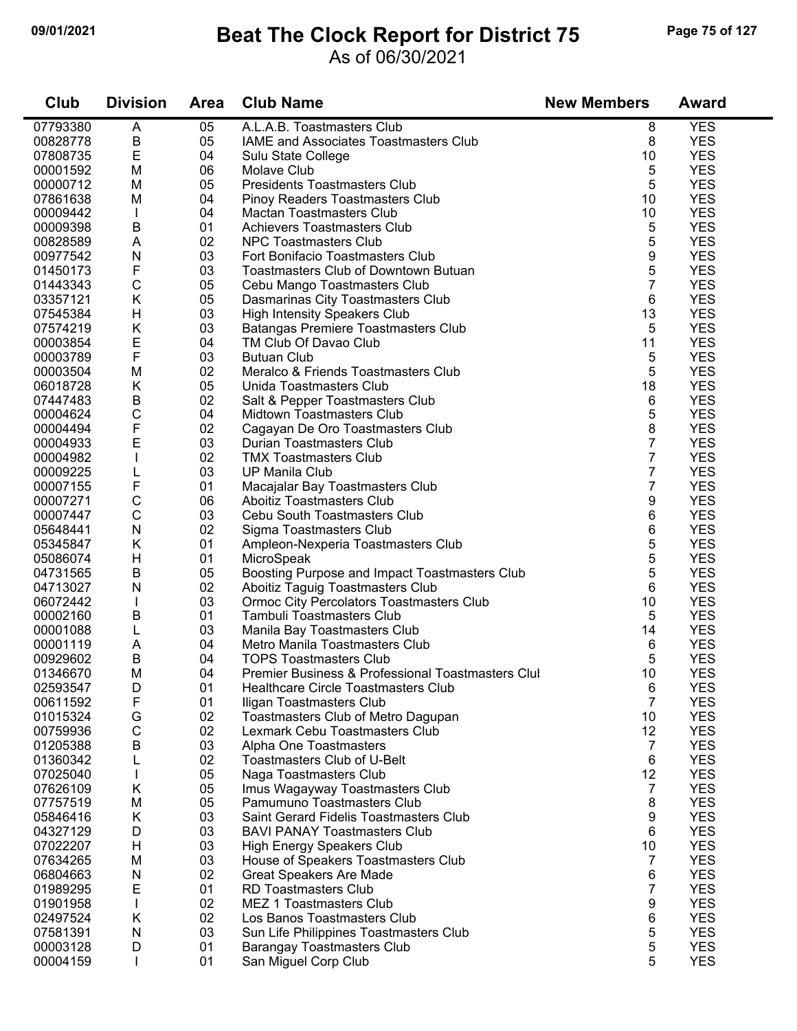# Beat The Clock Report for District 75

As of 06/30/2021

| Club | Division | Area | Club Name | New Members | Award |
|---|---|---|---|---|---|
| 07793380 | A | 05 | A.L.A.B. Toastmasters Club | 8 | YES |
| 00828778 | B | 05 | IAME and Associates Toastmasters Club | 8 | YES |
| 07808735 | E | 04 | Sulu State College | 10 | YES |
| 00001592 | M | 06 | Molave Club | 5 | YES |
| 00000712 | M | 05 | Presidents Toastmasters Club | 5 | YES |
| 07861638 | M | 04 | Pinoy Readers Toastmasters Club | 10 | YES |
| 00009442 | I | 04 | Mactan Toastmasters Club | 10 | YES |
| 00009398 | B | 01 | Achievers Toastmasters Club | 5 | YES |
| 00828589 | A | 02 | NPC Toastmasters Club | 5 | YES |
| 00977542 | N | 03 | Fort Bonifacio Toastmasters Club | 9 | YES |
| 01450173 | F | 03 | Toastmasters Club of Downtown Butuan | 5 | YES |
| 01443343 | C | 05 | Cebu Mango Toastmasters Club | 7 | YES |
| 03357121 | K | 05 | Dasmarinas City Toastmasters Club | 6 | YES |
| 07545384 | H | 03 | High Intensity Speakers Club | 13 | YES |
| 07574219 | K | 03 | Batangas Premiere Toastmasters Club | 5 | YES |
| 00003854 | E | 04 | TM Club Of Davao Club | 11 | YES |
| 00003789 | F | 03 | Butuan Club | 5 | YES |
| 00003504 | M | 02 | Meralco & Friends Toastmasters Club | 5 | YES |
| 06018728 | K | 05 | Unida Toastmasters Club | 18 | YES |
| 07447483 | B | 02 | Salt & Pepper Toastmasters Club | 6 | YES |
| 00004624 | C | 04 | Midtown Toastmasters Club | 5 | YES |
| 00004494 | F | 02 | Cagayan De Oro Toastmasters Club | 8 | YES |
| 00004933 | E | 03 | Durian Toastmasters Club | 7 | YES |
| 00004982 | I | 02 | TMX Toastmasters Club | 7 | YES |
| 00009225 | L | 03 | UP Manila Club | 7 | YES |
| 00007155 | F | 01 | Macajalar Bay Toastmasters Club | 7 | YES |
| 00007271 | C | 06 | Aboitiz Toastmasters Club | 9 | YES |
| 00007447 | C | 03 | Cebu South Toastmasters Club | 6 | YES |
| 05648441 | N | 02 | Sigma Toastmasters Club | 6 | YES |
| 05345847 | K | 01 | Ampleon-Nexperia Toastmasters Club | 5 | YES |
| 05086074 | H | 01 | MicroSpeak | 5 | YES |
| 04731565 | B | 05 | Boosting Purpose and Impact Toastmasters Club | 5 | YES |
| 04713027 | N | 02 | Aboitiz Taguig Toastmasters Club | 6 | YES |
| 06072442 | I | 03 | Ormoc City Percolators Toastmasters Club | 10 | YES |
| 00002160 | B | 01 | Tambuli Toastmasters Club | 5 | YES |
| 00001088 | L | 03 | Manila Bay Toastmasters Club | 14 | YES |
| 00001119 | A | 04 | Metro Manila Toastmasters Club | 6 | YES |
| 00929602 | B | 04 | TOPS Toastmasters Club | 5 | YES |
| 01346670 | M | 04 | Premier Business & Professional Toastmasters Clul | 10 | YES |
| 02593547 | D | 01 | Healthcare Circle Toastmasters Club | 6 | YES |
| 00611592 | F | 01 | Iligan Toastmasters Club | 7 | YES |
| 01015324 | G | 02 | Toastmasters Club of Metro Dagupan | 10 | YES |
| 00759936 | C | 02 | Lexmark Cebu Toastmasters Club | 12 | YES |
| 01205388 | B | 03 | Alpha One Toastmasters | 7 | YES |
| 01360342 | L | 02 | Toastmasters Club of U-Belt | 6 | YES |
| 07025040 | I | 05 | Naga Toastmasters Club | 12 | YES |
| 07626109 | K | 05 | Imus Wagayway Toastmasters Club | 7 | YES |
| 07757519 | M | 05 | Pamumuno Toastmasters Club | 8 | YES |
| 05846416 | K | 03 | Saint Gerard Fidelis Toastmasters Club | 9 | YES |
| 04327129 | D | 03 | BAVI PANAY Toastmasters Club | 6 | YES |
| 07022207 | H | 03 | High Energy Speakers Club | 10 | YES |
| 07634265 | M | 03 | House of Speakers Toastmasters Club | 7 | YES |
| 06804663 | N | 02 | Great Speakers Are Made | 6 | YES |
| 01989295 | E | 01 | RD Toastmasters Club | 7 | YES |
| 01901958 | I | 02 | MEZ 1 Toastmasters Club | 9 | YES |
| 02497524 | K | 02 | Los Banos Toastmasters Club | 6 | YES |
| 07581391 | N | 03 | Sun Life Philippines Toastmasters Club | 5 | YES |
| 00003128 | D | 01 | Barangay Toastmasters Club | 5 | YES |
| 00004159 | I | 01 | San Miguel Corp Club | 5 | YES |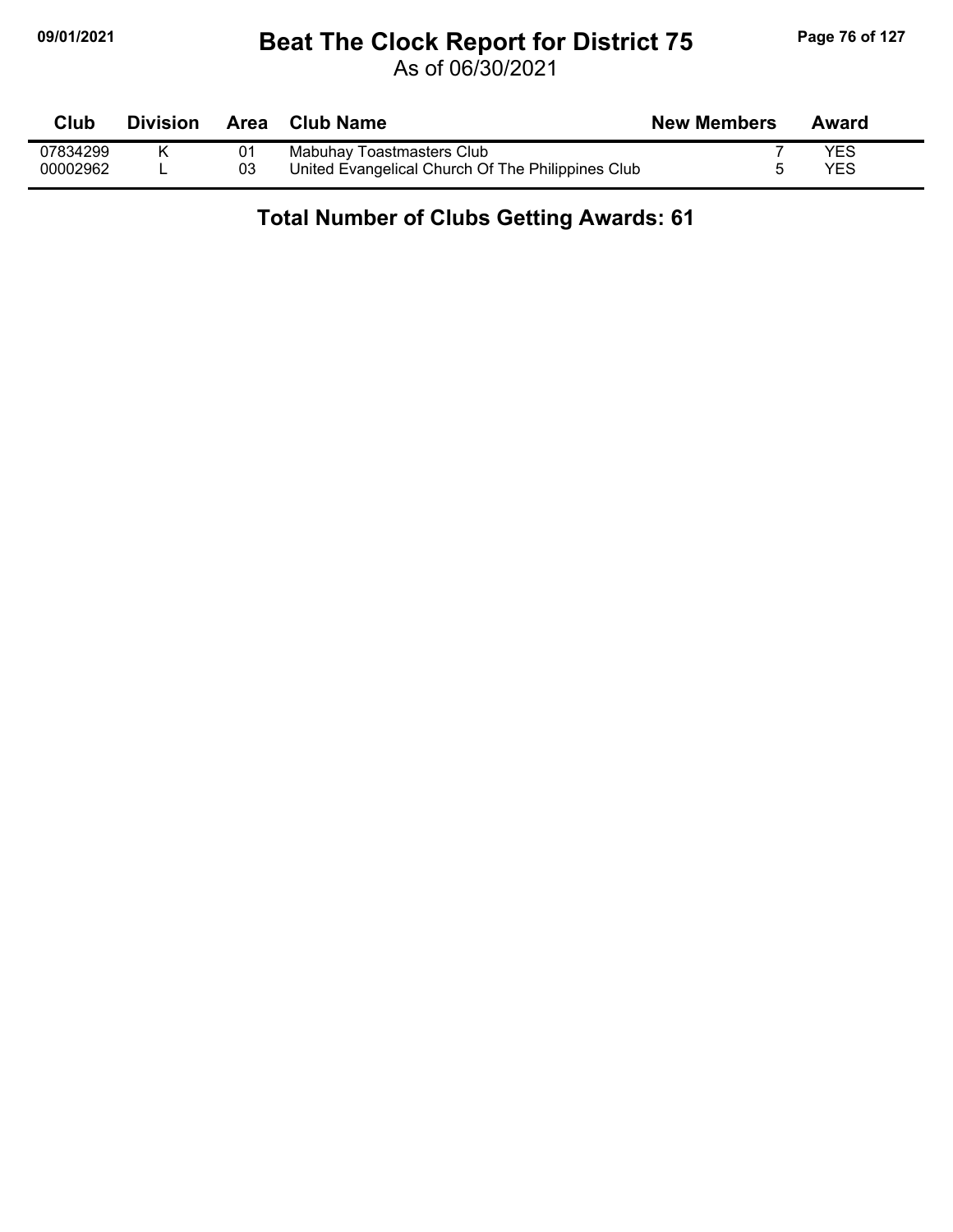# Beat The Clock Report for District 75

As of 06/30/2021

| Club | Division | Area | Club Name | New Members | Award |
|---|---|---|---|---|---|
| 07834299 | K | 01 | Mabuhay Toastmasters Club | 7 | YES |
| 00002962 | L | 03 | United Evangelical Church Of The Philippines Club | 5 | YES |

**Total Number of Clubs Getting Awards: 61**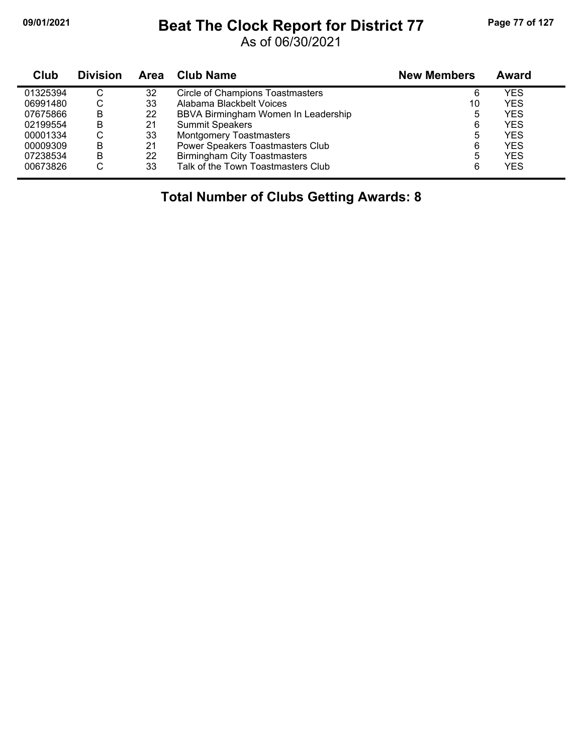# Beat The Clock Report for District 77

As of 06/30/2021

| Club | Division | Area | Club Name | New Members | Award |
|---|---|---|---|---|---|
| 01325394 | C | 32 | Circle of Champions Toastmasters | 6 | YES |
| 06991480 | C | 33 | Alabama Blackbelt Voices | 10 | YES |
| 07675866 | B | 22 | BBVA Birmingham Women In Leadership | 5 | YES |
| 02199554 | B | 21 | Summit Speakers | 6 | YES |
| 00001334 | C | 33 | Montgomery Toastmasters | 5 | YES |
| 00009309 | B | 21 | Power Speakers Toastmasters Club | 6 | YES |
| 07238534 | B | 22 | Birmingham City Toastmasters | 5 | YES |
| 00673826 | C | 33 | Talk of the Town Toastmasters Club | 6 | YES |

## Total Number of Clubs Getting Awards: 8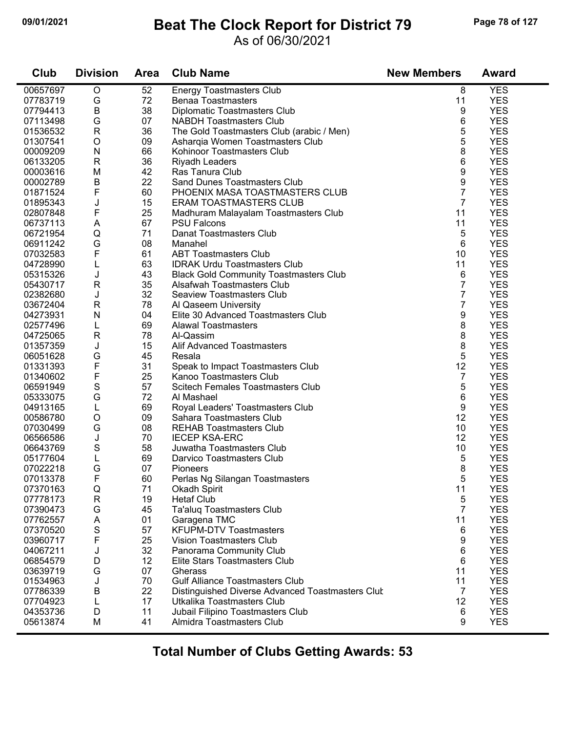# Beat The Clock Report for District 79

As of 06/30/2021

| Club | Division | Area | Club Name | New Members | Award |
|---|---|---|---|---|---|
| 00657697 | O | 52 | Energy Toastmasters Club | 8 | YES |
| 07783719 | G | 72 | Benaa Toastmasters | 11 | YES |
| 07794413 | B | 38 | Diplomatic Toastmasters Club | 9 | YES |
| 07113498 | G | 07 | NABDH Toastmasters Club | 6 | YES |
| 01536532 | R | 36 | The Gold Toastmasters Club (arabic / Men) | 5 | YES |
| 01307541 | O | 09 | Asharqia Women Toastmasters Club | 5 | YES |
| 00009209 | N | 66 | Kohinoor Toastmasters Club | 8 | YES |
| 06133205 | R | 36 | Riyadh Leaders | 6 | YES |
| 00003616 | M | 42 | Ras Tanura Club | 9 | YES |
| 00002789 | B | 22 | Sand Dunes Toastmasters Club | 9 | YES |
| 01871524 | F | 60 | PHOENIX MASA TOASTMASTERS CLUB | 7 | YES |
| 01895343 | J | 15 | ERAM TOASTMASTERS CLUB | 7 | YES |
| 02807848 | F | 25 | Madhuram Malayalam Toastmasters Club | 11 | YES |
| 06737113 | A | 67 | PSU Falcons | 11 | YES |
| 06721954 | Q | 71 | Danat Toastmasters Club | 5 | YES |
| 06911242 | G | 08 | Manahel | 6 | YES |
| 07032583 | F | 61 | ABT Toastmasters Club | 10 | YES |
| 04728990 | L | 63 | IDRAK Urdu Toastmasters Club | 11 | YES |
| 05315326 | J | 43 | Black Gold Community Toastmasters Club | 6 | YES |
| 05430717 | R | 35 | Alsafwah Toastmasters Club | 7 | YES |
| 02382680 | J | 32 | Seaview Toastmasters Club | 7 | YES |
| 03672404 | R | 78 | Al Qaseem University | 7 | YES |
| 04273931 | N | 04 | Elite 30 Advanced Toastmasters Club | 9 | YES |
| 02577496 | L | 69 | Alawal Toastmasters | 8 | YES |
| 04725065 | R | 78 | Al-Qassim | 8 | YES |
| 01357359 | J | 15 | Alif Advanced Toastmasters | 8 | YES |
| 06051628 | G | 45 | Resala | 5 | YES |
| 01331393 | F | 31 | Speak to Impact Toastmasters Club | 12 | YES |
| 01340602 | F | 25 | Kanoo Toastmasters Club | 7 | YES |
| 06591949 | S | 57 | Scitech Females Toastmasters Club | 5 | YES |
| 05333075 | G | 72 | Al Mashael | 6 | YES |
| 04913165 | L | 69 | Royal Leaders' Toastmasters Club | 9 | YES |
| 00586780 | O | 09 | Sahara Toastmasters Club | 12 | YES |
| 07030499 | G | 08 | REHAB Toastmasters Club | 10 | YES |
| 06566586 | J | 70 | IECEP KSA-ERC | 12 | YES |
| 06643769 | S | 58 | Juwatha Toastmasters Club | 10 | YES |
| 05177604 | L | 69 | Darvico Toastmasters Club | 5 | YES |
| 07022218 | G | 07 | Pioneers | 8 | YES |
| 07013378 | F | 60 | Perlas Ng Silangan Toastmasters | 5 | YES |
| 07370163 | Q | 71 | Okadh Spirit | 11 | YES |
| 07778173 | R | 19 | Hetaf Club | 5 | YES |
| 07390473 | G | 45 | Ta'aluq Toastmasters Club | 7 | YES |
| 07762557 | A | 01 | Garagena TMC | 11 | YES |
| 07370520 | S | 57 | KFUPM-DTV Toastmasters | 6 | YES |
| 03960717 | F | 25 | Vision Toastmasters Club | 9 | YES |
| 04067211 | J | 32 | Panorama Community Club | 6 | YES |
| 06854579 | D | 12 | Elite Stars Toastmasters Club | 6 | YES |
| 03639719 | G | 07 | Gherass | 11 | YES |
| 01534963 | J | 70 | Gulf Alliance Toastmasters Club | 11 | YES |
| 07786339 | B | 22 | Distinguished Diverse Advanced Toastmasters Clut | 7 | YES |
| 07704923 | L | 17 | Utkalika Toastmasters Club | 12 | YES |
| 04353736 | D | 11 | Jubail Filipino Toastmasters Club | 6 | YES |
| 05613874 | M | 41 | Almidra Toastmasters Club | 9 | YES |

**Total Number of Clubs Getting Awards: 53**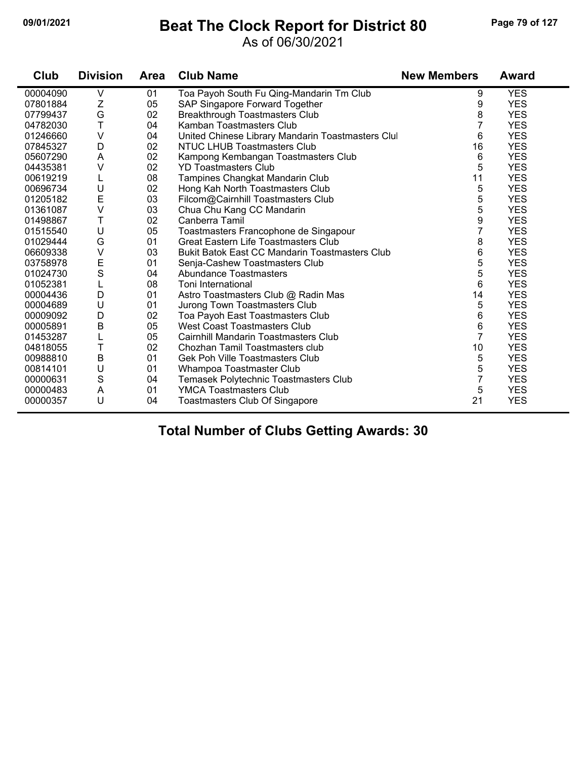# Beat The Clock Report for District 80

As of 06/30/2021

| Club | Division | Area | Club Name | New Members | Award |
|---|---|---|---|---|---|
| 00004090 | V | 01 | Toa Payoh South Fu Qing-Mandarin Tm Club | 9 | YES |
| 07801884 | Z | 05 | SAP Singapore Forward Together | 9 | YES |
| 07799437 | G | 02 | Breakthrough Toastmasters Club | 8 | YES |
| 04782030 | T | 04 | Kamban Toastmasters Club | 7 | YES |
| 01246660 | V | 04 | United Chinese Library Mandarin Toastmasters Clul | 6 | YES |
| 07845327 | D | 02 | NTUC LHUB Toastmasters Club | 16 | YES |
| 05607290 | A | 02 | Kampong Kembangan Toastmasters Club | 6 | YES |
| 04435381 | V | 02 | YD Toastmasters Club | 5 | YES |
| 00619219 | L | 08 | Tampines Changkat Mandarin Club | 11 | YES |
| 00696734 | U | 02 | Hong Kah North Toastmasters Club | 5 | YES |
| 01205182 | E | 03 | Filcom@Cairnhill Toastmasters Club | 5 | YES |
| 01361087 | V | 03 | Chua Chu Kang CC Mandarin | 5 | YES |
| 01498867 | T | 02 | Canberra Tamil | 9 | YES |
| 01515540 | U | 05 | Toastmasters Francophone de Singapour | 7 | YES |
| 01029444 | G | 01 | Great Eastern Life Toastmasters Club | 8 | YES |
| 06609338 | V | 03 | Bukit Batok East CC Mandarin Toastmasters Club | 6 | YES |
| 03758978 | E | 01 | Senja-Cashew Toastmasters Club | 5 | YES |
| 01024730 | S | 04 | Abundance Toastmasters | 5 | YES |
| 01052381 | L | 08 | Toni International | 6 | YES |
| 00004436 | D | 01 | Astro Toastmasters Club @ Radin Mas | 14 | YES |
| 00004689 | U | 01 | Jurong Town Toastmasters Club | 5 | YES |
| 00009092 | D | 02 | Toa Payoh East Toastmasters Club | 6 | YES |
| 00005891 | B | 05 | West Coast Toastmasters Club | 6 | YES |
| 01453287 | L | 05 | Cairnhill Mandarin Toastmasters Club | 7 | YES |
| 04818055 | T | 02 | Chozhan Tamil Toastmasters club | 10 | YES |
| 00988810 | B | 01 | Gek Poh Ville Toastmasters Club | 5 | YES |
| 00814101 | U | 01 | Whampoa Toastmaster Club | 5 | YES |
| 00000631 | S | 04 | Temasek Polytechnic Toastmasters Club | 7 | YES |
| 00000483 | A | 01 | YMCA Toastmasters Club | 5 | YES |
| 00000357 | U | 04 | Toastmasters Club Of Singapore | 21 | YES |

**Total Number of Clubs Getting Awards: 30**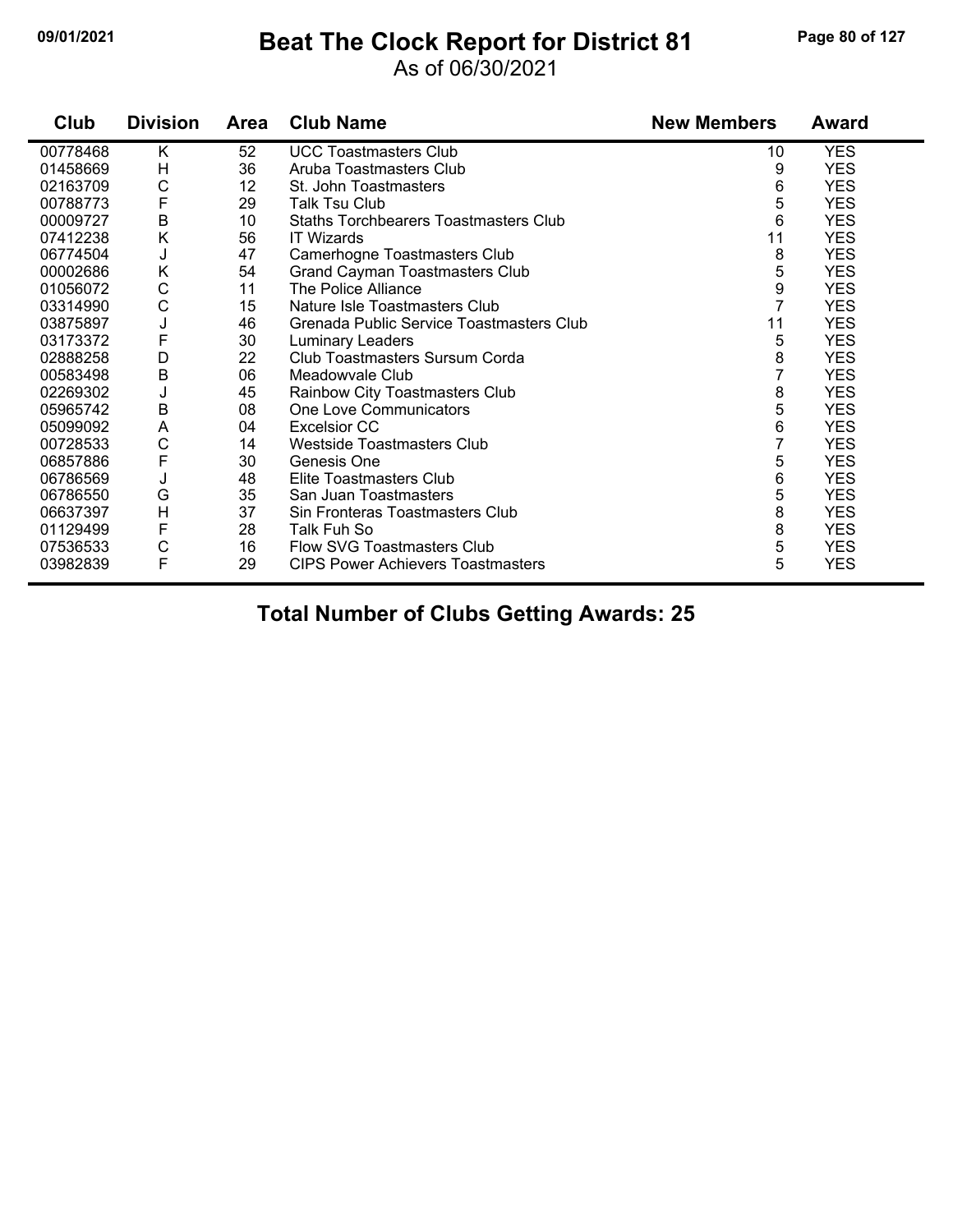# Beat The Clock Report for District 81

As of 06/30/2021

| Club | Division | Area | Club Name | New Members | Award |
|---|---|---|---|---|---|
| 00778468 | K | 52 | UCC Toastmasters Club | 10 | YES |
| 01458669 | H | 36 | Aruba Toastmasters Club | 9 | YES |
| 02163709 | C | 12 | St. John Toastmasters | 6 | YES |
| 00788773 | F | 29 | Talk Tsu Club | 5 | YES |
| 00009727 | B | 10 | Staths Torchbearers Toastmasters Club | 6 | YES |
| 07412238 | K | 56 | IT Wizards | 11 | YES |
| 06774504 | J | 47 | Camerhogne Toastmasters Club | 8 | YES |
| 00002686 | K | 54 | Grand Cayman Toastmasters Club | 5 | YES |
| 01056072 | C | 11 | The Police Alliance | 9 | YES |
| 03314990 | C | 15 | Nature Isle Toastmasters Club | 7 | YES |
| 03875897 | J | 46 | Grenada Public Service Toastmasters Club | 11 | YES |
| 03173372 | F | 30 | Luminary Leaders | 5 | YES |
| 02888258 | D | 22 | Club Toastmasters Sursum Corda | 8 | YES |
| 00583498 | B | 06 | Meadowvale Club | 7 | YES |
| 02269302 | J | 45 | Rainbow City Toastmasters Club | 8 | YES |
| 05965742 | B | 08 | One Love Communicators | 5 | YES |
| 05099092 | A | 04 | Excelsior CC | 6 | YES |
| 00728533 | C | 14 | Westside Toastmasters Club | 7 | YES |
| 06857886 | F | 30 | Genesis One | 5 | YES |
| 06786569 | J | 48 | Elite Toastmasters Club | 6 | YES |
| 06786550 | G | 35 | San Juan Toastmasters | 5 | YES |
| 06637397 | H | 37 | Sin Fronteras Toastmasters Club | 8 | YES |
| 01129499 | F | 28 | Talk Fuh So | 8 | YES |
| 07536533 | C | 16 | Flow SVG Toastmasters Club | 5 | YES |
| 03982839 | F | 29 | CIPS Power Achievers Toastmasters | 5 | YES |

**Total Number of Clubs Getting Awards: 25**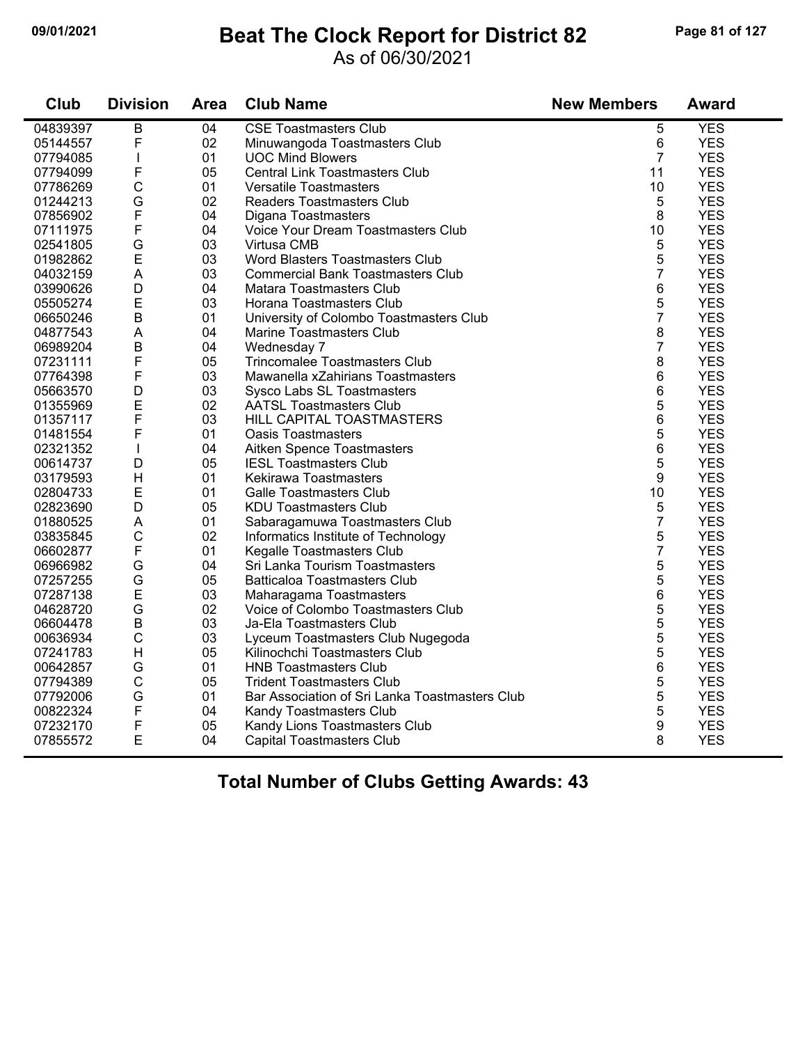# Beat The Clock Report for District 82

As of 06/30/2021

| Club | Division | Area | Club Name | New Members | Award |
|---|---|---|---|---|---|
| 04839397 | B | 04 | CSE Toastmasters Club | 5 | YES |
| 05144557 | F | 02 | Minuwangoda Toastmasters Club | 6 | YES |
| 07794085 | I | 01 | UOC Mind Blowers | 7 | YES |
| 07794099 | F | 05 | Central Link Toastmasters Club | 11 | YES |
| 07786269 | C | 01 | Versatile Toastmasters | 10 | YES |
| 01244213 | G | 02 | Readers Toastmasters Club | 5 | YES |
| 07856902 | F | 04 | Digana Toastmasters | 8 | YES |
| 07111975 | F | 04 | Voice Your Dream Toastmasters Club | 10 | YES |
| 02541805 | G | 03 | Virtusa CMB | 5 | YES |
| 01982862 | E | 03 | Word Blasters Toastmasters Club | 5 | YES |
| 04032159 | A | 03 | Commercial Bank Toastmasters Club | 7 | YES |
| 03990626 | D | 04 | Matara Toastmasters Club | 6 | YES |
| 05505274 | E | 03 | Horana Toastmasters Club | 5 | YES |
| 06650246 | B | 01 | University of Colombo Toastmasters Club | 7 | YES |
| 04877543 | A | 04 | Marine Toastmasters Club | 8 | YES |
| 06989204 | B | 04 | Wednesday 7 | 7 | YES |
| 07231111 | F | 05 | Trincomalee Toastmasters Club | 8 | YES |
| 07764398 | F | 03 | Mawanella xZahirians Toastmasters | 6 | YES |
| 05663570 | D | 03 | Sysco Labs SL Toastmasters | 6 | YES |
| 01355969 | E | 02 | AATSL Toastmasters Club | 5 | YES |
| 01357117 | F | 03 | HILL CAPITAL TOASTMASTERS | 6 | YES |
| 01481554 | F | 01 | Oasis Toastmasters | 5 | YES |
| 02321352 | I | 04 | Aitken Spence Toastmasters | 6 | YES |
| 00614737 | D | 05 | IESL Toastmasters Club | 5 | YES |
| 03179593 | H | 01 | Kekirawa Toastmasters | 9 | YES |
| 02804733 | E | 01 | Galle Toastmasters Club | 10 | YES |
| 02823690 | D | 05 | KDU Toastmasters Club | 5 | YES |
| 01880525 | A | 01 | Sabaragamuwa Toastmasters Club | 7 | YES |
| 03835845 | C | 02 | Informatics Institute of Technology | 5 | YES |
| 06602877 | F | 01 | Kegalle Toastmasters Club | 7 | YES |
| 06966982 | G | 04 | Sri Lanka Tourism Toastmasters | 5 | YES |
| 07257255 | G | 05 | Batticaloa Toastmasters Club | 5 | YES |
| 07287138 | E | 03 | Maharagama Toastmasters | 6 | YES |
| 04628720 | G | 02 | Voice of Colombo Toastmasters Club | 5 | YES |
| 06604478 | B | 03 | Ja-Ela Toastmasters Club | 5 | YES |
| 00636934 | C | 03 | Lyceum Toastmasters Club Nugegoda | 5 | YES |
| 07241783 | H | 05 | Kilinochchi Toastmasters Club | 5 | YES |
| 00642857 | G | 01 | HNB Toastmasters Club | 6 | YES |
| 07794389 | C | 05 | Trident Toastmasters Club | 5 | YES |
| 07792006 | G | 01 | Bar Association of Sri Lanka Toastmasters Club | 5 | YES |
| 00822324 | F | 04 | Kandy Toastmasters Club | 5 | YES |
| 07232170 | F | 05 | Kandy Lions Toastmasters Club | 9 | YES |
| 07855572 | E | 04 | Capital Toastmasters Club | 8 | YES |

**Total Number of Clubs Getting Awards: 43**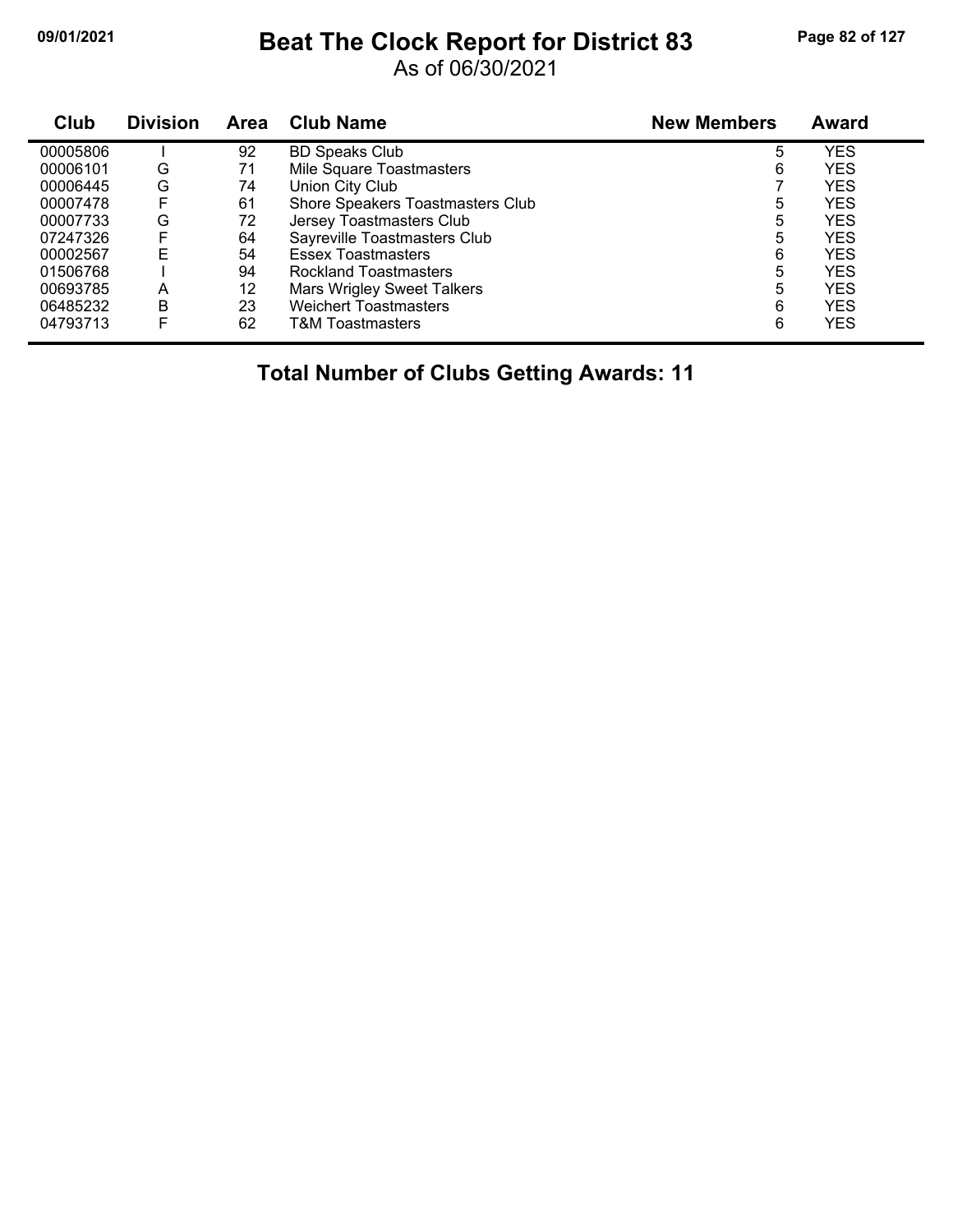# Beat The Clock Report for District 83

As of 06/30/2021

| Club | Division | Area | Club Name | New Members | Award |
|---|---|---|---|---|---|
| 00005806 | I | 92 | BD Speaks Club | 5 | YES |
| 00006101 | G | 71 | Mile Square Toastmasters | 6 | YES |
| 00006445 | G | 74 | Union City Club | 7 | YES |
| 00007478 | F | 61 | Shore Speakers Toastmasters Club | 5 | YES |
| 00007733 | G | 72 | Jersey Toastmasters Club | 5 | YES |
| 07247326 | F | 64 | Sayreville Toastmasters Club | 5 | YES |
| 00002567 | E | 54 | Essex Toastmasters | 6 | YES |
| 01506768 | I | 94 | Rockland Toastmasters | 5 | YES |
| 00693785 | A | 12 | Mars Wrigley Sweet Talkers | 5 | YES |
| 06485232 | B | 23 | Weichert Toastmasters | 6 | YES |
| 04793713 | F | 62 | T&M Toastmasters | 6 | YES |

**Total Number of Clubs Getting Awards: 11**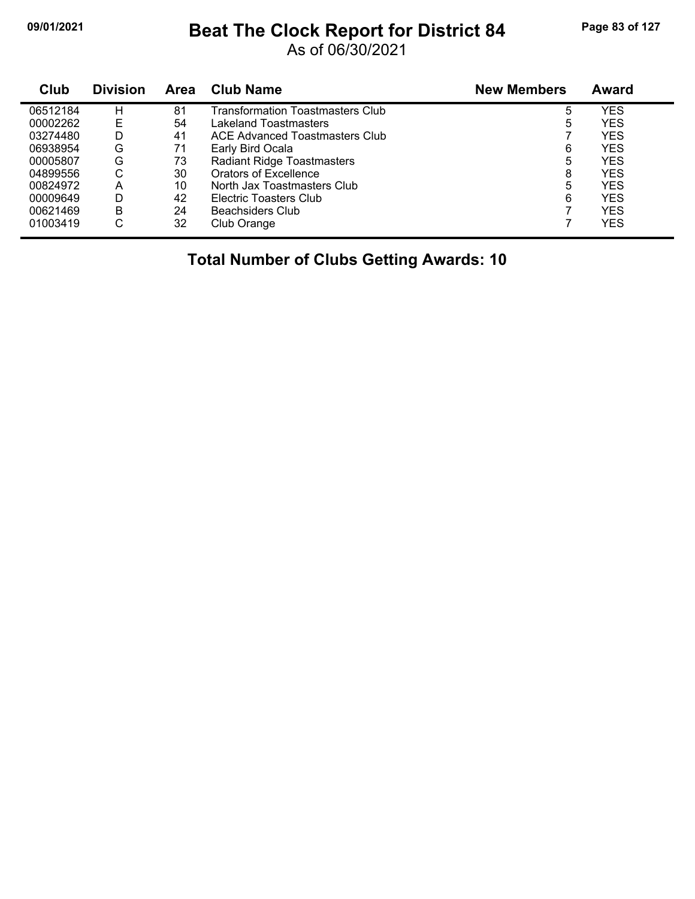# Beat The Clock Report for District 84

As of 06/30/2021

| Club | Division | Area | Club Name | New Members | Award |
|---|---|---|---|---|---|
| 06512184 | H | 81 | Transformation Toastmasters Club | 5 | YES |
| 00002262 | E | 54 | Lakeland Toastmasters | 5 | YES |
| 03274480 | D | 41 | ACE Advanced Toastmasters Club | 7 | YES |
| 06938954 | G | 71 | Early Bird Ocala | 6 | YES |
| 00005807 | G | 73 | Radiant Ridge Toastmasters | 5 | YES |
| 04899556 | C | 30 | Orators of Excellence | 8 | YES |
| 00824972 | A | 10 | North Jax Toastmasters Club | 5 | YES |
| 00009649 | D | 42 | Electric Toasters Club | 6 | YES |
| 00621469 | B | 24 | Beachsiders Club | 7 | YES |
| 01003419 | C | 32 | Club Orange | 7 | YES |

**Total Number of Clubs Getting Awards: 10**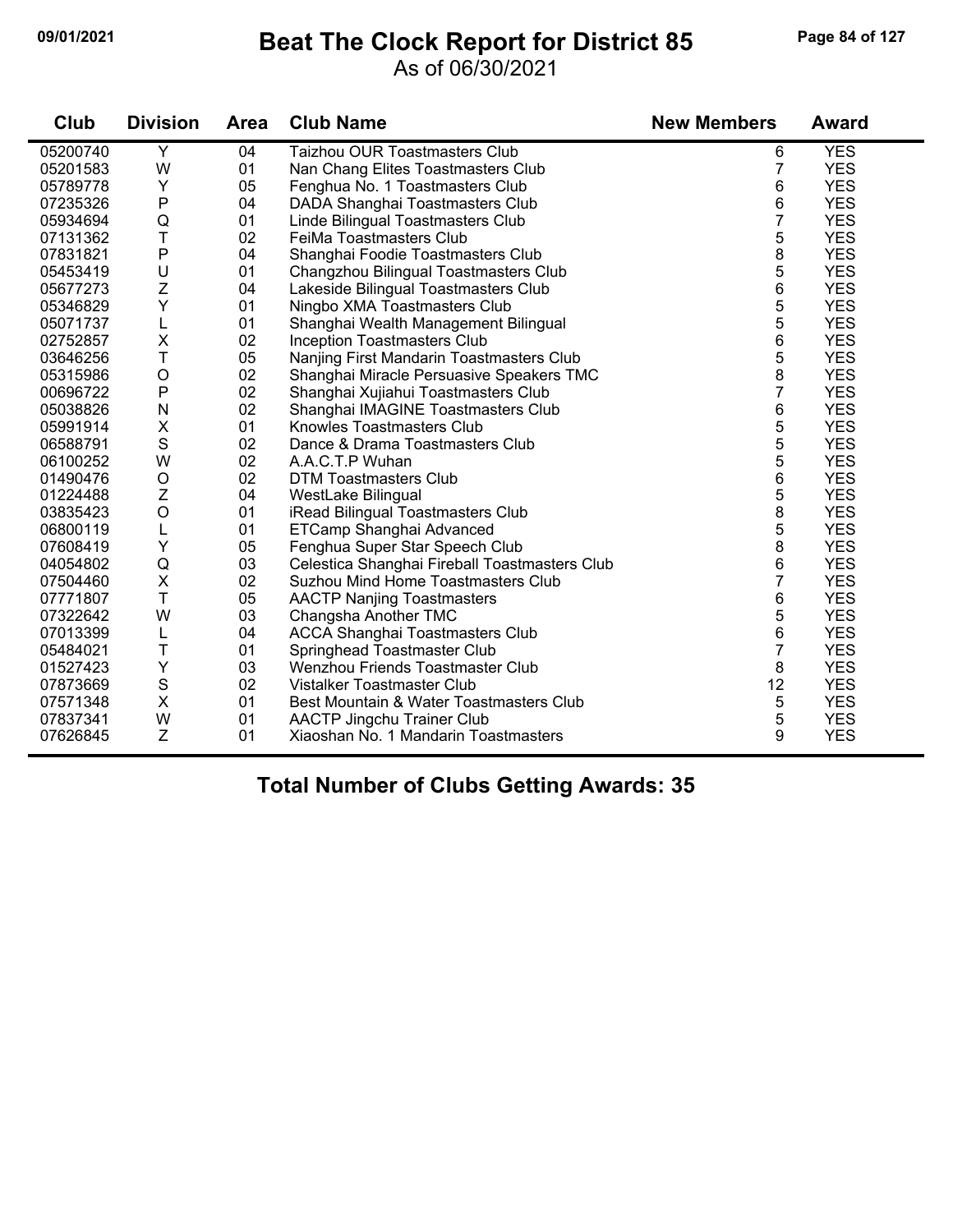# Beat The Clock Report for District 85

As of 06/30/2021

| Club | Division | Area | Club Name | New Members | Award |
|---|---|---|---|---|---|
| 05200740 | Y | 04 | Taizhou OUR Toastmasters Club | 6 | YES |
| 05201583 | W | 01 | Nan Chang Elites Toastmasters Club | 7 | YES |
| 05789778 | Y | 05 | Fenghua No. 1 Toastmasters Club | 6 | YES |
| 07235326 | P | 04 | DADA Shanghai Toastmasters Club | 6 | YES |
| 05934694 | Q | 01 | Linde Bilingual Toastmasters Club | 7 | YES |
| 07131362 | T | 02 | FeiMa Toastmasters Club | 5 | YES |
| 07831821 | P | 04 | Shanghai Foodie Toastmasters Club | 8 | YES |
| 05453419 | U | 01 | Changzhou Bilingual Toastmasters Club | 5 | YES |
| 05677273 | Z | 04 | Lakeside Bilingual Toastmasters Club | 6 | YES |
| 05346829 | Y | 01 | Ningbo XMA Toastmasters Club | 5 | YES |
| 05071737 | L | 01 | Shanghai Wealth Management Bilingual | 5 | YES |
| 02752857 | X | 02 | Inception Toastmasters Club | 6 | YES |
| 03646256 | T | 05 | Nanjing First Mandarin Toastmasters Club | 5 | YES |
| 05315986 | O | 02 | Shanghai Miracle Persuasive Speakers TMC | 8 | YES |
| 00696722 | P | 02 | Shanghai Xujiahui Toastmasters Club | 7 | YES |
| 05038826 | N | 02 | Shanghai IMAGINE Toastmasters Club | 6 | YES |
| 05991914 | X | 01 | Knowles Toastmasters Club | 5 | YES |
| 06588791 | S | 02 | Dance & Drama Toastmasters Club | 5 | YES |
| 06100252 | W | 02 | A.A.C.T.P Wuhan | 5 | YES |
| 01490476 | O | 02 | DTM Toastmasters Club | 6 | YES |
| 01224488 | Z | 04 | WestLake Bilingual | 5 | YES |
| 03835423 | O | 01 | iRead Bilingual Toastmasters Club | 8 | YES |
| 06800119 | L | 01 | ETCamp Shanghai Advanced | 5 | YES |
| 07608419 | Y | 05 | Fenghua Super Star Speech Club | 8 | YES |
| 04054802 | Q | 03 | Celestica Shanghai Fireball Toastmasters Club | 6 | YES |
| 07504460 | X | 02 | Suzhou Mind Home Toastmasters Club | 7 | YES |
| 07771807 | T | 05 | AACTP Nanjing Toastmasters | 6 | YES |
| 07322642 | W | 03 | Changsha Another TMC | 5 | YES |
| 07013399 | L | 04 | ACCA Shanghai Toastmasters Club | 6 | YES |
| 05484021 | T | 01 | Springhead Toastmaster Club | 7 | YES |
| 01527423 | Y | 03 | Wenzhou Friends Toastmaster Club | 8 | YES |
| 07873669 | S | 02 | Vistalker Toastmaster Club | 12 | YES |
| 07571348 | X | 01 | Best Mountain & Water Toastmasters Club | 5 | YES |
| 07837341 | W | 01 | AACTP Jingchu Trainer Club | 5 | YES |
| 07626845 | Z | 01 | Xiaoshan No. 1 Mandarin Toastmasters | 9 | YES |

**Total Number of Clubs Getting Awards: 35**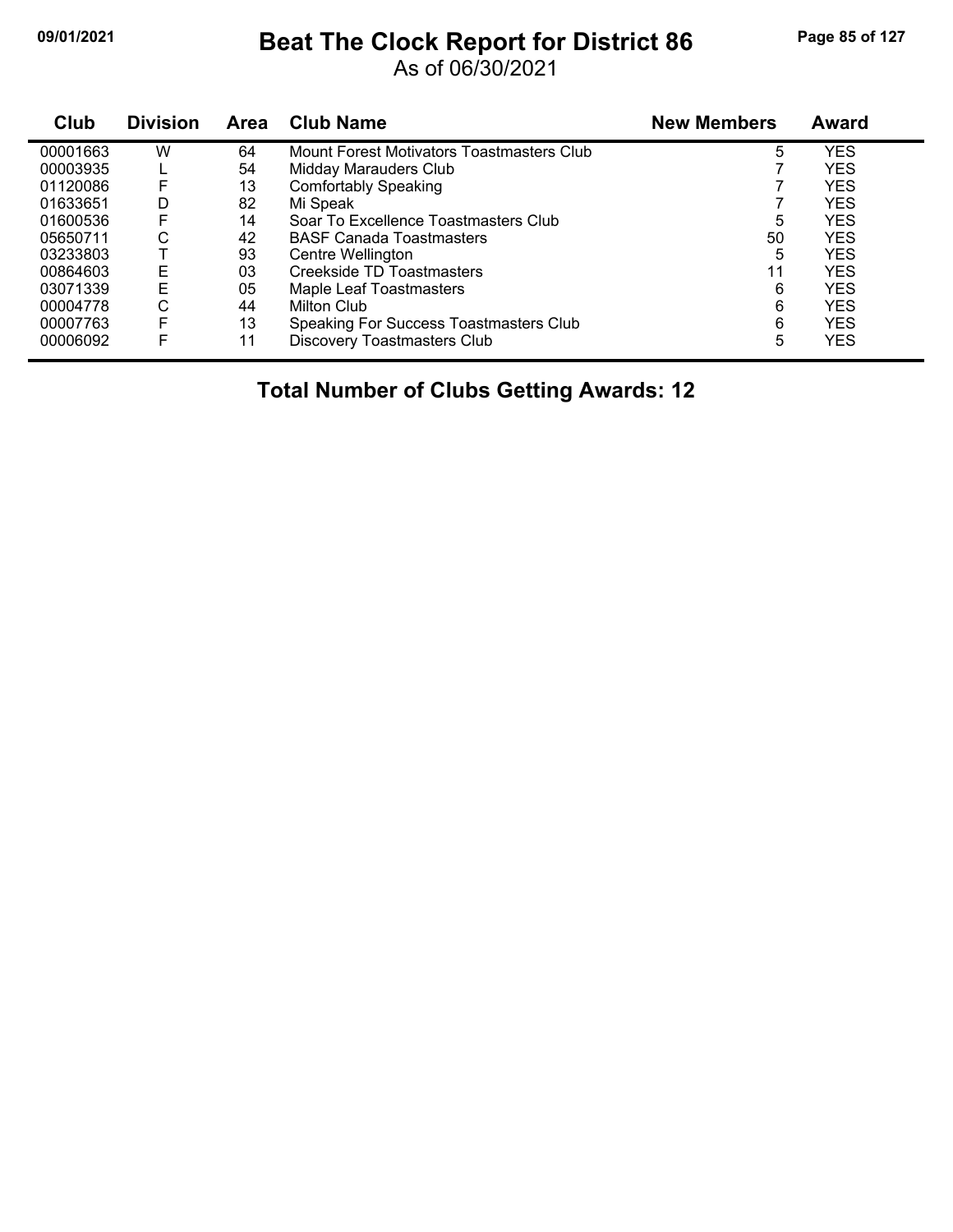# Beat The Clock Report for District 86

As of 06/30/2021

| Club | Division | Area | Club Name | New Members | Award |
|---|---|---|---|---|---|
| 00001663 | W | 64 | Mount Forest Motivators Toastmasters Club | 5 | YES |
| 00003935 | L | 54 | Midday Marauders Club | 7 | YES |
| 01120086 | F | 13 | Comfortably Speaking | 7 | YES |
| 01633651 | D | 82 | Mi Speak | 7 | YES |
| 01600536 | F | 14 | Soar To Excellence Toastmasters Club | 5 | YES |
| 05650711 | C | 42 | BASF Canada Toastmasters | 50 | YES |
| 03233803 | T | 93 | Centre Wellington | 5 | YES |
| 00864603 | E | 03 | Creekside TD Toastmasters | 11 | YES |
| 03071339 | E | 05 | Maple Leaf Toastmasters | 6 | YES |
| 00004778 | C | 44 | Milton Club | 6 | YES |
| 00007763 | F | 13 | Speaking For Success Toastmasters Club | 6 | YES |
| 00006092 | F | 11 | Discovery Toastmasters Club | 5 | YES |

## Total Number of Clubs Getting Awards: 12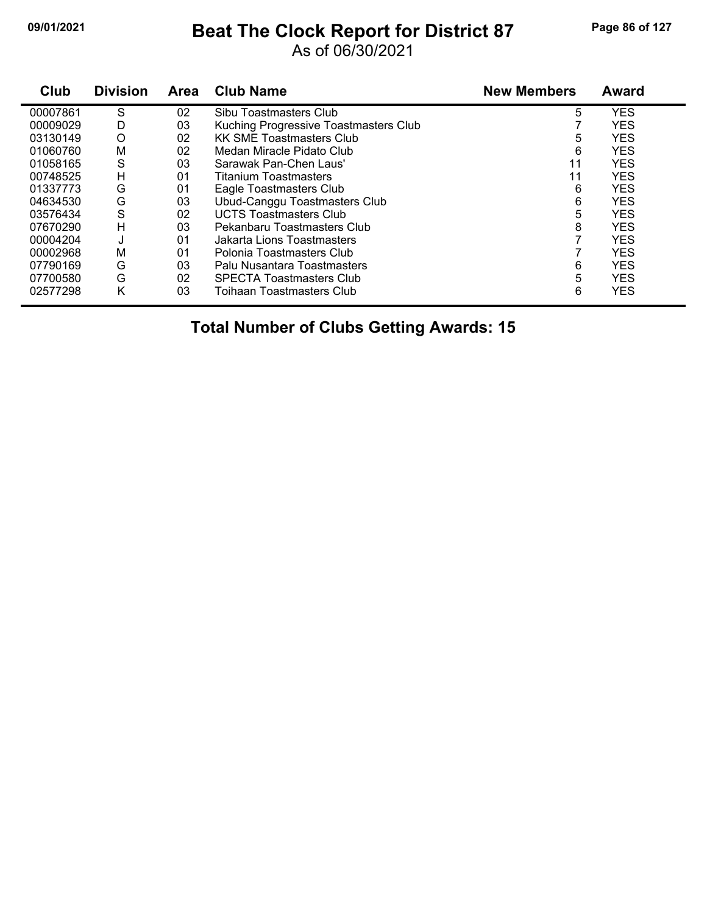# Beat The Clock Report for District 87

As of 06/30/2021

| Club | Division | Area | Club Name | New Members | Award |
|---|---|---|---|---|---|
| 00007861 | S | 02 | Sibu Toastmasters Club | 5 | YES |
| 00009029 | D | 03 | Kuching Progressive Toastmasters Club | 7 | YES |
| 03130149 | O | 02 | KK SME Toastmasters Club | 5 | YES |
| 01060760 | M | 02 | Medan Miracle Pidato Club | 6 | YES |
| 01058165 | S | 03 | Sarawak Pan-Chen Laus' | 11 | YES |
| 00748525 | H | 01 | Titanium Toastmasters | 11 | YES |
| 01337773 | G | 01 | Eagle Toastmasters Club | 6 | YES |
| 04634530 | G | 03 | Ubud-Canggu Toastmasters Club | 6 | YES |
| 03576434 | S | 02 | UCTS Toastmasters Club | 5 | YES |
| 07670290 | H | 03 | Pekanbaru Toastmasters Club | 8 | YES |
| 00004204 | J | 01 | Jakarta Lions Toastmasters | 7 | YES |
| 00002968 | M | 01 | Polonia Toastmasters Club | 7 | YES |
| 07790169 | G | 03 | Palu Nusantara Toastmasters | 6 | YES |
| 07700580 | G | 02 | SPECTA Toastmasters Club | 5 | YES |
| 02577298 | K | 03 | Toihaan Toastmasters Club | 6 | YES |

**Total Number of Clubs Getting Awards: 15**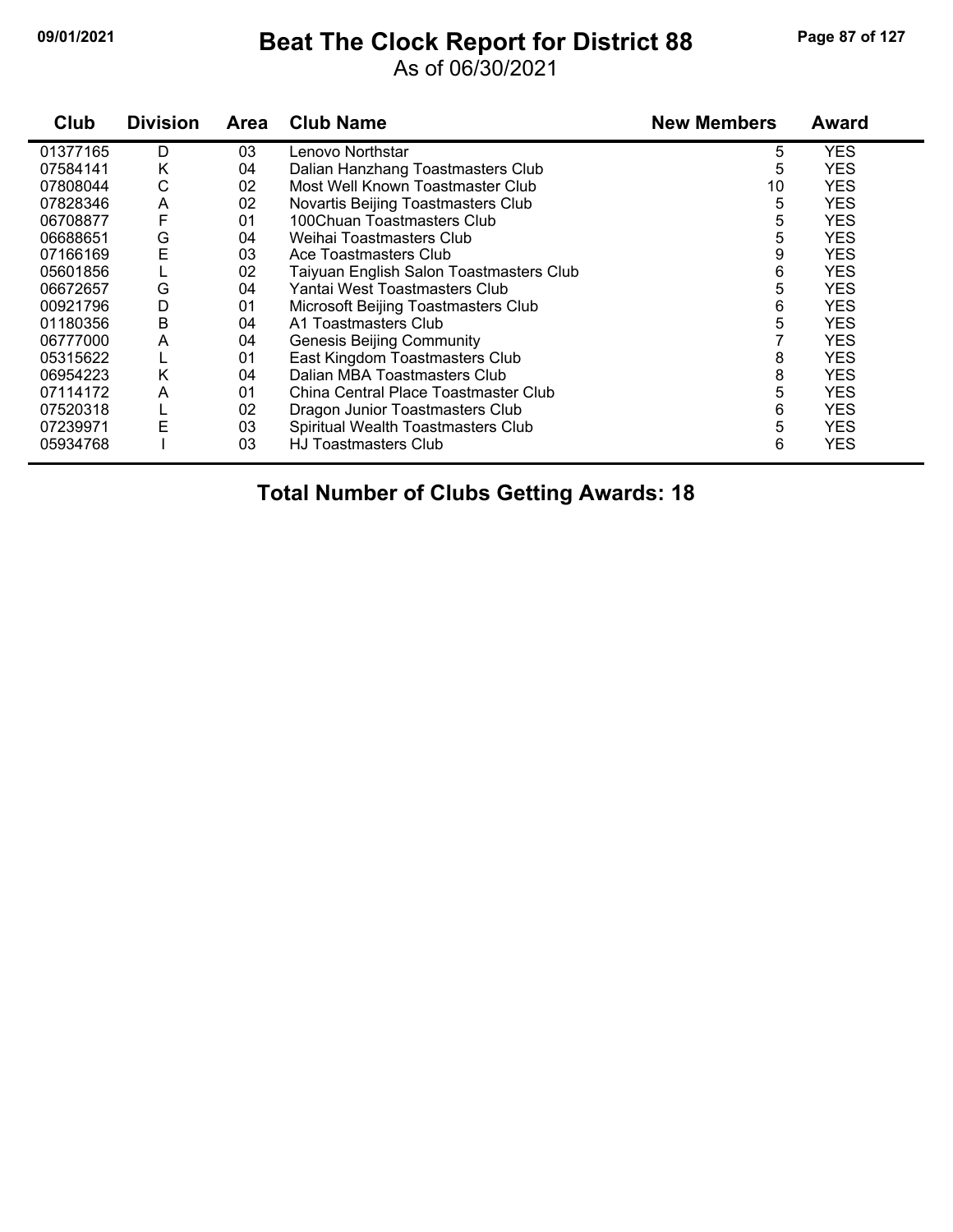# Beat The Clock Report for District 88

As of 06/30/2021

| Club | Division | Area | Club Name | New Members | Award |
|---|---|---|---|---|---|
| 01377165 | D | 03 | Lenovo Northstar | 5 | YES |
| 07584141 | K | 04 | Dalian Hanzhang Toastmasters Club | 5 | YES |
| 07808044 | C | 02 | Most Well Known Toastmaster Club | 10 | YES |
| 07828346 | A | 02 | Novartis Beijing Toastmasters Club | 5 | YES |
| 06708877 | F | 01 | 100Chuan Toastmasters Club | 5 | YES |
| 06688651 | G | 04 | Weihai Toastmasters Club | 5 | YES |
| 07166169 | E | 03 | Ace Toastmasters Club | 9 | YES |
| 05601856 | L | 02 | Taiyuan English Salon Toastmasters Club | 6 | YES |
| 06672657 | G | 04 | Yantai West Toastmasters Club | 5 | YES |
| 00921796 | D | 01 | Microsoft Beijing Toastmasters Club | 6 | YES |
| 01180356 | B | 04 | A1 Toastmasters Club | 5 | YES |
| 06777000 | A | 04 | Genesis Beijing Community | 7 | YES |
| 05315622 | L | 01 | East Kingdom Toastmasters Club | 8 | YES |
| 06954223 | K | 04 | Dalian MBA Toastmasters Club | 8 | YES |
| 07114172 | A | 01 | China Central Place Toastmaster Club | 5 | YES |
| 07520318 | L | 02 | Dragon Junior Toastmasters Club | 6 | YES |
| 07239971 | E | 03 | Spiritual Wealth Toastmasters Club | 5 | YES |
| 05934768 | I | 03 | HJ Toastmasters Club | 6 | YES |

**Total Number of Clubs Getting Awards: 18**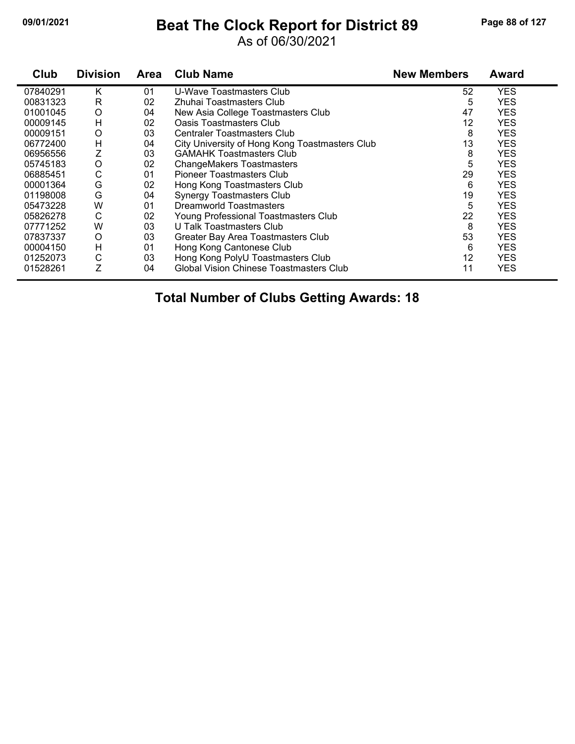# Beat The Clock Report for District 89

As of 06/30/2021

09/01/2021

| Club | Division | Area | Club Name | New Members | Award |
|---|---|---|---|---|---|
| 07840291 | K | 01 | U-Wave Toastmasters Club | 52 | YES |
| 00831323 | R | 02 | Zhuhai Toastmasters Club | 5 | YES |
| 01001045 | O | 04 | New Asia College Toastmasters Club | 47 | YES |
| 00009145 | H | 02 | Oasis Toastmasters Club | 12 | YES |
| 00009151 | O | 03 | Centraler Toastmasters Club | 8 | YES |
| 06772400 | H | 04 | City University of Hong Kong Toastmasters Club | 13 | YES |
| 06956556 | Z | 03 | GAMAHK Toastmasters Club | 8 | YES |
| 05745183 | O | 02 | ChangeMakers Toastmasters | 5 | YES |
| 06885451 | C | 01 | Pioneer Toastmasters Club | 29 | YES |
| 00001364 | G | 02 | Hong Kong Toastmasters Club | 6 | YES |
| 01198008 | G | 04 | Synergy Toastmasters Club | 19 | YES |
| 05473228 | W | 01 | Dreamworld Toastmasters | 5 | YES |
| 05826278 | C | 02 | Young Professional Toastmasters Club | 22 | YES |
| 07771252 | W | 03 | U Talk Toastmasters Club | 8 | YES |
| 07837337 | O | 03 | Greater Bay Area Toastmasters Club | 53 | YES |
| 00004150 | H | 01 | Hong Kong Cantonese Club | 6 | YES |
| 01252073 | C | 03 | Hong Kong PolyU Toastmasters Club | 12 | YES |
| 01528261 | Z | 04 | Global Vision Chinese Toastmasters Club | 11 | YES |

**Total Number of Clubs Getting Awards: 18**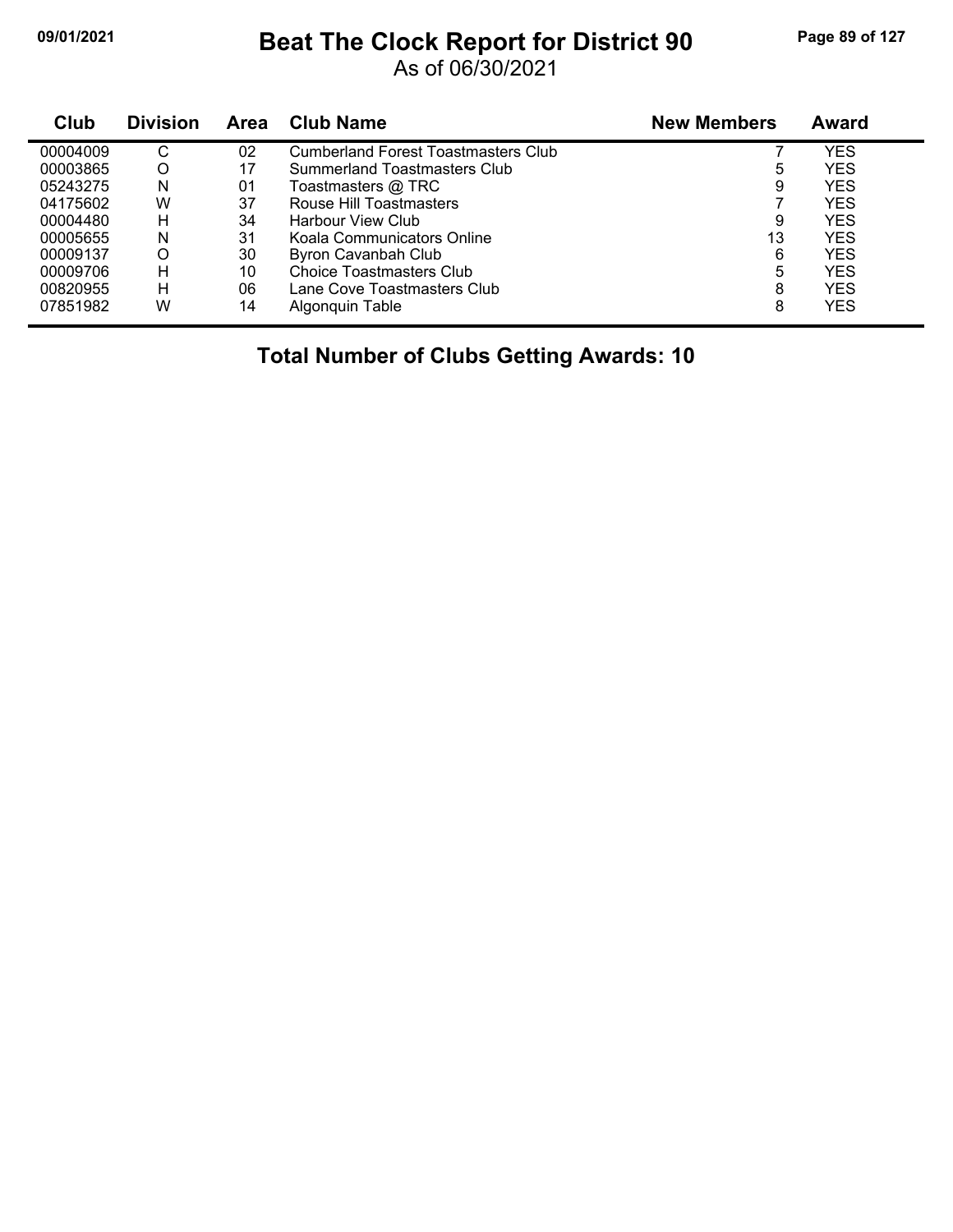# Beat The Clock Report for District 90

As of 06/30/2021

| Club | Division | Area | Club Name | New Members | Award |
|---|---|---|---|---|---|
| 00004009 | C | 02 | Cumberland Forest Toastmasters Club | 7 | YES |
| 00003865 | O | 17 | Summerland Toastmasters Club | 5 | YES |
| 05243275 | N | 01 | Toastmasters @ TRC | 9 | YES |
| 04175602 | W | 37 | Rouse Hill Toastmasters | 7 | YES |
| 00004480 | H | 34 | Harbour View Club | 9 | YES |
| 00005655 | N | 31 | Koala Communicators Online | 13 | YES |
| 00009137 | O | 30 | Byron Cavanbah Club | 6 | YES |
| 00009706 | H | 10 | Choice Toastmasters Club | 5 | YES |
| 00820955 | H | 06 | Lane Cove Toastmasters Club | 8 | YES |
| 07851982 | W | 14 | Algonquin Table | 8 | YES |

**Total Number of Clubs Getting Awards: 10**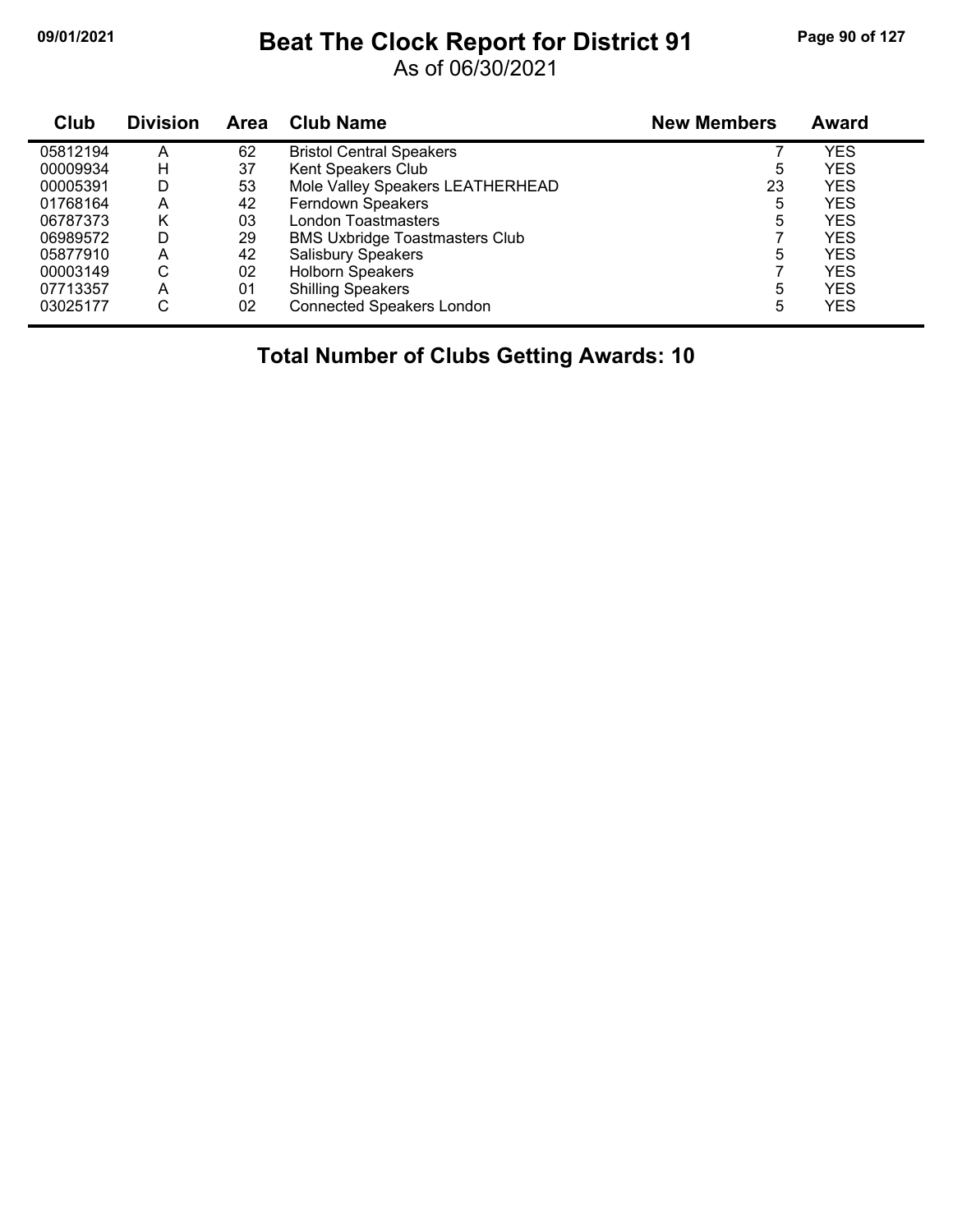# Beat The Clock Report for District 91

As of 06/30/2021

| Club | Division | Area | Club Name | New Members | Award |
|---|---|---|---|---|---|
| 05812194 | A | 62 | Bristol Central Speakers | 7 | YES |
| 00009934 | H | 37 | Kent Speakers Club | 5 | YES |
| 00005391 | D | 53 | Mole Valley Speakers LEATHERHEAD | 23 | YES |
| 01768164 | A | 42 | Ferndown Speakers | 5 | YES |
| 06787373 | K | 03 | London Toastmasters | 5 | YES |
| 06989572 | D | 29 | BMS Uxbridge Toastmasters Club | 7 | YES |
| 05877910 | A | 42 | Salisbury Speakers | 5 | YES |
| 00003149 | C | 02 | Holborn Speakers | 7 | YES |
| 07713357 | A | 01 | Shilling Speakers | 5 | YES |
| 03025177 | C | 02 | Connected Speakers London | 5 | YES |

**Total Number of Clubs Getting Awards: 10**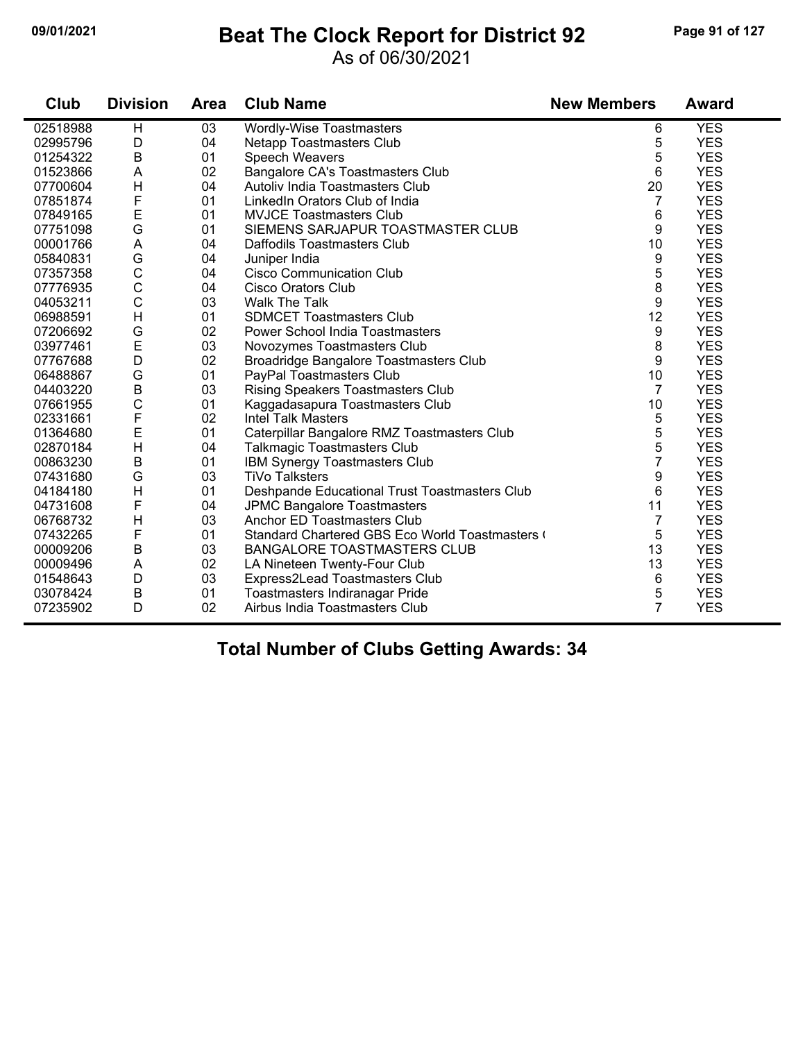# Beat The Clock Report for District 92

As of 06/30/2021

| Club | Division | Area | Club Name | New Members | Award |
|---|---|---|---|---|---|
| 02518988 | H | 03 | Wordly-Wise Toastmasters | 6 | YES |
| 02995796 | D | 04 | Netapp Toastmasters Club | 5 | YES |
| 01254322 | B | 01 | Speech Weavers | 5 | YES |
| 01523866 | A | 02 | Bangalore CA's Toastmasters Club | 6 | YES |
| 07700604 | H | 04 | Autoliv India Toastmasters Club | 20 | YES |
| 07851874 | F | 01 | LinkedIn Orators Club of India | 7 | YES |
| 07849165 | E | 01 | MVJCE Toastmasters Club | 6 | YES |
| 07751098 | G | 01 | SIEMENS SARJAPUR TOASTMASTER CLUB | 9 | YES |
| 00001766 | A | 04 | Daffodils Toastmasters Club | 10 | YES |
| 05840831 | G | 04 | Juniper India | 9 | YES |
| 07357358 | C | 04 | Cisco Communication Club | 5 | YES |
| 07776935 | C | 04 | Cisco Orators Club | 8 | YES |
| 04053211 | C | 03 | Walk The Talk | 9 | YES |
| 06988591 | H | 01 | SDMCET Toastmasters Club | 12 | YES |
| 07206692 | G | 02 | Power School India Toastmasters | 9 | YES |
| 03977461 | E | 03 | Novozymes Toastmasters Club | 8 | YES |
| 07767688 | D | 02 | Broadridge Bangalore Toastmasters Club | 9 | YES |
| 06488867 | G | 01 | PayPal Toastmasters Club | 10 | YES |
| 04403220 | B | 03 | Rising Speakers Toastmasters Club | 7 | YES |
| 07661955 | C | 01 | Kaggadasapura Toastmasters Club | 10 | YES |
| 02331661 | F | 02 | Intel Talk Masters | 5 | YES |
| 01364680 | E | 01 | Caterpillar Bangalore RMZ Toastmasters Club | 5 | YES |
| 02870184 | H | 04 | Talkmagic Toastmasters Club | 5 | YES |
| 00863230 | B | 01 | IBM Synergy Toastmasters Club | 7 | YES |
| 07431680 | G | 03 | TiVo Talksters | 9 | YES |
| 04184180 | H | 01 | Deshpande Educational Trust Toastmasters Club | 6 | YES |
| 04731608 | F | 04 | JPMC Bangalore Toastmasters | 11 | YES |
| 06768732 | H | 03 | Anchor ED Toastmasters Club | 7 | YES |
| 07432265 | F | 01 | Standard Chartered GBS Eco World Toastmasters ( | 5 | YES |
| 00009206 | B | 03 | BANGALORE TOASTMASTERS CLUB | 13 | YES |
| 00009496 | A | 02 | LA Nineteen Twenty-Four Club | 13 | YES |
| 01548643 | D | 03 | Express2Lead Toastmasters Club | 6 | YES |
| 03078424 | B | 01 | Toastmasters Indiranagar Pride | 5 | YES |
| 07235902 | D | 02 | Airbus India Toastmasters Club | 7 | YES |

**Total Number of Clubs Getting Awards: 34**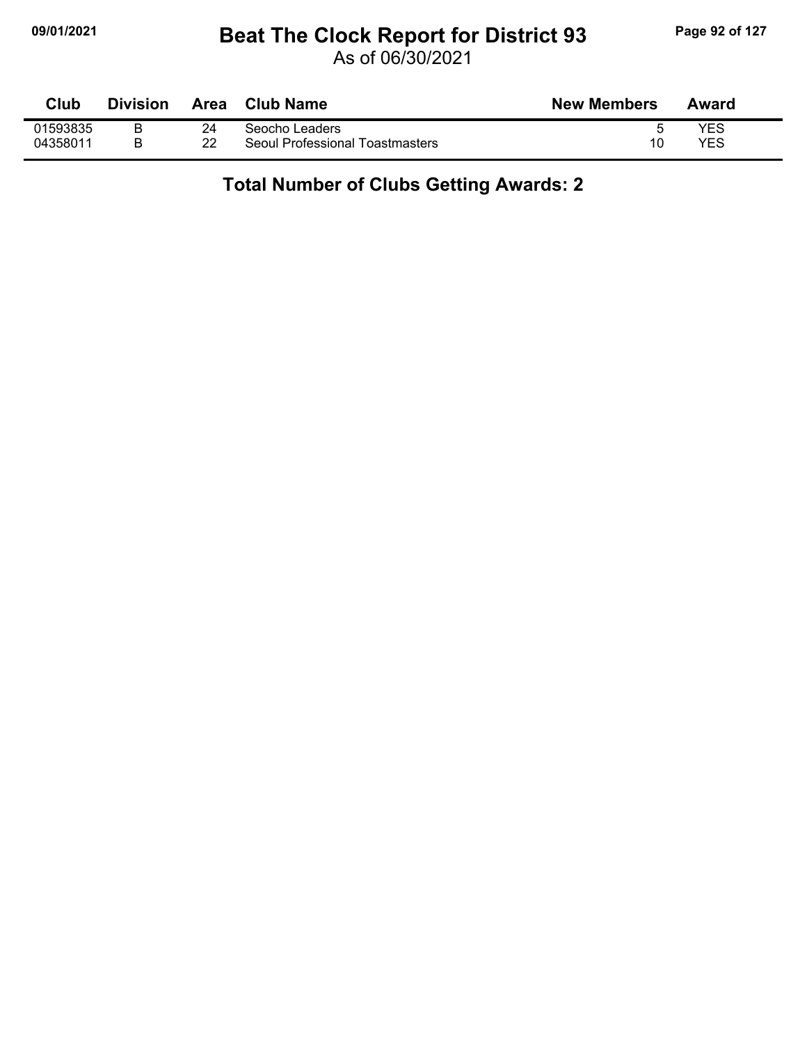# Beat The Clock Report for District 93

As of 06/30/2021

| Club | Division | Area | Club Name | New Members | Award |
|---|---|---|---|---|---|
| 01593835 | B | 24 | Seocho Leaders | 5 | YES |
| 04358011 | B | 22 | Seoul Professional Toastmasters | 10 | YES |

**Total Number of Clubs Getting Awards: 2**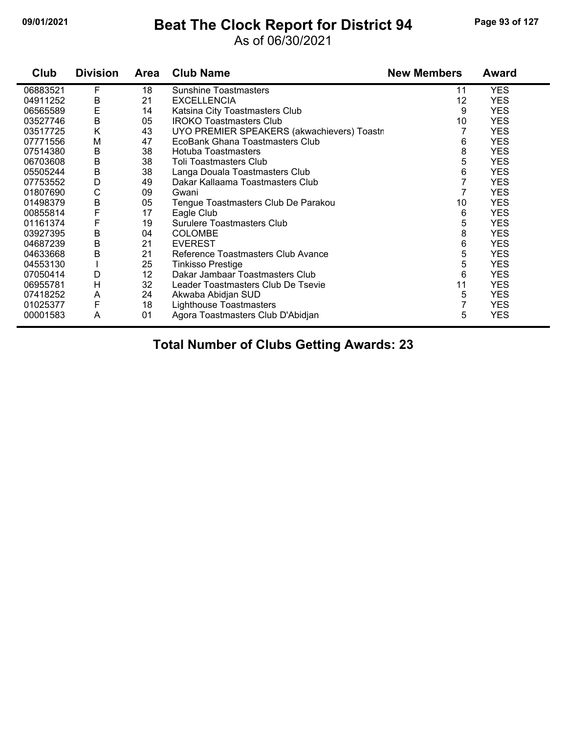# Beat The Clock Report for District 94

As of 06/30/2021

| Club | Division | Area | Club Name | New Members | Award |
|---|---|---|---|---|---|
| 06883521 | F | 18 | Sunshine Toastmasters | 11 | YES |
| 04911252 | B | 21 | EXCELLENCIA | 12 | YES |
| 06565589 | E | 14 | Katsina City Toastmasters Club | 9 | YES |
| 03527746 | B | 05 | IROKO Toastmasters Club | 10 | YES |
| 03517725 | K | 43 | UYO PREMIER SPEAKERS (akwachievers) Toastn | 7 | YES |
| 07771556 | M | 47 | EcoBank Ghana Toastmasters Club | 6 | YES |
| 07514380 | B | 38 | Hotuba Toastmasters | 8 | YES |
| 06703608 | B | 38 | Toli Toastmasters Club | 5 | YES |
| 05505244 | B | 38 | Langa Douala Toastmasters Club | 6 | YES |
| 07753552 | D | 49 | Dakar Kallaama Toastmasters Club | 7 | YES |
| 01807690 | C | 09 | Gwani | 7 | YES |
| 01498379 | B | 05 | Tengue Toastmasters Club De Parakou | 10 | YES |
| 00855814 | F | 17 | Eagle Club | 6 | YES |
| 01161374 | F | 19 | Surulere Toastmasters Club | 5 | YES |
| 03927395 | B | 04 | COLOMBE | 8 | YES |
| 04687239 | B | 21 | EVEREST | 6 | YES |
| 04633668 | B | 21 | Reference Toastmasters Club Avance | 5 | YES |
| 04553130 | I | 25 | Tinkisso Prestige | 5 | YES |
| 07050414 | D | 12 | Dakar Jambaar Toastmasters Club | 6 | YES |
| 06955781 | H | 32 | Leader Toastmasters Club De Tsevie | 11 | YES |
| 07418252 | A | 24 | Akwaba Abidjan SUD | 5 | YES |
| 01025377 | F | 18 | Lighthouse Toastmasters | 7 | YES |
| 00001583 | A | 01 | Agora Toastmasters Club D'Abidjan | 5 | YES |

## Total Number of Clubs Getting Awards: 23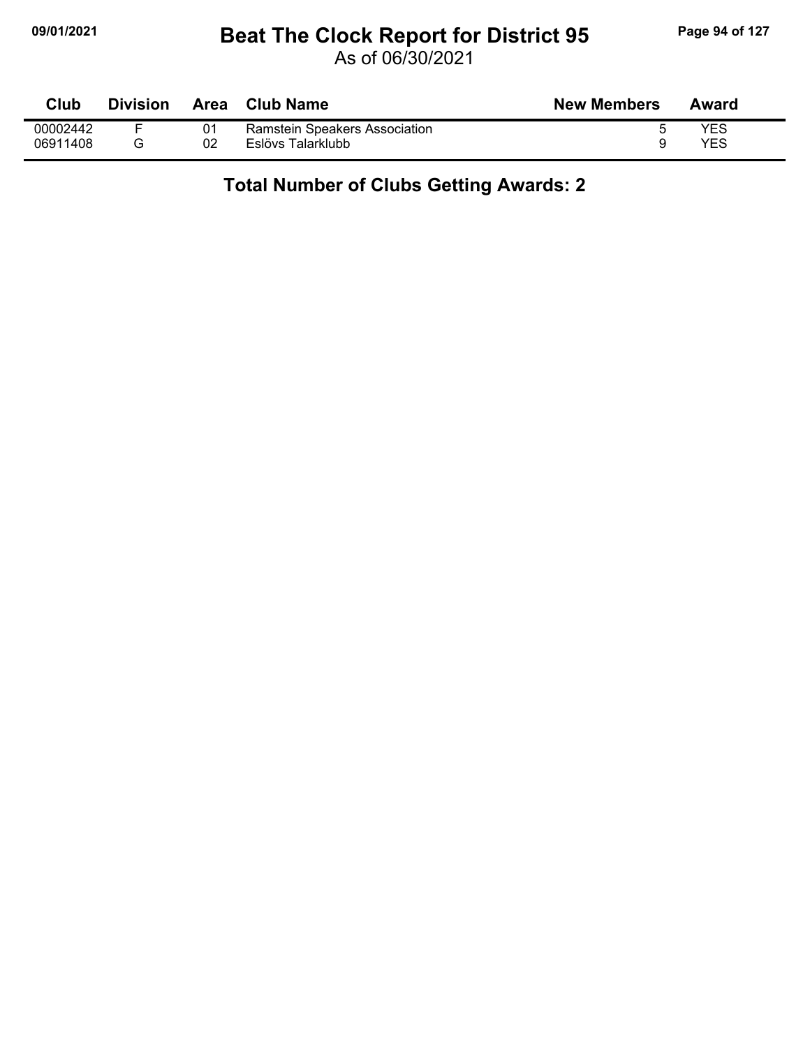# Beat The Clock Report for District 95

As of 06/30/2021

| Club | Division | Area | Club Name | New Members | Award |
|---|---|---|---|---|---|
| 00002442 | F | 01 | Ramstein Speakers Association | 5 | YES |
| 06911408 | G | 02 | Eslövs Talarklubb | 9 | YES |

## Total Number of Clubs Getting Awards: 2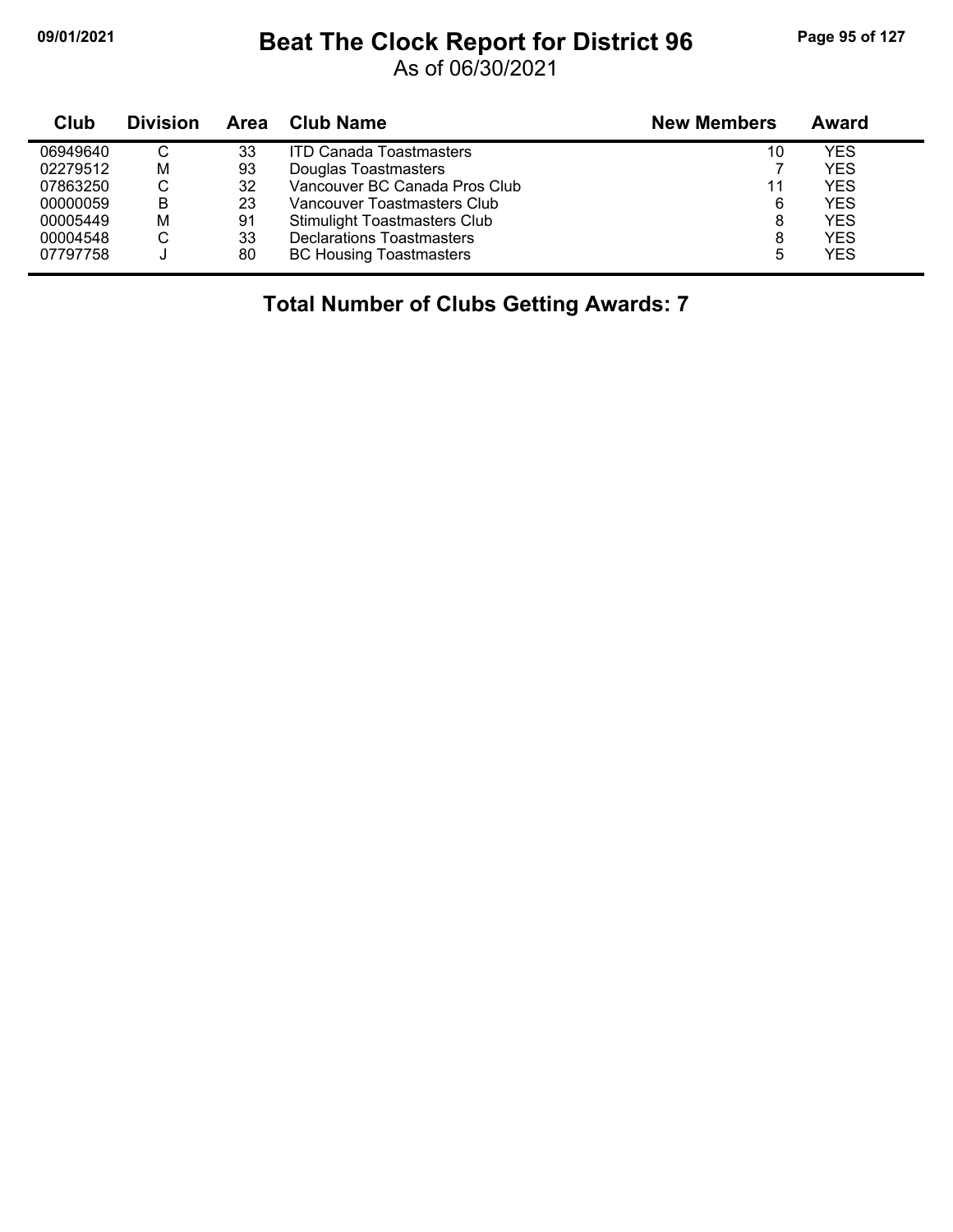# Beat The Clock Report for District 96

As of 06/30/2021

| Club | Division | Area | Club Name | New Members | Award |
|---|---|---|---|---|---|
| 06949640 | C | 33 | ITD Canada Toastmasters | 10 | YES |
| 02279512 | M | 93 | Douglas Toastmasters | 7 | YES |
| 07863250 | C | 32 | Vancouver BC Canada Pros Club | 11 | YES |
| 00000059 | B | 23 | Vancouver Toastmasters Club | 6 | YES |
| 00005449 | M | 91 | Stimulight Toastmasters Club | 8 | YES |
| 00004548 | C | 33 | Declarations Toastmasters | 8 | YES |
| 07797758 | J | 80 | BC Housing Toastmasters | 5 | YES |

**Total Number of Clubs Getting Awards: 7**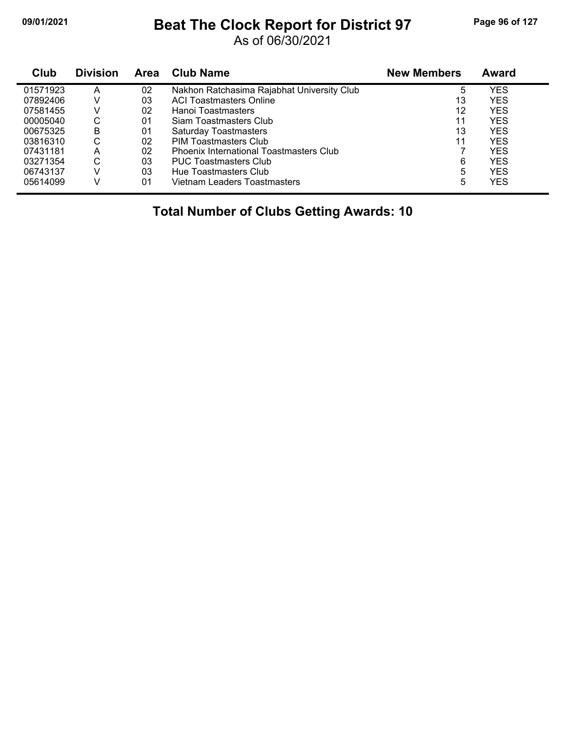# Beat The Clock Report for District 97

As of 06/30/2021

| Club | Division | Area | Club Name | New Members | Award |
|---|---|---|---|---|---|
| 01571923 | A | 02 | Nakhon Ratchasima Rajabhat University Club | 5 | YES |
| 07892406 | V | 03 | ACI Toastmasters Online | 13 | YES |
| 07581455 | V | 02 | Hanoi Toastmasters | 12 | YES |
| 00005040 | C | 01 | Siam Toastmasters Club | 11 | YES |
| 00675325 | B | 01 | Saturday Toastmasters | 13 | YES |
| 03816310 | C | 02 | PIM Toastmasters Club | 11 | YES |
| 07431181 | A | 02 | Phoenix International Toastmasters Club | 7 | YES |
| 03271354 | C | 03 | PUC Toastmasters Club | 6 | YES |
| 06743137 | V | 03 | Hue Toastmasters Club | 5 | YES |
| 05614099 | V | 01 | Vietnam Leaders Toastmasters | 5 | YES |

## Total Number of Clubs Getting Awards: 10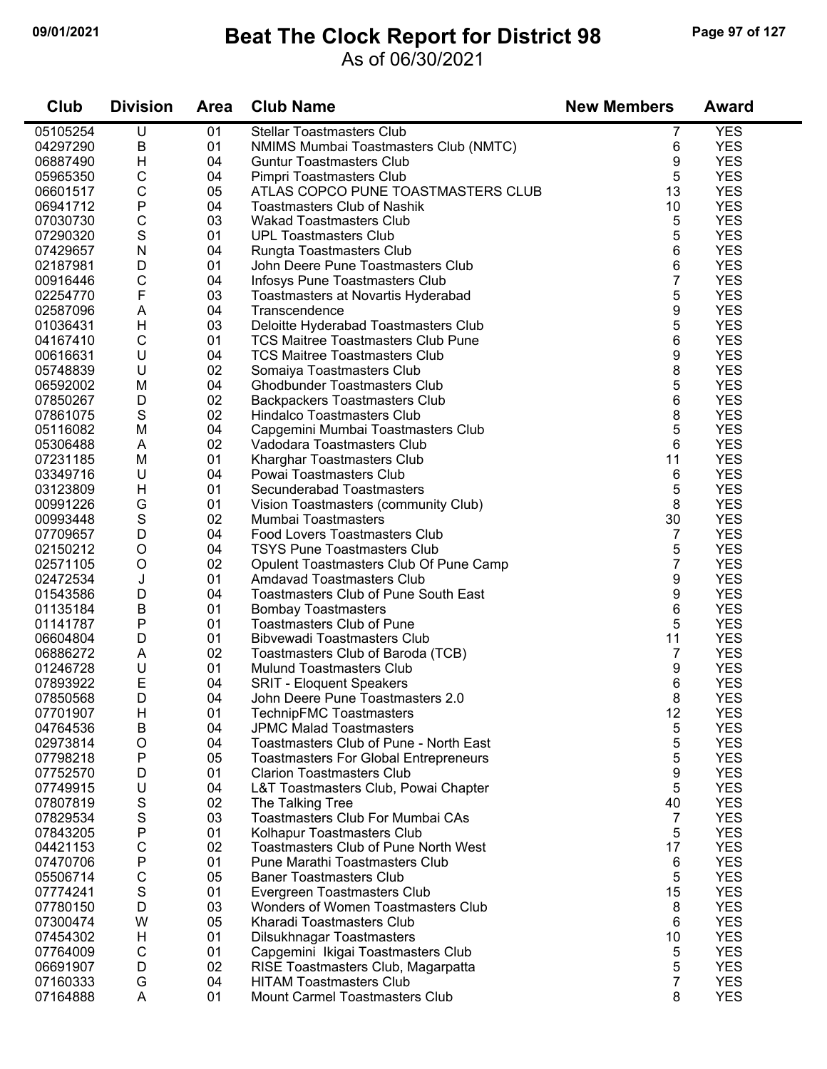# Beat The Clock Report for District 98

As of 06/30/2021

| Club | Division | Area | Club Name | New Members | Award |
|---|---|---|---|---|---|
| 05105254 | U | 01 | Stellar Toastmasters Club | 7 | YES |
| 04297290 | B | 01 | NMIMS Mumbai Toastmasters Club (NMTC) | 6 | YES |
| 06887490 | H | 04 | Guntur Toastmasters Club | 9 | YES |
| 05965350 | C | 04 | Pimpri Toastmasters Club | 5 | YES |
| 06601517 | C | 05 | ATLAS COPCO PUNE TOASTMASTERS CLUB | 13 | YES |
| 06941712 | P | 04 | Toastmasters Club of Nashik | 10 | YES |
| 07030730 | C | 03 | Wakad Toastmasters Club | 5 | YES |
| 07290320 | S | 01 | UPL Toastmasters Club | 5 | YES |
| 07429657 | N | 04 | Rungta Toastmasters Club | 6 | YES |
| 02187981 | D | 01 | John Deere Pune Toastmasters Club | 6 | YES |
| 00916446 | C | 04 | Infosys Pune Toastmasters Club | 7 | YES |
| 02254770 | F | 03 | Toastmasters at Novartis Hyderabad | 5 | YES |
| 02587096 | A | 04 | Transcendence | 9 | YES |
| 01036431 | H | 03 | Deloitte Hyderabad Toastmasters Club | 5 | YES |
| 04167410 | C | 01 | TCS Maitree Toastmasters Club Pune | 6 | YES |
| 00616631 | U | 04 | TCS Maitree Toastmasters Club | 9 | YES |
| 05748839 | U | 02 | Somaiya Toastmasters Club | 8 | YES |
| 06592002 | M | 04 | Ghodbunder Toastmasters Club | 5 | YES |
| 07850267 | D | 02 | Backpackers Toastmasters Club | 6 | YES |
| 07861075 | S | 02 | Hindalco Toastmasters Club | 8 | YES |
| 05116082 | M | 04 | Capgemini Mumbai Toastmasters Club | 5 | YES |
| 05306488 | A | 02 | Vadodara Toastmasters Club | 6 | YES |
| 07231185 | M | 01 | Kharghar Toastmasters Club | 11 | YES |
| 03349716 | U | 04 | Powai Toastmasters Club | 6 | YES |
| 03123809 | H | 01 | Secunderabad Toastmasters | 5 | YES |
| 00991226 | G | 01 | Vision Toastmasters (community Club) | 8 | YES |
| 00993448 | S | 02 | Mumbai Toastmasters | 30 | YES |
| 07709657 | D | 04 | Food Lovers Toastmasters Club | 7 | YES |
| 02150212 | O | 04 | TSYS Pune Toastmasters Club | 5 | YES |
| 02571105 | O | 02 | Opulent Toastmasters Club Of Pune Camp | 7 | YES |
| 02472534 | J | 01 | Amdavad Toastmasters Club | 9 | YES |
| 01543586 | D | 04 | Toastmasters Club of Pune South East | 9 | YES |
| 01135184 | B | 01 | Bombay Toastmasters | 6 | YES |
| 01141787 | P | 01 | Toastmasters Club of Pune | 5 | YES |
| 06604804 | D | 01 | Bibvewadi Toastmasters Club | 11 | YES |
| 06886272 | A | 02 | Toastmasters Club of Baroda (TCB) | 7 | YES |
| 01246728 | U | 01 | Mulund Toastmasters Club | 9 | YES |
| 07893922 | E | 04 | SRIT - Eloquent Speakers | 6 | YES |
| 07850568 | D | 04 | John Deere Pune Toastmasters 2.0 | 8 | YES |
| 07701907 | H | 01 | TechnipFMC Toastmasters | 12 | YES |
| 04764536 | B | 04 | JPMC Malad Toastmasters | 5 | YES |
| 02973814 | O | 04 | Toastmasters Club of Pune - North East | 5 | YES |
| 07798218 | P | 05 | Toastmasters For Global Entrepreneurs | 5 | YES |
| 07752570 | D | 01 | Clarion Toastmasters Club | 9 | YES |
| 07749915 | U | 04 | L&T Toastmasters Club, Powai Chapter | 5 | YES |
| 07807819 | S | 02 | The Talking Tree | 40 | YES |
| 07829534 | S | 03 | Toastmasters Club For Mumbai CAs | 7 | YES |
| 07843205 | P | 01 | Kolhapur Toastmasters Club | 5 | YES |
| 04421153 | C | 02 | Toastmasters Club of Pune North West | 17 | YES |
| 07470706 | P | 01 | Pune Marathi Toastmasters Club | 6 | YES |
| 05506714 | C | 05 | Baner Toastmasters Club | 5 | YES |
| 07774241 | S | 01 | Evergreen Toastmasters Club | 15 | YES |
| 07780150 | D | 03 | Wonders of Women Toastmasters Club | 8 | YES |
| 07300474 | W | 05 | Kharadi Toastmasters Club | 6 | YES |
| 07454302 | H | 01 | Dilsukhnagar Toastmasters | 10 | YES |
| 07764009 | C | 01 | Capgemini Ikigai Toastmasters Club | 5 | YES |
| 06691907 | D | 02 | RISE Toastmasters Club, Magarpatta | 5 | YES |
| 07160333 | G | 04 | HITAM Toastmasters Club | 7 | YES |
| 07164888 | A | 01 | Mount Carmel Toastmasters Club | 8 | YES |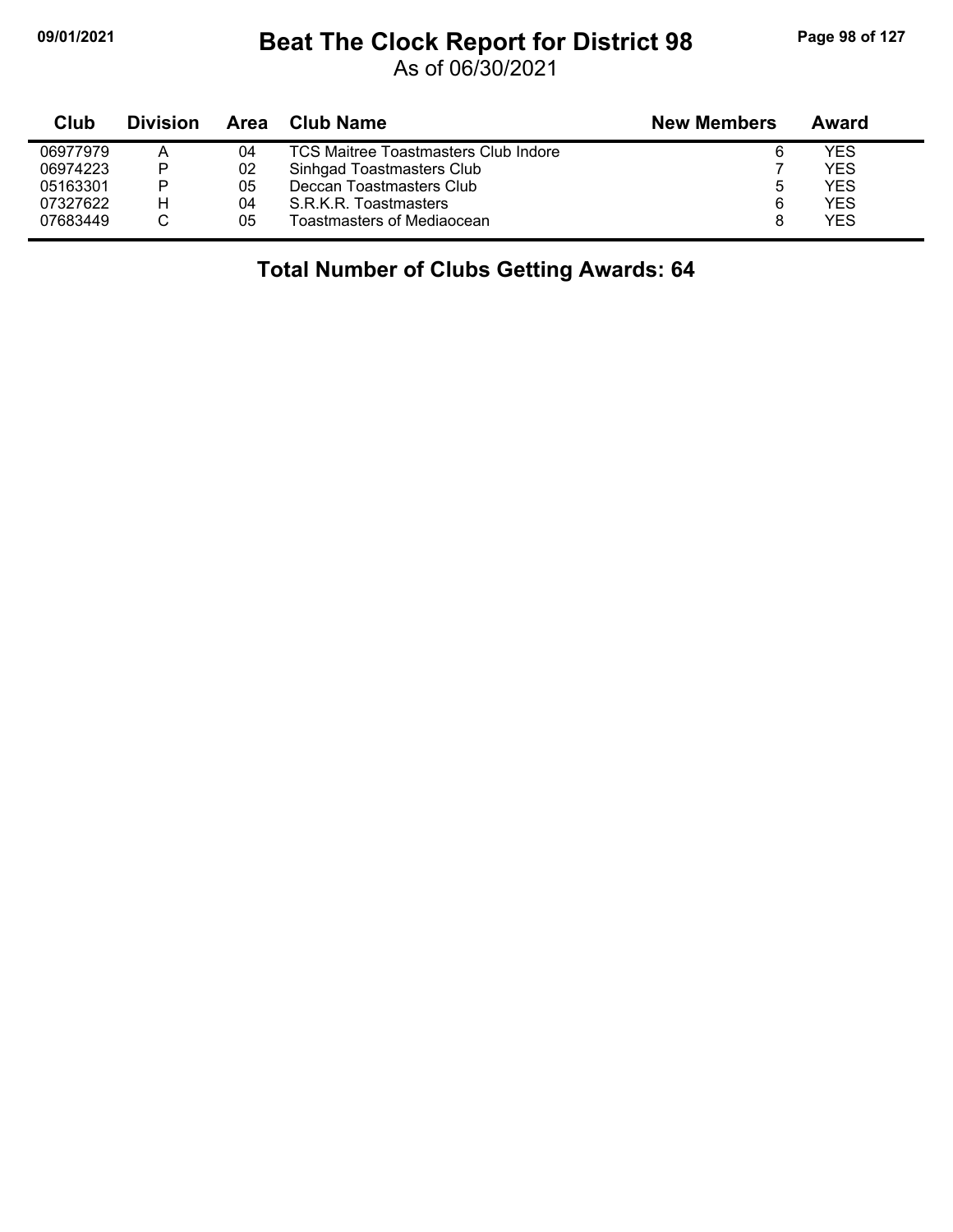| Club | Division | Area | Club Name | New Members | Award |
|---|---|---|---|---|---|
| 06977979 | A | 04 | TCS Maitree Toastmasters Club Indore | 6 | YES |
| 06974223 | P | 02 | Sinhgad Toastmasters Club | 7 | YES |
| 05163301 | P | 05 | Deccan Toastmasters Club | 5 | YES |
| 07327622 | H | 04 | S.R.K.R. Toastmasters | 6 | YES |
| 07683449 | C | 05 | Toastmasters of Mediaocean | 8 | YES |

**Total Number of Clubs Getting Awards: 64**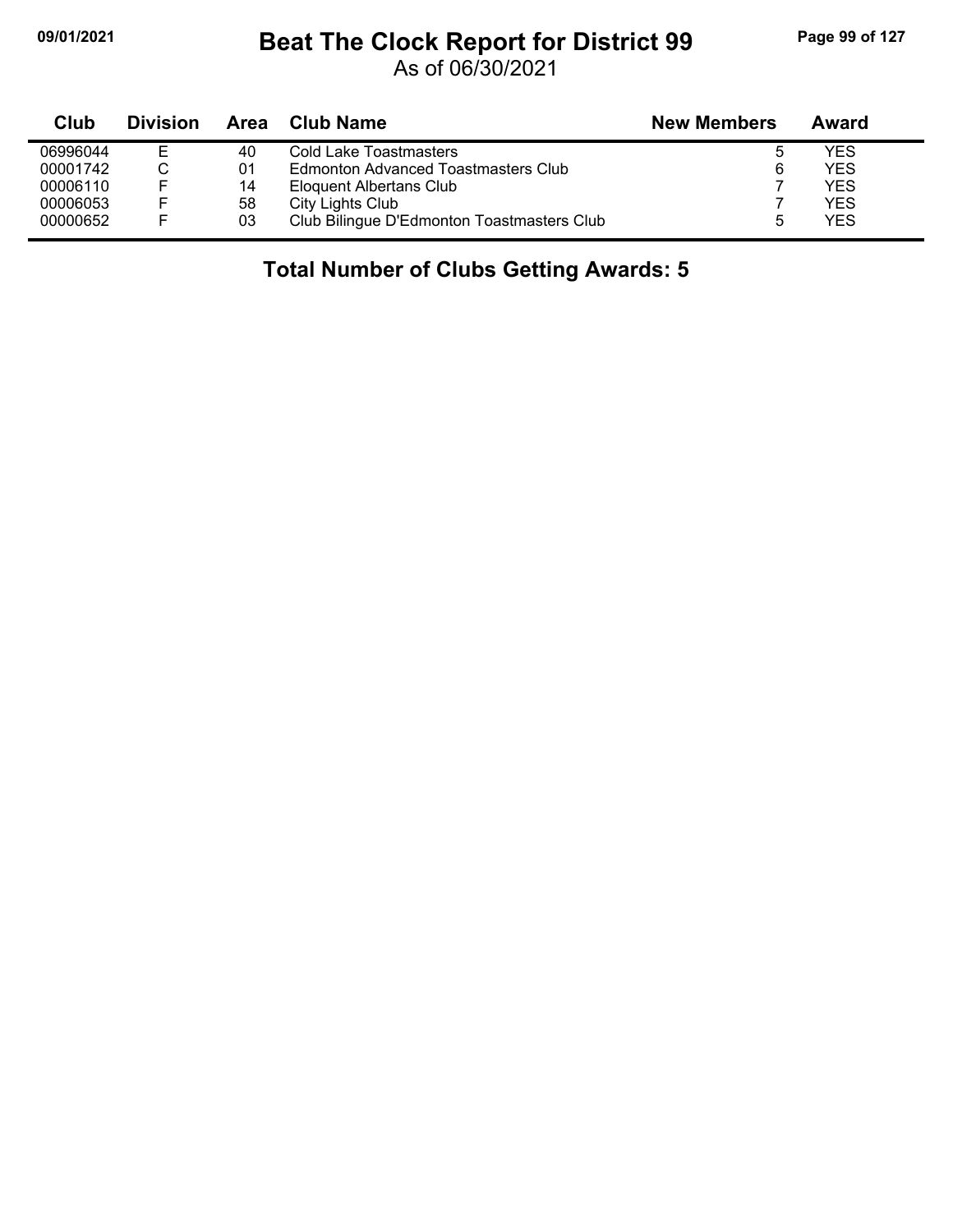# Beat The Clock Report for District 99

As of 06/30/2021

| Club | Division | Area | Club Name | New Members | Award |
|---|---|---|---|---|---|
| 06996044 | E | 40 | Cold Lake Toastmasters | 5 | YES |
| 00001742 | C | 01 | Edmonton Advanced Toastmasters Club | 6 | YES |
| 00006110 | F | 14 | Eloquent Albertans Club | 7 | YES |
| 00006053 | F | 58 | City Lights Club | 7 | YES |
| 00000652 | F | 03 | Club Bilingue D'Edmonton Toastmasters Club | 5 | YES |

**Total Number of Clubs Getting Awards: 5**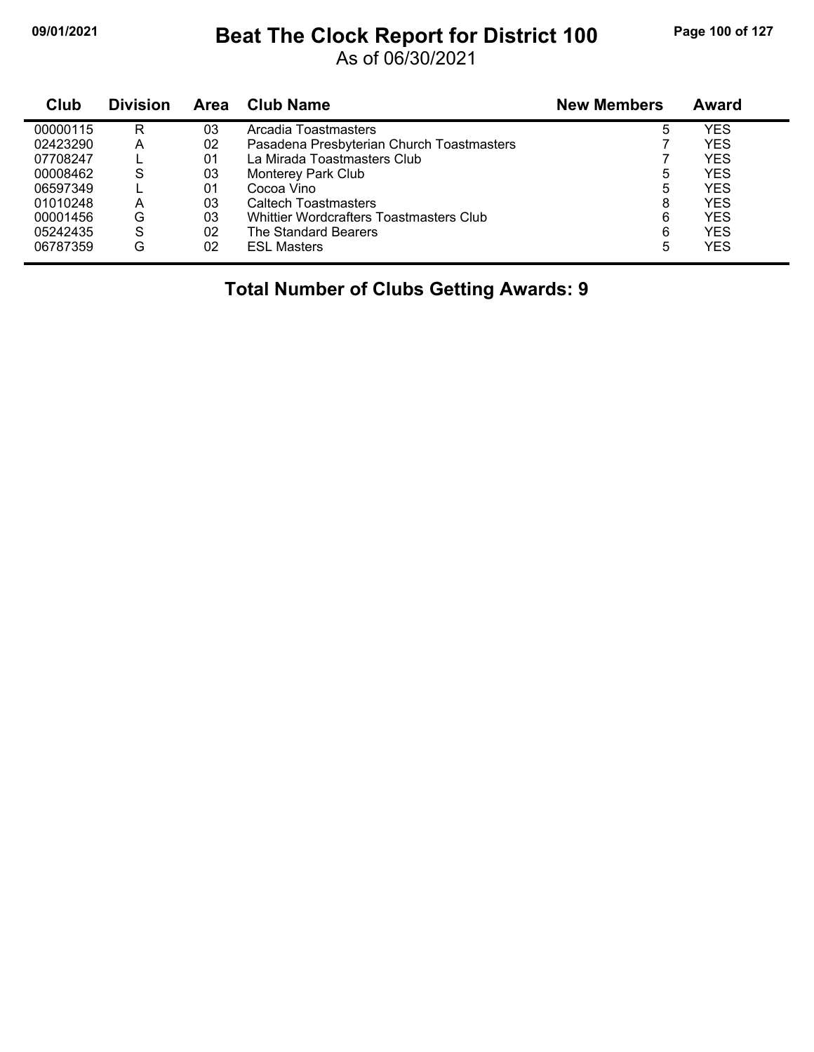# Beat The Clock Report for District 100

As of 06/30/2021

| Club | Division | Area | Club Name | New Members | Award |
|---|---|---|---|---|---|
| 00000115 | R | 03 | Arcadia Toastmasters | 5 | YES |
| 02423290 | A | 02 | Pasadena Presbyterian Church Toastmasters | 7 | YES |
| 07708247 | L | 01 | La Mirada Toastmasters Club | 7 | YES |
| 00008462 | S | 03 | Monterey Park Club | 5 | YES |
| 06597349 | L | 01 | Cocoa Vino | 5 | YES |
| 01010248 | A | 03 | Caltech Toastmasters | 8 | YES |
| 00001456 | G | 03 | Whittier Wordcrafters Toastmasters Club | 6 | YES |
| 05242435 | S | 02 | The Standard Bearers | 6 | YES |
| 06787359 | G | 02 | ESL Masters | 5 | YES |

**Total Number of Clubs Getting Awards: 9**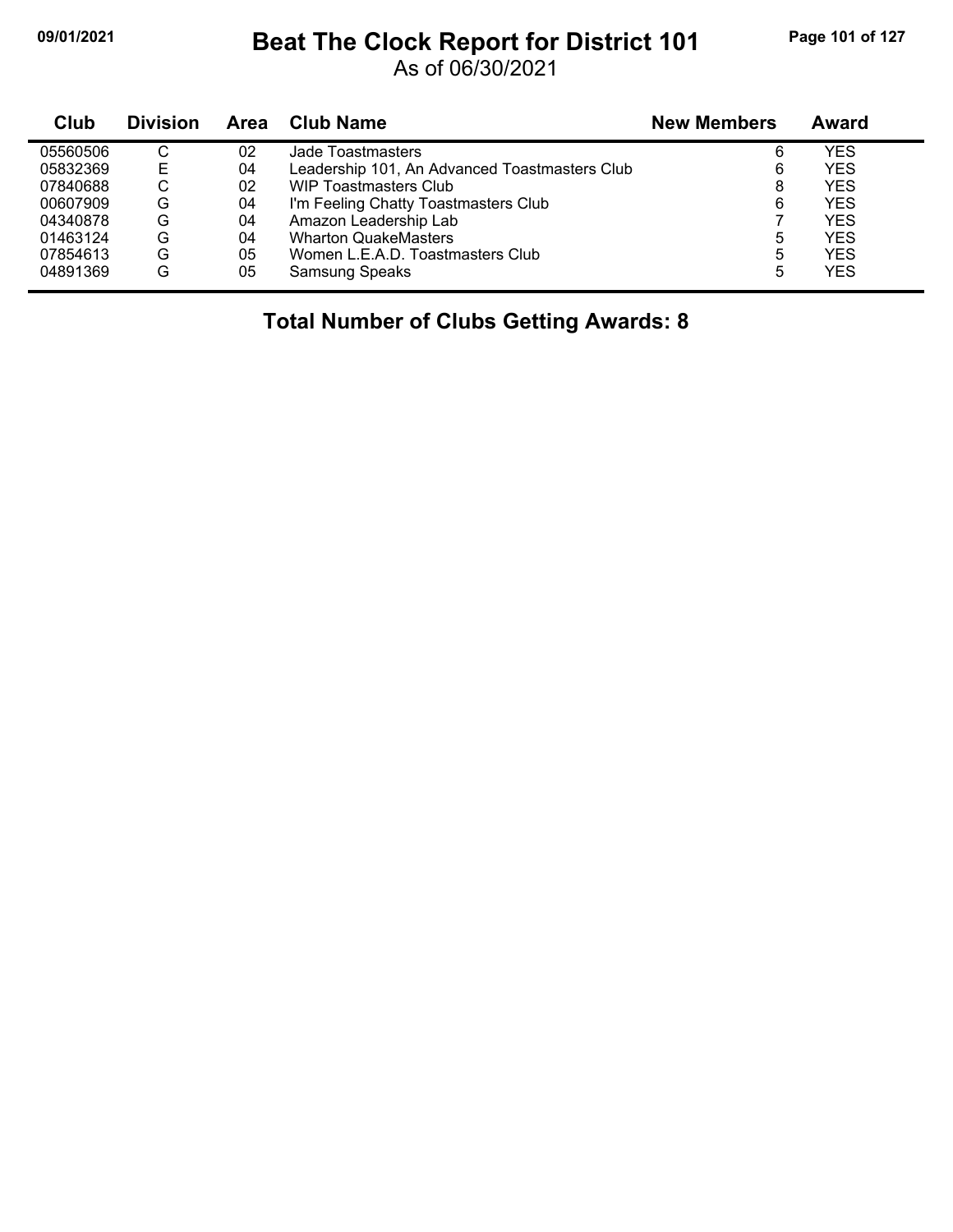# Beat The Clock Report for District 101

As of 06/30/2021

| Club | Division | Area | Club Name | New Members | Award |
|---|---|---|---|---|---|
| 05560506 | C | 02 | Jade Toastmasters | 6 | YES |
| 05832369 | E | 04 | Leadership 101, An Advanced Toastmasters Club | 6 | YES |
| 07840688 | C | 02 | WIP Toastmasters Club | 8 | YES |
| 00607909 | G | 04 | I'm Feeling Chatty Toastmasters Club | 6 | YES |
| 04340878 | G | 04 | Amazon Leadership Lab | 7 | YES |
| 01463124 | G | 04 | Wharton QuakeMasters | 5 | YES |
| 07854613 | G | 05 | Women L.E.A.D. Toastmasters Club | 5 | YES |
| 04891369 | G | 05 | Samsung Speaks | 5 | YES |

**Total Number of Clubs Getting Awards: 8**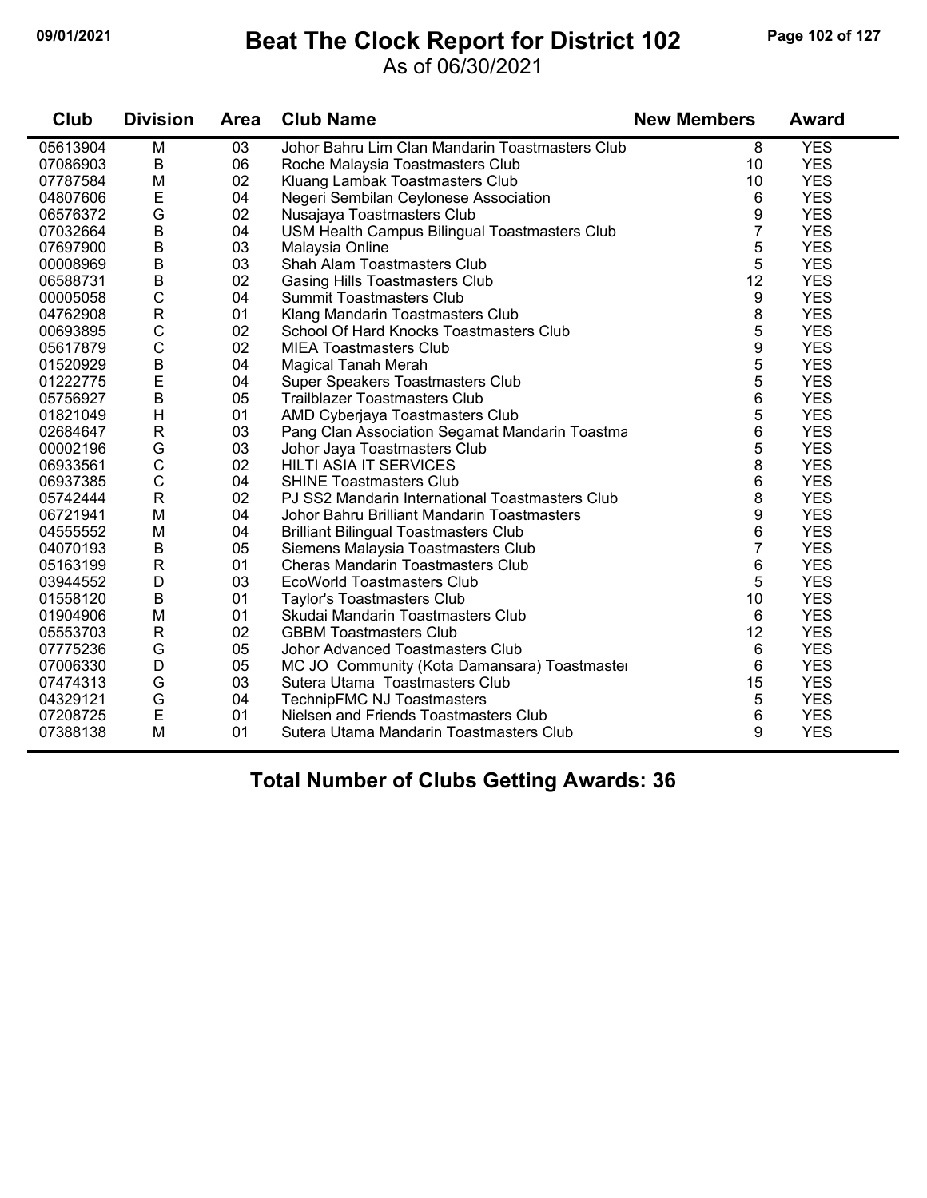# Beat The Clock Report for District 102

As of 06/30/2021

| Club | Division | Area | Club Name | New Members | Award |
|---|---|---|---|---|---|
| 05613904 | M | 03 | Johor Bahru Lim Clan Mandarin Toastmasters Club | 8 | YES |
| 07086903 | B | 06 | Roche Malaysia Toastmasters Club | 10 | YES |
| 07787584 | M | 02 | Kluang Lambak Toastmasters Club | 10 | YES |
| 04807606 | E | 04 | Negeri Sembilan Ceylonese Association | 6 | YES |
| 06576372 | G | 02 | Nusajaya Toastmasters Club | 9 | YES |
| 07032664 | B | 04 | USM Health Campus Bilingual Toastmasters Club | 7 | YES |
| 07697900 | B | 03 | Malaysia Online | 5 | YES |
| 00008969 | B | 03 | Shah Alam Toastmasters Club | 5 | YES |
| 06588731 | B | 02 | Gasing Hills Toastmasters Club | 12 | YES |
| 00005058 | C | 04 | Summit Toastmasters Club | 9 | YES |
| 04762908 | R | 01 | Klang Mandarin Toastmasters Club | 8 | YES |
| 00693895 | C | 02 | School Of Hard Knocks Toastmasters Club | 5 | YES |
| 05617879 | C | 02 | MIEA Toastmasters Club | 9 | YES |
| 01520929 | B | 04 | Magical Tanah Merah | 5 | YES |
| 01222775 | E | 04 | Super Speakers Toastmasters Club | 5 | YES |
| 05756927 | B | 05 | Trailblazer Toastmasters Club | 6 | YES |
| 01821049 | H | 01 | AMD Cyberjaya Toastmasters Club | 5 | YES |
| 02684647 | R | 03 | Pang Clan Association Segamat Mandarin Toastma | 6 | YES |
| 00002196 | G | 03 | Johor Jaya Toastmasters Club | 5 | YES |
| 06933561 | C | 02 | HILTI ASIA IT SERVICES | 8 | YES |
| 06937385 | C | 04 | SHINE Toastmasters Club | 6 | YES |
| 05742444 | R | 02 | PJ SS2 Mandarin International Toastmasters Club | 8 | YES |
| 06721941 | M | 04 | Johor Bahru Brilliant Mandarin Toastmasters | 9 | YES |
| 04555552 | M | 04 | Brilliant Bilingual Toastmasters Club | 6 | YES |
| 04070193 | B | 05 | Siemens Malaysia Toastmasters Club | 7 | YES |
| 05163199 | R | 01 | Cheras Mandarin Toastmasters Club | 6 | YES |
| 03944552 | D | 03 | EcoWorld Toastmasters Club | 5 | YES |
| 01558120 | B | 01 | Taylor's Toastmasters Club | 10 | YES |
| 01904906 | M | 01 | Skudai Mandarin Toastmasters Club | 6 | YES |
| 05553703 | R | 02 | GBBM Toastmasters Club | 12 | YES |
| 07775236 | G | 05 | Johor Advanced Toastmasters Club | 6 | YES |
| 07006330 | D | 05 | MC JO Community (Kota Damansara) Toastmaster | 6 | YES |
| 07474313 | G | 03 | Sutera Utama Toastmasters Club | 15 | YES |
| 04329121 | G | 04 | TechnipFMC NJ Toastmasters | 5 | YES |
| 07208725 | E | 01 | Nielsen and Friends Toastmasters Club | 6 | YES |
| 07388138 | M | 01 | Sutera Utama Mandarin Toastmasters Club | 9 | YES |

**Total Number of Clubs Getting Awards: 36**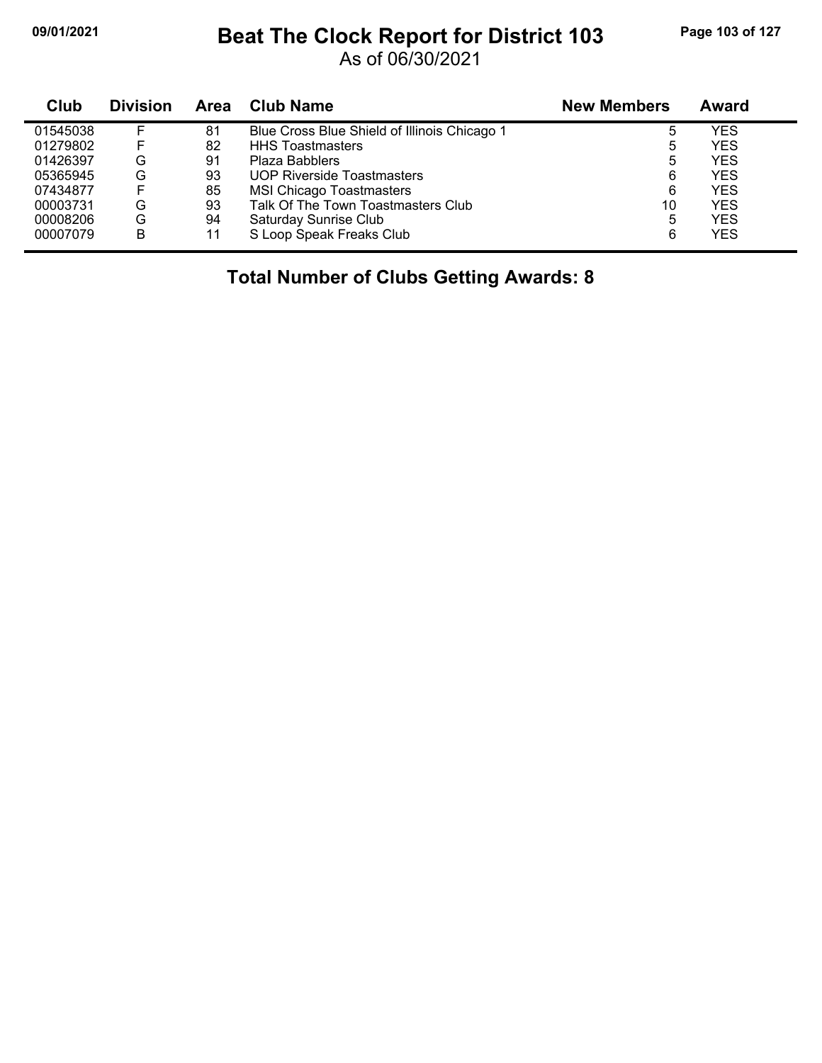# Beat The Clock Report for District 103

As of 06/30/2021

| Club | Division | Area | Club Name | New Members | Award |
|---|---|---|---|---|---|
| 01545038 | F | 81 | Blue Cross Blue Shield of Illinois Chicago 1 | 5 | YES |
| 01279802 | F | 82 | HHS Toastmasters | 5 | YES |
| 01426397 | G | 91 | Plaza Babblers | 5 | YES |
| 05365945 | G | 93 | UOP Riverside Toastmasters | 6 | YES |
| 07434877 | F | 85 | MSI Chicago Toastmasters | 6 | YES |
| 00003731 | G | 93 | Talk Of The Town Toastmasters Club | 10 | YES |
| 00008206 | G | 94 | Saturday Sunrise Club | 5 | YES |
| 00007079 | B | 11 | S Loop Speak Freaks Club | 6 | YES |

**Total Number of Clubs Getting Awards: 8**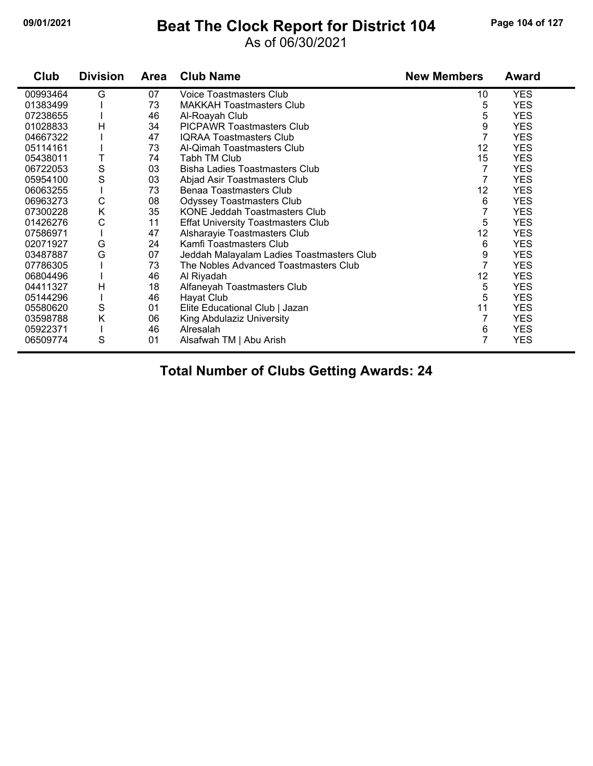# Beat The Clock Report for District 104

09/01/2021

As of 06/30/2021

| Club | Division | Area | Club Name | New Members | Award |
|---|---|---|---|---|---|
| 00993464 | G | 07 | Voice Toastmasters Club | 10 | YES |
| 01383499 | I | 73 | MAKKAH Toastmasters Club | 5 | YES |
| 07238655 | I | 46 | Al-Roayah Club | 5 | YES |
| 01028833 | H | 34 | PICPAWR Toastmasters Club | 9 | YES |
| 04667322 | I | 47 | IQRAA Toastmasters Club | 7 | YES |
| 05114161 | I | 73 | Al-Qimah Toastmasters Club | 12 | YES |
| 05438011 | T | 74 | Tabh TM Club | 15 | YES |
| 06722053 | S | 03 | Bisha Ladies Toastmasters Club | 7 | YES |
| 05954100 | S | 03 | Abjad Asir Toastmasters Club | 7 | YES |
| 06063255 | I | 73 | Benaa Toastmasters Club | 12 | YES |
| 06963273 | C | 08 | Odyssey Toastmasters Club | 6 | YES |
| 07300228 | K | 35 | KONE Jeddah Toastmasters Club | 7 | YES |
| 01426276 | C | 11 | Effat University Toastmasters Club | 5 | YES |
| 07586971 | I | 47 | Alsharayie Toastmasters Club | 12 | YES |
| 02071927 | G | 24 | Kamfi Toastmasters Club | 6 | YES |
| 03487887 | G | 07 | Jeddah Malayalam Ladies Toastmasters Club | 9 | YES |
| 07786305 | I | 73 | The Nobles Advanced Toastmasters Club | 7 | YES |
| 06804496 | I | 46 | Al Riyadah | 12 | YES |
| 04411327 | H | 18 | Alfaneyah Toastmasters Club | 5 | YES |
| 05144296 | I | 46 | Hayat Club | 5 | YES |
| 05580620 | S | 01 | Elite Educational Club \| Jazan | 11 | YES |
| 03598788 | K | 06 | King Abdulaziz University | 7 | YES |
| 05922371 | I | 46 | Alresalah | 6 | YES |
| 06509774 | S | 01 | Alsafwah TM \| Abu Arish | 7 | YES |

**Total Number of Clubs Getting Awards: 24**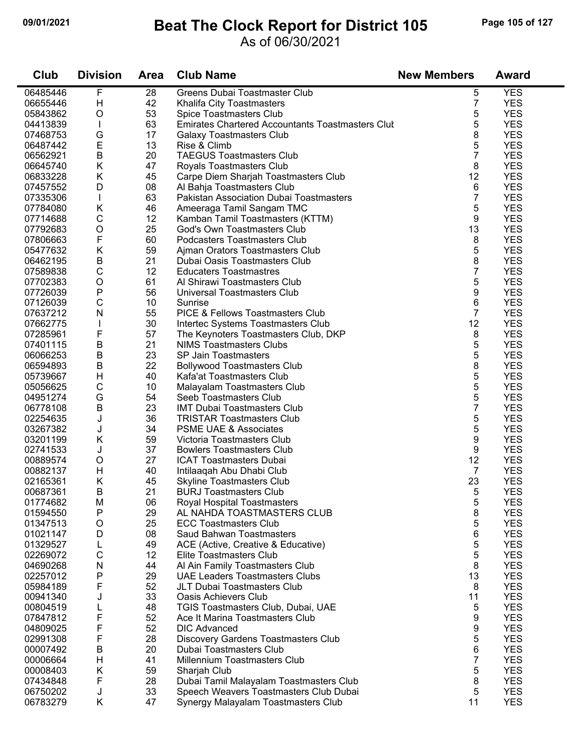# Beat The Clock Report for District 105

As of 06/30/2021

| Club | Division | Area | Club Name | New Members | Award |
|---|---|---|---|---|---|
| 06485446 | F | 28 | Greens Dubai Toastmaster Club | 5 | YES |
| 06655446 | H | 42 | Khalifa City Toastmasters | 7 | YES |
| 05843862 | O | 53 | Spice Toastmasters Club | 5 | YES |
| 04413839 | I | 63 | Emirates Chartered Accountants Toastmasters Clut | 5 | YES |
| 07468753 | G | 17 | Galaxy Toastmasters Club | 8 | YES |
| 06487442 | E | 13 | Rise & Climb | 5 | YES |
| 06562921 | B | 20 | TAEGUS Toastmasters Club | 7 | YES |
| 06645740 | K | 47 | Royals Toastmasters Club | 8 | YES |
| 06833228 | K | 45 | Carpe Diem Sharjah Toastmasters Club | 12 | YES |
| 07457552 | D | 08 | Al Bahja Toastmasters Club | 6 | YES |
| 07335306 | I | 63 | Pakistan Association Dubai Toastmasters | 7 | YES |
| 07784080 | K | 46 | Ameeraga Tamil Sangam TMC | 5 | YES |
| 07714688 | C | 12 | Kamban Tamil Toastmasters (KTTM) | 9 | YES |
| 07792683 | O | 25 | God's Own Toastmasters Club | 13 | YES |
| 07806663 | F | 60 | Podcasters Toastmasters Club | 8 | YES |
| 05477632 | K | 59 | Ajman Orators Toastmasters Club | 5 | YES |
| 06462195 | B | 21 | Dubai Oasis Toastmasters Club | 8 | YES |
| 07589838 | C | 12 | Educaters Toastmastres | 7 | YES |
| 07702383 | O | 61 | Al Shirawi Toastmasters Club | 5 | YES |
| 07726039 | P | 56 | Universal Toastmasters Club | 9 | YES |
| 07126039 | C | 10 | Sunrise | 6 | YES |
| 07637212 | N | 55 | PICE & Fellows Toastmasters Club | 7 | YES |
| 07662775 | I | 30 | Intertec Systems Toastmasters Club | 12 | YES |
| 07285961 | F | 57 | The Keynoters Toastmasters Club, DKP | 8 | YES |
| 07401115 | B | 21 | NIMS Toastmasters Clubs | 5 | YES |
| 06066253 | B | 23 | SP Jain Toastmasters | 5 | YES |
| 06594893 | B | 22 | Bollywood Toastmasters Club | 8 | YES |
| 05739667 | H | 40 | Kafa'at Toastmasters Club | 5 | YES |
| 05056625 | C | 10 | Malayalam Toastmasters Club | 5 | YES |
| 04951274 | G | 54 | Seeb Toastmasters Club | 5 | YES |
| 06778108 | B | 23 | IMT Dubai Toastmasters Club | 7 | YES |
| 02254635 | J | 36 | TRISTAR Toastmasters Club | 5 | YES |
| 03267382 | J | 34 | PSME UAE & Associates | 5 | YES |
| 03201199 | K | 59 | Victoria Toastmasters Club | 9 | YES |
| 02741533 | J | 37 | Bowlers Toastmasters Club | 9 | YES |
| 00889574 | O | 27 | ICAT Toastmasters Dubai | 12 | YES |
| 00882137 | H | 40 | Intilaaqah Abu Dhabi Club | 7 | YES |
| 02165361 | K | 45 | Skyline Toastmasters Club | 23 | YES |
| 00687361 | B | 21 | BURJ Toastmasters Club | 5 | YES |
| 01774682 | M | 06 | Royal Hospital Toastmasters | 5 | YES |
| 01594550 | P | 29 | AL NAHDA TOASTMASTERS CLUB | 8 | YES |
| 01347513 | O | 25 | ECC Toastmasters Club | 5 | YES |
| 01021147 | D | 08 | Saud Bahwan Toastmasters | 6 | YES |
| 01329527 | L | 49 | ACE (Active, Creative & Educative) | 5 | YES |
| 02269072 | C | 12 | Elite Toastmasters Club | 5 | YES |
| 04690268 | N | 44 | Al Ain Family Toastmasters Club | 8 | YES |
| 02257012 | P | 29 | UAE Leaders Toastmasters Clubs | 13 | YES |
| 05984189 | F | 52 | JLT Dubai Toastmasters Club | 8 | YES |
| 00941340 | J | 33 | Oasis Achievers Club | 11 | YES |
| 00804519 | L | 48 | TGIS Toastmasters Club, Dubai, UAE | 5 | YES |
| 07847812 | F | 52 | Ace It Marina Toastmasters Club | 9 | YES |
| 04809025 | F | 52 | DIC Advanced | 9 | YES |
| 02991308 | F | 28 | Discovery Gardens Toastmasters Club | 5 | YES |
| 00007492 | B | 20 | Dubai Toastmasters Club | 6 | YES |
| 00006664 | H | 41 | Millennium Toastmasters Club | 7 | YES |
| 00008403 | K | 59 | Sharjah Club | 5 | YES |
| 07434848 | F | 28 | Dubai Tamil Malayalam Toastmasters Club | 8 | YES |
| 06750202 | J | 33 | Speech Weavers Toastmasters Club Dubai | 5 | YES |
| 06783279 | K | 47 | Synergy Malayalam Toastmasters Club | 11 | YES |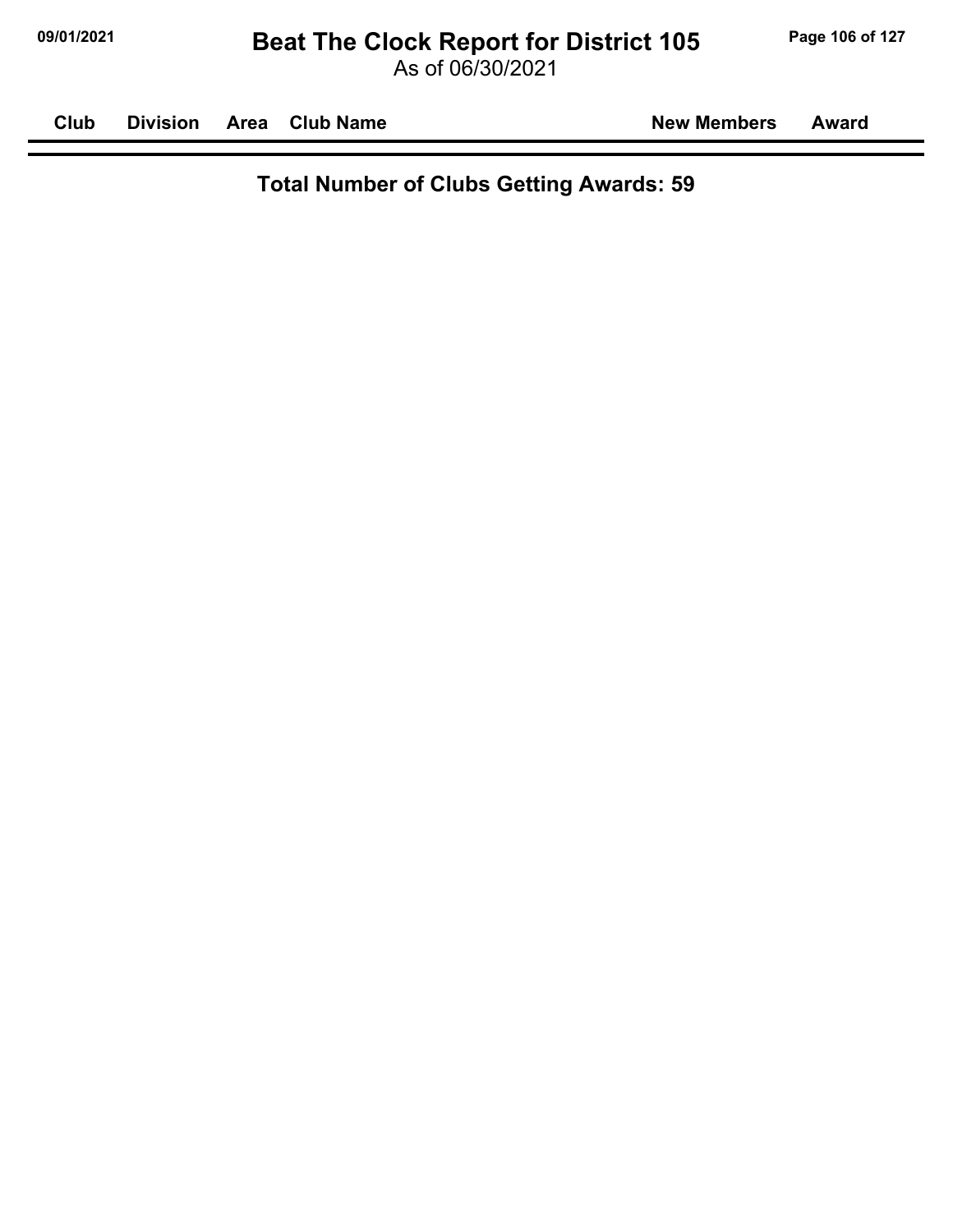| Club | Division | Area | Club Name | New Members | Award |
|---|---|---|---|---|---|

**Total Number of Clubs Getting Awards: 59**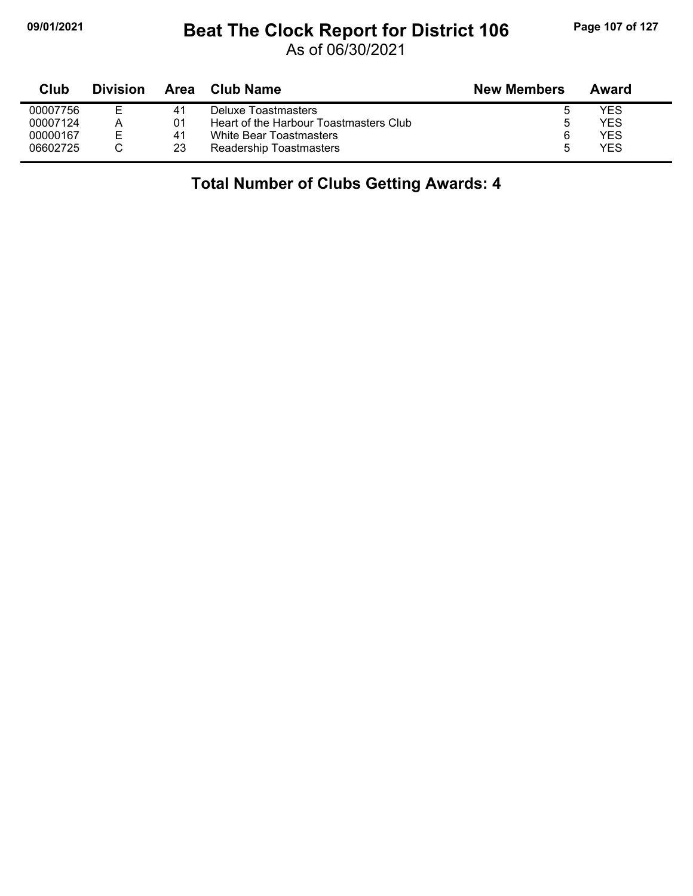# Beat The Clock Report for District 106

As of 06/30/2021

| Club | Division | Area | Club Name | New Members | Award |
|---|---|---|---|---|---|
| 00007756 | E | 41 | Deluxe Toastmasters | 5 | YES |
| 00007124 | A | 01 | Heart of the Harbour Toastmasters Club | 5 | YES |
| 00000167 | E | 41 | White Bear Toastmasters | 6 | YES |
| 06602725 | C | 23 | Readership Toastmasters | 5 | YES |

**Total Number of Clubs Getting Awards: 4**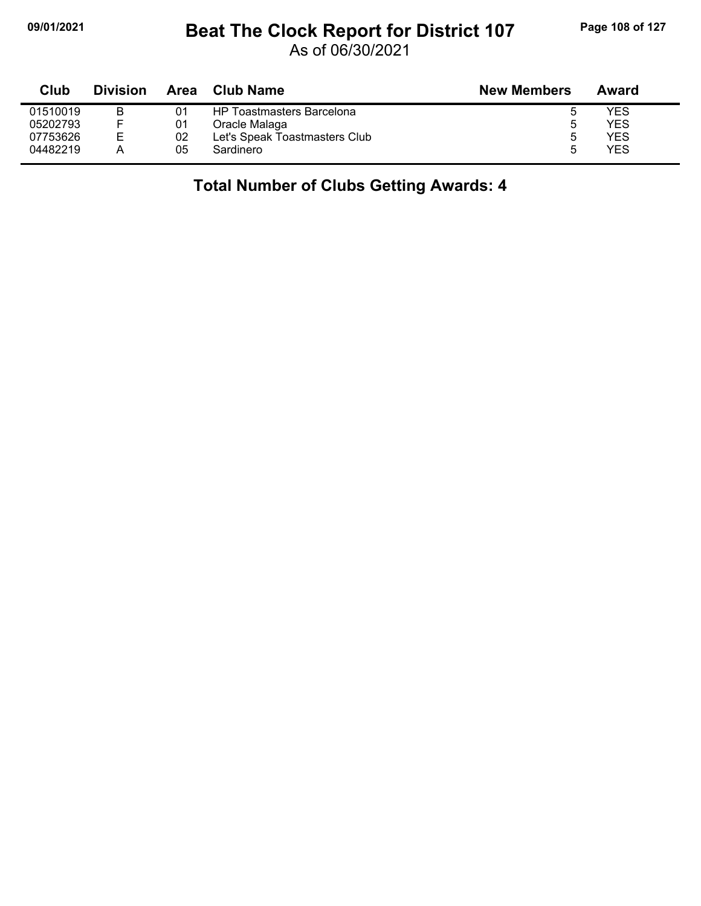# Beat The Clock Report for District 107

As of 06/30/2021

| Club | Division | Area | Club Name | New Members | Award |
|---|---|---|---|---|---|
| 01510019 | B | 01 | HP Toastmasters Barcelona | 5 | YES |
| 05202793 | F | 01 | Oracle Malaga | 5 | YES |
| 07753626 | E | 02 | Let's Speak Toastmasters Club | 5 | YES |
| 04482219 | A | 05 | Sardinero | 5 | YES |

**Total Number of Clubs Getting Awards: 4**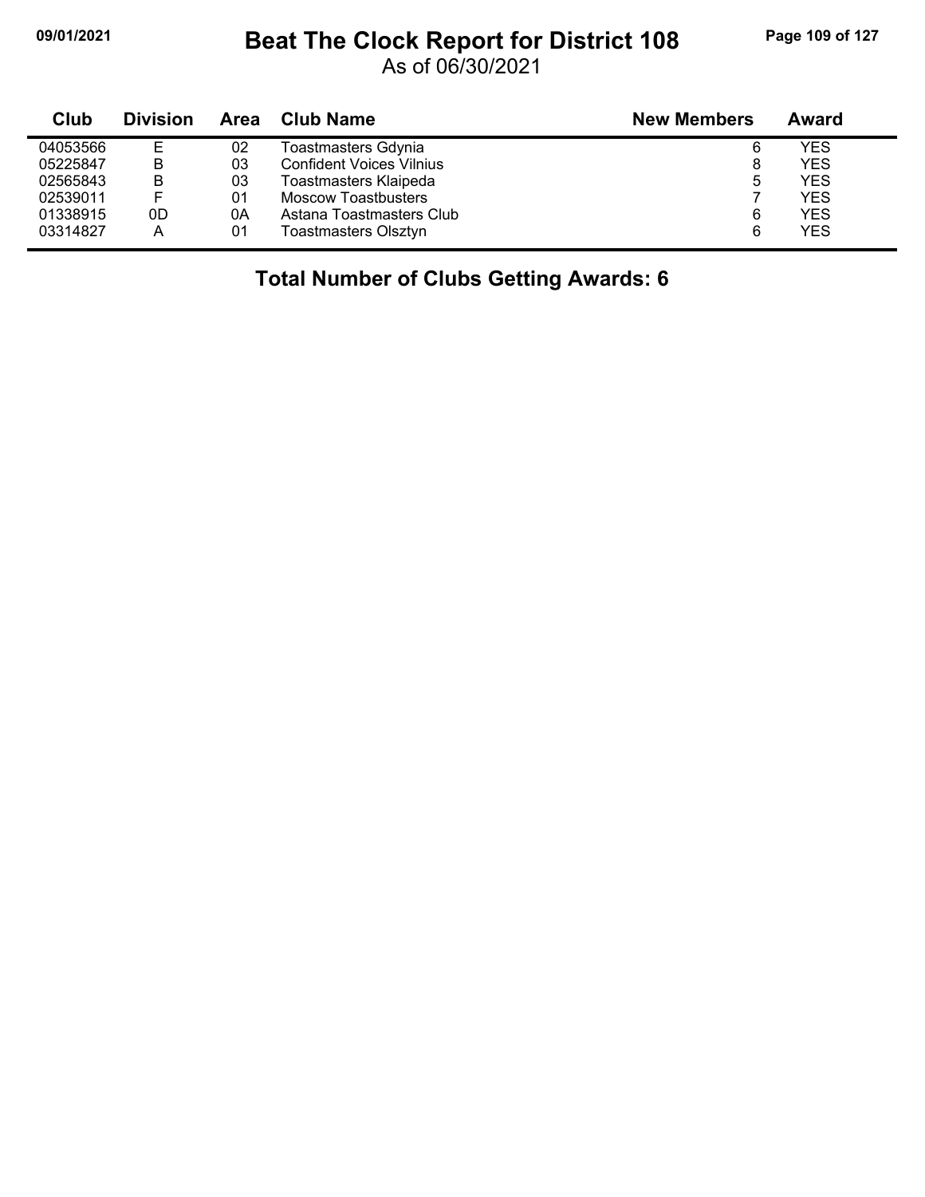# Beat The Clock Report for District 108

As of 06/30/2021

| Club | Division | Area | Club Name | New Members | Award |
|---|---|---|---|---|---|
| 04053566 | E | 02 | Toastmasters Gdynia | 6 | YES |
| 05225847 | B | 03 | Confident Voices Vilnius | 8 | YES |
| 02565843 | B | 03 | Toastmasters Klaipeda | 5 | YES |
| 02539011 | F | 01 | Moscow Toastbusters | 7 | YES |
| 01338915 | 0D | 0A | Astana Toastmasters Club | 6 | YES |
| 03314827 | A | 01 | Toastmasters Olsztyn | 6 | YES |

**Total Number of Clubs Getting Awards: 6**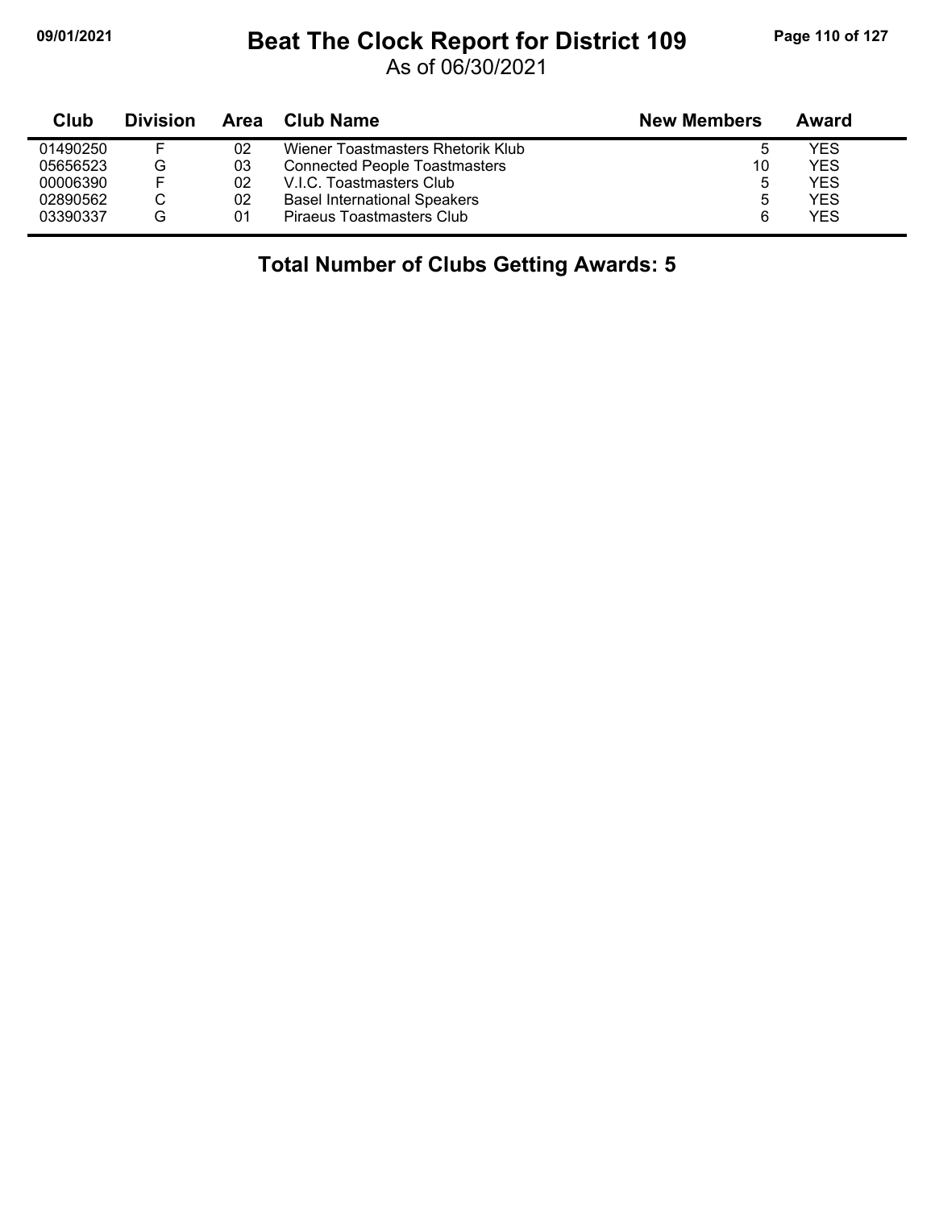# Beat The Clock Report for District 109

As of 06/30/2021

| Club | Division | Area | Club Name | New Members | Award |
|---|---|---|---|---|---|
| 01490250 | F | 02 | Wiener Toastmasters Rhetorik Klub | 5 | YES |
| 05656523 | G | 03 | Connected People Toastmasters | 10 | YES |
| 00006390 | F | 02 | V.I.C. Toastmasters Club | 5 | YES |
| 02890562 | C | 02 | Basel International Speakers | 5 | YES |
| 03390337 | G | 01 | Piraeus Toastmasters Club | 6 | YES |

## Total Number of Clubs Getting Awards: 5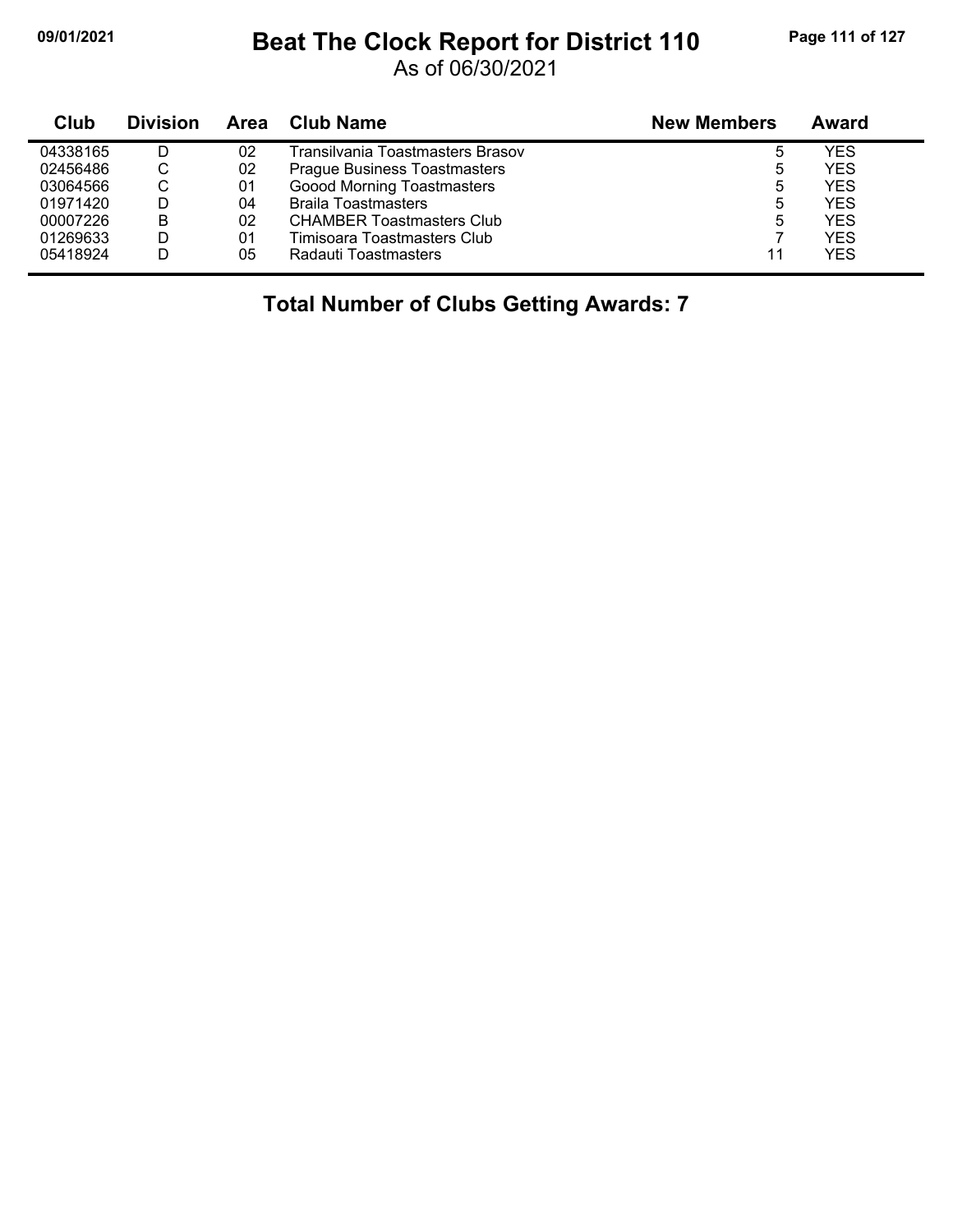# Beat The Clock Report for District 110

As of 06/30/2021

| Club | Division | Area | Club Name | New Members | Award |
|---|---|---|---|---|---|
| 04338165 | D | 02 | Transilvania Toastmasters Brasov | 5 | YES |
| 02456486 | C | 02 | Prague Business Toastmasters | 5 | YES |
| 03064566 | C | 01 | Goood Morning Toastmasters | 5 | YES |
| 01971420 | D | 04 | Braila Toastmasters | 5 | YES |
| 00007226 | B | 02 | CHAMBER Toastmasters Club | 5 | YES |
| 01269633 | D | 01 | Timisoara Toastmasters Club | 7 | YES |
| 05418924 | D | 05 | Radauti Toastmasters | 11 | YES |

**Total Number of Clubs Getting Awards: 7**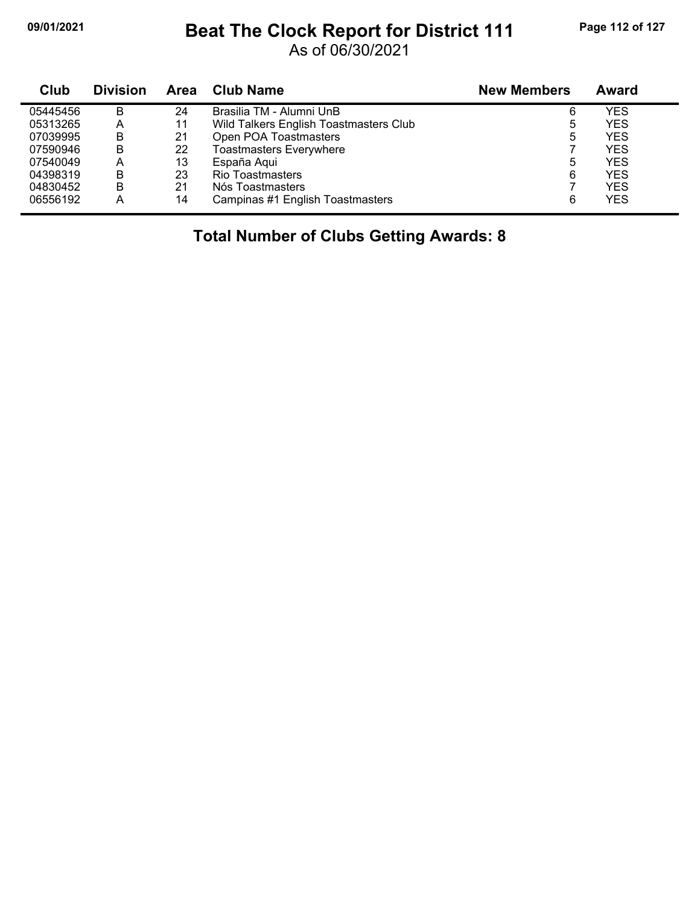# Beat The Clock Report for District 111

09/01/2021

As of 06/30/2021

| Club | Division | Area | Club Name | New Members | Award |
|---|---|---|---|---|---|
| 05445456 | B | 24 | Brasilia TM - Alumni UnB | 6 | YES |
| 05313265 | A | 11 | Wild Talkers English Toastmasters Club | 5 | YES |
| 07039995 | B | 21 | Open POA Toastmasters | 5 | YES |
| 07590946 | B | 22 | Toastmasters Everywhere | 7 | YES |
| 07540049 | A | 13 | España Aqui | 5 | YES |
| 04398319 | B | 23 | Rio Toastmasters | 6 | YES |
| 04830452 | B | 21 | Nós Toastmasters | 7 | YES |
| 06556192 | A | 14 | Campinas #1 English Toastmasters | 6 | YES |

## Total Number of Clubs Getting Awards: 8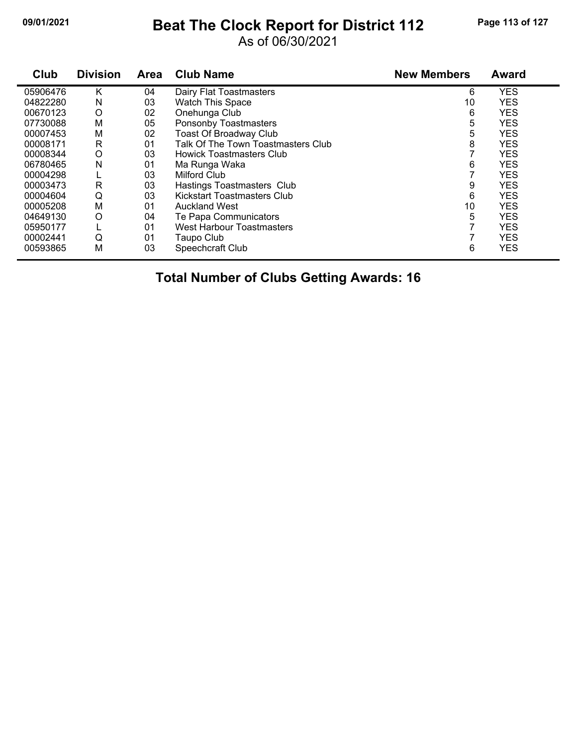# Beat The Clock Report for District 112

As of 06/30/2021

| Club | Division | Area | Club Name | New Members | Award |
|---|---|---|---|---|---|
| 05906476 | K | 04 | Dairy Flat Toastmasters | 6 | YES |
| 04822280 | N | 03 | Watch This Space | 10 | YES |
| 00670123 | O | 02 | Onehunga Club | 6 | YES |
| 07730088 | M | 05 | Ponsonby Toastmasters | 5 | YES |
| 00007453 | M | 02 | Toast Of Broadway Club | 5 | YES |
| 00008171 | R | 01 | Talk Of The Town Toastmasters Club | 8 | YES |
| 00008344 | O | 03 | Howick Toastmasters Club | 7 | YES |
| 06780465 | N | 01 | Ma Runga Waka | 6 | YES |
| 00004298 | L | 03 | Milford Club | 7 | YES |
| 00003473 | R | 03 | Hastings Toastmasters Club | 9 | YES |
| 00004604 | Q | 03 | Kickstart Toastmasters Club | 6 | YES |
| 00005208 | M | 01 | Auckland West | 10 | YES |
| 04649130 | O | 04 | Te Papa Communicators | 5 | YES |
| 05950177 | L | 01 | West Harbour Toastmasters | 7 | YES |
| 00002441 | Q | 01 | Taupo Club | 7 | YES |
| 00593865 | M | 03 | Speechcraft Club | 6 | YES |

**Total Number of Clubs Getting Awards: 16**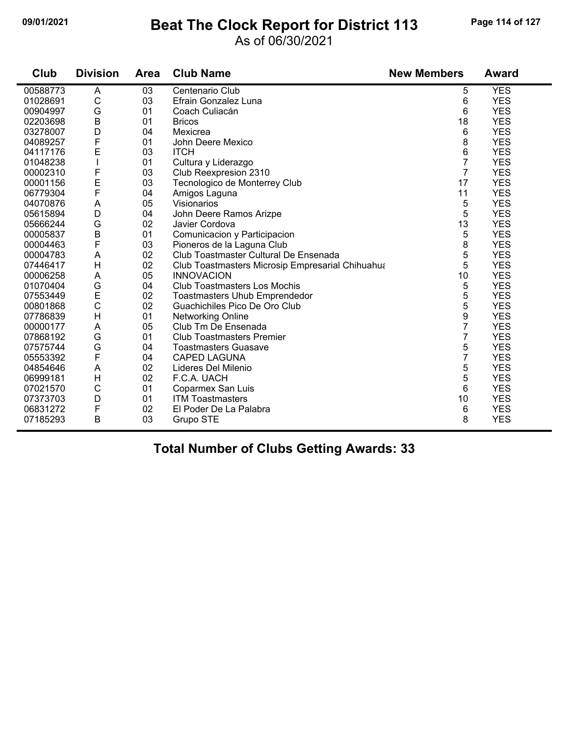# Beat The Clock Report for District 113

09/01/2021

As of 06/30/2021

| Club | Division | Area | Club Name | New Members | Award |
|---|---|---|---|---|---|
| 00588773 | A | 03 | Centenario Club | 5 | YES |
| 01028691 | C | 03 | Efrain Gonzalez Luna | 6 | YES |
| 00904997 | G | 01 | Coach Culiacán | 6 | YES |
| 02203698 | B | 01 | Bricos | 18 | YES |
| 03278007 | D | 04 | Mexicrea | 6 | YES |
| 04089257 | F | 01 | John Deere Mexico | 8 | YES |
| 04117176 | E | 03 | ITCH | 6 | YES |
| 01048238 | I | 01 | Cultura y Liderazgo | 7 | YES |
| 00002310 | F | 03 | Club Reexpresion 2310 | 7 | YES |
| 00001156 | E | 03 | Tecnologico de Monterrey Club | 17 | YES |
| 06779304 | F | 04 | Amigos Laguna | 11 | YES |
| 04070876 | A | 05 | Visionarios | 5 | YES |
| 05615894 | D | 04 | John Deere Ramos Arizpe | 5 | YES |
| 05666244 | G | 02 | Javier Cordova | 13 | YES |
| 00005837 | B | 01 | Comunicacion y Participacion | 5 | YES |
| 00004463 | F | 03 | Pioneros de la Laguna Club | 8 | YES |
| 00004783 | A | 02 | Club Toastmaster Cultural De Ensenada | 5 | YES |
| 07446417 | H | 02 | Club Toastmasters Microsip Empresarial Chihuahua | 5 | YES |
| 00006258 | A | 05 | INNOVACION | 10 | YES |
| 01070404 | G | 04 | Club Toastmasters Los Mochis | 5 | YES |
| 07553449 | E | 02 | Toastmasters Uhub Emprendedor | 5 | YES |
| 00801868 | C | 02 | Guachichiles Pico De Oro Club | 5 | YES |
| 07786839 | H | 01 | Networking Online | 9 | YES |
| 00000177 | A | 05 | Club Tm De Ensenada | 7 | YES |
| 07868192 | G | 01 | Club Toastmasters Premier | 7 | YES |
| 07575744 | G | 04 | Toastmasters Guasave | 5 | YES |
| 05553392 | F | 04 | CAPED LAGUNA | 7 | YES |
| 04854646 | A | 02 | Lideres Del Milenio | 5 | YES |
| 06999181 | H | 02 | F.C.A. UACH | 5 | YES |
| 07021570 | C | 01 | Coparmex San Luis | 6 | YES |
| 07373703 | D | 01 | ITM Toastmasters | 10 | YES |
| 06831272 | F | 02 | El Poder De La Palabra | 6 | YES |
| 07185293 | B | 03 | Grupo STE | 8 | YES |

**Total Number of Clubs Getting Awards: 33**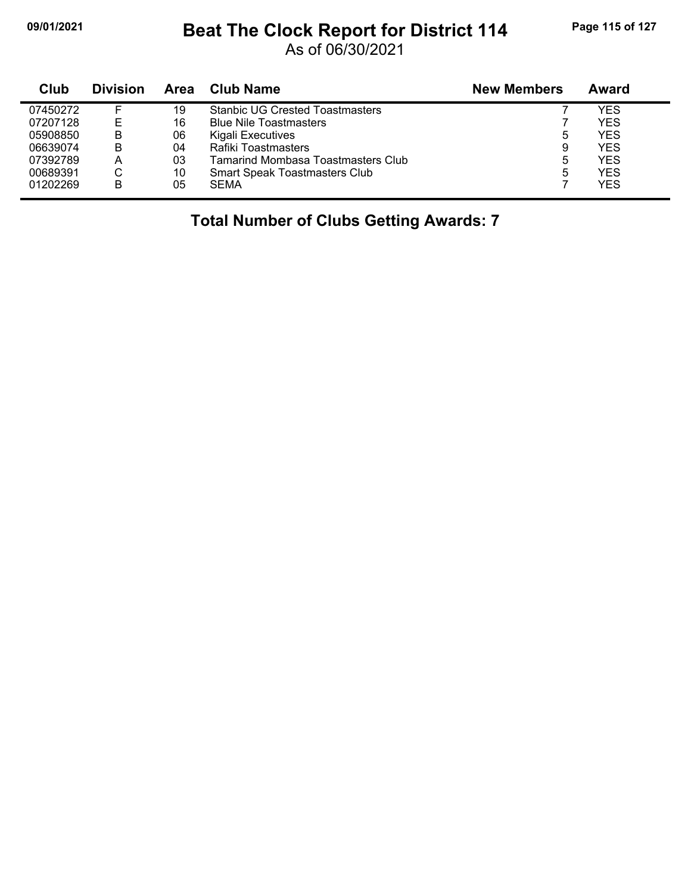# Beat The Clock Report for District 114

As of 06/30/2021

| Club | Division | Area | Club Name | New Members | Award |
|---|---|---|---|---|---|
| 07450272 | F | 19 | Stanbic UG Crested Toastmasters | 7 | YES |
| 07207128 | E | 16 | Blue Nile Toastmasters | 7 | YES |
| 05908850 | B | 06 | Kigali Executives | 5 | YES |
| 06639074 | B | 04 | Rafiki Toastmasters | 9 | YES |
| 07392789 | A | 03 | Tamarind Mombasa Toastmasters Club | 5 | YES |
| 00689391 | C | 10 | Smart Speak Toastmasters Club | 5 | YES |
| 01202269 | B | 05 | SEMA | 7 | YES |

**Total Number of Clubs Getting Awards: 7**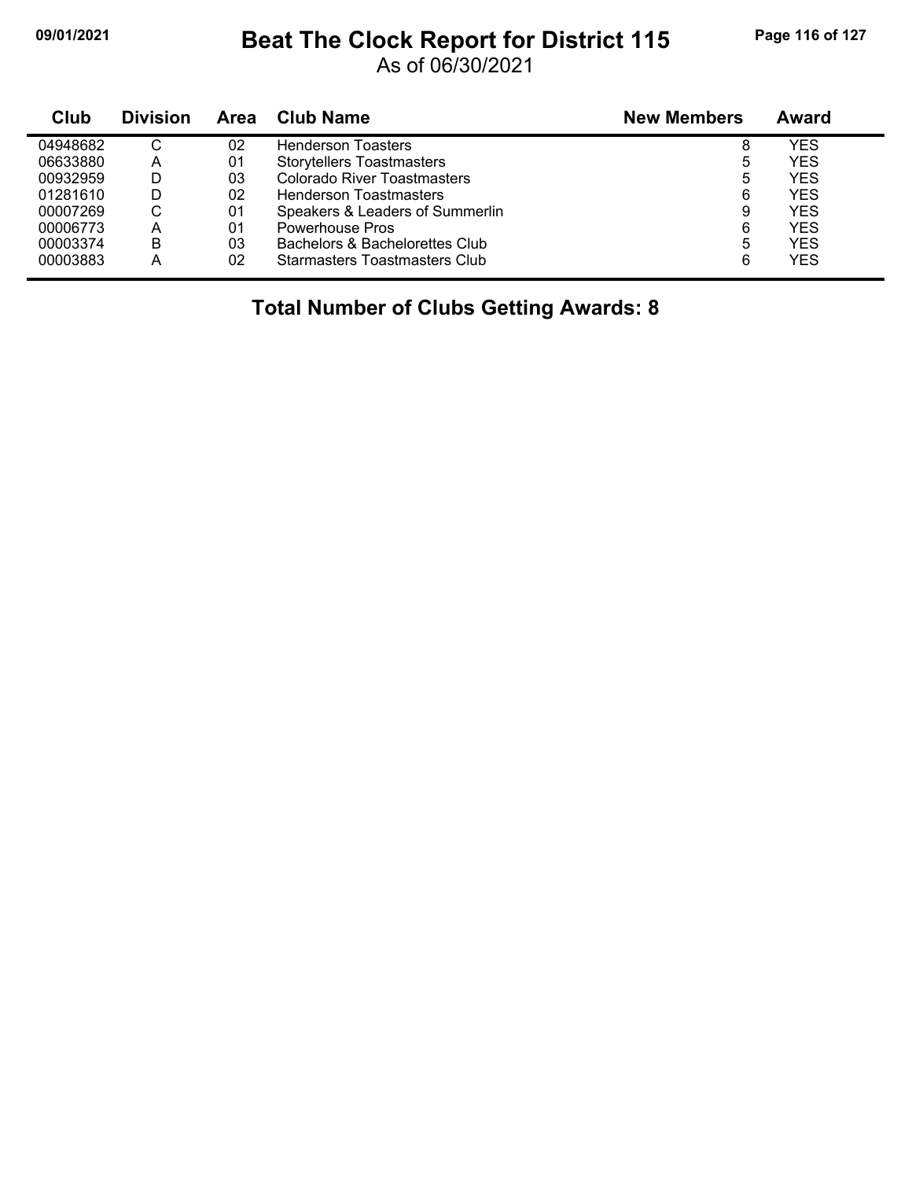# Beat The Clock Report for District 115

As of 06/30/2021

| Club | Division | Area | Club Name | New Members | Award |
|---|---|---|---|---|---|
| 04948682 | C | 02 | Henderson Toasters | 8 | YES |
| 06633880 | A | 01 | Storytellers Toastmasters | 5 | YES |
| 00932959 | D | 03 | Colorado River Toastmasters | 5 | YES |
| 01281610 | D | 02 | Henderson Toastmasters | 6 | YES |
| 00007269 | C | 01 | Speakers & Leaders of Summerlin | 9 | YES |
| 00006773 | A | 01 | Powerhouse Pros | 6 | YES |
| 00003374 | B | 03 | Bachelors & Bachelorettes Club | 5 | YES |
| 00003883 | A | 02 | Starmasters Toastmasters Club | 6 | YES |

**Total Number of Clubs Getting Awards: 8**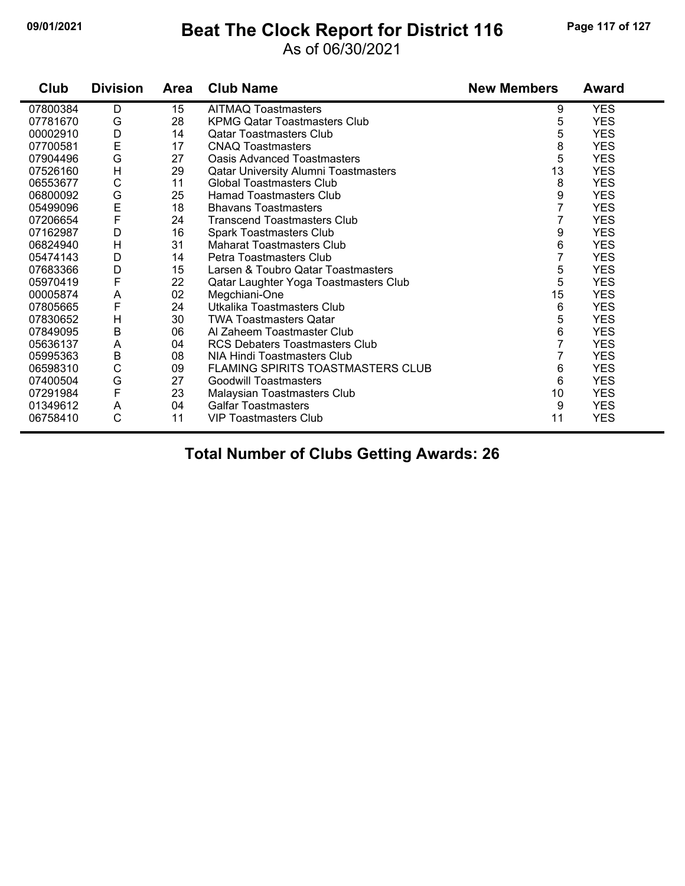# Beat The Clock Report for District 116

As of 06/30/2021

09/01/2021

| Club | Division | Area | Club Name | New Members | Award |
|---|---|---|---|---|---|
| 07800384 | D | 15 | AITMAQ Toastmasters | 9 | YES |
| 07781670 | G | 28 | KPMG Qatar Toastmasters Club | 5 | YES |
| 00002910 | D | 14 | Qatar Toastmasters Club | 5 | YES |
| 07700581 | E | 17 | CNAQ Toastmasters | 8 | YES |
| 07904496 | G | 27 | Oasis Advanced Toastmasters | 5 | YES |
| 07526160 | H | 29 | Qatar University Alumni Toastmasters | 13 | YES |
| 06553677 | C | 11 | Global Toastmasters Club | 8 | YES |
| 06800092 | G | 25 | Hamad Toastmasters Club | 9 | YES |
| 05499096 | E | 18 | Bhavans Toastmasters | 7 | YES |
| 07206654 | F | 24 | Transcend Toastmasters Club | 7 | YES |
| 07162987 | D | 16 | Spark Toastmasters Club | 9 | YES |
| 06824940 | H | 31 | Maharat Toastmasters Club | 6 | YES |
| 05474143 | D | 14 | Petra Toastmasters Club | 7 | YES |
| 07683366 | D | 15 | Larsen & Toubro Qatar Toastmasters | 5 | YES |
| 05970419 | F | 22 | Qatar Laughter Yoga Toastmasters Club | 5 | YES |
| 00005874 | A | 02 | Megchiani-One | 15 | YES |
| 07805665 | F | 24 | Utkalika Toastmasters Club | 6 | YES |
| 07830652 | H | 30 | TWA Toastmasters Qatar | 5 | YES |
| 07849095 | B | 06 | Al Zaheem Toastmaster Club | 6 | YES |
| 05636137 | A | 04 | RCS Debaters Toastmasters Club | 7 | YES |
| 05995363 | B | 08 | NIA Hindi Toastmasters Club | 7 | YES |
| 06598310 | C | 09 | FLAMING SPIRITS TOASTMASTERS CLUB | 6 | YES |
| 07400504 | G | 27 | Goodwill Toastmasters | 6 | YES |
| 07291984 | F | 23 | Malaysian Toastmasters Club | 10 | YES |
| 01349612 | A | 04 | Galfar Toastmasters | 9 | YES |
| 06758410 | C | 11 | VIP Toastmasters Club | 11 | YES |

**Total Number of Clubs Getting Awards: 26**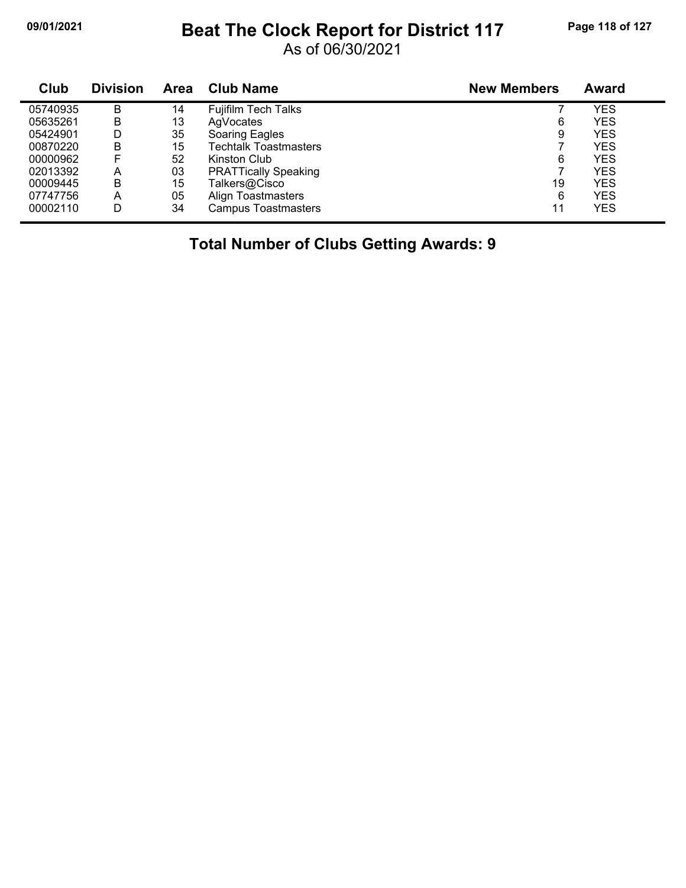# Beat The Clock Report for District 117

As of 06/30/2021

| Club | Division | Area | Club Name | New Members | Award |
|---|---|---|---|---|---|
| 05740935 | B | 14 | Fujifilm Tech Talks | 7 | YES |
| 05635261 | B | 13 | AgVocates | 6 | YES |
| 05424901 | D | 35 | Soaring Eagles | 9 | YES |
| 00870220 | B | 15 | Techtalk Toastmasters | 7 | YES |
| 00000962 | F | 52 | Kinston Club | 6 | YES |
| 02013392 | A | 03 | PRATTically Speaking | 7 | YES |
| 00009445 | B | 15 | Talkers@Cisco | 19 | YES |
| 07747756 | A | 05 | Align Toastmasters | 6 | YES |
| 00002110 | D | 34 | Campus Toastmasters | 11 | YES |

**Total Number of Clubs Getting Awards: 9**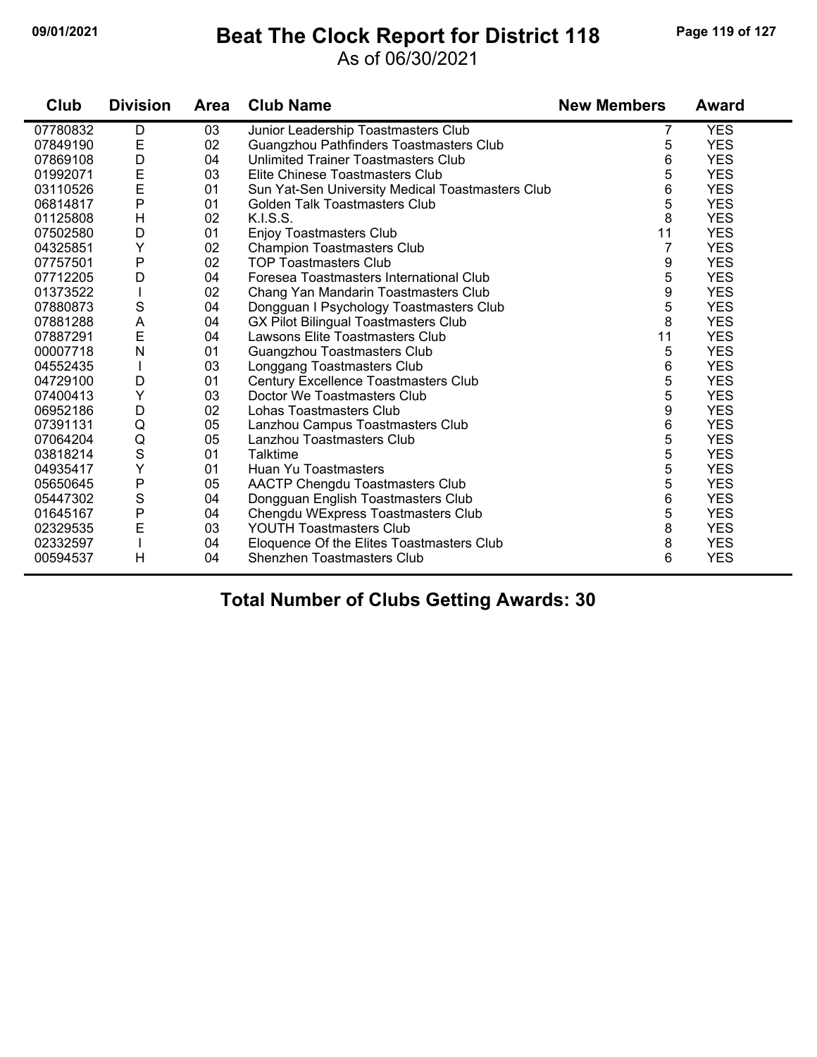# Beat The Clock Report for District 118

As of 06/30/2021

| Club | Division | Area | Club Name | New Members | Award |
|---|---|---|---|---|---|
| 07780832 | D | 03 | Junior Leadership Toastmasters Club | 7 | YES |
| 07849190 | E | 02 | Guangzhou Pathfinders Toastmasters Club | 5 | YES |
| 07869108 | D | 04 | Unlimited Trainer Toastmasters Club | 6 | YES |
| 01992071 | E | 03 | Elite Chinese Toastmasters Club | 5 | YES |
| 03110526 | E | 01 | Sun Yat-Sen University Medical Toastmasters Club | 6 | YES |
| 06814817 | P | 01 | Golden Talk Toastmasters Club | 5 | YES |
| 01125808 | H | 02 | K.I.S.S. | 8 | YES |
| 07502580 | D | 01 | Enjoy Toastmasters Club | 11 | YES |
| 04325851 | Y | 02 | Champion Toastmasters Club | 7 | YES |
| 07757501 | P | 02 | TOP Toastmasters Club | 9 | YES |
| 07712205 | D | 04 | Foresea Toastmasters International Club | 5 | YES |
| 01373522 | I | 02 | Chang Yan Mandarin Toastmasters Club | 9 | YES |
| 07880873 | S | 04 | Dongguan I Psychology Toastmasters Club | 5 | YES |
| 07881288 | A | 04 | GX Pilot Bilingual Toastmasters Club | 8 | YES |
| 07887291 | E | 04 | Lawsons Elite Toastmasters Club | 11 | YES |
| 00007718 | N | 01 | Guangzhou Toastmasters Club | 5 | YES |
| 04552435 | I | 03 | Longgang Toastmasters Club | 6 | YES |
| 04729100 | D | 01 | Century Excellence Toastmasters Club | 5 | YES |
| 07400413 | Y | 03 | Doctor We Toastmasters Club | 5 | YES |
| 06952186 | D | 02 | Lohas Toastmasters Club | 9 | YES |
| 07391131 | Q | 05 | Lanzhou Campus Toastmasters Club | 6 | YES |
| 07064204 | Q | 05 | Lanzhou Toastmasters Club | 5 | YES |
| 03818214 | S | 01 | Talktime | 5 | YES |
| 04935417 | Y | 01 | Huan Yu Toastmasters | 5 | YES |
| 05650645 | P | 05 | AACTP Chengdu Toastmasters Club | 5 | YES |
| 05447302 | S | 04 | Dongguan English Toastmasters Club | 6 | YES |
| 01645167 | P | 04 | Chengdu WExpress Toastmasters Club | 5 | YES |
| 02329535 | E | 03 | YOUTH Toastmasters Club | 8 | YES |
| 02332597 | I | 04 | Eloquence Of the Elites Toastmasters Club | 8 | YES |
| 00594537 | H | 04 | Shenzhen Toastmasters Club | 6 | YES |

## Total Number of Clubs Getting Awards: 30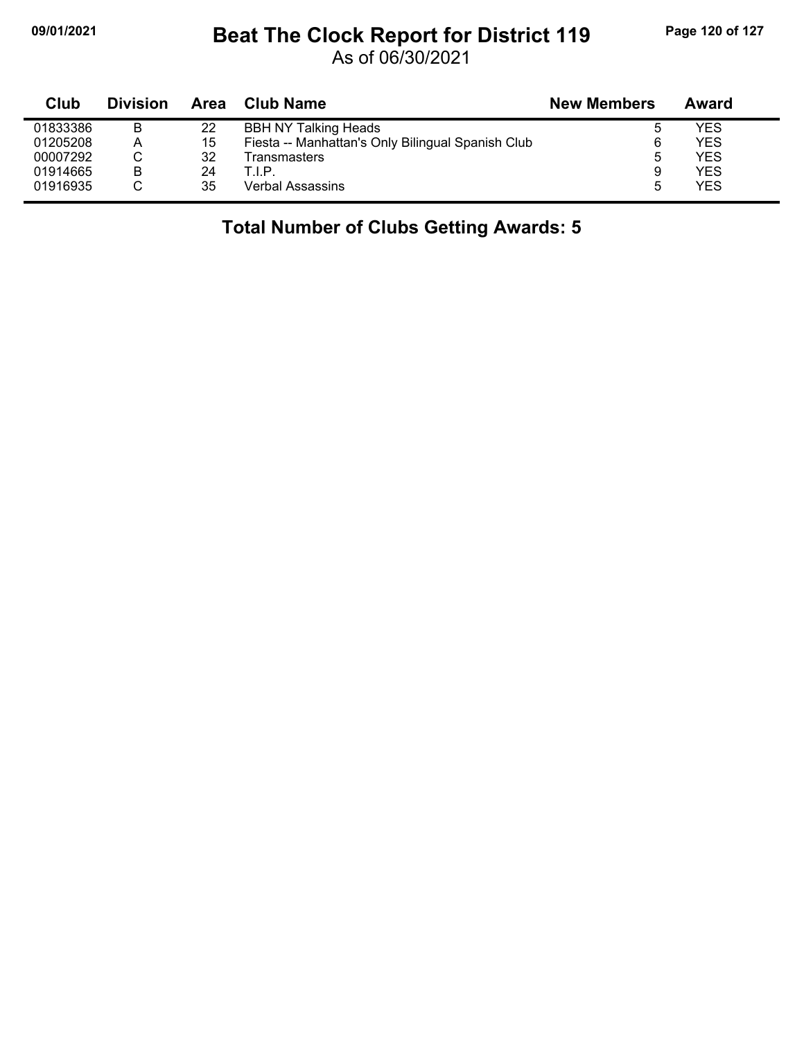# Beat The Clock Report for District 119

As of 06/30/2021

| Club | Division | Area | Club Name | New Members | Award |
|---|---|---|---|---|---|
| 01833386 | B | 22 | BBH NY Talking Heads | 5 | YES |
| 01205208 | A | 15 | Fiesta -- Manhattan's Only Bilingual Spanish Club | 6 | YES |
| 00007292 | C | 32 | Transmasters | 5 | YES |
| 01914665 | B | 24 | T.I.P. | 9 | YES |
| 01916935 | C | 35 | Verbal Assassins | 5 | YES |

**Total Number of Clubs Getting Awards: 5**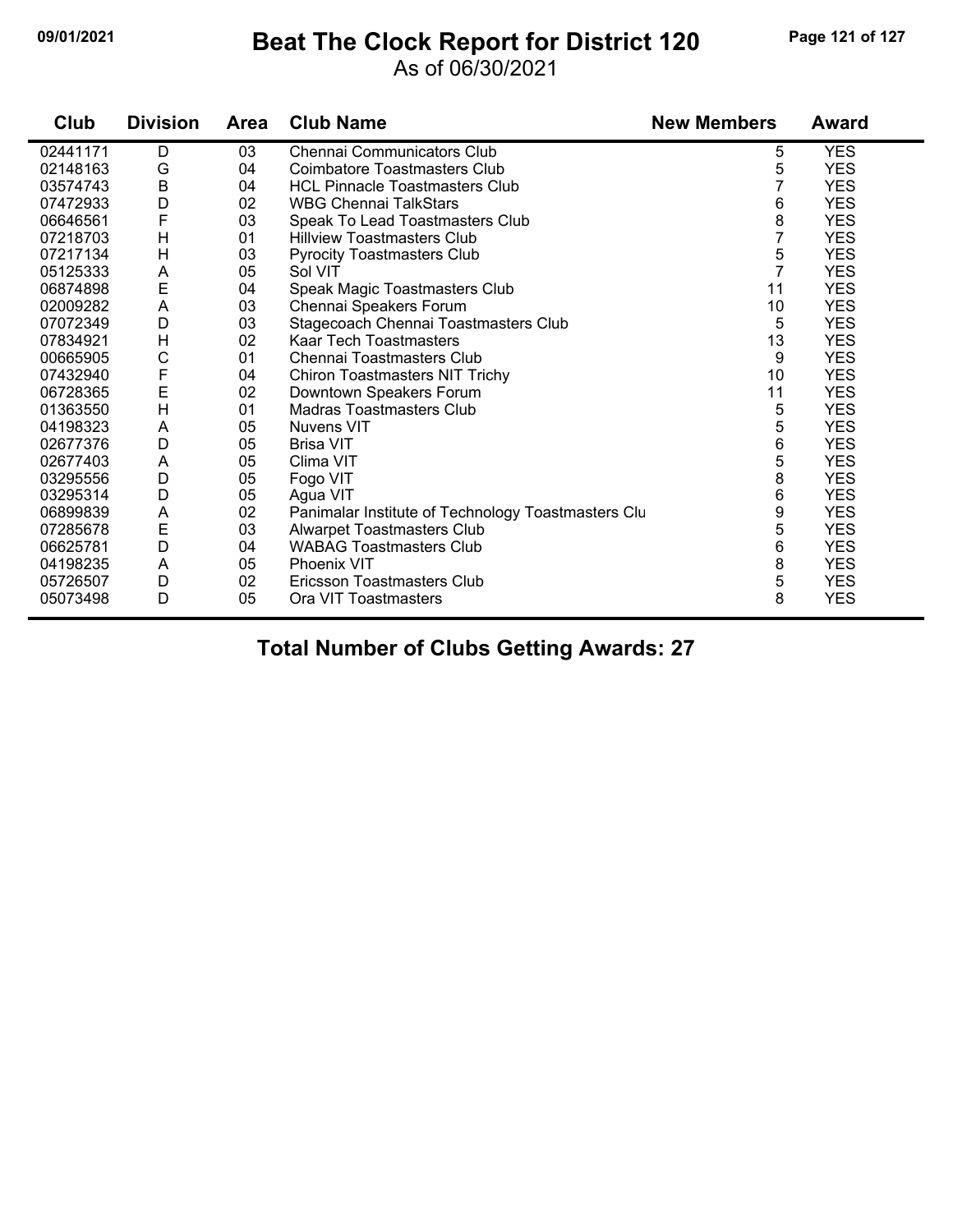# Beat The Clock Report for District 120

As of 06/30/2021

09/01/2021

| Club | Division | Area | Club Name | New Members | Award |
|---|---|---|---|---|---|
| 02441171 | D | 03 | Chennai Communicators Club | 5 | YES |
| 02148163 | G | 04 | Coimbatore Toastmasters Club | 5 | YES |
| 03574743 | B | 04 | HCL Pinnacle Toastmasters Club | 7 | YES |
| 07472933 | D | 02 | WBG Chennai TalkStars | 6 | YES |
| 06646561 | F | 03 | Speak To Lead Toastmasters Club | 8 | YES |
| 07218703 | H | 01 | Hillview Toastmasters Club | 7 | YES |
| 07217134 | H | 03 | Pyrocity Toastmasters Club | 5 | YES |
| 05125333 | A | 05 | Sol VIT | 7 | YES |
| 06874898 | E | 04 | Speak Magic Toastmasters Club | 11 | YES |
| 02009282 | A | 03 | Chennai Speakers Forum | 10 | YES |
| 07072349 | D | 03 | Stagecoach Chennai Toastmasters Club | 5 | YES |
| 07834921 | H | 02 | Kaar Tech Toastmasters | 13 | YES |
| 00665905 | C | 01 | Chennai Toastmasters Club | 9 | YES |
| 07432940 | F | 04 | Chiron Toastmasters NIT Trichy | 10 | YES |
| 06728365 | E | 02 | Downtown Speakers Forum | 11 | YES |
| 01363550 | H | 01 | Madras Toastmasters Club | 5 | YES |
| 04198323 | A | 05 | Nuvens VIT | 5 | YES |
| 02677376 | D | 05 | Brisa VIT | 6 | YES |
| 02677403 | A | 05 | Clima VIT | 5 | YES |
| 03295556 | D | 05 | Fogo VIT | 8 | YES |
| 03295314 | D | 05 | Agua VIT | 6 | YES |
| 06899839 | A | 02 | Panimalar Institute of Technology Toastmasters Clu | 9 | YES |
| 07285678 | E | 03 | Alwarpet Toastmasters Club | 5 | YES |
| 06625781 | D | 04 | WABAG Toastmasters Club | 6 | YES |
| 04198235 | A | 05 | Phoenix VIT | 8 | YES |
| 05726507 | D | 02 | Ericsson Toastmasters Club | 5 | YES |
| 05073498 | D | 05 | Ora VIT Toastmasters | 8 | YES |

**Total Number of Clubs Getting Awards: 27**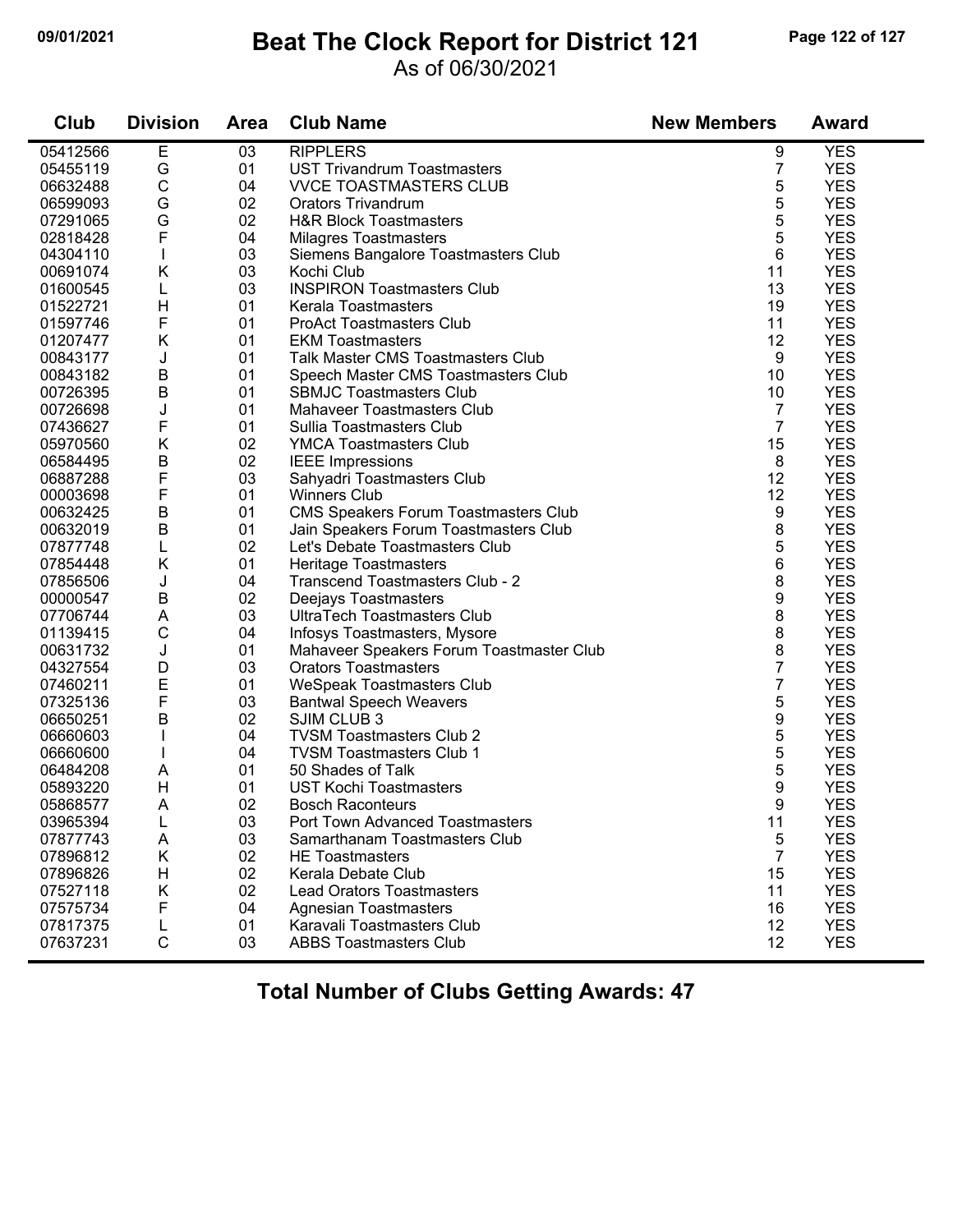# Beat The Clock Report for District 121

As of 06/30/2021

09/01/2021

| Club | Division | Area | Club Name | New Members | Award |
|---|---|---|---|---|---|
| 05412566 | E | 03 | RIPPLERS | 9 | YES |
| 05455119 | G | 01 | UST Trivandrum Toastmasters | 7 | YES |
| 06632488 | C | 04 | VVCE TOASTMASTERS CLUB | 5 | YES |
| 06599093 | G | 02 | Orators Trivandrum | 5 | YES |
| 07291065 | G | 02 | H&R Block Toastmasters | 5 | YES |
| 02818428 | F | 04 | Milagres Toastmasters | 5 | YES |
| 04304110 | I | 03 | Siemens Bangalore Toastmasters Club | 6 | YES |
| 00691074 | K | 03 | Kochi Club | 11 | YES |
| 01600545 | L | 03 | INSPIRON Toastmasters Club | 13 | YES |
| 01522721 | H | 01 | Kerala Toastmasters | 19 | YES |
| 01597746 | F | 01 | ProAct Toastmasters Club | 11 | YES |
| 01207477 | K | 01 | EKM Toastmasters | 12 | YES |
| 00843177 | J | 01 | Talk Master CMS Toastmasters Club | 9 | YES |
| 00843182 | B | 01 | Speech Master CMS Toastmasters Club | 10 | YES |
| 00726395 | B | 01 | SBMJC Toastmasters Club | 10 | YES |
| 00726698 | J | 01 | Mahaveer Toastmasters Club | 7 | YES |
| 07436627 | F | 01 | Sullia Toastmasters Club | 7 | YES |
| 05970560 | K | 02 | YMCA Toastmasters Club | 15 | YES |
| 06584495 | B | 02 | IEEE Impressions | 8 | YES |
| 06887288 | F | 03 | Sahyadri Toastmasters Club | 12 | YES |
| 00003698 | F | 01 | Winners Club | 12 | YES |
| 00632425 | B | 01 | CMS Speakers Forum Toastmasters Club | 9 | YES |
| 00632019 | B | 01 | Jain Speakers Forum Toastmasters Club | 8 | YES |
| 07877748 | L | 02 | Let's Debate Toastmasters Club | 5 | YES |
| 07854448 | K | 01 | Heritage Toastmasters | 6 | YES |
| 07856506 | J | 04 | Transcend Toastmasters Club - 2 | 8 | YES |
| 00000547 | B | 02 | Deejays Toastmasters | 9 | YES |
| 07706744 | A | 03 | UltraTech Toastmasters Club | 8 | YES |
| 01139415 | C | 04 | Infosys Toastmasters, Mysore | 8 | YES |
| 00631732 | J | 01 | Mahaveer Speakers Forum Toastmaster Club | 8 | YES |
| 04327554 | D | 03 | Orators Toastmasters | 7 | YES |
| 07460211 | E | 01 | WeSpeak Toastmasters Club | 7 | YES |
| 07325136 | F | 03 | Bantwal Speech Weavers | 5 | YES |
| 06650251 | B | 02 | SJIM CLUB 3 | 9 | YES |
| 06660603 | I | 04 | TVSM Toastmasters Club 2 | 5 | YES |
| 06660600 | I | 04 | TVSM Toastmasters Club 1 | 5 | YES |
| 06484208 | A | 01 | 50 Shades of Talk | 5 | YES |
| 05893220 | H | 01 | UST Kochi Toastmasters | 9 | YES |
| 05868577 | A | 02 | Bosch Raconteurs | 9 | YES |
| 03965394 | L | 03 | Port Town Advanced Toastmasters | 11 | YES |
| 07877743 | A | 03 | Samarthanam Toastmasters Club | 5 | YES |
| 07896812 | K | 02 | HE Toastmasters | 7 | YES |
| 07896826 | H | 02 | Kerala Debate Club | 15 | YES |
| 07527118 | K | 02 | Lead Orators Toastmasters | 11 | YES |
| 07575734 | F | 04 | Agnesian Toastmasters | 16 | YES |
| 07817375 | L | 01 | Karavali Toastmasters Club | 12 | YES |
| 07637231 | C | 03 | ABBS Toastmasters Club | 12 | YES |

## Total Number of Clubs Getting Awards: 47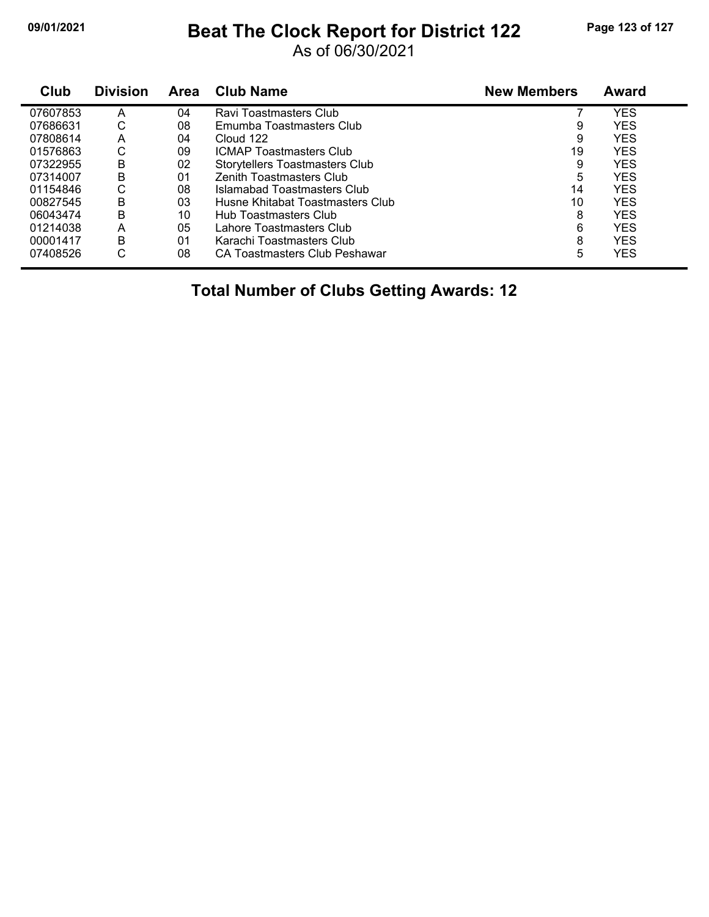# Beat The Clock Report for District 122

As of 06/30/2021

| Club | Division | Area | Club Name | New Members | Award |
|---|---|---|---|---|---|
| 07607853 | A | 04 | Ravi Toastmasters Club | 7 | YES |
| 07686631 | C | 08 | Emumba Toastmasters Club | 9 | YES |
| 07808614 | A | 04 | Cloud 122 | 9 | YES |
| 01576863 | C | 09 | ICMAP Toastmasters Club | 19 | YES |
| 07322955 | B | 02 | Storytellers Toastmasters Club | 9 | YES |
| 07314007 | B | 01 | Zenith Toastmasters Club | 5 | YES |
| 01154846 | C | 08 | Islamabad Toastmasters Club | 14 | YES |
| 00827545 | B | 03 | Husne Khitabat Toastmasters Club | 10 | YES |
| 06043474 | B | 10 | Hub Toastmasters Club | 8 | YES |
| 01214038 | A | 05 | Lahore Toastmasters Club | 6 | YES |
| 00001417 | B | 01 | Karachi Toastmasters Club | 8 | YES |
| 07408526 | C | 08 | CA Toastmasters Club Peshawar | 5 | YES |

**Total Number of Clubs Getting Awards: 12**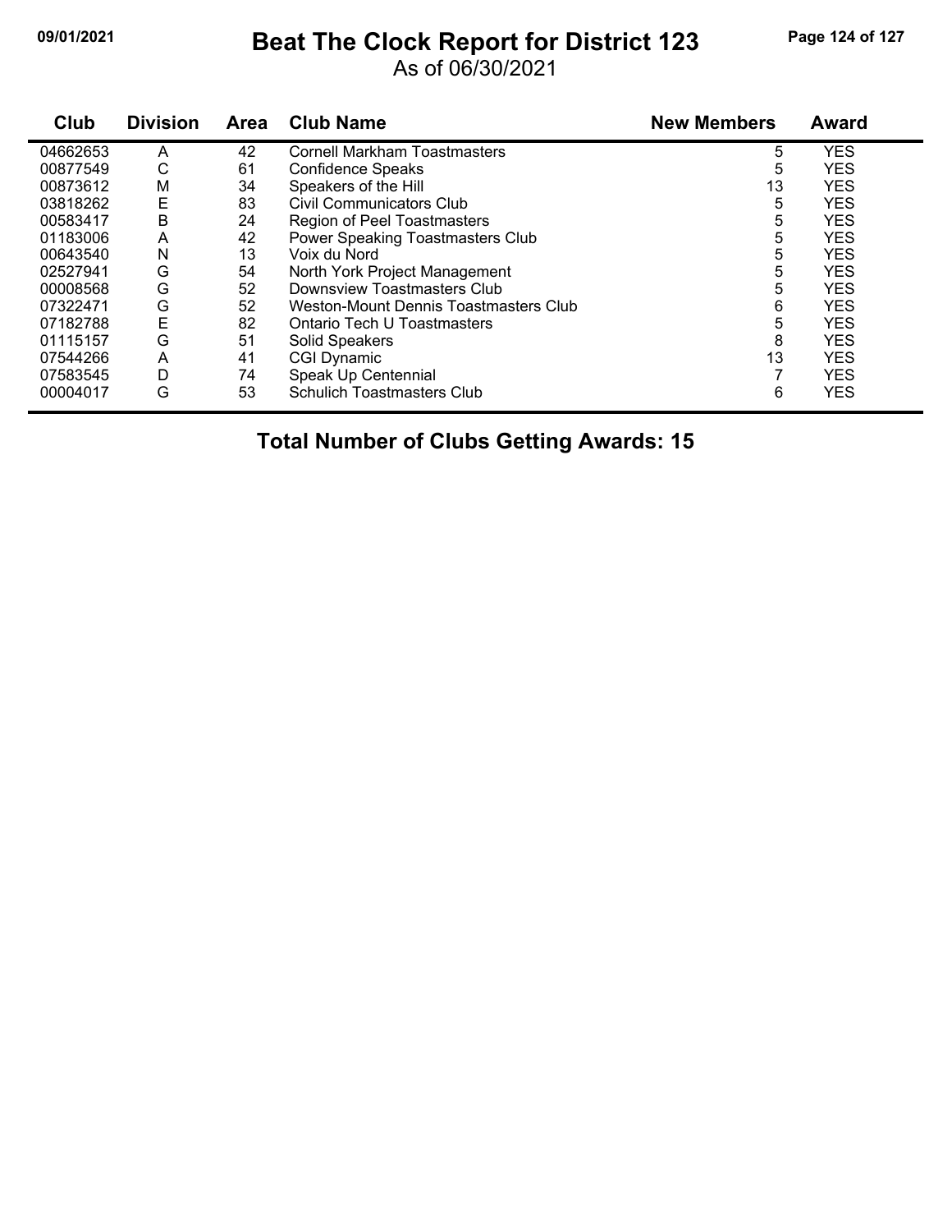# Beat The Clock Report for District 123

As of 06/30/2021

| Club | Division | Area | Club Name | New Members | Award |
|---|---|---|---|---|---|
| 04662653 | A | 42 | Cornell Markham Toastmasters | 5 | YES |
| 00877549 | C | 61 | Confidence Speaks | 5 | YES |
| 00873612 | M | 34 | Speakers of the Hill | 13 | YES |
| 03818262 | E | 83 | Civil Communicators Club | 5 | YES |
| 00583417 | B | 24 | Region of Peel Toastmasters | 5 | YES |
| 01183006 | A | 42 | Power Speaking Toastmasters Club | 5 | YES |
| 00643540 | N | 13 | Voix du Nord | 5 | YES |
| 02527941 | G | 54 | North York Project Management | 5 | YES |
| 00008568 | G | 52 | Downsview Toastmasters Club | 5 | YES |
| 07322471 | G | 52 | Weston-Mount Dennis Toastmasters Club | 6 | YES |
| 07182788 | E | 82 | Ontario Tech U Toastmasters | 5 | YES |
| 01115157 | G | 51 | Solid Speakers | 8 | YES |
| 07544266 | A | 41 | CGI Dynamic | 13 | YES |
| 07583545 | D | 74 | Speak Up Centennial | 7 | YES |
| 00004017 | G | 53 | Schulich Toastmasters Club | 6 | YES |

**Total Number of Clubs Getting Awards: 15**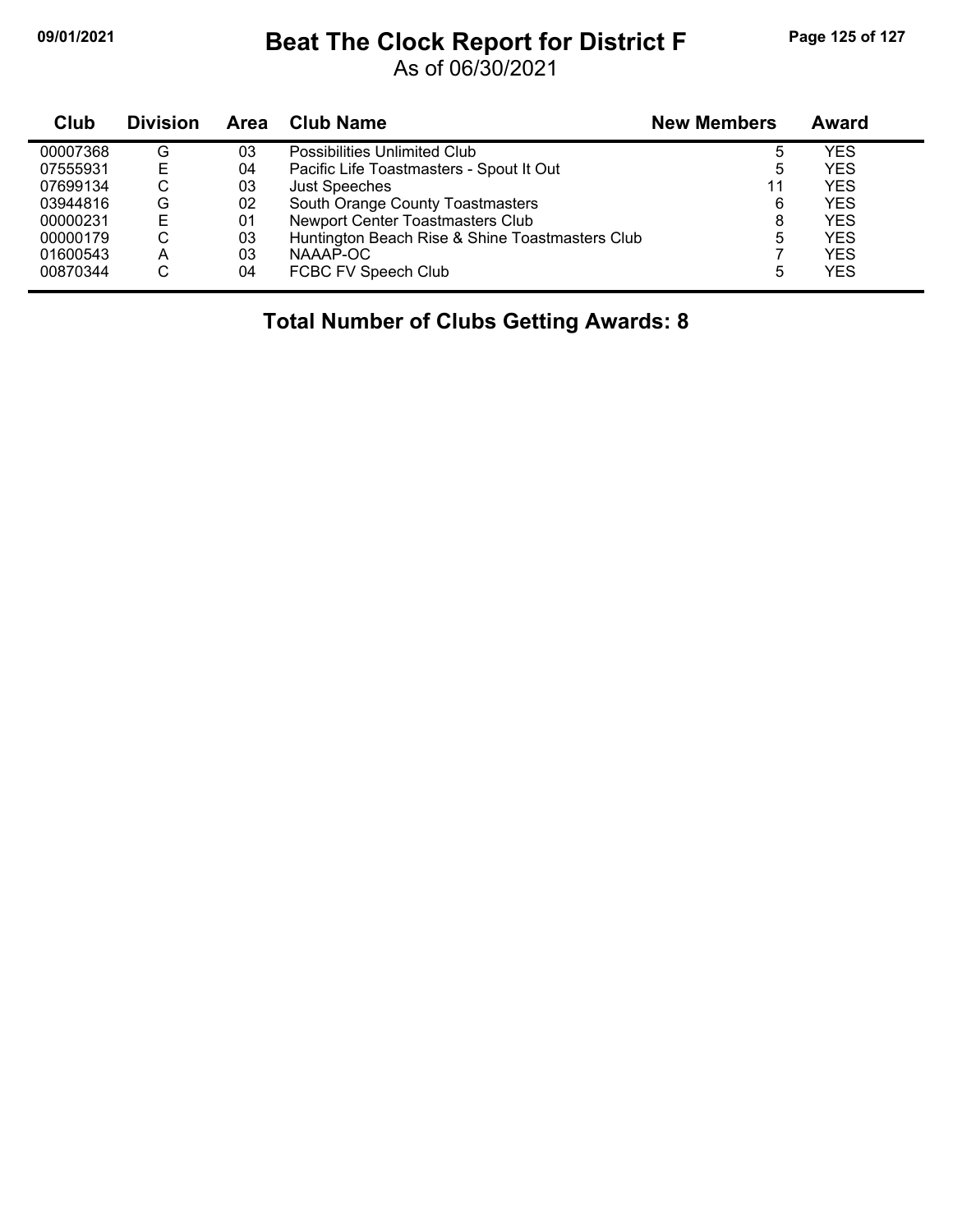# Beat The Clock Report for District F

As of 06/30/2021

| Club | Division | Area | Club Name | New Members | Award |
|---|---|---|---|---|---|
| 00007368 | G | 03 | Possibilities Unlimited Club | 5 | YES |
| 07555931 | E | 04 | Pacific Life Toastmasters - Spout It Out | 5 | YES |
| 07699134 | C | 03 | Just Speeches | 11 | YES |
| 03944816 | G | 02 | South Orange County Toastmasters | 6 | YES |
| 00000231 | E | 01 | Newport Center Toastmasters Club | 8 | YES |
| 00000179 | C | 03 | Huntington Beach Rise & Shine Toastmasters Club | 5 | YES |
| 01600543 | A | 03 | NAAAP-OC | 7 | YES |
| 00870344 | C | 04 | FCBC FV Speech Club | 5 | YES |

## Total Number of Clubs Getting Awards: 8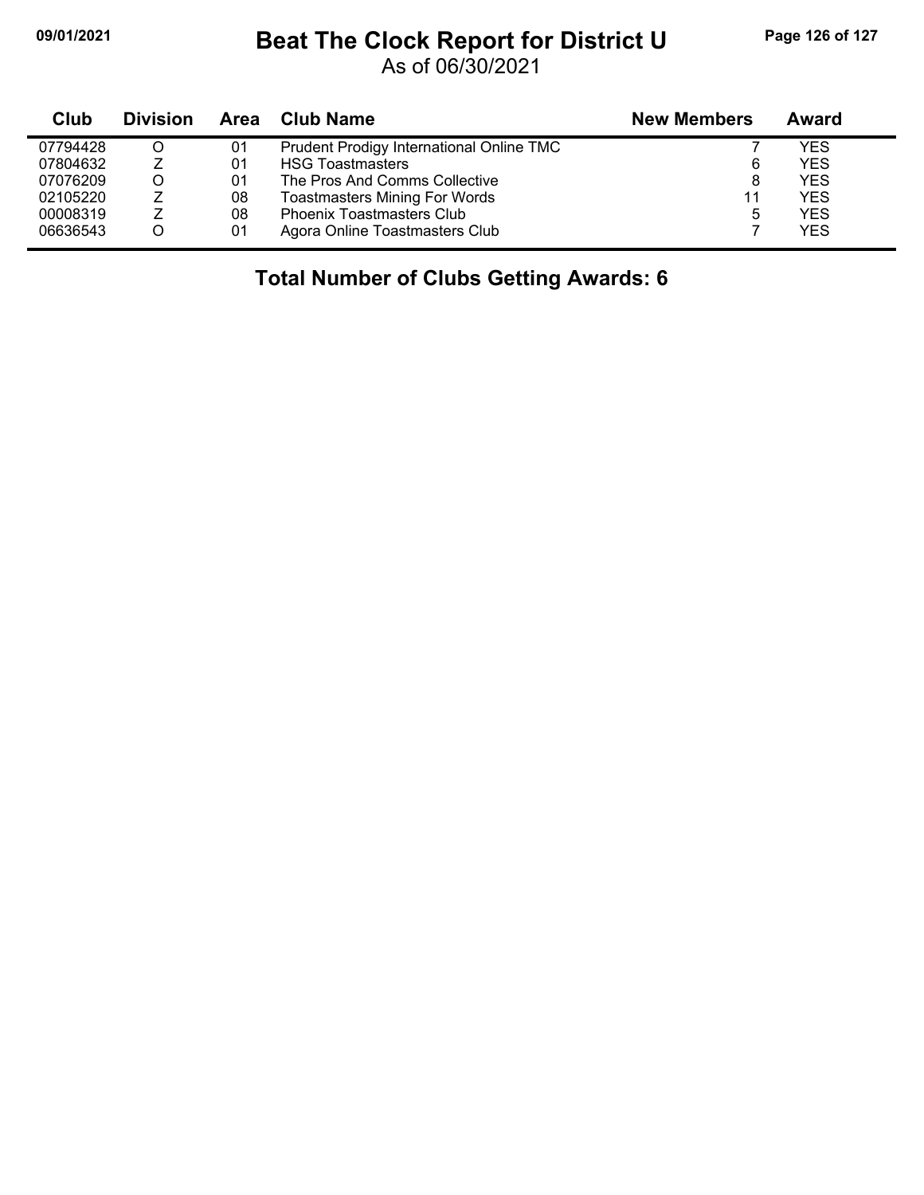# Beat The Clock Report for District U

As of 06/30/2021

| Club | Division | Area | Club Name | New Members | Award |
|---|---|---|---|---|---|
| 07794428 | O | 01 | Prudent Prodigy International Online TMC | 7 | YES |
| 07804632 | Z | 01 | HSG Toastmasters | 6 | YES |
| 07076209 | O | 01 | The Pros And Comms Collective | 8 | YES |
| 02105220 | Z | 08 | Toastmasters Mining For Words | 11 | YES |
| 00008319 | Z | 08 | Phoenix Toastmasters Club | 5 | YES |
| 06636543 | O | 01 | Agora Online Toastmasters Club | 7 | YES |

## Total Number of Clubs Getting Awards: 6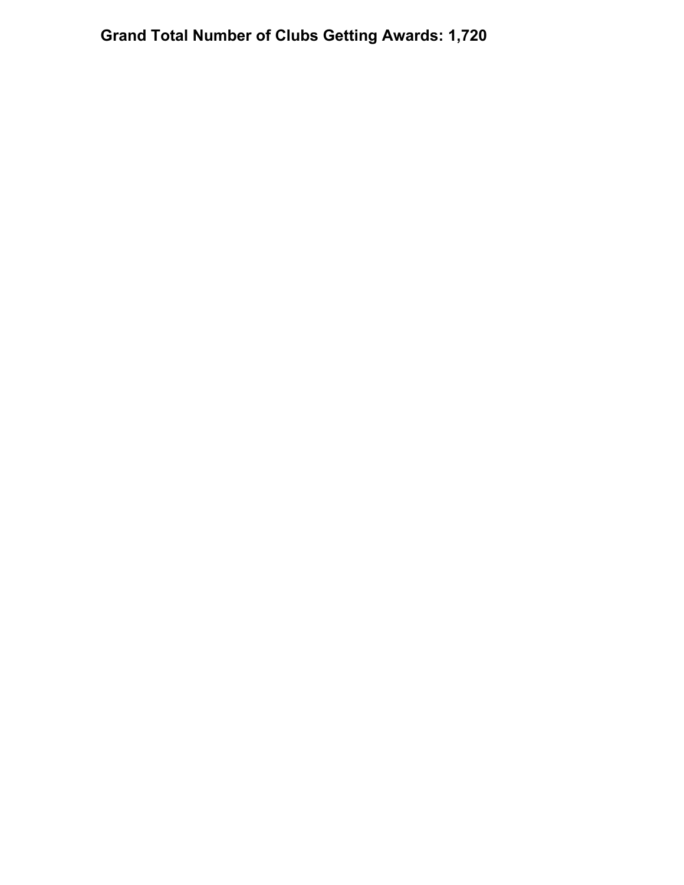**Grand Total Number of Clubs Getting Awards: 1,720**